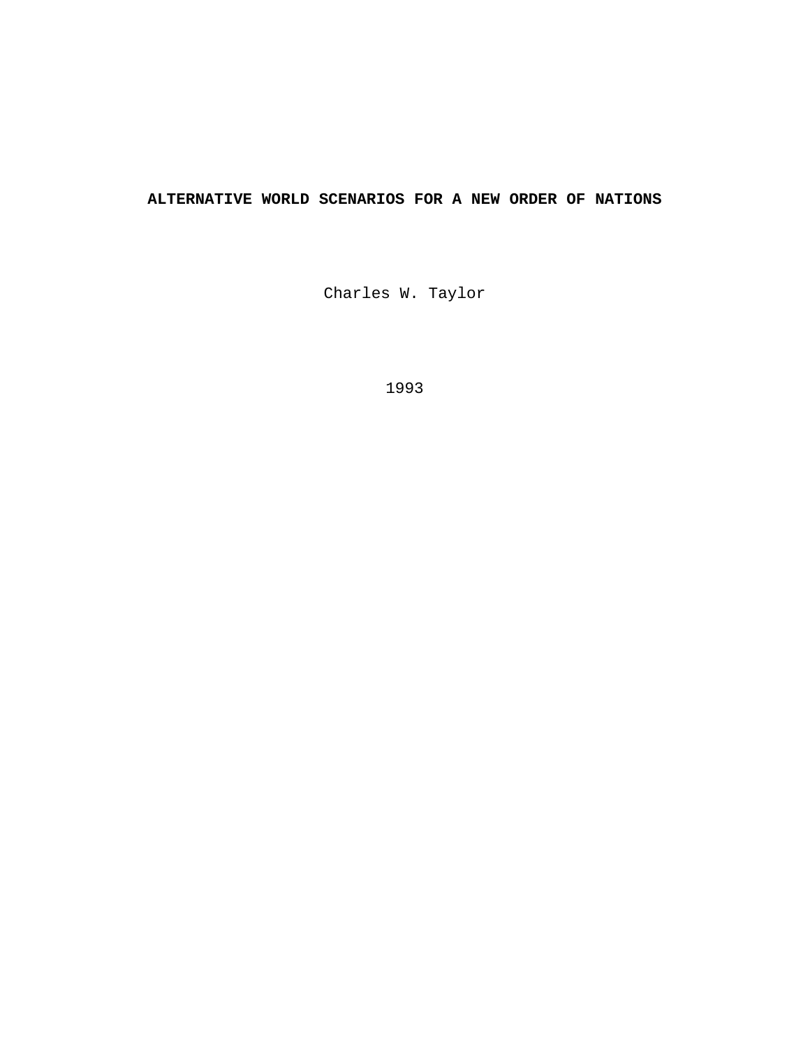# ALTERNATIVE WORLD SCENARIOS FOR A NEW ORDER OF NATIONS

Charles W. Taylor

1993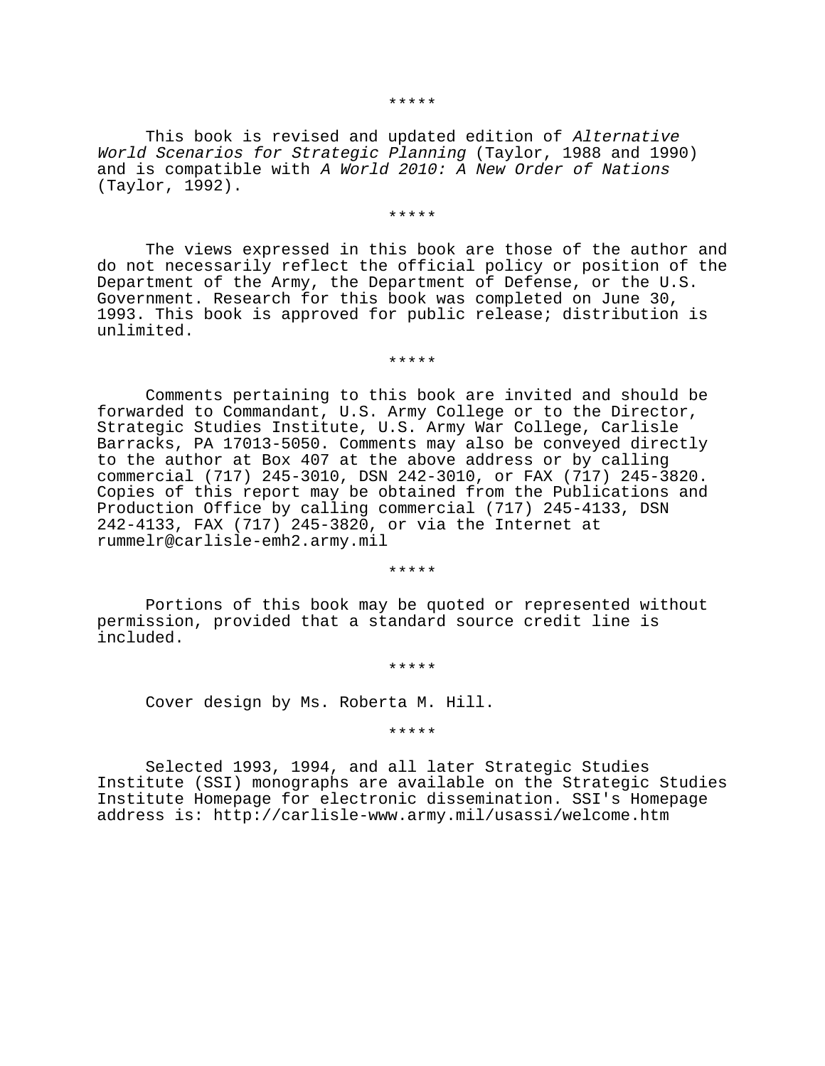*****

This book is revised and updated edition of *Alternative World Scenarios for Strategic Planning* (Taylor, 1988 and 1990) and is compatible with *A World 2010: A New Order of Nations* (Taylor, 1992).

*****

The views expressed in this book are those of the author and do not necessarily reflect the official policy or position of the Department of the Army, the Department of Defense, or the U.S. Government. Research for this book was completed on June 30, 1993. This book is approved for public release; distribution is unlimited.

*****

Comments pertaining to this book are invited and should be forwarded to Commandant, U.S. Army College or to the Director, Strategic Studies Institute, U.S. Army War College, Carlisle Barracks, PA 17013-5050. Comments may also be conveyed directly to the author at Box 407 at the above address or by calling commercial (717) 245-3010, DSN 242-3010, or FAX (717) 245-3820. Copies of this report may be obtained from the Publications and Production Office by calling commercial (717) 245-4133, DSN 242-4133, FAX (717) 245-3820, or via the Internet at rummelr@carlisle-emh2.army.mil

*****

Portions of this book may be quoted or represented without permission, provided that a standard source credit line is included.

*****

Cover design by Ms. Roberta M. Hill.

*****

Selected 1993, 1994, and all later Strategic Studies Institute (SSI) monographs are available on the Strategic Studies Institute Homepage for electronic dissemination. SSI's Homepage address is: http://carlisle-www.army.mil/usassi/welcome.htm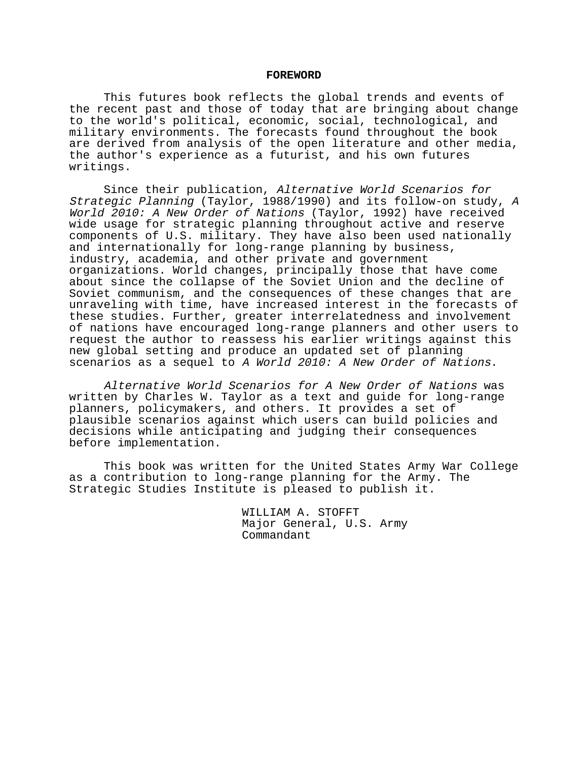# FOREWORD

This futures book reflects the global trends and events of the recent past and those of today that are bringing about change to the world's political, economic, social, technological, and military environments. The forecasts found throughout the book are derived from analysis of the open literature and other media, the author's experience as a futurist, and his own futures writings.

Since their publication, *Alternative World Scenarios for Strategic Planning* (Taylor, 1988/1990) and its follow-on study, *A World 2010: A New Order of Nations* (Taylor, 1992) have received wide usage for strategic planning throughout active and reserve components of U.S. military. They have also been used nationally and internationally for long-range planning by business, industry, academia, and other private and government organizations. World changes, principally those that have come about since the collapse of the Soviet Union and the decline of Soviet communism, and the consequences of these changes that are unraveling with time, have increased interest in the forecasts of these studies. Further, greater interrelatedness and involvement of nations have encouraged long-range planners and other users to request the author to reassess his earlier writings against this new global setting and produce an updated set of planning scenarios as a sequel to *A World 2010: A New Order of Nations*.

*Alternative World Scenarios for A New Order of Nations* was written by Charles W. Taylor as a text and guide for long-range planners, policymakers, and others. It provides a set of plausible scenarios against which users can build policies and decisions while anticipating and judging their consequences before implementation.

This book was written for the United States Army War College as a contribution to long-range planning for the Army. The Strategic Studies Institute is pleased to publish it.

WILLIAM A. STOFFT
Major General, U.S. Army
Commandant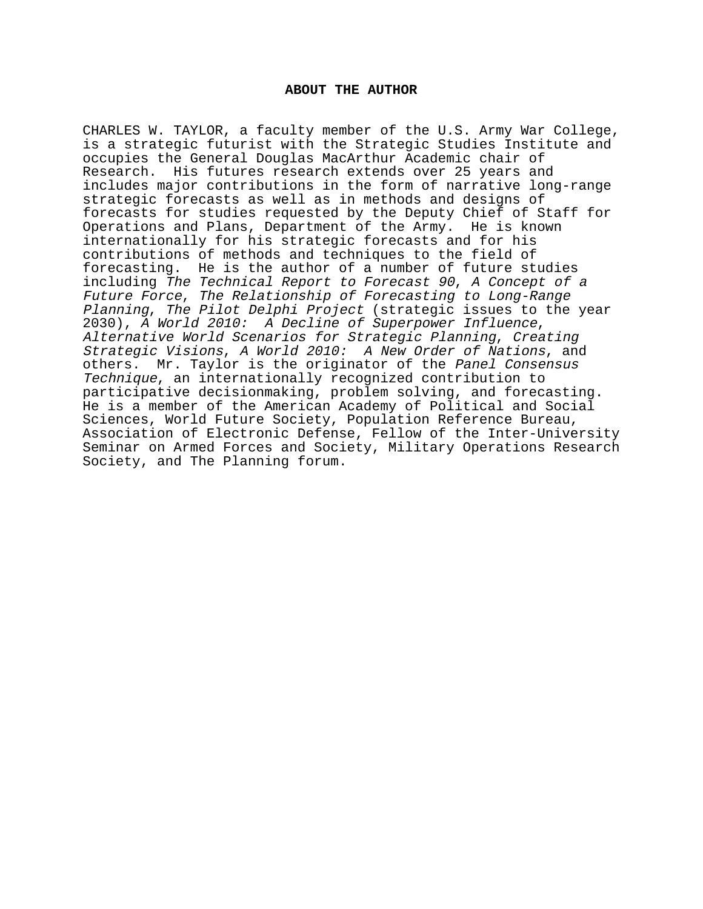## ABOUT THE AUTHOR

CHARLES W. TAYLOR, a faculty member of the U.S. Army War College, is a strategic futurist with the Strategic Studies Institute and occupies the General Douglas MacArthur Academic chair of Research. His futures research extends over 25 years and includes major contributions in the form of narrative long-range strategic forecasts as well as in methods and designs of forecasts for studies requested by the Deputy Chief of Staff for Operations and Plans, Department of the Army. He is known internationally for his strategic forecasts and for his contributions of methods and techniques to the field of forecasting. He is the author of a number of future studies including *The Technical Report to Forecast 90*, *A Concept of a Future Force*, *The Relationship of Forecasting to Long-Range Planning*, *The Pilot Delphi Project* (strategic issues to the year 2030), *A World 2010: A Decline of Superpower Influence*, *Alternative World Scenarios for Strategic Planning*, *Creating Strategic Visions*, *A World 2010: A New Order of Nations*, and others. Mr. Taylor is the originator of the *Panel Consensus Technique*, an internationally recognized contribution to participative decisionmaking, problem solving, and forecasting. He is a member of the American Academy of Political and Social Sciences, World Future Society, Population Reference Bureau, Association of Electronic Defense, Fellow of the Inter-University Seminar on Armed Forces and Society, Military Operations Research Society, and The Planning forum.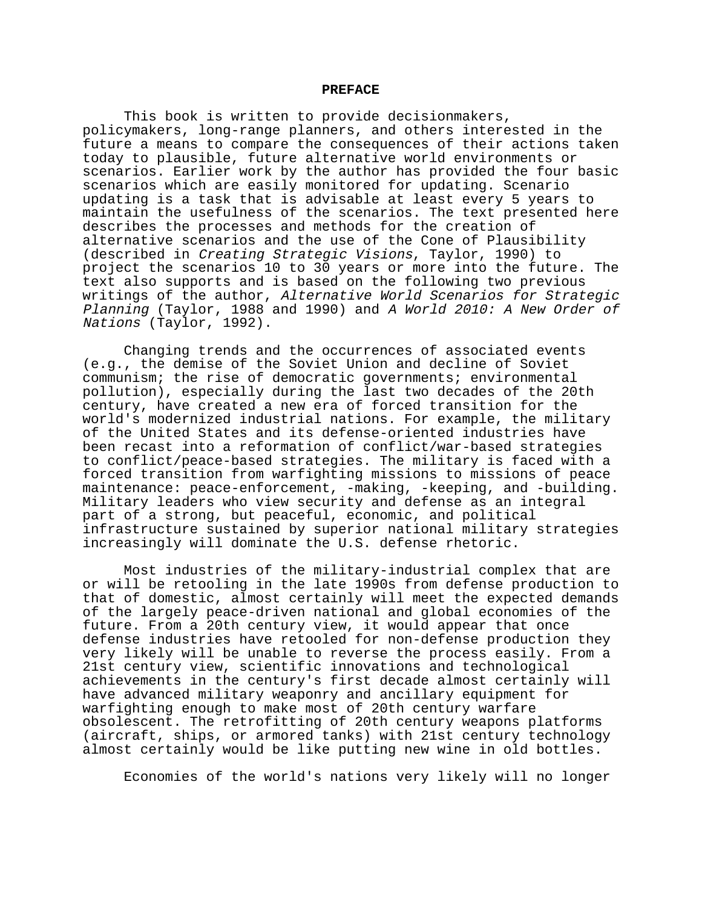# PREFACE

This book is written to provide decisionmakers, policymakers, long-range planners, and others interested in the future a means to compare the consequences of their actions taken today to plausible, future alternative world environments or scenarios. Earlier work by the author has provided the four basic scenarios which are easily monitored for updating. Scenario updating is a task that is advisable at least every 5 years to maintain the usefulness of the scenarios. The text presented here describes the processes and methods for the creation of alternative scenarios and the use of the Cone of Plausibility (described in *Creating Strategic Visions*, Taylor, 1990) to project the scenarios 10 to 30 years or more into the future. The text also supports and is based on the following two previous writings of the author, *Alternative World Scenarios for Strategic Planning* (Taylor, 1988 and 1990) and *A World 2010: A New Order of Nations* (Taylor, 1992).

Changing trends and the occurrences of associated events (e.g., the demise of the Soviet Union and decline of Soviet communism; the rise of democratic governments; environmental pollution), especially during the last two decades of the 20th century, have created a new era of forced transition for the world's modernized industrial nations. For example, the military of the United States and its defense-oriented industries have been recast into a reformation of conflict/war-based strategies to conflict/peace-based strategies. The military is faced with a forced transition from warfighting missions to missions of peace maintenance: peace-enforcement, -making, -keeping, and -building. Military leaders who view security and defense as an integral part of a strong, but peaceful, economic, and political infrastructure sustained by superior national military strategies increasingly will dominate the U.S. defense rhetoric.

Most industries of the military-industrial complex that are or will be retooling in the late 1990s from defense production to that of domestic, almost certainly will meet the expected demands of the largely peace-driven national and global economies of the future. From a 20th century view, it would appear that once defense industries have retooled for non-defense production they very likely will be unable to reverse the process easily. From a 21st century view, scientific innovations and technological achievements in the century's first decade almost certainly will have advanced military weaponry and ancillary equipment for warfighting enough to make most of 20th century warfare obsolescent. The retrofitting of 20th century weapons platforms (aircraft, ships, or armored tanks) with 21st century technology almost certainly would be like putting new wine in old bottles.

Economies of the world's nations very likely will no longer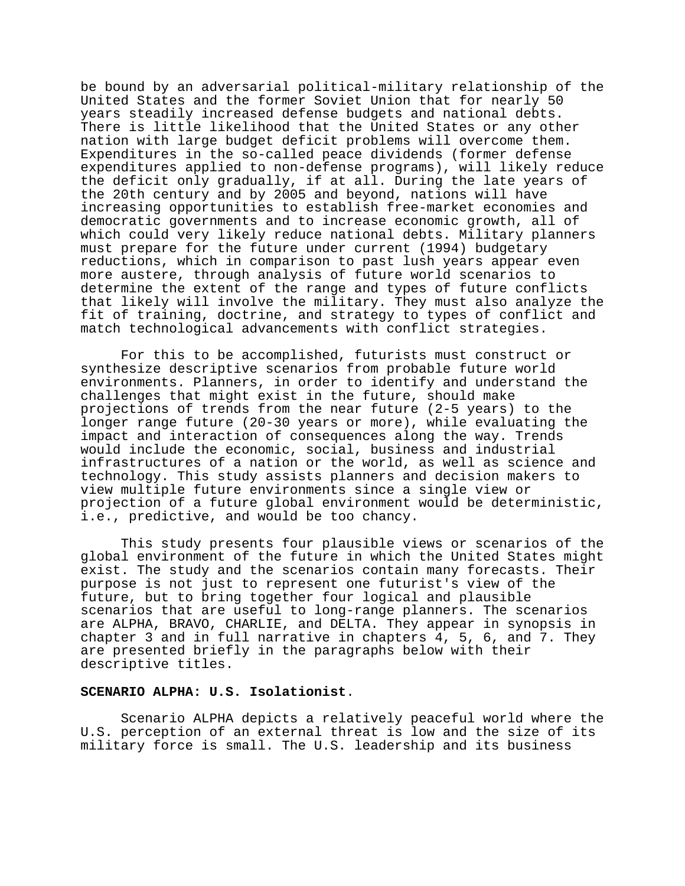be bound by an adversarial political-military relationship of the United States and the former Soviet Union that for nearly 50 years steadily increased defense budgets and national debts. There is little likelihood that the United States or any other nation with large budget deficit problems will overcome them. Expenditures in the so-called peace dividends (former defense expenditures applied to non-defense programs), will likely reduce the deficit only gradually, if at all. During the late years of the 20th century and by 2005 and beyond, nations will have increasing opportunities to establish free-market economies and democratic governments and to increase economic growth, all of which could very likely reduce national debts. Military planners must prepare for the future under current (1994) budgetary reductions, which in comparison to past lush years appear even more austere, through analysis of future world scenarios to determine the extent of the range and types of future conflicts that likely will involve the military. They must also analyze the fit of training, doctrine, and strategy to types of conflict and match technological advancements with conflict strategies.

For this to be accomplished, futurists must construct or synthesize descriptive scenarios from probable future world environments. Planners, in order to identify and understand the challenges that might exist in the future, should make projections of trends from the near future (2-5 years) to the longer range future (20-30 years or more), while evaluating the impact and interaction of consequences along the way. Trends would include the economic, social, business and industrial infrastructures of a nation or the world, as well as science and technology. This study assists planners and decision makers to view multiple future environments since a single view or projection of a future global environment would be deterministic, i.e., predictive, and would be too chancy.

This study presents four plausible views or scenarios of the global environment of the future in which the United States might exist. The study and the scenarios contain many forecasts. Their purpose is not just to represent one futurist's view of the future, but to bring together four logical and plausible scenarios that are useful to long-range planners. The scenarios are ALPHA, BRAVO, CHARLIE, and DELTA. They appear in synopsis in chapter 3 and in full narrative in chapters 4, 5, 6, and 7. They are presented briefly in the paragraphs below with their descriptive titles.

**SCENARIO ALPHA: U.S. Isolationist**.

Scenario ALPHA depicts a relatively peaceful world where the U.S. perception of an external threat is low and the size of its military force is small. The U.S. leadership and its business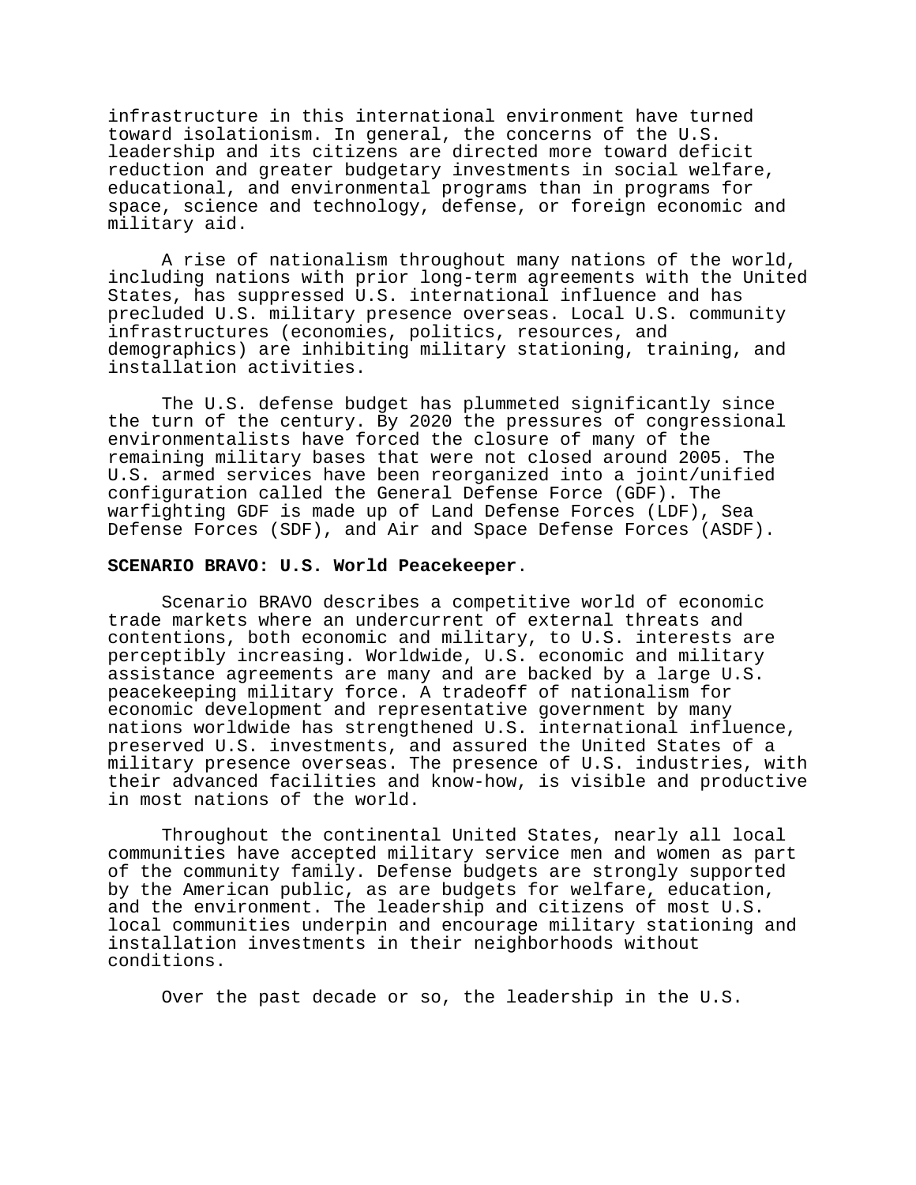infrastructure in this international environment have turned toward isolationism. In general, the concerns of the U.S. leadership and its citizens are directed more toward deficit reduction and greater budgetary investments in social welfare, educational, and environmental programs than in programs for space, science and technology, defense, or foreign economic and military aid.

A rise of nationalism throughout many nations of the world, including nations with prior long-term agreements with the United States, has suppressed U.S. international influence and has precluded U.S. military presence overseas. Local U.S. community infrastructures (economies, politics, resources, and demographics) are inhibiting military stationing, training, and installation activities.

The U.S. defense budget has plummeted significantly since the turn of the century. By 2020 the pressures of congressional environmentalists have forced the closure of many of the remaining military bases that were not closed around 2005. The U.S. armed services have been reorganized into a joint/unified configuration called the General Defense Force (GDF). The warfighting GDF is made up of Land Defense Forces (LDF), Sea Defense Forces (SDF), and Air and Space Defense Forces (ASDF).

**SCENARIO BRAVO: U.S. World Peacekeeper**.

Scenario BRAVO describes a competitive world of economic trade markets where an undercurrent of external threats and contentions, both economic and military, to U.S. interests are perceptibly increasing. Worldwide, U.S. economic and military assistance agreements are many and are backed by a large U.S. peacekeeping military force. A tradeoff of nationalism for economic development and representative government by many nations worldwide has strengthened U.S. international influence, preserved U.S. investments, and assured the United States of a military presence overseas. The presence of U.S. industries, with their advanced facilities and know-how, is visible and productive in most nations of the world.

Throughout the continental United States, nearly all local communities have accepted military service men and women as part of the community family. Defense budgets are strongly supported by the American public, as are budgets for welfare, education, and the environment. The leadership and citizens of most U.S. local communities underpin and encourage military stationing and installation investments in their neighborhoods without conditions.

Over the past decade or so, the leadership in the U.S.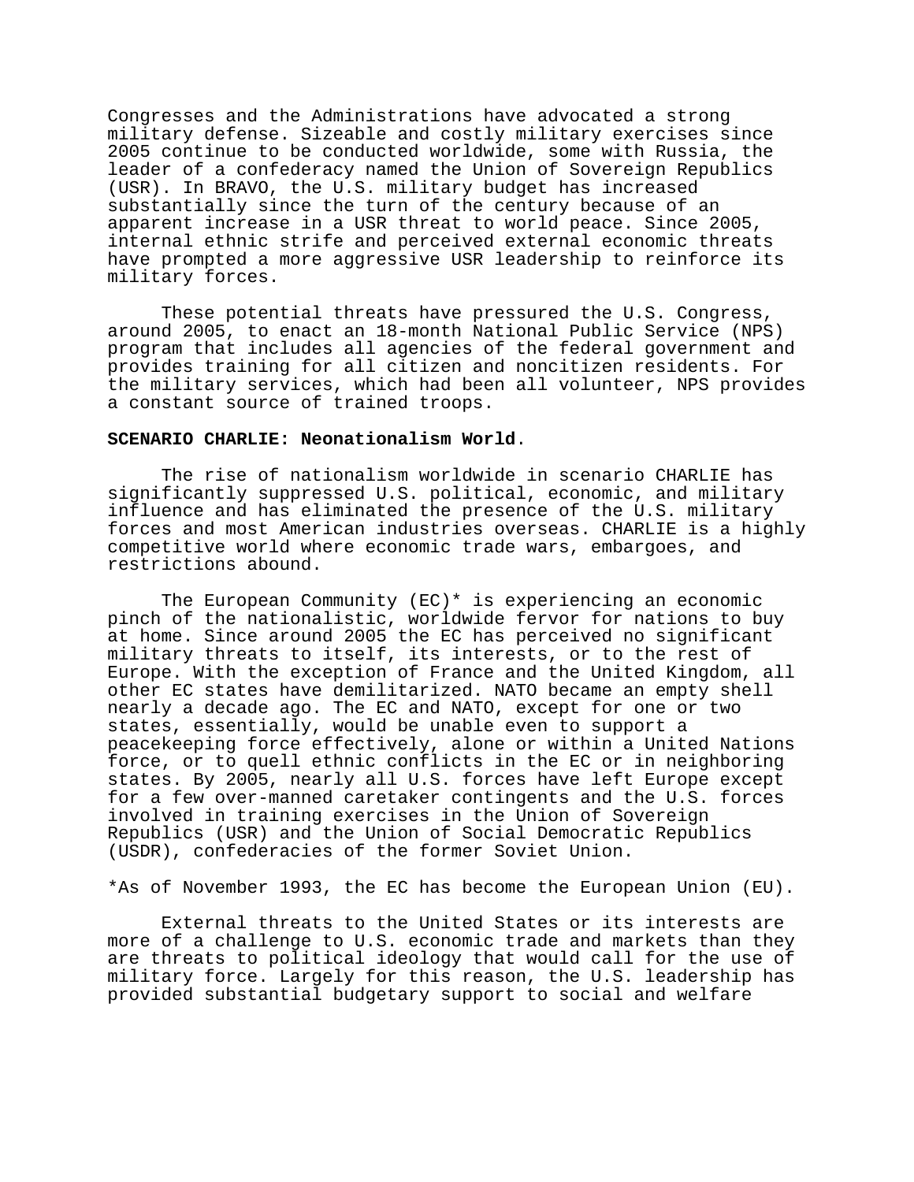Congresses and the Administrations have advocated a strong military defense. Sizeable and costly military exercises since 2005 continue to be conducted worldwide, some with Russia, the leader of a confederacy named the Union of Sovereign Republics (USR). In BRAVO, the U.S. military budget has increased substantially since the turn of the century because of an apparent increase in a USR threat to world peace. Since 2005, internal ethnic strife and perceived external economic threats have prompted a more aggressive USR leadership to reinforce its military forces.

These potential threats have pressured the U.S. Congress, around 2005, to enact an 18-month National Public Service (NPS) program that includes all agencies of the federal government and provides training for all citizen and noncitizen residents. For the military services, which had been all volunteer, NPS provides a constant source of trained troops.

**SCENARIO CHARLIE: Neonationalism World**.

The rise of nationalism worldwide in scenario CHARLIE has significantly suppressed U.S. political, economic, and military influence and has eliminated the presence of the U.S. military forces and most American industries overseas. CHARLIE is a highly competitive world where economic trade wars, embargoes, and restrictions abound.

The European Community (EC)* is experiencing an economic pinch of the nationalistic, worldwide fervor for nations to buy at home. Since around 2005 the EC has perceived no significant military threats to itself, its interests, or to the rest of Europe. With the exception of France and the United Kingdom, all other EC states have demilitarized. NATO became an empty shell nearly a decade ago. The EC and NATO, except for one or two states, essentially, would be unable even to support a peacekeeping force effectively, alone or within a United Nations force, or to quell ethnic conflicts in the EC or in neighboring states. By 2005, nearly all U.S. forces have left Europe except for a few over-manned caretaker contingents and the U.S. forces involved in training exercises in the Union of Sovereign Republics (USR) and the Union of Social Democratic Republics (USDR), confederacies of the former Soviet Union.

*As of November 1993, the EC has become the European Union (EU).

External threats to the United States or its interests are more of a challenge to U.S. economic trade and markets than they are threats to political ideology that would call for the use of military force. Largely for this reason, the U.S. leadership has provided substantial budgetary support to social and welfare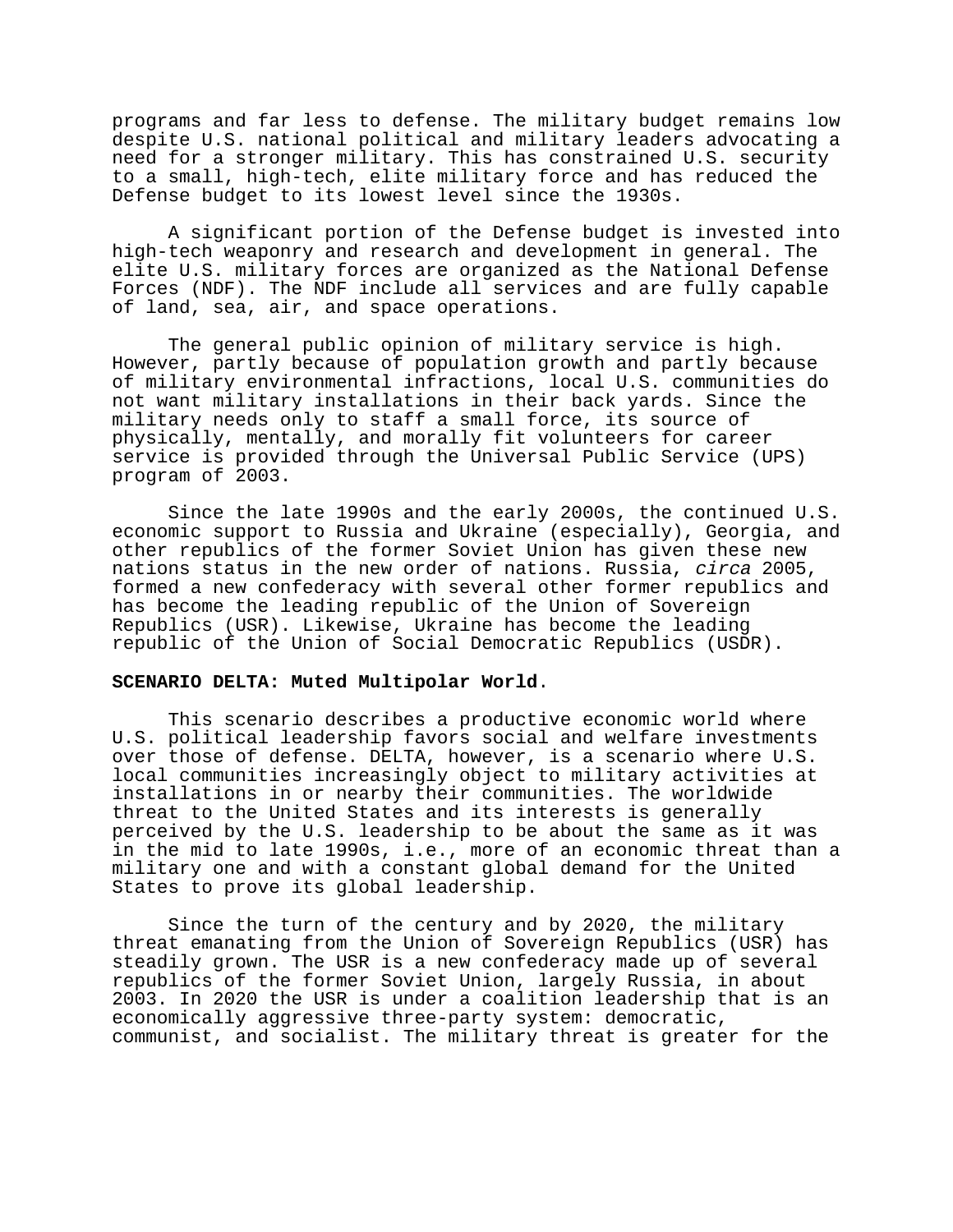programs and far less to defense. The military budget remains low despite U.S. national political and military leaders advocating a need for a stronger military. This has constrained U.S. security to a small, high-tech, elite military force and has reduced the Defense budget to its lowest level since the 1930s.

A significant portion of the Defense budget is invested into high-tech weaponry and research and development in general. The elite U.S. military forces are organized as the National Defense Forces (NDF). The NDF include all services and are fully capable of land, sea, air, and space operations.

The general public opinion of military service is high. However, partly because of population growth and partly because of military environmental infractions, local U.S. communities do not want military installations in their back yards. Since the military needs only to staff a small force, its source of physically, mentally, and morally fit volunteers for career service is provided through the Universal Public Service (UPS) program of 2003.

Since the late 1990s and the early 2000s, the continued U.S. economic support to Russia and Ukraine (especially), Georgia, and other republics of the former Soviet Union has given these new nations status in the new order of nations. Russia, *circa* 2005, formed a new confederacy with several other former republics and has become the leading republic of the Union of Sovereign Republics (USR). Likewise, Ukraine has become the leading republic of the Union of Social Democratic Republics (USDR).

**SCENARIO DELTA: Muted Multipolar World**.

This scenario describes a productive economic world where U.S. political leadership favors social and welfare investments over those of defense. DELTA, however, is a scenario where U.S. local communities increasingly object to military activities at installations in or nearby their communities. The worldwide threat to the United States and its interests is generally perceived by the U.S. leadership to be about the same as it was in the mid to late 1990s, i.e., more of an economic threat than a military one and with a constant global demand for the United States to prove its global leadership.

Since the turn of the century and by 2020, the military threat emanating from the Union of Sovereign Republics (USR) has steadily grown. The USR is a new confederacy made up of several republics of the former Soviet Union, largely Russia, in about 2003. In 2020 the USR is under a coalition leadership that is an economically aggressive three-party system: democratic, communist, and socialist. The military threat is greater for the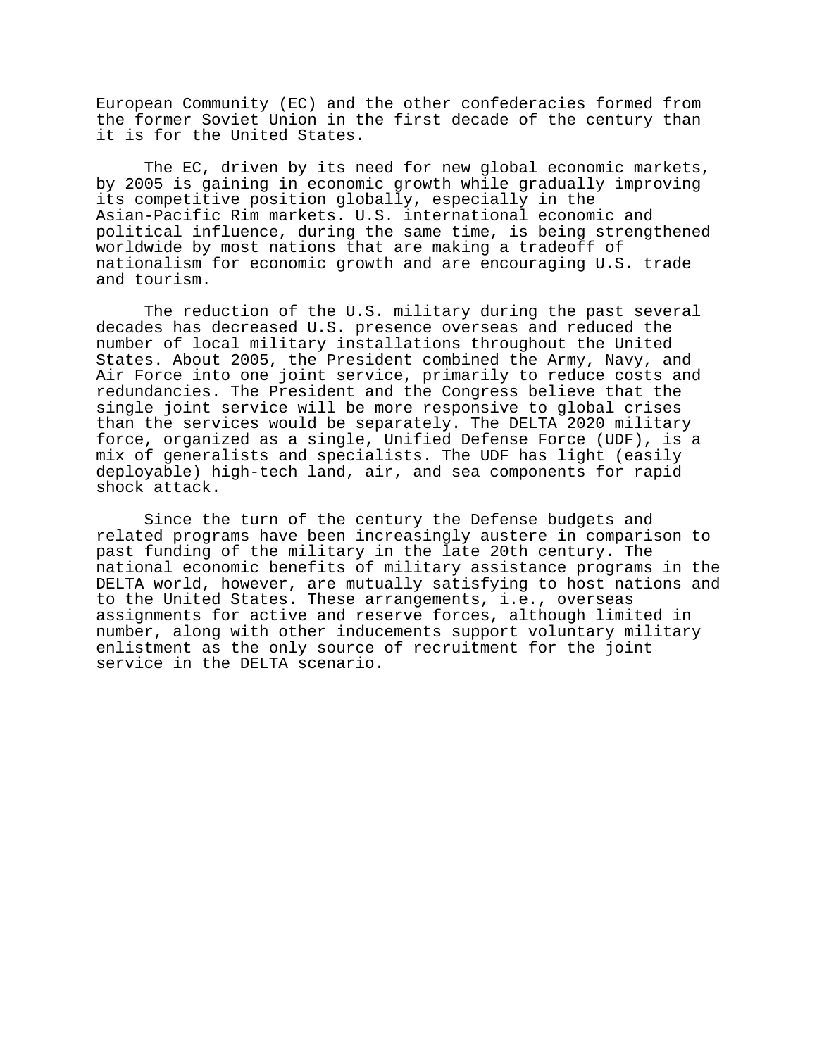European Community (EC) and the other confederacies formed from the former Soviet Union in the first decade of the century than it is for the United States.

The EC, driven by its need for new global economic markets, by 2005 is gaining in economic growth while gradually improving its competitive position globally, especially in the Asian-Pacific Rim markets. U.S. international economic and political influence, during the same time, is being strengthened worldwide by most nations that are making a tradeoff of nationalism for economic growth and are encouraging U.S. trade and tourism.

The reduction of the U.S. military during the past several decades has decreased U.S. presence overseas and reduced the number of local military installations throughout the United States. About 2005, the President combined the Army, Navy, and Air Force into one joint service, primarily to reduce costs and redundancies. The President and the Congress believe that the single joint service will be more responsive to global crises than the services would be separately. The DELTA 2020 military force, organized as a single, Unified Defense Force (UDF), is a mix of generalists and specialists. The UDF has light (easily deployable) high-tech land, air, and sea components for rapid shock attack.

Since the turn of the century the Defense budgets and related programs have been increasingly austere in comparison to past funding of the military in the late 20th century. The national economic benefits of military assistance programs in the DELTA world, however, are mutually satisfying to host nations and to the United States. These arrangements, i.e., overseas assignments for active and reserve forces, although limited in number, along with other inducements support voluntary military enlistment as the only source of recruitment for the joint service in the DELTA scenario.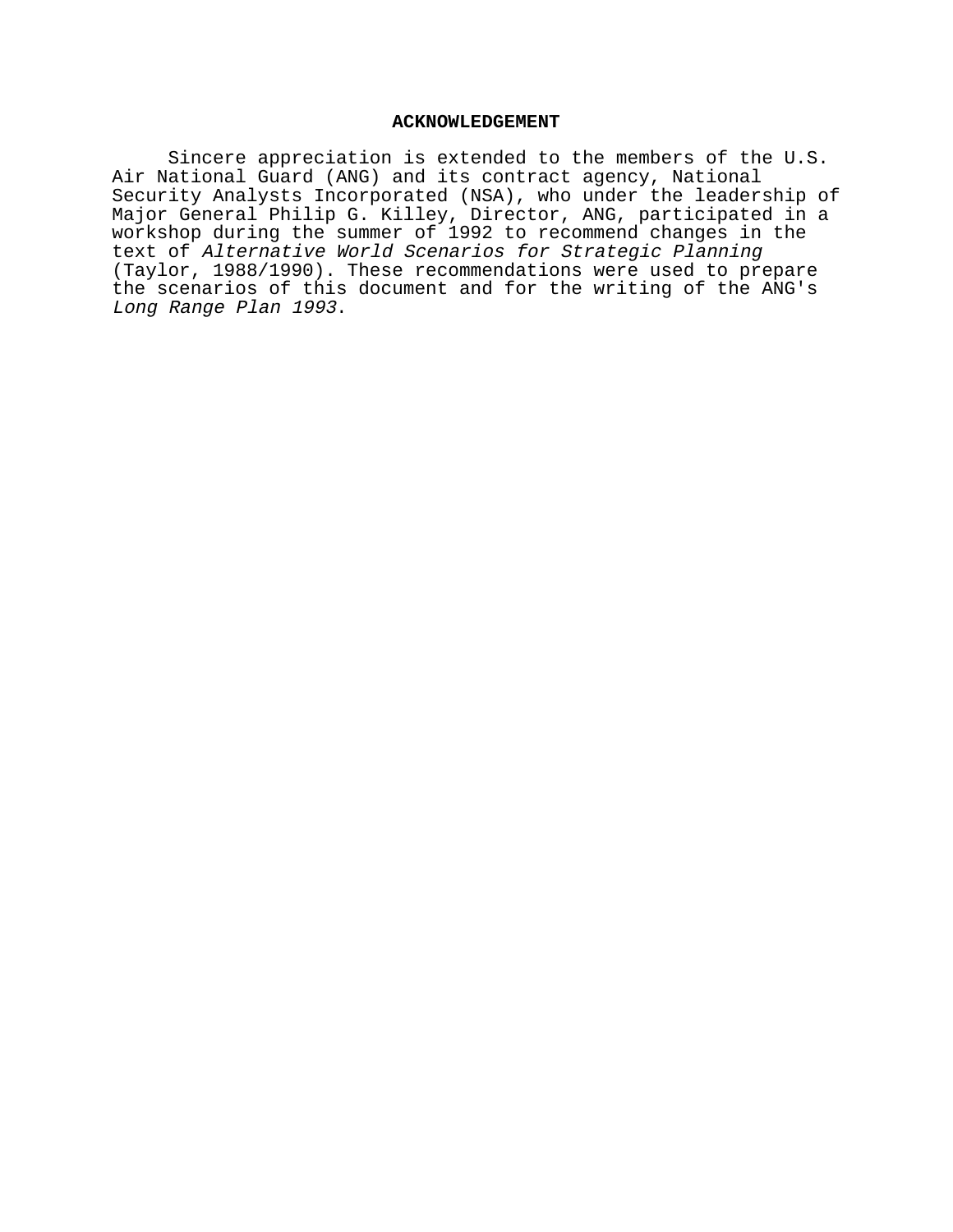## ACKNOWLEDGEMENT

Sincere appreciation is extended to the members of the U.S. Air National Guard (ANG) and its contract agency, National Security Analysts Incorporated (NSA), who under the leadership of Major General Philip G. Killey, Director, ANG, participated in a workshop during the summer of 1992 to recommend changes in the text of *Alternative World Scenarios for Strategic Planning* (Taylor, 1988/1990). These recommendations were used to prepare the scenarios of this document and for the writing of the ANG's *Long Range Plan 1993*.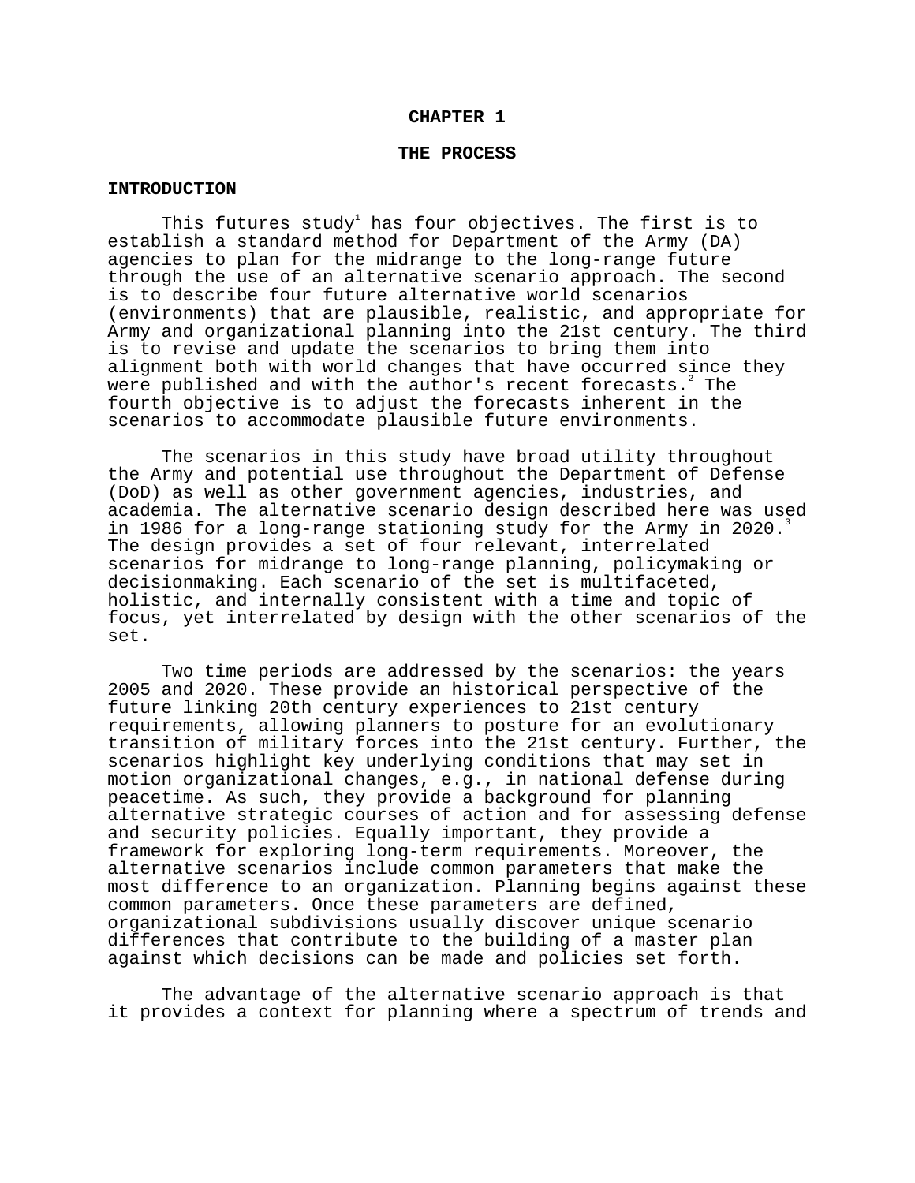# CHAPTER 1

# THE PROCESS

## INTRODUCTION

This futures study[1] has four objectives. The first is to establish a standard method for Department of the Army (DA) agencies to plan for the midrange to the long-range future through the use of an alternative scenario approach. The second is to describe four future alternative world scenarios (environments) that are plausible, realistic, and appropriate for Army and organizational planning into the 21st century. The third is to revise and update the scenarios to bring them into alignment both with world changes that have occurred since they were published and with the author's recent forecasts.[2] The fourth objective is to adjust the forecasts inherent in the scenarios to accommodate plausible future environments.

The scenarios in this study have broad utility throughout the Army and potential use throughout the Department of Defense (DoD) as well as other government agencies, industries, and academia. The alternative scenario design described here was used in 1986 for a long-range stationing study for the Army in 2020.[3] The design provides a set of four relevant, interrelated scenarios for midrange to long-range planning, policymaking or decisionmaking. Each scenario of the set is multifaceted, holistic, and internally consistent with a time and topic of focus, yet interrelated by design with the other scenarios of the set.

Two time periods are addressed by the scenarios: the years 2005 and 2020. These provide an historical perspective of the future linking 20th century experiences to 21st century requirements, allowing planners to posture for an evolutionary transition of military forces into the 21st century. Further, the scenarios highlight key underlying conditions that may set in motion organizational changes, e.g., in national defense during peacetime. As such, they provide a background for planning alternative strategic courses of action and for assessing defense and security policies. Equally important, they provide a framework for exploring long-term requirements. Moreover, the alternative scenarios include common parameters that make the most difference to an organization. Planning begins against these common parameters. Once these parameters are defined, organizational subdivisions usually discover unique scenario differences that contribute to the building of a master plan against which decisions can be made and policies set forth.

The advantage of the alternative scenario approach is that it provides a context for planning where a spectrum of trends and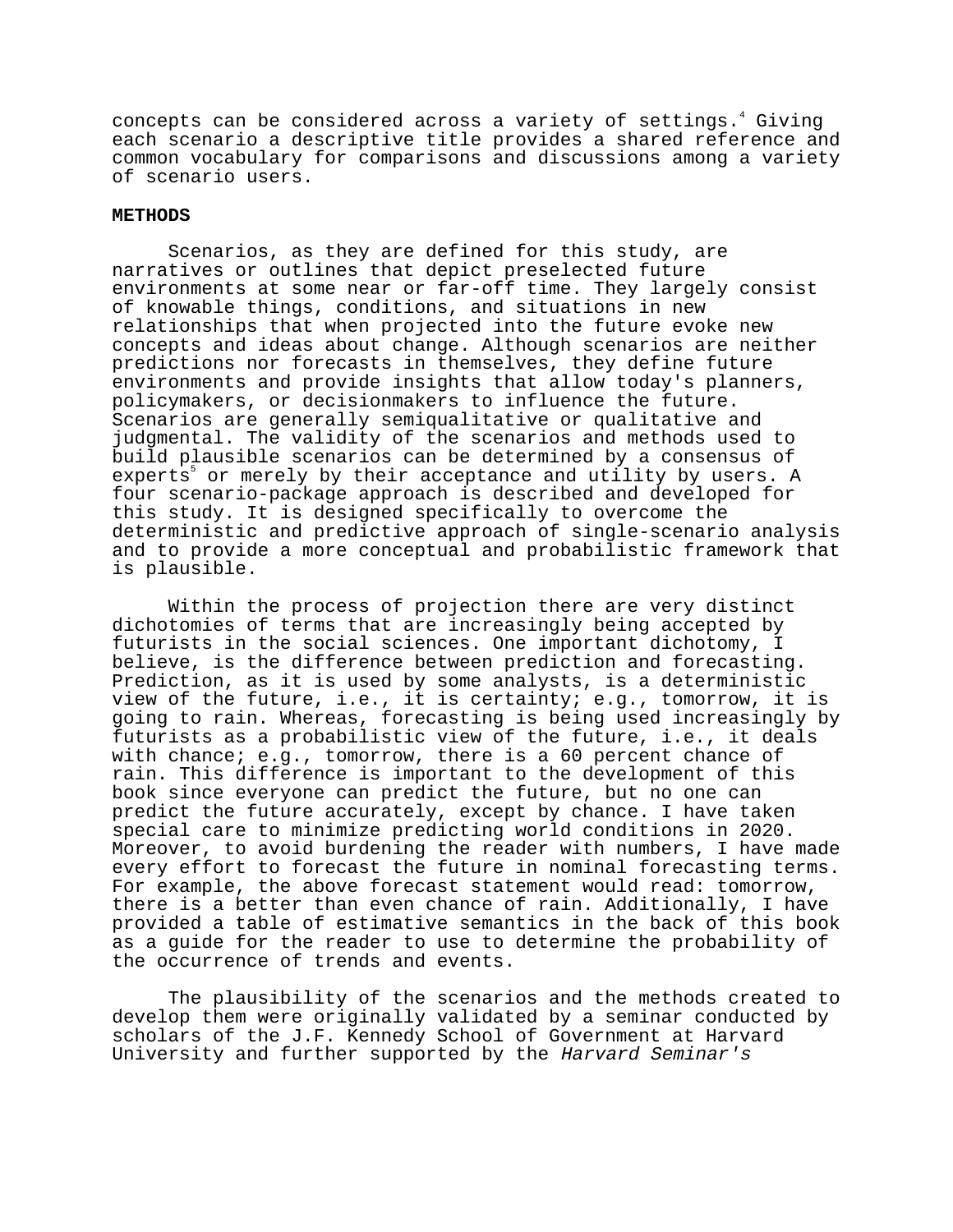concepts can be considered across a variety of settings.[4] Giving each scenario a descriptive title provides a shared reference and common vocabulary for comparisons and discussions among a variety of scenario users.

## METHODS

Scenarios, as they are defined for this study, are narratives or outlines that depict preselected future environments at some near or far-off time. They largely consist of knowable things, conditions, and situations in new relationships that when projected into the future evoke new concepts and ideas about change. Although scenarios are neither predictions nor forecasts in themselves, they define future environments and provide insights that allow today's planners, policymakers, or decisionmakers to influence the future. Scenarios are generally semiqualitative or qualitative and judgmental. The validity of the scenarios and methods used to build plausible scenarios can be determined by a consensus of experts[5] or merely by their acceptance and utility by users. A four scenario-package approach is described and developed for this study. It is designed specifically to overcome the deterministic and predictive approach of single-scenario analysis and to provide a more conceptual and probabilistic framework that is plausible.

Within the process of projection there are very distinct dichotomies of terms that are increasingly being accepted by futurists in the social sciences. One important dichotomy, I believe, is the difference between prediction and forecasting. Prediction, as it is used by some analysts, is a deterministic view of the future, i.e., it is certainty; e.g., tomorrow, it is going to rain. Whereas, forecasting is being used increasingly by futurists as a probabilistic view of the future, i.e., it deals with chance; e.g., tomorrow, there is a 60 percent chance of rain. This difference is important to the development of this book since everyone can predict the future, but no one can predict the future accurately, except by chance. I have taken special care to minimize predicting world conditions in 2020. Moreover, to avoid burdening the reader with numbers, I have made every effort to forecast the future in nominal forecasting terms. For example, the above forecast statement would read: tomorrow, there is a better than even chance of rain. Additionally, I have provided a table of estimative semantics in the back of this book as a guide for the reader to use to determine the probability of the occurrence of trends and events.

The plausibility of the scenarios and the methods created to develop them were originally validated by a seminar conducted by scholars of the J.F. Kennedy School of Government at Harvard University and further supported by the *Harvard Seminar's*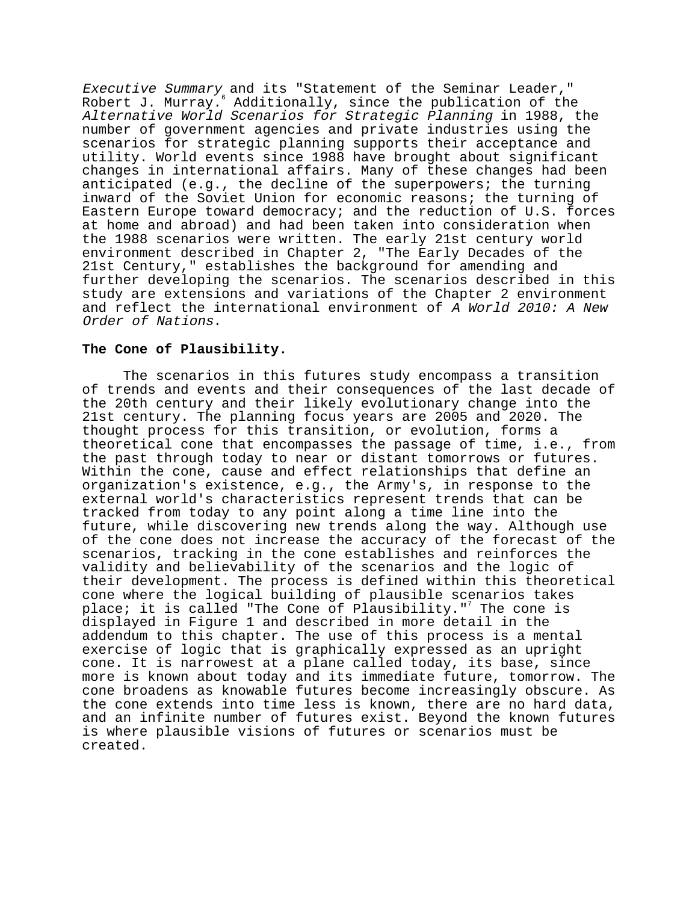*Executive Summary* and its "Statement of the Seminar Leader," Robert J. Murray.[6] Additionally, since the publication of the *Alternative World Scenarios for Strategic Planning* in 1988, the number of government agencies and private industries using the scenarios for strategic planning supports their acceptance and utility. World events since 1988 have brought about significant changes in international affairs. Many of these changes had been anticipated (e.g., the decline of the superpowers; the turning inward of the Soviet Union for economic reasons; the turning of Eastern Europe toward democracy; and the reduction of U.S. forces at home and abroad) and had been taken into consideration when the 1988 scenarios were written. The early 21st century world environment described in Chapter 2, "The Early Decades of the 21st Century," establishes the background for amending and further developing the scenarios. The scenarios described in this study are extensions and variations of the Chapter 2 environment and reflect the international environment of *A World 2010: A New Order of Nations*.

**The Cone of Plausibility.**

The scenarios in this futures study encompass a transition of trends and events and their consequences of the last decade of the 20th century and their likely evolutionary change into the 21st century. The planning focus years are 2005 and 2020. The thought process for this transition, or evolution, forms a theoretical cone that encompasses the passage of time, i.e., from the past through today to near or distant tomorrows or futures. Within the cone, cause and effect relationships that define an organization's existence, e.g., the Army's, in response to the external world's characteristics represent trends that can be tracked from today to any point along a time line into the future, while discovering new trends along the way. Although use of the cone does not increase the accuracy of the forecast of the scenarios, tracking in the cone establishes and reinforces the validity and believability of the scenarios and the logic of their development. The process is defined within this theoretical cone where the logical building of plausible scenarios takes place; it is called "The Cone of Plausibility."[7] The cone is displayed in Figure 1 and described in more detail in the addendum to this chapter. The use of this process is a mental exercise of logic that is graphically expressed as an upright cone. It is narrowest at a plane called today, its base, since more is known about today and its immediate future, tomorrow. The cone broadens as knowable futures become increasingly obscure. As the cone extends into time less is known, there are no hard data, and an infinite number of futures exist. Beyond the known futures is where plausible visions of futures or scenarios must be created.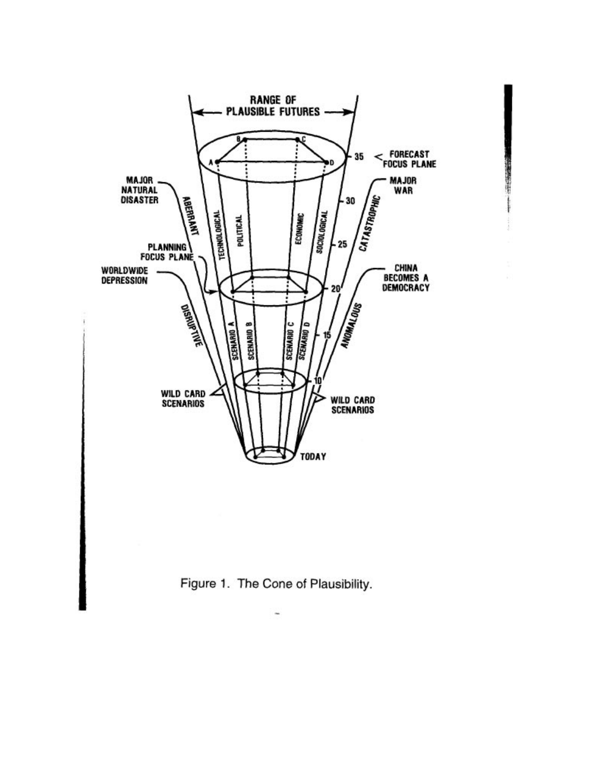Figure 1. The Cone of Plausibility.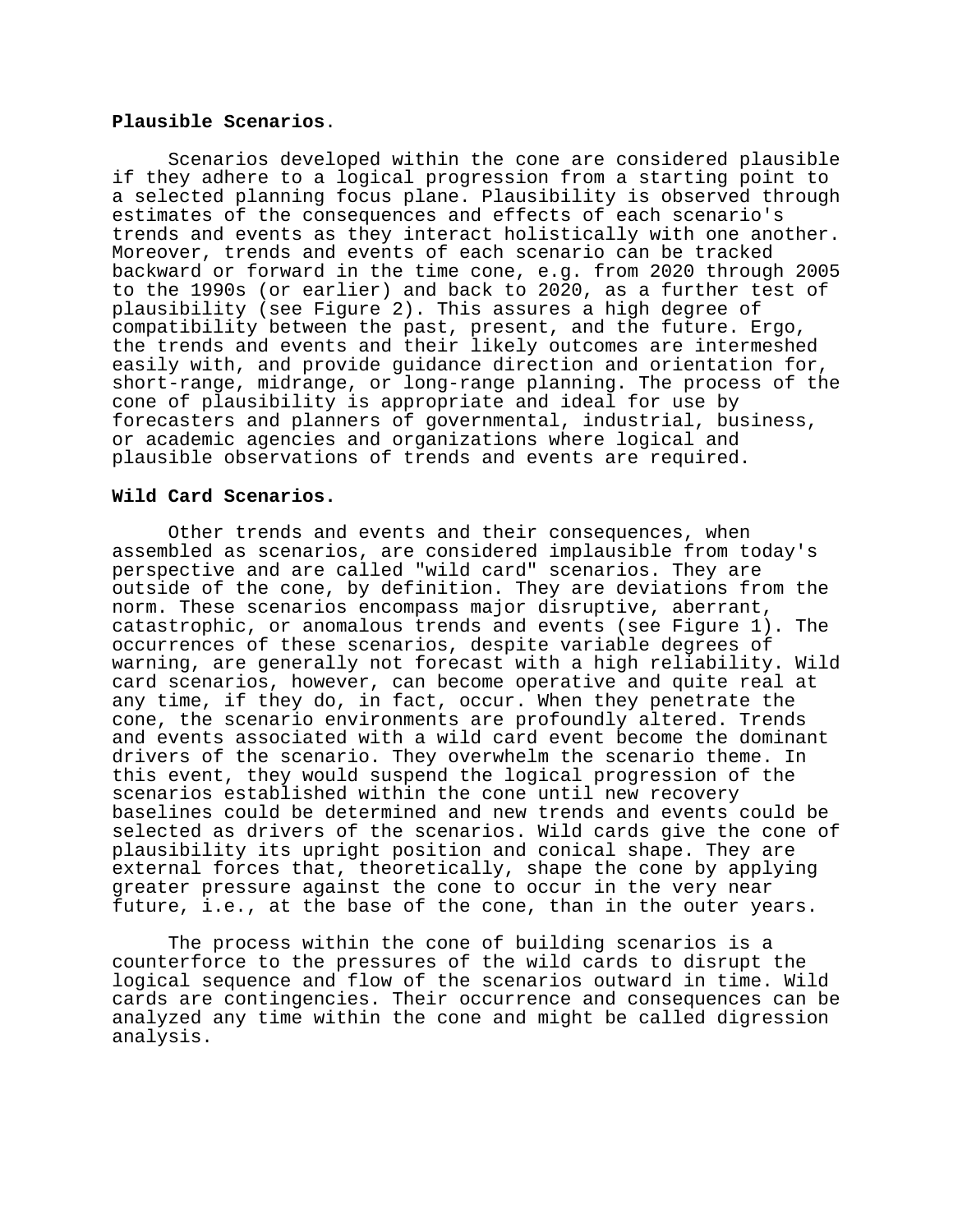**Plausible Scenarios**.

Scenarios developed within the cone are considered plausible if they adhere to a logical progression from a starting point to a selected planning focus plane. Plausibility is observed through estimates of the consequences and effects of each scenario's trends and events as they interact holistically with one another. Moreover, trends and events of each scenario can be tracked backward or forward in the time cone, e.g. from 2020 through 2005 to the 1990s (or earlier) and back to 2020, as a further test of plausibility (see Figure 2). This assures a high degree of compatibility between the past, present, and the future. Ergo, the trends and events and their likely outcomes are intermeshed easily with, and provide guidance direction and orientation for, short-range, midrange, or long-range planning. The process of the cone of plausibility is appropriate and ideal for use by forecasters and planners of governmental, industrial, business, or academic agencies and organizations where logical and plausible observations of trends and events are required.

**Wild Card Scenarios.**

Other trends and events and their consequences, when assembled as scenarios, are considered implausible from today's perspective and are called "wild card" scenarios. They are outside of the cone, by definition. They are deviations from the norm. These scenarios encompass major disruptive, aberrant, catastrophic, or anomalous trends and events (see Figure 1). The occurrences of these scenarios, despite variable degrees of warning, are generally not forecast with a high reliability. Wild card scenarios, however, can become operative and quite real at any time, if they do, in fact, occur. When they penetrate the cone, the scenario environments are profoundly altered. Trends and events associated with a wild card event become the dominant drivers of the scenario. They overwhelm the scenario theme. In this event, they would suspend the logical progression of the scenarios established within the cone until new recovery baselines could be determined and new trends and events could be selected as drivers of the scenarios. Wild cards give the cone of plausibility its upright position and conical shape. They are external forces that, theoretically, shape the cone by applying greater pressure against the cone to occur in the very near future, i.e., at the base of the cone, than in the outer years.

The process within the cone of building scenarios is a counterforce to the pressures of the wild cards to disrupt the logical sequence and flow of the scenarios outward in time. Wild cards are contingencies. Their occurrence and consequences can be analyzed any time within the cone and might be called digression analysis.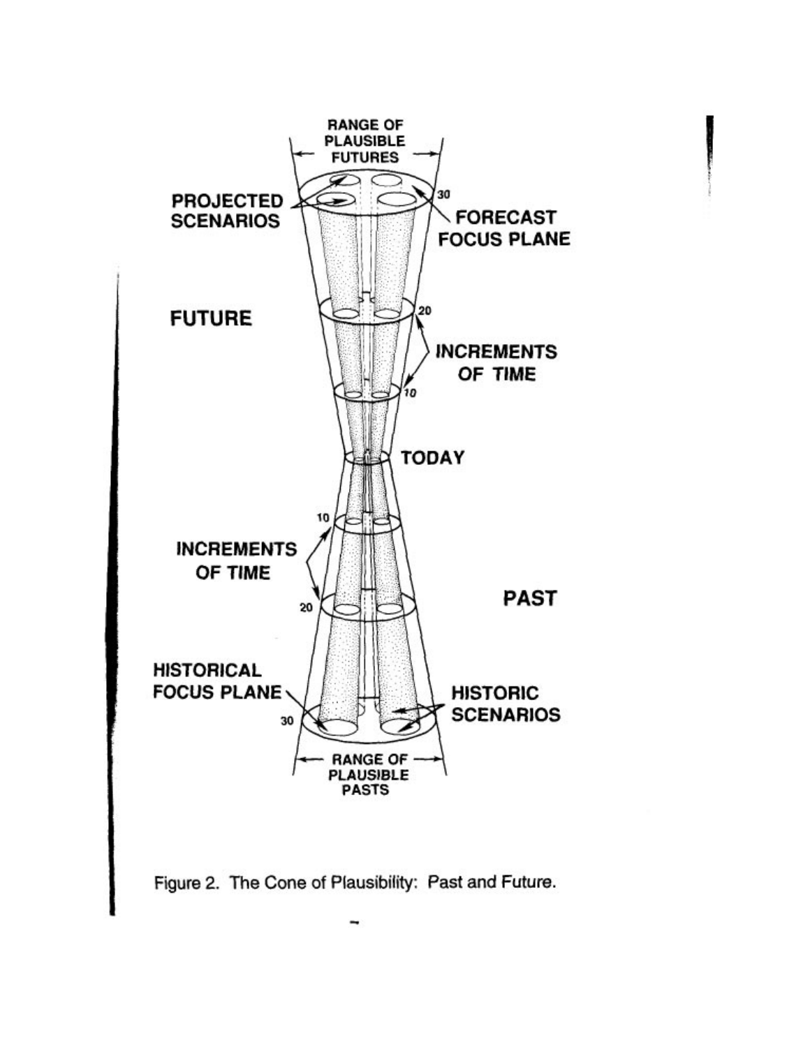Figure 2. The Cone of Plausibility: Past and Future.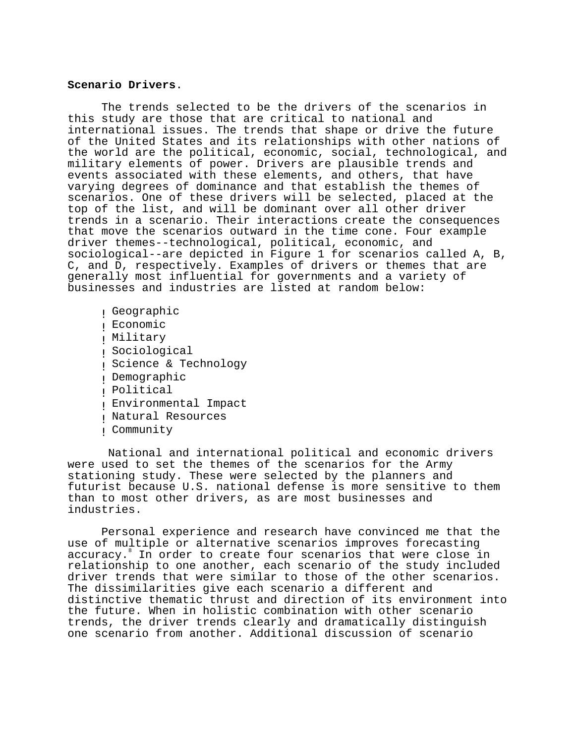**Scenario Drivers**.

The trends selected to be the drivers of the scenarios in this study are those that are critical to national and international issues. The trends that shape or drive the future of the United States and its relationships with other nations of the world are the political, economic, social, technological, and military elements of power. Drivers are plausible trends and events associated with these elements, and others, that have varying degrees of dominance and that establish the themes of scenarios. One of these drivers will be selected, placed at the top of the list, and will be dominant over all other driver trends in a scenario. Their interactions create the consequences that move the scenarios outward in the time cone. Four example driver themes--technological, political, economic, and sociological--are depicted in Figure 1 for scenarios called A, B, C, and D, respectively. Examples of drivers or themes that are generally most influential for governments and a variety of businesses and industries are listed at random below:

- Geographic
- Economic
- Military
- Sociological
- Science & Technology
- Demographic
- Political
- Environmental Impact
- Natural Resources
- Community

National and international political and economic drivers were used to set the themes of the scenarios for the Army stationing study. These were selected by the planners and futurist because U.S. national defense is more sensitive to them than to most other drivers, as are most businesses and industries.

Personal experience and research have convinced me that the use of multiple or alternative scenarios improves forecasting accuracy.[8] In order to create four scenarios that were close in relationship to one another, each scenario of the study included driver trends that were similar to those of the other scenarios. The dissimilarities give each scenario a different and distinctive thematic thrust and direction of its environment into the future. When in holistic combination with other scenario trends, the driver trends clearly and dramatically distinguish one scenario from another. Additional discussion of scenario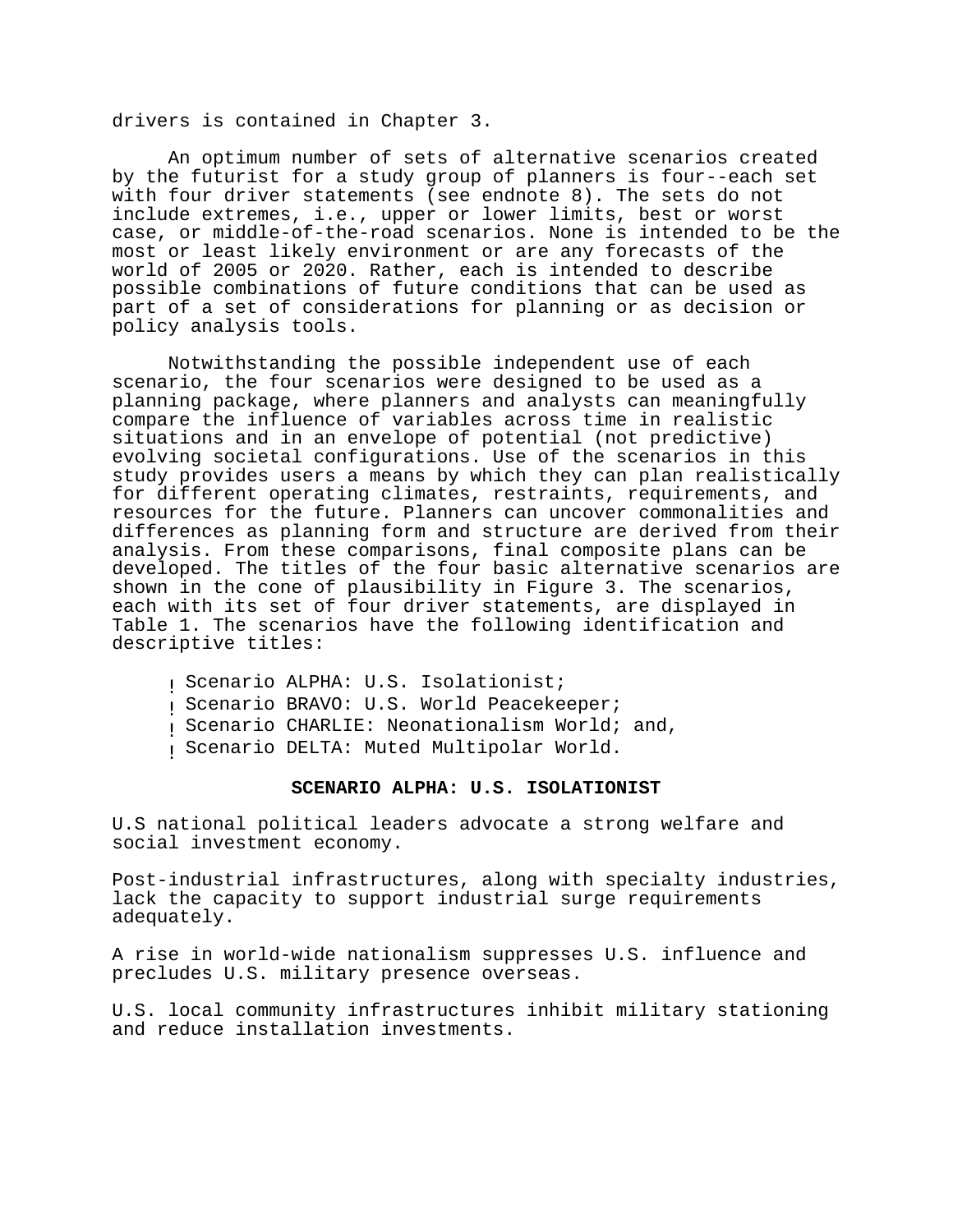drivers is contained in Chapter 3.

An optimum number of sets of alternative scenarios created by the futurist for a study group of planners is four--each set with four driver statements (see endnote 8). The sets do not include extremes, i.e., upper or lower limits, best or worst case, or middle-of-the-road scenarios. None is intended to be the most or least likely environment or are any forecasts of the world of 2005 or 2020. Rather, each is intended to describe possible combinations of future conditions that can be used as part of a set of considerations for planning or as decision or policy analysis tools.

Notwithstanding the possible independent use of each scenario, the four scenarios were designed to be used as a planning package, where planners and analysts can meaningfully compare the influence of variables across time in realistic situations and in an envelope of potential (not predictive) evolving societal configurations. Use of the scenarios in this study provides users a means by which they can plan realistically for different operating climates, restraints, requirements, and resources for the future. Planners can uncover commonalities and differences as planning form and structure are derived from their analysis. From these comparisons, final composite plans can be developed. The titles of the four basic alternative scenarios are shown in the cone of plausibility in Figure 3. The scenarios, each with its set of four driver statements, are displayed in Table 1. The scenarios have the following identification and descriptive titles:

- Scenario ALPHA: U.S. Isolationist;
- Scenario BRAVO: U.S. World Peacekeeper;
- Scenario CHARLIE: Neonationalism World; and,
- Scenario DELTA: Muted Multipolar World.

**SCENARIO ALPHA: U.S. ISOLATIONIST**

U.S national political leaders advocate a strong welfare and social investment economy.

Post-industrial infrastructures, along with specialty industries, lack the capacity to support industrial surge requirements adequately.

A rise in world-wide nationalism suppresses U.S. influence and precludes U.S. military presence overseas.

U.S. local community infrastructures inhibit military stationing and reduce installation investments.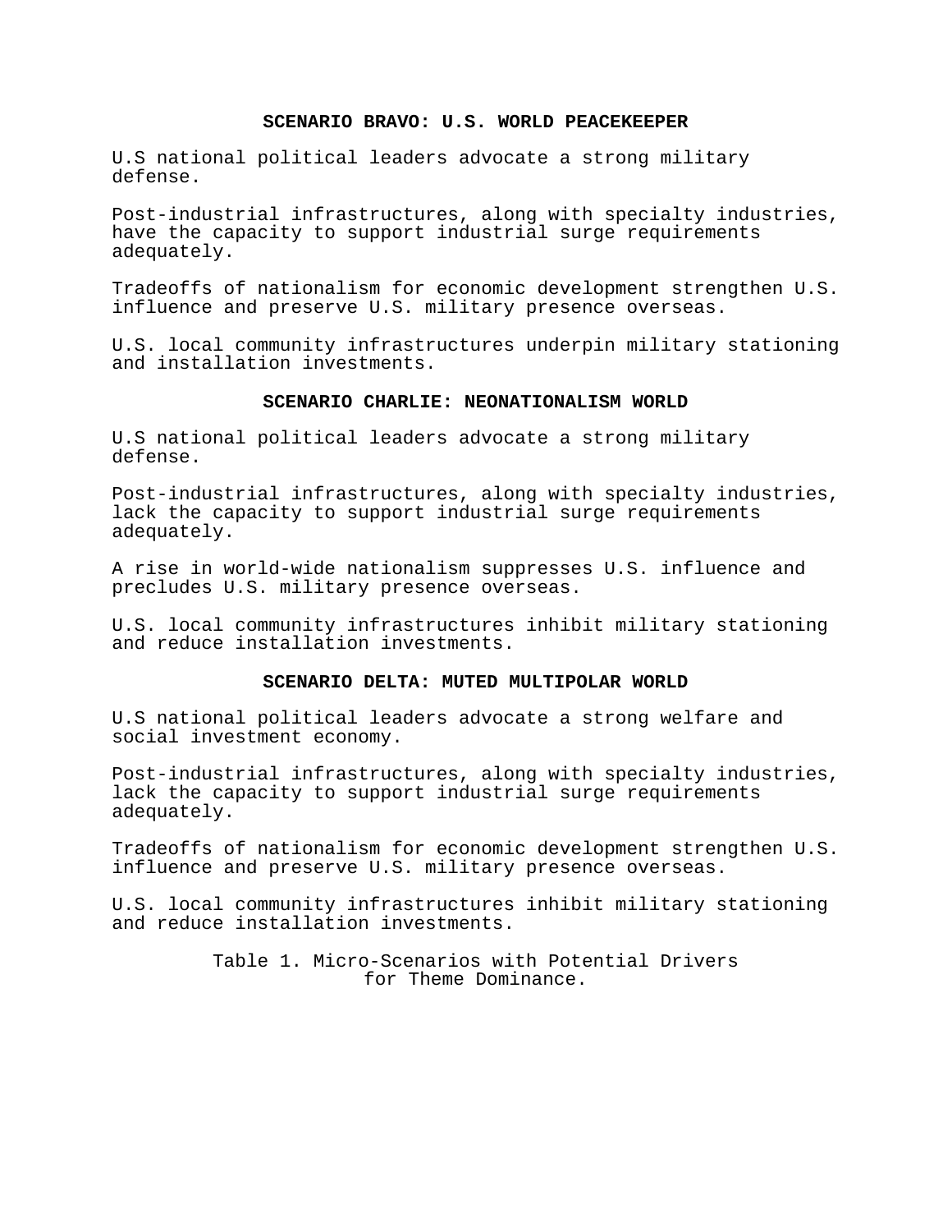**SCENARIO BRAVO: U.S. WORLD PEACEKEEPER**

U.S national political leaders advocate a strong military defense.

Post-industrial infrastructures, along with specialty industries, have the capacity to support industrial surge requirements adequately.

Tradeoffs of nationalism for economic development strengthen U.S. influence and preserve U.S. military presence overseas.

U.S. local community infrastructures underpin military stationing and installation investments.

**SCENARIO CHARLIE: NEONATIONALISM WORLD**

U.S national political leaders advocate a strong military defense.

Post-industrial infrastructures, along with specialty industries, lack the capacity to support industrial surge requirements adequately.

A rise in world-wide nationalism suppresses U.S. influence and precludes U.S. military presence overseas.

U.S. local community infrastructures inhibit military stationing and reduce installation investments.

**SCENARIO DELTA: MUTED MULTIPOLAR WORLD**

U.S national political leaders advocate a strong welfare and social investment economy.

Post-industrial infrastructures, along with specialty industries, lack the capacity to support industrial surge requirements adequately.

Tradeoffs of nationalism for economic development strengthen U.S. influence and preserve U.S. military presence overseas.

U.S. local community infrastructures inhibit military stationing and reduce installation investments.

Table 1. Micro-Scenarios with Potential Drivers for Theme Dominance.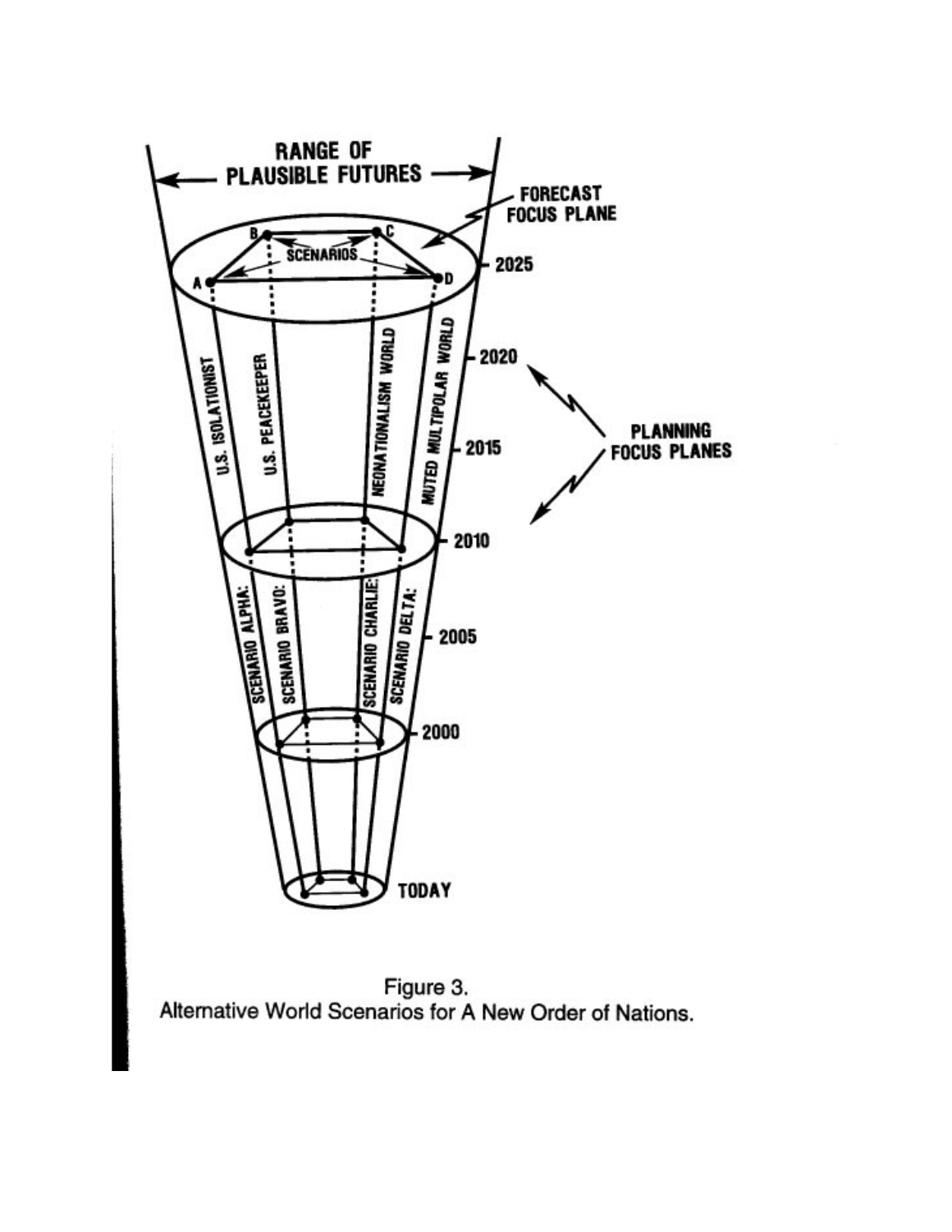RANGE OF PLAUSIBLE FUTURES

FORECAST FOCUS PLANE

SCENARIOS

A B C D

2025

2020

2015

2010

2005

2000

TODAY

PLANNING FOCUS PLANES

U.S. ISOLATIONIST

U.S. PEACEKEEPER

NEONATIONALISM WORLD

MUTED MULTIPOLAR WORLD

SCENARIO ALPHA:

SCENARIO BRAVO:

SCENARIO CHARLIE:

SCENARIO DELTA:

Figure 3.
Alternative World Scenarios for A New Order of Nations.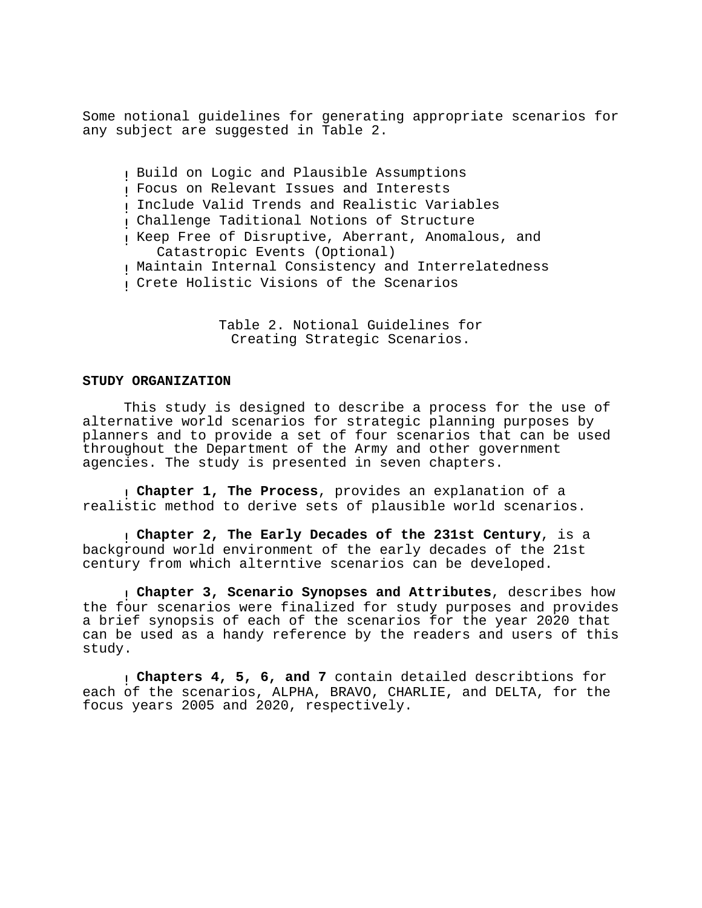Some notional guidelines for generating appropriate scenarios for any subject are suggested in Table 2.

- Build on Logic and Plausible Assumptions
- Focus on Relevant Issues and Interests
- Include Valid Trends and Realistic Variables
- Challenge Taditional Notions of Structure
- Keep Free of Disruptive, Aberrant, Anomalous, and Catastropic Events (Optional)
- Maintain Internal Consistency and Interrelatedness
- Crete Holistic Visions of the Scenarios

Table 2. Notional Guidelines for Creating Strategic Scenarios.

**STUDY ORGANIZATION**

This study is designed to describe a process for the use of alternative world scenarios for strategic planning purposes by planners and to provide a set of four scenarios that can be used throughout the Department of the Army and other government agencies. The study is presented in seven chapters.

- **Chapter 1, The Process**, provides an explanation of a realistic method to derive sets of plausible world scenarios.

- **Chapter 2, The Early Decades of the 231st Century**, is a background world environment of the early decades of the 21st century from which alterntive scenarios can be developed.

- **Chapter 3, Scenario Synopses and Attributes**, describes how the four scenarios were finalized for study purposes and provides a brief synopsis of each of the scenarios for the year 2020 that can be used as a handy reference by the readers and users of this study.

- **Chapters 4, 5, 6, and 7** contain detailed describtions for each of the scenarios, ALPHA, BRAVO, CHARLIE, and DELTA, for the focus years 2005 and 2020, respectively.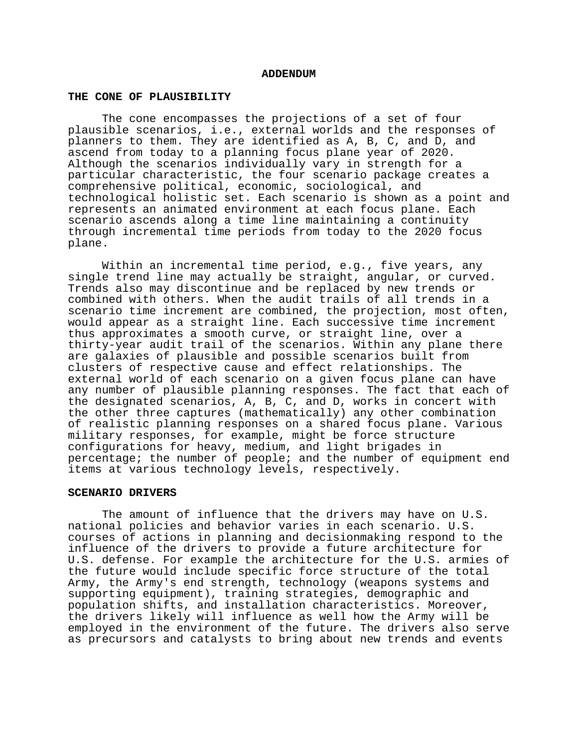# ADDENDUM

## THE CONE OF PLAUSIBILITY

The cone encompasses the projections of a set of four plausible scenarios, i.e., external worlds and the responses of planners to them. They are identified as A, B, C, and D, and ascend from today to a planning focus plane year of 2020. Although the scenarios individually vary in strength for a particular characteristic, the four scenario package creates a comprehensive political, economic, sociological, and technological holistic set. Each scenario is shown as a point and represents an animated environment at each focus plane. Each scenario ascends along a time line maintaining a continuity through incremental time periods from today to the 2020 focus plane.

Within an incremental time period, e.g., five years, any single trend line may actually be straight, angular, or curved. Trends also may discontinue and be replaced by new trends or combined with others. When the audit trails of all trends in a scenario time increment are combined, the projection, most often, would appear as a straight line. Each successive time increment thus approximates a smooth curve, or straight line, over a thirty-year audit trail of the scenarios. Within any plane there are galaxies of plausible and possible scenarios built from clusters of respective cause and effect relationships. The external world of each scenario on a given focus plane can have any number of plausible planning responses. The fact that each of the designated scenarios, A, B, C, and D, works in concert with the other three captures (mathematically) any other combination of realistic planning responses on a shared focus plane. Various military responses, for example, might be force structure configurations for heavy, medium, and light brigades in percentage; the number of people; and the number of equipment end items at various technology levels, respectively.

## SCENARIO DRIVERS

The amount of influence that the drivers may have on U.S. national policies and behavior varies in each scenario. U.S. courses of actions in planning and decisionmaking respond to the influence of the drivers to provide a future architecture for U.S. defense. For example the architecture for the U.S. armies of the future would include specific force structure of the total Army, the Army's end strength, technology (weapons systems and supporting equipment), training strategies, demographic and population shifts, and installation characteristics. Moreover, the drivers likely will influence as well how the Army will be employed in the environment of the future. The drivers also serve as precursors and catalysts to bring about new trends and events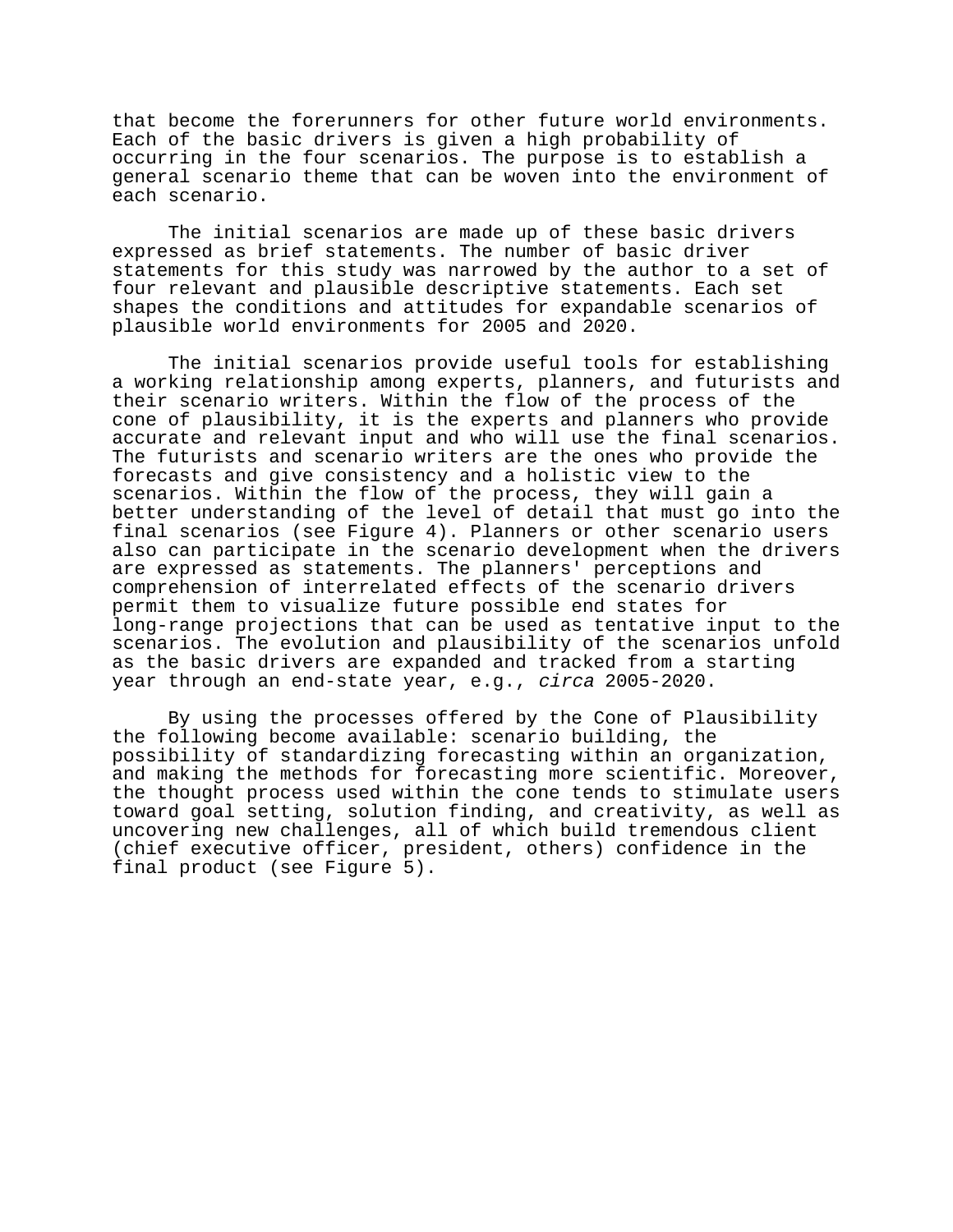that become the forerunners for other future world environments. Each of the basic drivers is given a high probability of occurring in the four scenarios. The purpose is to establish a general scenario theme that can be woven into the environment of each scenario.

The initial scenarios are made up of these basic drivers expressed as brief statements. The number of basic driver statements for this study was narrowed by the author to a set of four relevant and plausible descriptive statements. Each set shapes the conditions and attitudes for expandable scenarios of plausible world environments for 2005 and 2020.

The initial scenarios provide useful tools for establishing a working relationship among experts, planners, and futurists and their scenario writers. Within the flow of the process of the cone of plausibility, it is the experts and planners who provide accurate and relevant input and who will use the final scenarios. The futurists and scenario writers are the ones who provide the forecasts and give consistency and a holistic view to the scenarios. Within the flow of the process, they will gain a better understanding of the level of detail that must go into the final scenarios (see Figure 4). Planners or other scenario users also can participate in the scenario development when the drivers are expressed as statements. The planners' perceptions and comprehension of interrelated effects of the scenario drivers permit them to visualize future possible end states for long-range projections that can be used as tentative input to the scenarios. The evolution and plausibility of the scenarios unfold as the basic drivers are expanded and tracked from a starting year through an end-state year, e.g., *circa* 2005-2020.

By using the processes offered by the Cone of Plausibility the following become available: scenario building, the possibility of standardizing forecasting within an organization, and making the methods for forecasting more scientific. Moreover, the thought process used within the cone tends to stimulate users toward goal setting, solution finding, and creativity, as well as uncovering new challenges, all of which build tremendous client (chief executive officer, president, others) confidence in the final product (see Figure 5).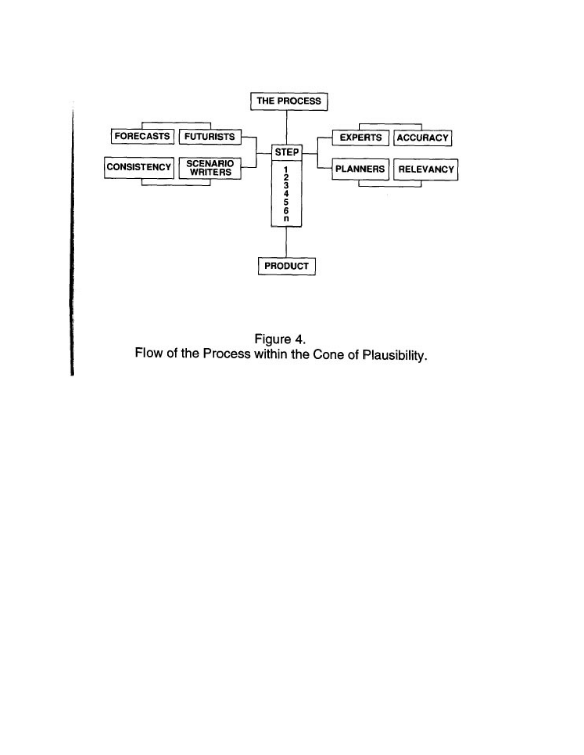THE PROCESS

FORECASTS | FUTURISTS

CONSISTENCY | SCENARIO WRITERS

STEP

1
2
3
4
5
6
n

EXPERTS | ACCURACY

PLANNERS | RELEVANCY

PRODUCT

Figure 4.
Flow of the Process within the Cone of Plausibility.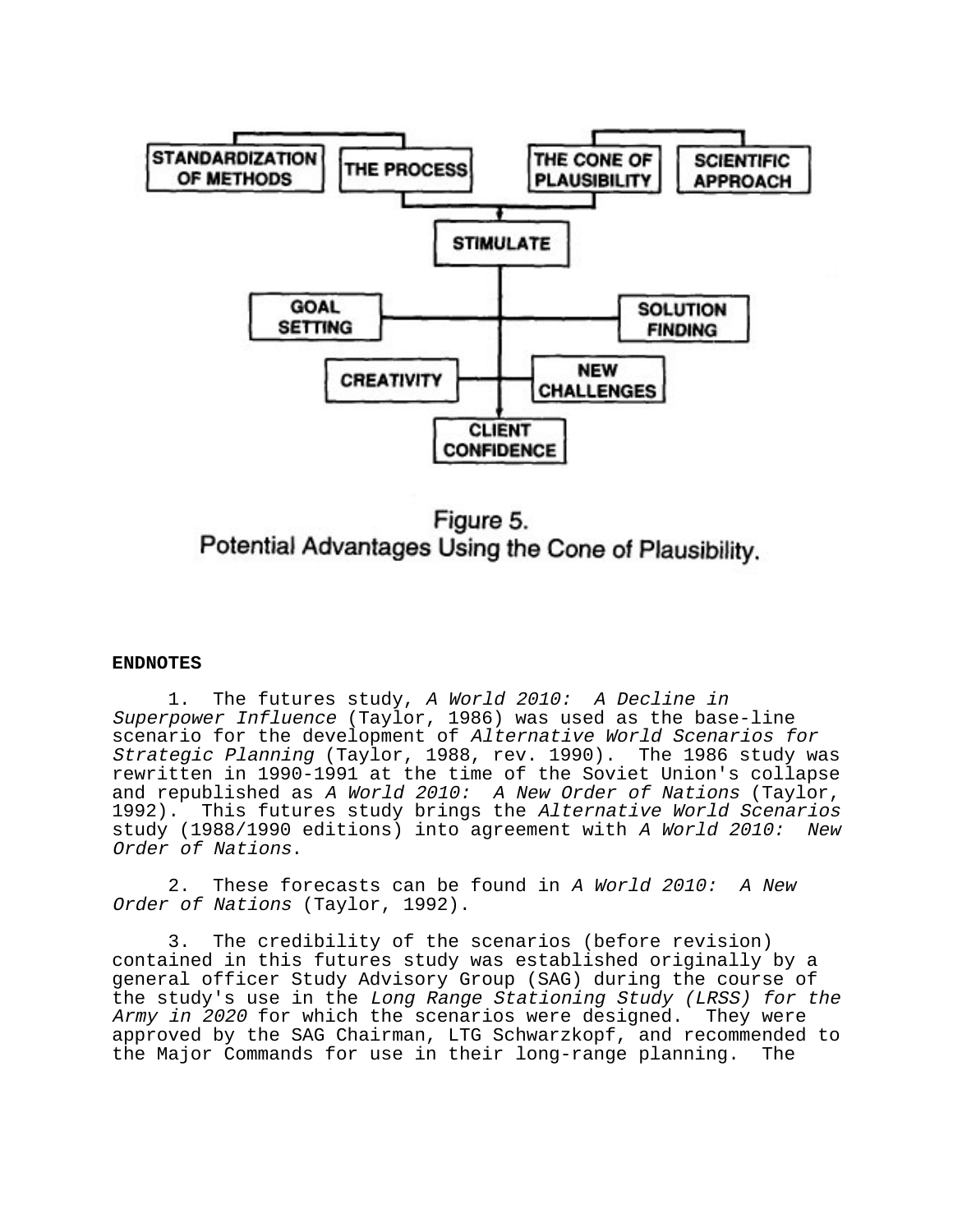STANDARDIZATION OF METHODS

THE PROCESS

THE CONE OF PLAUSIBILITY

SCIENTIFIC APPROACH

STIMULATE

GOAL SETTING

SOLUTION FINDING

CREATIVITY

NEW CHALLENGES

CLIENT CONFIDENCE

Figure 5.
Potential Advantages Using the Cone of Plausibility.

**ENDNOTES**

1. The futures study, *A World 2010: A Decline in Superpower Influence* (Taylor, 1986) was used as the base-line scenario for the development of *Alternative World Scenarios for Strategic Planning* (Taylor, 1988, rev. 1990). The 1986 study was rewritten in 1990-1991 at the time of the Soviet Union's collapse and republished as *A World 2010: A New Order of Nations* (Taylor, 1992). This futures study brings the *Alternative World Scenarios* study (1988/1990 editions) into agreement with *A World 2010: New Order of Nations*.

2. These forecasts can be found in *A World 2010: A New Order of Nations* (Taylor, 1992).

3. The credibility of the scenarios (before revision) contained in this futures study was established originally by a general officer Study Advisory Group (SAG) during the course of the study's use in the *Long Range Stationing Study (LRSS) for the Army in 2020* for which the scenarios were designed. They were approved by the SAG Chairman, LTG Schwarzkopf, and recommended to the Major Commands for use in their long-range planning. The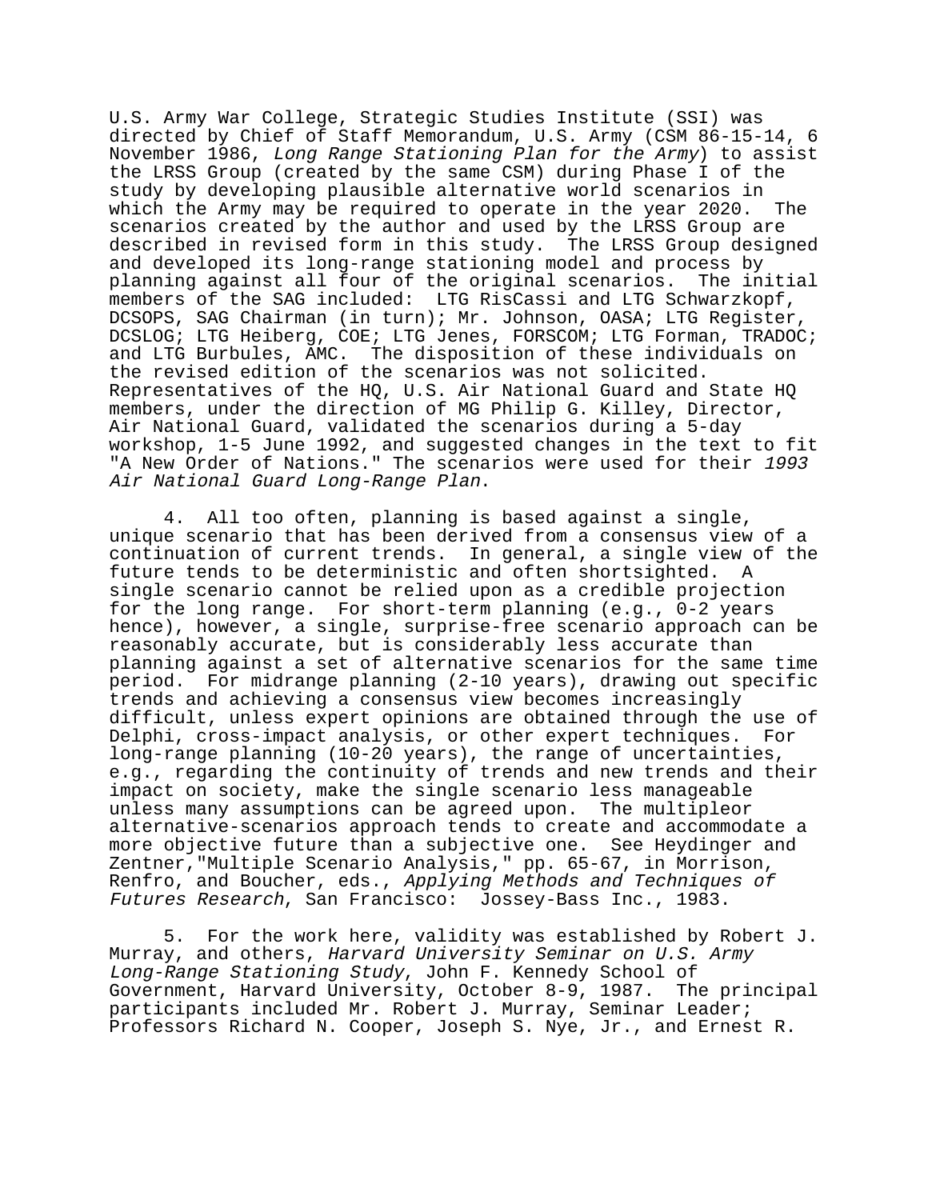U.S. Army War College, Strategic Studies Institute (SSI) was directed by Chief of Staff Memorandum, U.S. Army (CSM 86-15-14, 6 November 1986, *Long Range Stationing Plan for the Army*) to assist the LRSS Group (created by the same CSM) during Phase I of the study by developing plausible alternative world scenarios in which the Army may be required to operate in the year 2020. The scenarios created by the author and used by the LRSS Group are described in revised form in this study. The LRSS Group designed and developed its long-range stationing model and process by planning against all four of the original scenarios. The initial members of the SAG included: LTG RisCassi and LTG Schwarzkopf, DCSOPS, SAG Chairman (in turn); Mr. Johnson, OASA; LTG Register, DCSLOG; LTG Heiberg, COE; LTG Jenes, FORSCOM; LTG Forman, TRADOC; and LTG Burbules, AMC. The disposition of these individuals on the revised edition of the scenarios was not solicited. Representatives of the HQ, U.S. Air National Guard and State HQ members, under the direction of MG Philip G. Killey, Director, Air National Guard, validated the scenarios during a 5-day workshop, 1-5 June 1992, and suggested changes in the text to fit "A New Order of Nations." The scenarios were used for their *1993 Air National Guard Long-Range Plan*.

4. All too often, planning is based against a single, unique scenario that has been derived from a consensus view of a continuation of current trends. In general, a single view of the future tends to be deterministic and often shortsighted. A single scenario cannot be relied upon as a credible projection for the long range. For short-term planning (e.g., 0-2 years hence), however, a single, surprise-free scenario approach can be reasonably accurate, but is considerably less accurate than planning against a set of alternative scenarios for the same time period. For midrange planning (2-10 years), drawing out specific trends and achieving a consensus view becomes increasingly difficult, unless expert opinions are obtained through the use of Delphi, cross-impact analysis, or other expert techniques. For long-range planning (10-20 years), the range of uncertainties, e.g., regarding the continuity of trends and new trends and their impact on society, make the single scenario less manageable unless many assumptions can be agreed upon. The multipleor alternative-scenarios approach tends to create and accommodate a more objective future than a subjective one. See Heydinger and Zentner,"Multiple Scenario Analysis," pp. 65-67, in Morrison, Renfro, and Boucher, eds., *Applying Methods and Techniques of Futures Research*, San Francisco: Jossey-Bass Inc., 1983.

5. For the work here, validity was established by Robert J. Murray, and others, *Harvard University Seminar on U.S. Army Long-Range Stationing Study*, John F. Kennedy School of Government, Harvard University, October 8-9, 1987. The principal participants included Mr. Robert J. Murray, Seminar Leader; Professors Richard N. Cooper, Joseph S. Nye, Jr., and Ernest R.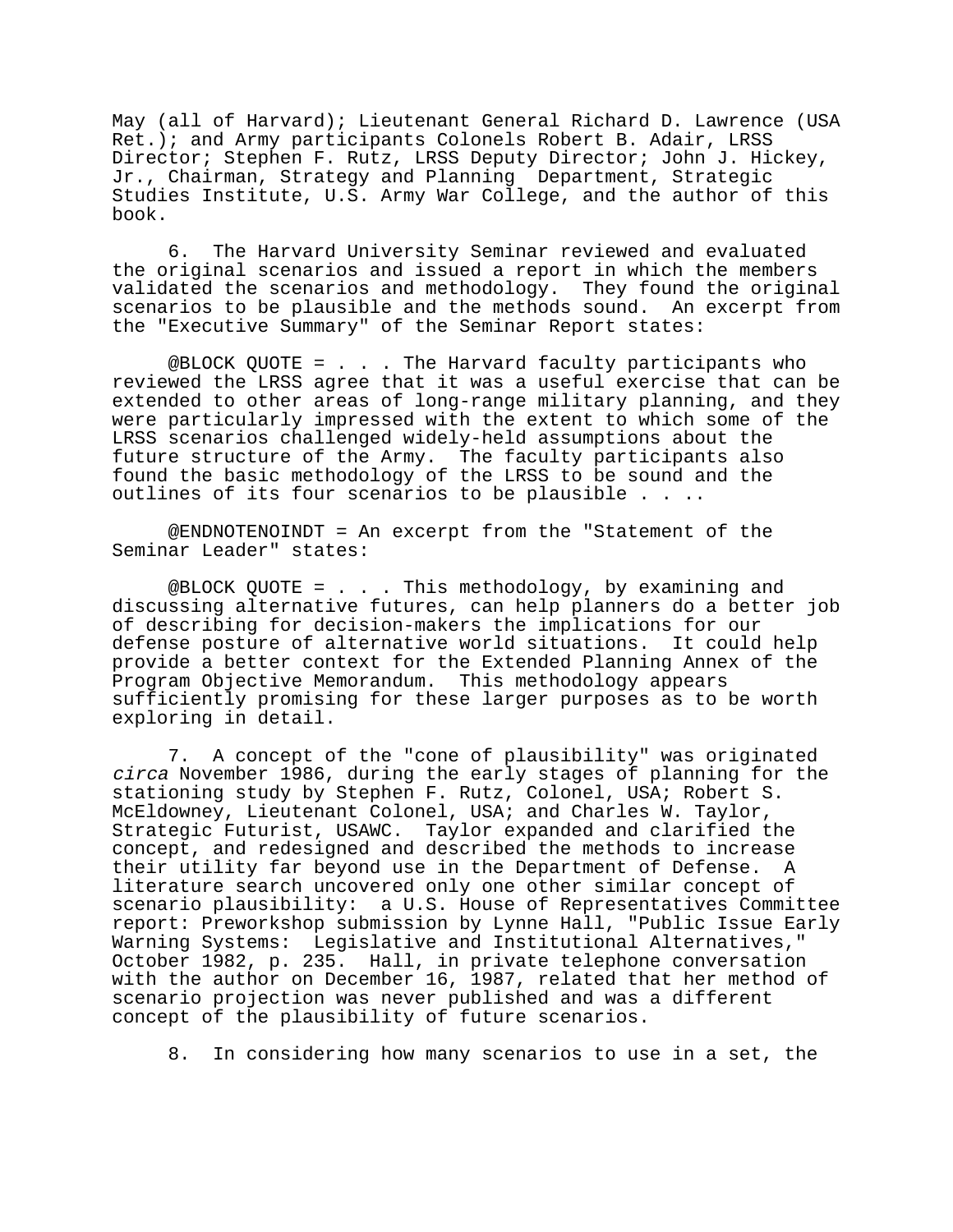May (all of Harvard); Lieutenant General Richard D. Lawrence (USA Ret.); and Army participants Colonels Robert B. Adair, LRSS Director; Stephen F. Rutz, LRSS Deputy Director; John J. Hickey, Jr., Chairman, Strategy and Planning Department, Strategic Studies Institute, U.S. Army War College, and the author of this book.

6. The Harvard University Seminar reviewed and evaluated the original scenarios and issued a report in which the members validated the scenarios and methodology. They found the original scenarios to be plausible and the methods sound. An excerpt from the "Executive Summary" of the Seminar Report states:

@BLOCK QUOTE = . . . The Harvard faculty participants who reviewed the LRSS agree that it was a useful exercise that can be extended to other areas of long-range military planning, and they were particularly impressed with the extent to which some of the LRSS scenarios challenged widely-held assumptions about the future structure of the Army. The faculty participants also found the basic methodology of the LRSS to be sound and the outlines of its four scenarios to be plausible . . ..

@ENDNOTENOINDT = An excerpt from the "Statement of the Seminar Leader" states:

@BLOCK QUOTE = . . . This methodology, by examining and discussing alternative futures, can help planners do a better job of describing for decision-makers the implications for our defense posture of alternative world situations. It could help provide a better context for the Extended Planning Annex of the Program Objective Memorandum. This methodology appears sufficiently promising for these larger purposes as to be worth exploring in detail.

7. A concept of the "cone of plausibility" was originated *circa* November 1986, during the early stages of planning for the stationing study by Stephen F. Rutz, Colonel, USA; Robert S. McEldowney, Lieutenant Colonel, USA; and Charles W. Taylor, Strategic Futurist, USAWC. Taylor expanded and clarified the concept, and redesigned and described the methods to increase their utility far beyond use in the Department of Defense. A literature search uncovered only one other similar concept of scenario plausibility: a U.S. House of Representatives Committee report: Preworkshop submission by Lynne Hall, "Public Issue Early Warning Systems: Legislative and Institutional Alternatives," October 1982, p. 235. Hall, in private telephone conversation with the author on December 16, 1987, related that her method of scenario projection was never published and was a different concept of the plausibility of future scenarios.

8. In considering how many scenarios to use in a set, the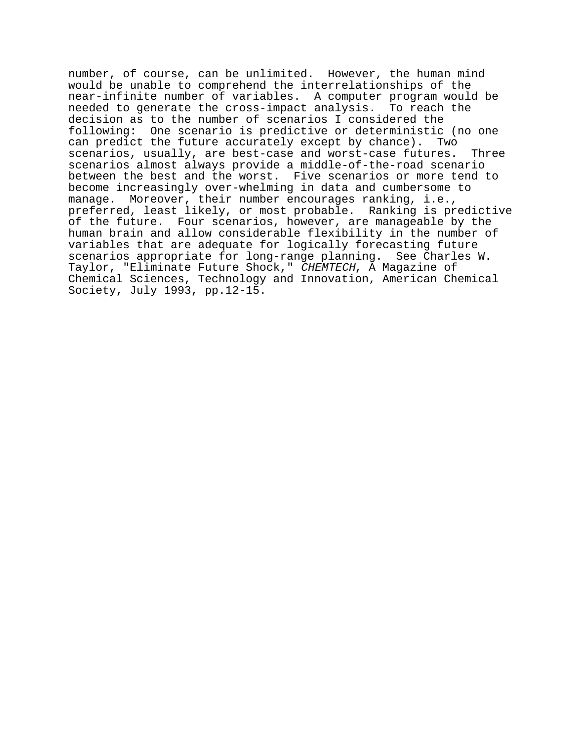number, of course, can be unlimited. However, the human mind would be unable to comprehend the interrelationships of the near-infinite number of variables. A computer program would be needed to generate the cross-impact analysis. To reach the decision as to the number of scenarios I considered the following: One scenario is predictive or deterministic (no one can predict the future accurately except by chance). Two scenarios, usually, are best-case and worst-case futures. Three scenarios almost always provide a middle-of-the-road scenario between the best and the worst. Five scenarios or more tend to become increasingly over-whelming in data and cumbersome to manage. Moreover, their number encourages ranking, i.e., preferred, least likely, or most probable. Ranking is predictive of the future. Four scenarios, however, are manageable by the human brain and allow considerable flexibility in the number of variables that are adequate for logically forecasting future scenarios appropriate for long-range planning. See Charles W. Taylor, "Eliminate Future Shock," *CHEMTECH*, A Magazine of Chemical Sciences, Technology and Innovation, American Chemical Society, July 1993, pp.12-15.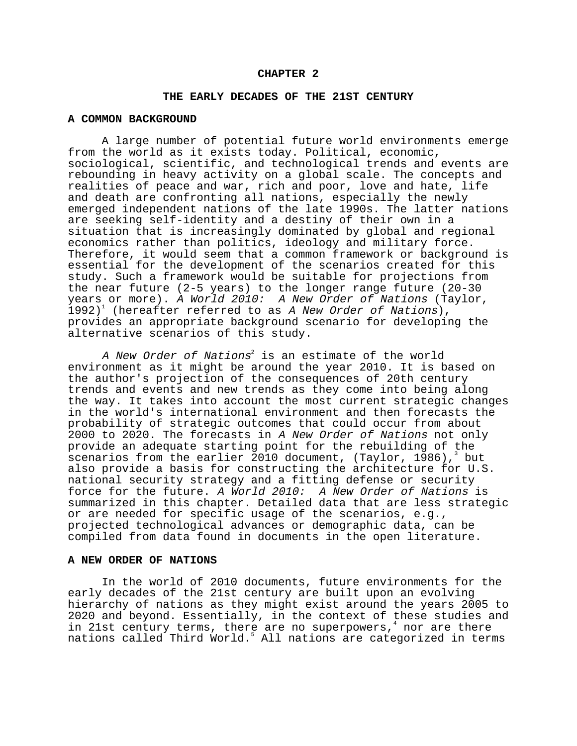# CHAPTER 2

## THE EARLY DECADES OF THE 21ST CENTURY

### A COMMON BACKGROUND

A large number of potential future world environments emerge from the world as it exists today. Political, economic, sociological, scientific, and technological trends and events are rebounding in heavy activity on a global scale. The concepts and realities of peace and war, rich and poor, love and hate, life and death are confronting all nations, especially the newly emerged independent nations of the late 1990s. The latter nations are seeking self-identity and a destiny of their own in a situation that is increasingly dominated by global and regional economics rather than politics, ideology and military force. Therefore, it would seem that a common framework or background is essential for the development of the scenarios created for this study. Such a framework would be suitable for projections from the near future (2-5 years) to the longer range future (20-30 years or more). *A World 2010: A New Order of Nations* (Taylor, 1992)[1] (hereafter referred to as *A New Order of Nations*), provides an appropriate background scenario for developing the alternative scenarios of this study.

*A New Order of Nations*[2] is an estimate of the world environment as it might be around the year 2010. It is based on the author's projection of the consequences of 20th century trends and events and new trends as they come into being along the way. It takes into account the most current strategic changes in the world's international environment and then forecasts the probability of strategic outcomes that could occur from about 2000 to 2020. The forecasts in *A New Order of Nations* not only provide an adequate starting point for the rebuilding of the scenarios from the earlier 2010 document, (Taylor, 1986),[3] but also provide a basis for constructing the architecture for U.S. national security strategy and a fitting defense or security force for the future. *A World 2010: A New Order of Nations* is summarized in this chapter. Detailed data that are less strategic or are needed for specific usage of the scenarios, e.g., projected technological advances or demographic data, can be compiled from data found in documents in the open literature.

### A NEW ORDER OF NATIONS

In the world of 2010 documents, future environments for the early decades of the 21st century are built upon an evolving hierarchy of nations as they might exist around the years 2005 to 2020 and beyond. Essentially, in the context of these studies and in 21st century terms, there are no superpowers,[4] nor are there nations called Third World.[5] All nations are categorized in terms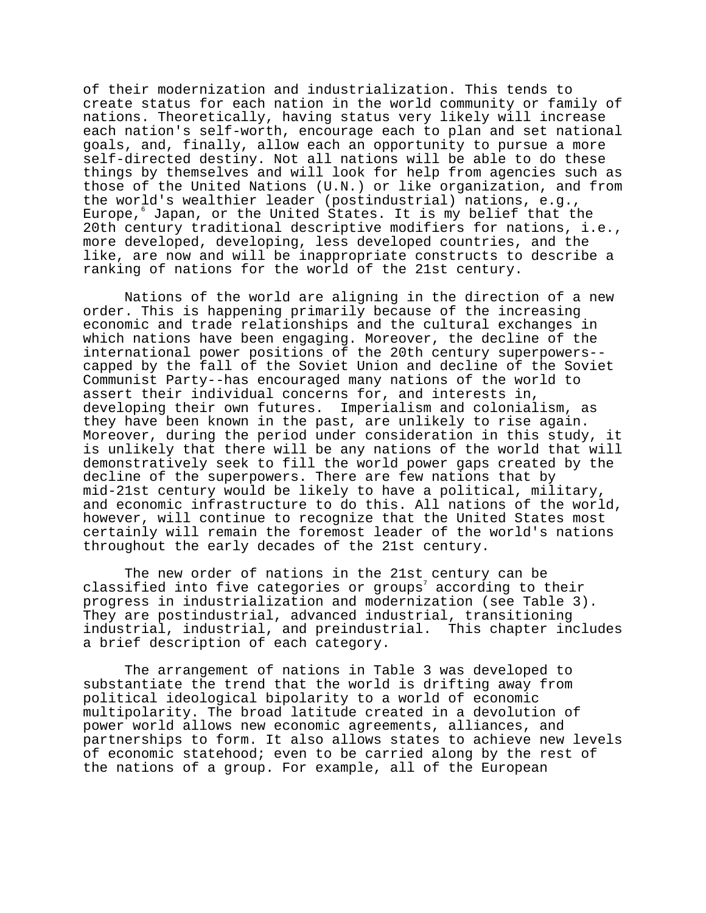of their modernization and industrialization. This tends to create status for each nation in the world community or family of nations. Theoretically, having status very likely will increase each nation's self-worth, encourage each to plan and set national goals, and, finally, allow each an opportunity to pursue a more self-directed destiny. Not all nations will be able to do these things by themselves and will look for help from agencies such as those of the United Nations (U.N.) or like organization, and from the world's wealthier leader (postindustrial) nations, e.g., Europe,[6] Japan, or the United States. It is my belief that the 20th century traditional descriptive modifiers for nations, i.e., more developed, developing, less developed countries, and the like, are now and will be inappropriate constructs to describe a ranking of nations for the world of the 21st century.

Nations of the world are aligning in the direction of a new order. This is happening primarily because of the increasing economic and trade relationships and the cultural exchanges in which nations have been engaging. Moreover, the decline of the international power positions of the 20th century superpowers--capped by the fall of the Soviet Union and decline of the Soviet Communist Party--has encouraged many nations of the world to assert their individual concerns for, and interests in, developing their own futures. Imperialism and colonialism, as they have been known in the past, are unlikely to rise again. Moreover, during the period under consideration in this study, it is unlikely that there will be any nations of the world that will demonstratively seek to fill the world power gaps created by the decline of the superpowers. There are few nations that by mid-21st century would be likely to have a political, military, and economic infrastructure to do this. All nations of the world, however, will continue to recognize that the United States most certainly will remain the foremost leader of the world's nations throughout the early decades of the 21st century.

The new order of nations in the 21st century can be classified into five categories or groups[7] according to their progress in industrialization and modernization (see Table 3). They are postindustrial, advanced industrial, transitioning industrial, industrial, and preindustrial. This chapter includes a brief description of each category.

The arrangement of nations in Table 3 was developed to substantiate the trend that the world is drifting away from political ideological bipolarity to a world of economic multipolarity. The broad latitude created in a devolution of power world allows new economic agreements, alliances, and partnerships to form. It also allows states to achieve new levels of economic statehood; even to be carried along by the rest of the nations of a group. For example, all of the European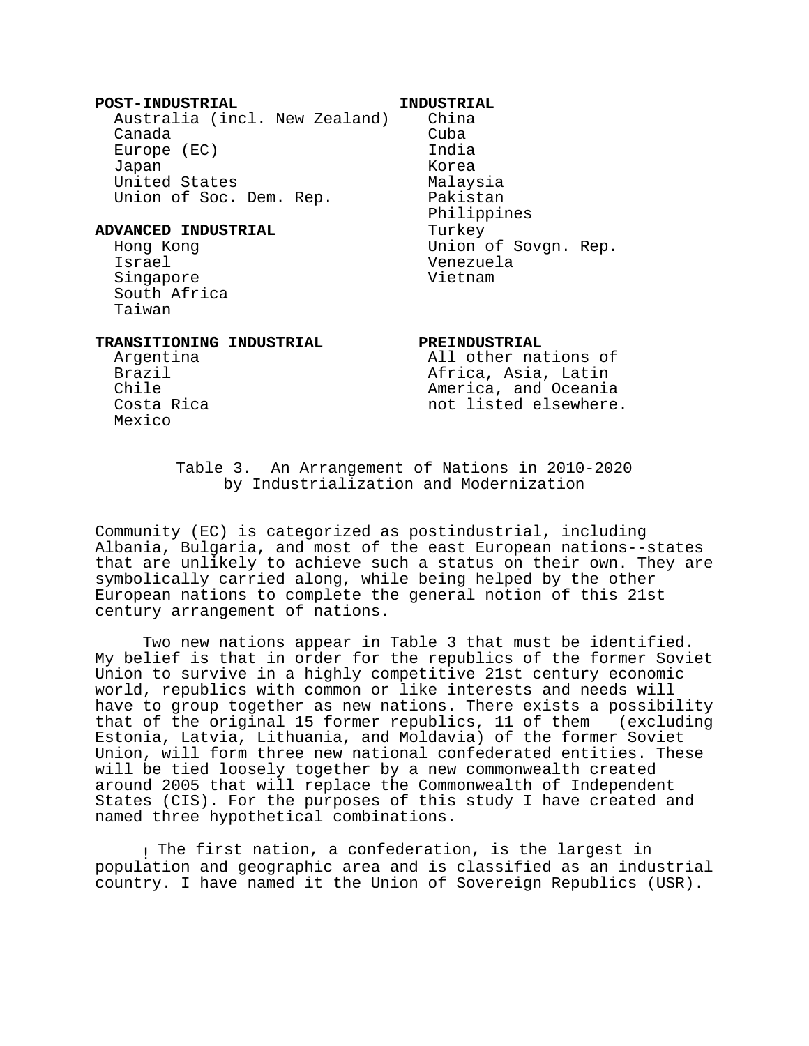**POST-INDUSTRIAL**
- Australia (incl. New Zealand)
- Canada
- Europe (EC)
- Japan
- United States
- Union of Soc. Dem. Rep.

**ADVANCED INDUSTRIAL**
- Hong Kong
- Israel
- Singapore
- South Africa
- Taiwan

**TRANSITIONING INDUSTRIAL**
- Argentina
- Brazil
- Chile
- Costa Rica
- Mexico

**INDUSTRIAL**
- China
- Cuba
- India
- Korea
- Malaysia
- Pakistan
- Philippines
- Turkey
- Union of Sovgn. Rep.
- Venezuela
- Vietnam

**PREINDUSTRIAL**
- All other nations of Africa, Asia, Latin America, and Oceania not listed elsewhere.

Table 3. An Arrangement of Nations in 2010-2020 by Industrialization and Modernization

Community (EC) is categorized as postindustrial, including Albania, Bulgaria, and most of the east European nations--states that are unlikely to achieve such a status on their own. They are symbolically carried along, while being helped by the other European nations to complete the general notion of this 21st century arrangement of nations.

Two new nations appear in Table 3 that must be identified. My belief is that in order for the republics of the former Soviet Union to survive in a highly competitive 21st century economic world, republics with common or like interests and needs will have to group together as new nations. There exists a possibility that of the original 15 former republics, 11 of them (excluding Estonia, Latvia, Lithuania, and Moldavia) of the former Soviet Union, will form three new national confederated entities. These will be tied loosely together by a new commonwealth created around 2005 that will replace the Commonwealth of Independent States (CIS). For the purposes of this study I have created and named three hypothetical combinations.

The first nation, a confederation, is the largest in population and geographic area and is classified as an industrial country. I have named it the Union of Sovereign Republics (USR).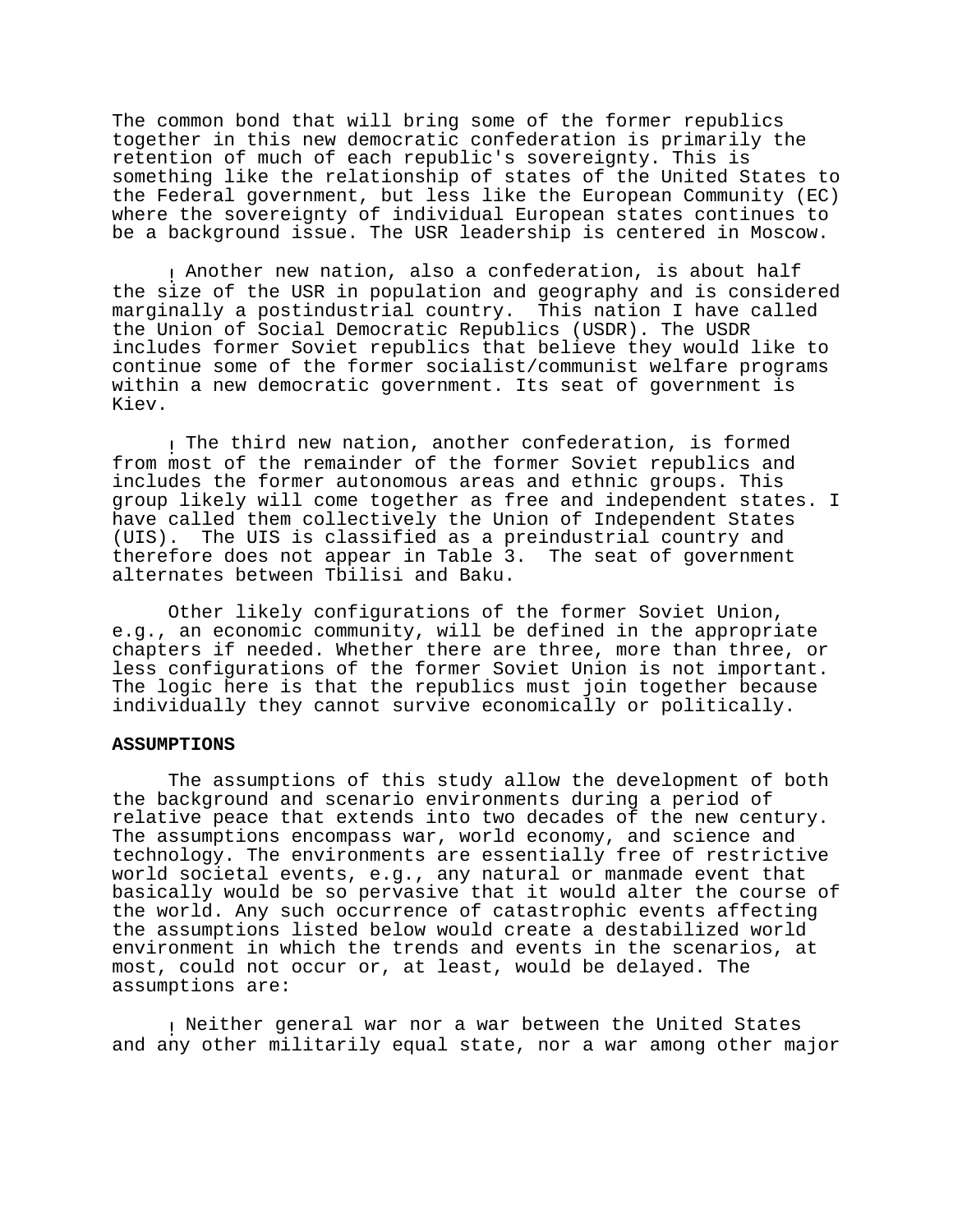The common bond that will bring some of the former republics together in this new democratic confederation is primarily the retention of much of each republic's sovereignty. This is something like the relationship of states of the United States to the Federal government, but less like the European Community (EC) where the sovereignty of individual European states continues to be a background issue. The USR leadership is centered in Moscow.

- Another new nation, also a confederation, is about half the size of the USR in population and geography and is considered marginally a postindustrial country. This nation I have called the Union of Social Democratic Republics (USDR). The USDR includes former Soviet republics that believe they would like to continue some of the former socialist/communist welfare programs within a new democratic government. Its seat of government is Kiev.

- The third new nation, another confederation, is formed from most of the remainder of the former Soviet republics and includes the former autonomous areas and ethnic groups. This group likely will come together as free and independent states. I have called them collectively the Union of Independent States (UIS). The UIS is classified as a preindustrial country and therefore does not appear in Table 3. The seat of government alternates between Tbilisi and Baku.

Other likely configurations of the former Soviet Union, e.g., an economic community, will be defined in the appropriate chapters if needed. Whether there are three, more than three, or less configurations of the former Soviet Union is not important. The logic here is that the republics must join together because individually they cannot survive economically or politically.

**ASSUMPTIONS**

The assumptions of this study allow the development of both the background and scenario environments during a period of relative peace that extends into two decades of the new century. The assumptions encompass war, world economy, and science and technology. The environments are essentially free of restrictive world societal events, e.g., any natural or manmade event that basically would be so pervasive that it would alter the course of the world. Any such occurrence of catastrophic events affecting the assumptions listed below would create a destabilized world environment in which the trends and events in the scenarios, at most, could not occur or, at least, would be delayed. The assumptions are:

- Neither general war nor a war between the United States and any other militarily equal state, nor a war among other major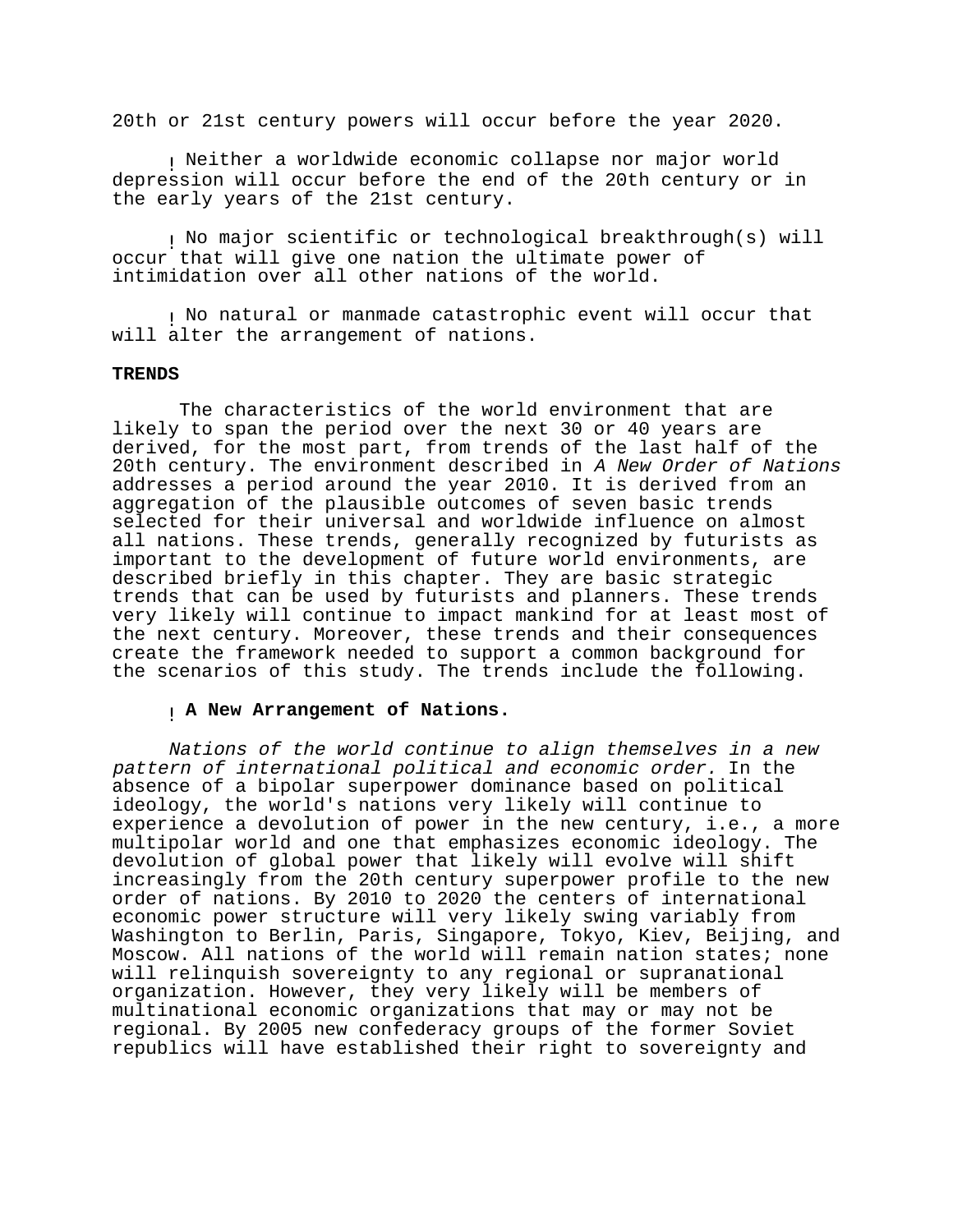20th or 21st century powers will occur before the year 2020.

- Neither a worldwide economic collapse nor major world depression will occur before the end of the 20th century or in the early years of the 21st century.

- No major scientific or technological breakthrough(s) will occur that will give one nation the ultimate power of intimidation over all other nations of the world.

- No natural or manmade catastrophic event will occur that will alter the arrangement of nations.

**TRENDS**

The characteristics of the world environment that are likely to span the period over the next 30 or 40 years are derived, for the most part, from trends of the last half of the 20th century. The environment described in *A New Order of Nations* addresses a period around the year 2010. It is derived from an aggregation of the plausible outcomes of seven basic trends selected for their universal and worldwide influence on almost all nations. These trends, generally recognized by futurists as important to the development of future world environments, are described briefly in this chapter. They are basic strategic trends that can be used by futurists and planners. These trends very likely will continue to impact mankind for at least most of the next century. Moreover, these trends and their consequences create the framework needed to support a common background for the scenarios of this study. The trends include the following.

- **A New Arrangement of Nations.**

*Nations of the world continue to align themselves in a new pattern of international political and economic order.* In the absence of a bipolar superpower dominance based on political ideology, the world's nations very likely will continue to experience a devolution of power in the new century, i.e., a more multipolar world and one that emphasizes economic ideology. The devolution of global power that likely will evolve will shift increasingly from the 20th century superpower profile to the new order of nations. By 2010 to 2020 the centers of international economic power structure will very likely swing variably from Washington to Berlin, Paris, Singapore, Tokyo, Kiev, Beijing, and Moscow. All nations of the world will remain nation states; none will relinquish sovereignty to any regional or supranational organization. However, they very likely will be members of multinational economic organizations that may or may not be regional. By 2005 new confederacy groups of the former Soviet republics will have established their right to sovereignty and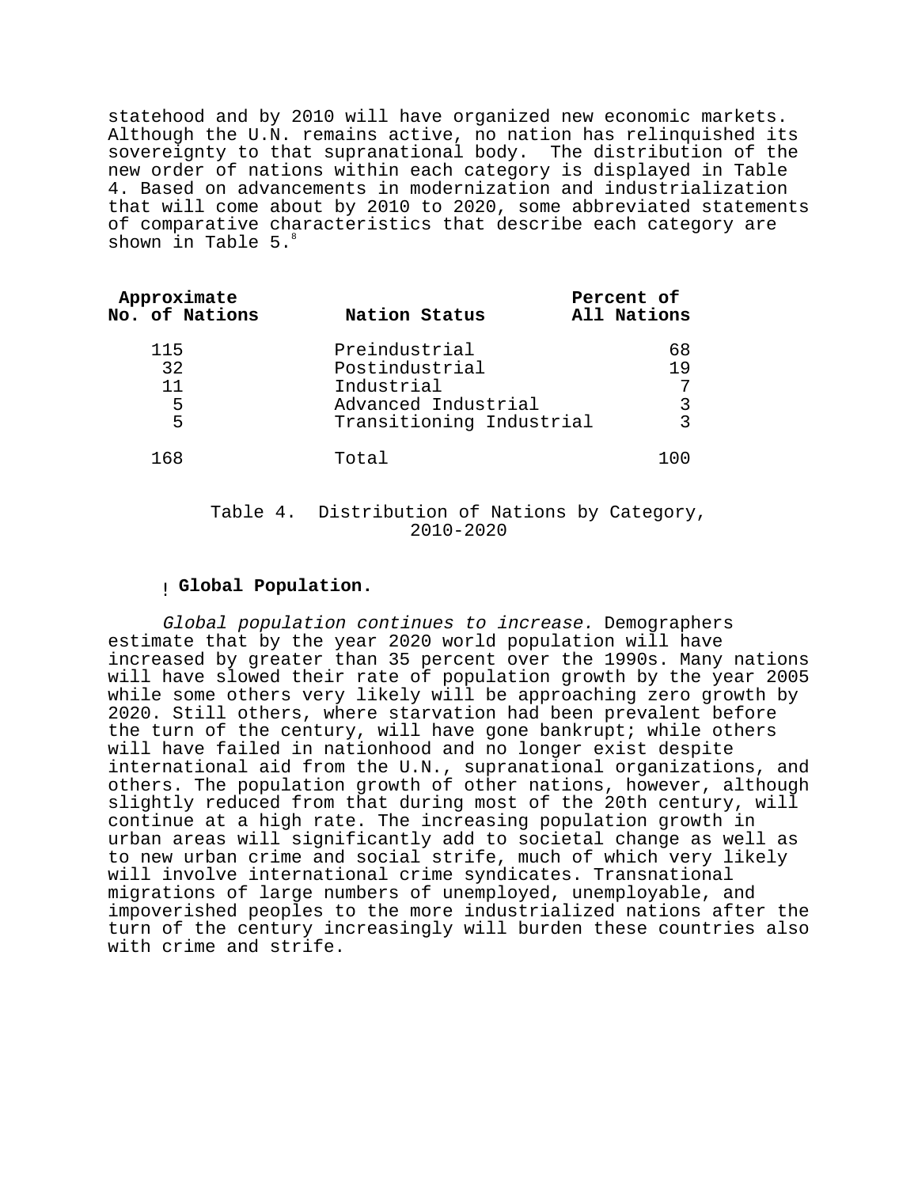statehood and by 2010 will have organized new economic markets. Although the U.N. remains active, no nation has relinquished its sovereignty to that supranational body. The distribution of the new order of nations within each category is displayed in Table 4. Based on advancements in modernization and industrialization that will come about by 2010 to 2020, some abbreviated statements of comparative characteristics that describe each category are shown in Table 5.[8]

| Approximate No. of Nations | Nation Status | Percent of All Nations |
|---|---|---|
| 115 | Preindustrial | 68 |
| 32 | Postindustrial | 19 |
| 11 | Industrial | 7 |
| 5 | Advanced Industrial | 3 |
| 5 | Transitioning Industrial | 3 |
| 168 | Total | 100 |

Table 4. Distribution of Nations by Category, 2010-2020

- **Global Population.**

*Global population continues to increase.* Demographers estimate that by the year 2020 world population will have increased by greater than 35 percent over the 1990s. Many nations will have slowed their rate of population growth by the year 2005 while some others very likely will be approaching zero growth by 2020. Still others, where starvation had been prevalent before the turn of the century, will have gone bankrupt; while others will have failed in nationhood and no longer exist despite international aid from the U.N., supranational organizations, and others. The population growth of other nations, however, although slightly reduced from that during most of the 20th century, will continue at a high rate. The increasing population growth in urban areas will significantly add to societal change as well as to new urban crime and social strife, much of which very likely will involve international crime syndicates. Transnational migrations of large numbers of unemployed, unemployable, and impoverished peoples to the more industrialized nations after the turn of the century increasingly will burden these countries also with crime and strife.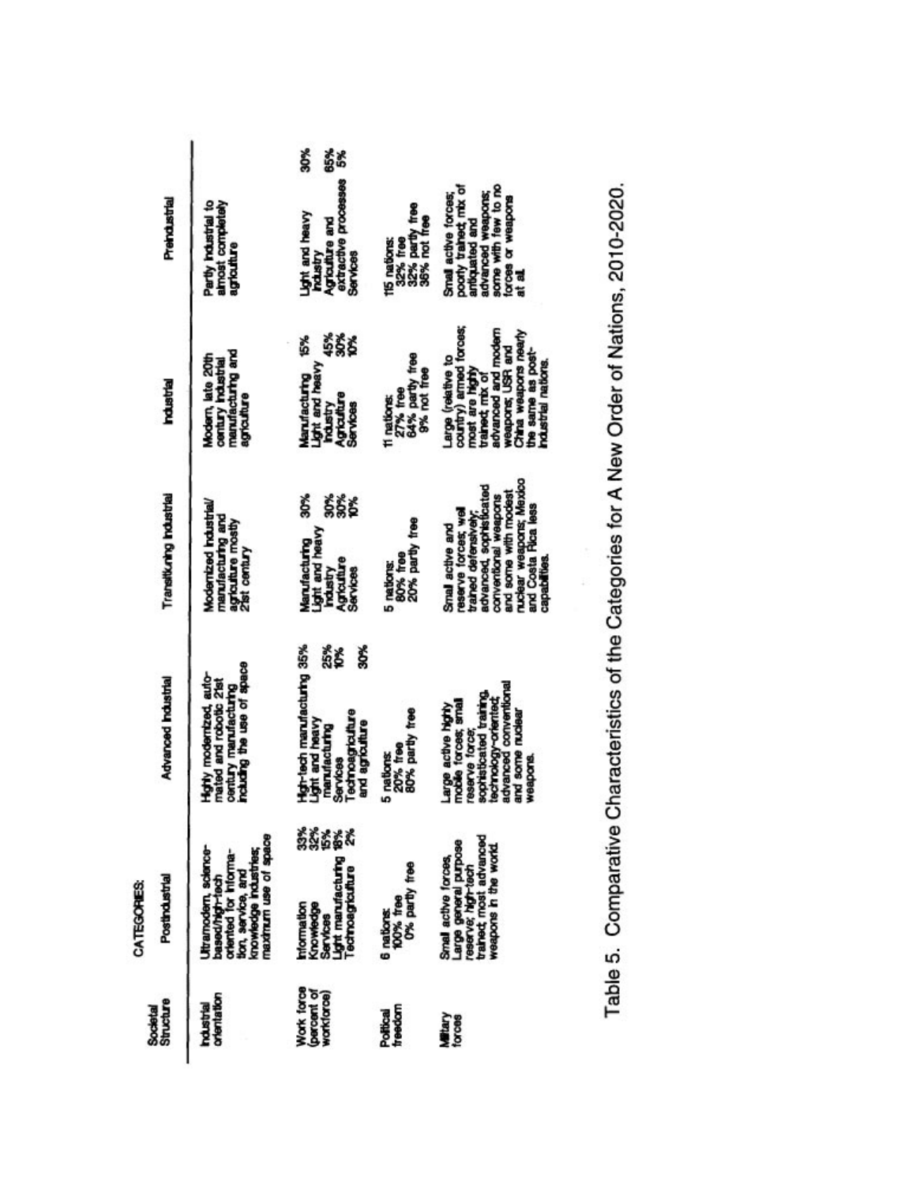| Societal Structure | CATEGORIES: Postindustrial | Advanced Industrial | Transitioning Industrial | Industrial | Preindustrial |
|---|---|---|---|---|---|
| Industrial orientation | Ultramodern, science-based/high-tech oriented for information, service, and knowledge industries; maximum use of space | Highly modernized, automated and robotic 21st century manufacturing including the use of space | Modernized industrial/manufacturing and agriculture mostly 21st century | Modern, late 20th century industrial manufacturing and agriculture | Partly industrial to almost completely agriculture |
| Work force (percent of workforce) | Information 33%<br>Knowledge 32%<br>Services 15%<br>Light manufacturing 18%<br>Technoagriculture 2% | High-tech manufacturing 35%<br>Light and heavy manufacturing 25%<br>Services 10%<br>Technoagriculture and agriculture 30% | Manufacturing 30%<br>Light and heavy industry 30%<br>Agriculture 30%<br>Services 10% | Manufacturing 15%<br>Light and heavy industry 45%<br>Agriculture 30%<br>Services 10% | Light and heavy industry 30%<br>Agriculture and extractive processes 65%<br>Services 5% |
| Political freedom | 6 nations:<br>100% free<br>0% partly free | 5 nations:<br>20% free<br>80% partly free | 5 nations:<br>80% free<br>20% partly free | 11 nations:<br>27% free<br>64% partly free<br>9% not free | 115 nations:<br>32% free<br>32% partly free<br>36% not free |
| Military forces | Small active forces, Large general purpose reserve; high-tech trained; most advanced weapons in the world. | Large active highly mobile forces; small reserve force; sophisticated training, technology-oriented; advanced conventional and some nuclear weapons. | Small active and reserve forces; well trained defensively; advanced, sophisticated conventional weapons and some with modest nuclear weapons; Mexico and Costa Rica less capabilities. | Large (relative to country) armed forces; most are highly trained; mix of advanced and modern weapons; USR and China weapons nearly the same as post-industrial nations. | Small active forces; poorly trained; mix of antiquated and advanced weapons; some with few to no forces or weapons at all. |

Table 5. Comparative Characteristics of the Categories for A New Order of Nations, 2010-2020.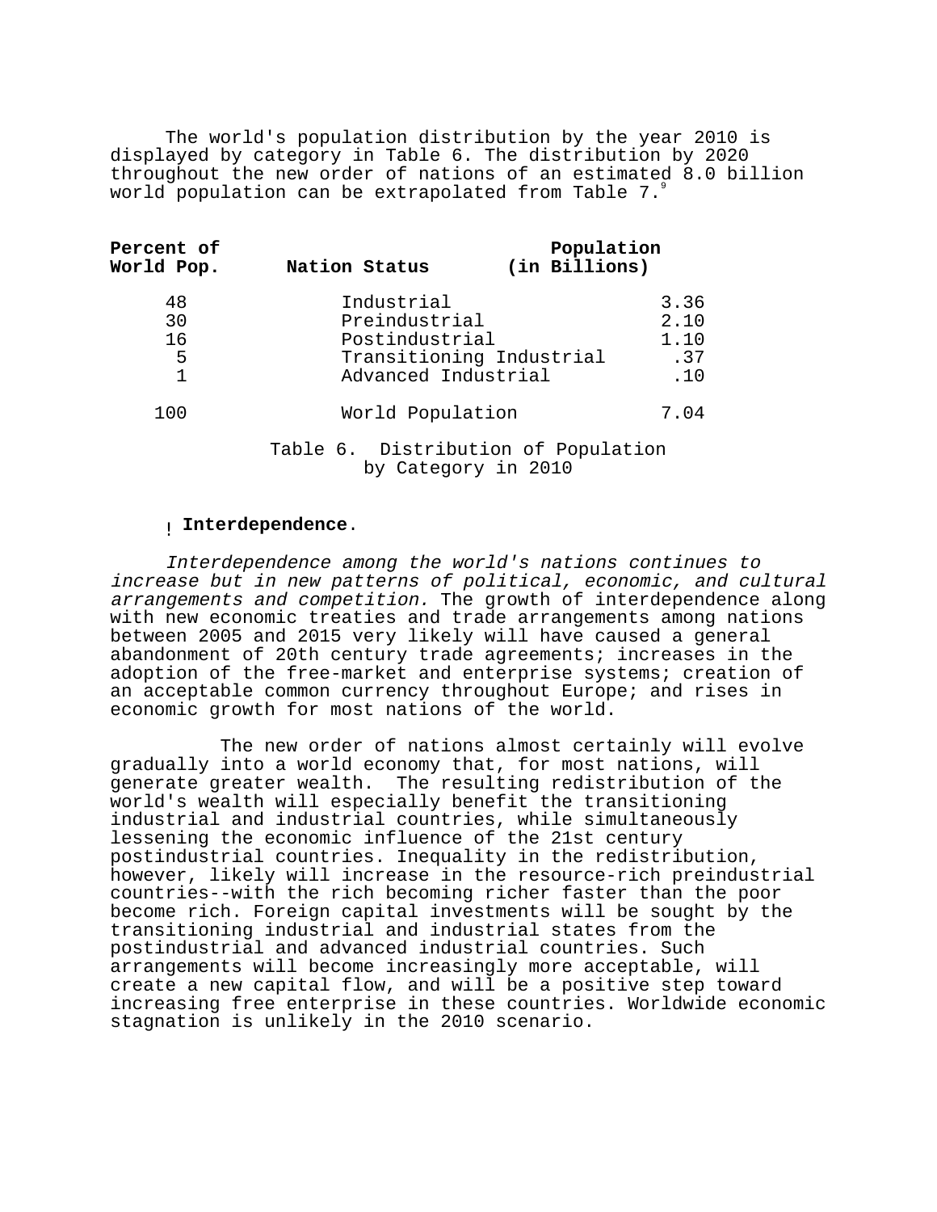The world's population distribution by the year 2010 is displayed by category in Table 6. The distribution by 2020 throughout the new order of nations of an estimated 8.0 billion world population can be extrapolated from Table 7.[9]

| Percent of World Pop. | Nation Status | Population (in Billions) |
|---|---|---|
| 48 | Industrial | 3.36 |
| 30 | Preindustrial | 2.10 |
| 16 | Postindustrial | 1.10 |
| 5 | Transitioning Industrial | .37 |
| 1 | Advanced Industrial | .10 |
| 100 | World Population | 7.04 |

Table 6. Distribution of Population by Category in 2010

- **Interdependence**.

*Interdependence among the world's nations continues to increase but in new patterns of political, economic, and cultural arrangements and competition.* The growth of interdependence along with new economic treaties and trade arrangements among nations between 2005 and 2015 very likely will have caused a general abandonment of 20th century trade agreements; increases in the adoption of the free-market and enterprise systems; creation of an acceptable common currency throughout Europe; and rises in economic growth for most nations of the world.

The new order of nations almost certainly will evolve gradually into a world economy that, for most nations, will generate greater wealth. The resulting redistribution of the world's wealth will especially benefit the transitioning industrial and industrial countries, while simultaneously lessening the economic influence of the 21st century postindustrial countries. Inequality in the redistribution, however, likely will increase in the resource-rich preindustrial countries--with the rich becoming richer faster than the poor become rich. Foreign capital investments will be sought by the transitioning industrial and industrial states from the postindustrial and advanced industrial countries. Such arrangements will become increasingly more acceptable, will create a new capital flow, and will be a positive step toward increasing free enterprise in these countries. Worldwide economic stagnation is unlikely in the 2010 scenario.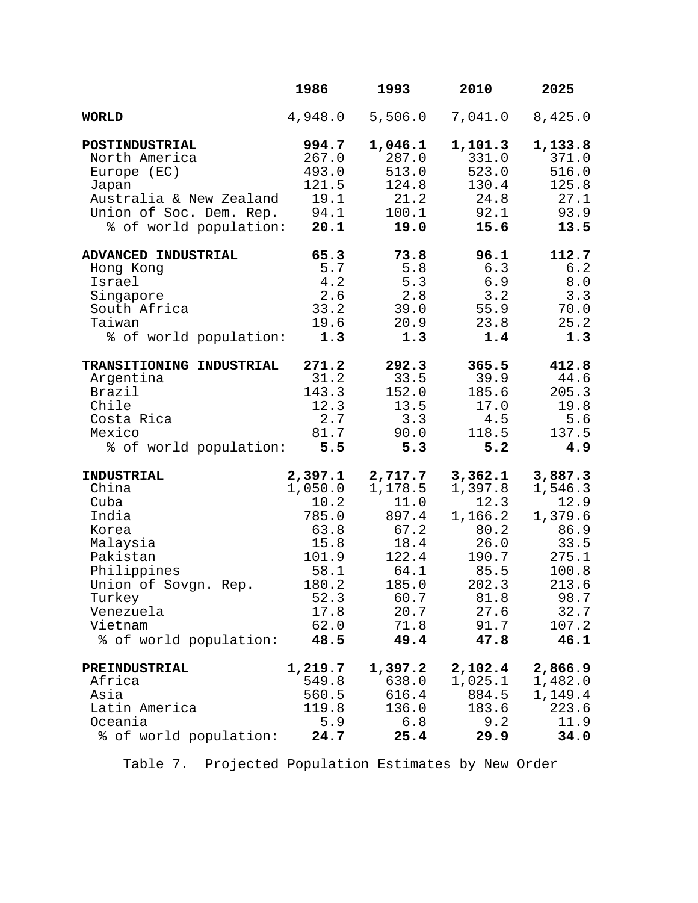| | 1986 | 1993 | 2010 | 2025 |
|---|---|---|---|---|
| **WORLD** | 4,948.0 | 5,506.0 | 7,041.0 | 8,425.0 |
| **POSTINDUSTRIAL** | **994.7** | **1,046.1** | **1,101.3** | **1,133.8** |
| North America | 267.0 | 287.0 | 331.0 | 371.0 |
| Europe (EC) | 493.0 | 513.0 | 523.0 | 516.0 |
| Japan | 121.5 | 124.8 | 130.4 | 125.8 |
| Australia & New Zealand | 19.1 | 21.2 | 24.8 | 27.1 |
| Union of Soc. Dem. Rep. | 94.1 | 100.1 | 92.1 | 93.9 |
| % of world population: | **20.1** | **19.0** | **15.6** | **13.5** |
| **ADVANCED INDUSTRIAL** | **65.3** | **73.8** | **96.1** | **112.7** |
| Hong Kong | 5.7 | 5.8 | 6.3 | 6.2 |
| Israel | 4.2 | 5.3 | 6.9 | 8.0 |
| Singapore | 2.6 | 2.8 | 3.2 | 3.3 |
| South Africa | 33.2 | 39.0 | 55.9 | 70.0 |
| Taiwan | 19.6 | 20.9 | 23.8 | 25.2 |
| % of world population: | **1.3** | **1.3** | **1.4** | **1.3** |
| **TRANSITIONING INDUSTRIAL** | **271.2** | **292.3** | **365.5** | **412.8** |
| Argentina | 31.2 | 33.5 | 39.9 | 44.6 |
| Brazil | 143.3 | 152.0 | 185.6 | 205.3 |
| Chile | 12.3 | 13.5 | 17.0 | 19.8 |
| Costa Rica | 2.7 | 3.3 | 4.5 | 5.6 |
| Mexico | 81.7 | 90.0 | 118.5 | 137.5 |
| % of world population: | **5.5** | **5.3** | **5.2** | **4.9** |
| **INDUSTRIAL** | **2,397.1** | **2,717.7** | **3,362.1** | **3,887.3** |
| China | 1,050.0 | 1,178.5 | 1,397.8 | 1,546.3 |
| Cuba | 10.2 | 11.0 | 12.3 | 12.9 |
| India | 785.0 | 897.4 | 1,166.2 | 1,379.6 |
| Korea | 63.8 | 67.2 | 80.2 | 86.9 |
| Malaysia | 15.8 | 18.4 | 26.0 | 33.5 |
| Pakistan | 101.9 | 122.4 | 190.7 | 275.1 |
| Philippines | 58.1 | 64.1 | 85.5 | 100.8 |
| Union of Sovgn. Rep. | 180.2 | 185.0 | 202.3 | 213.6 |
| Turkey | 52.3 | 60.7 | 81.8 | 98.7 |
| Venezuela | 17.8 | 20.7 | 27.6 | 32.7 |
| Vietnam | 62.0 | 71.8 | 91.7 | 107.2 |
| % of world population: | **48.5** | **49.4** | **47.8** | **46.1** |
| **PREINDUSTRIAL** | **1,219.7** | **1,397.2** | **2,102.4** | **2,866.9** |
| Africa | 549.8 | 638.0 | 1,025.1 | 1,482.0 |
| Asia | 560.5 | 616.4 | 884.5 | 1,149.4 |
| Latin America | 119.8 | 136.0 | 183.6 | 223.6 |
| Oceania | 5.9 | 6.8 | 9.2 | 11.9 |
| % of world population: | **24.7** | **25.4** | **29.9** | **34.0** |

Table 7. Projected Population Estimates by New Order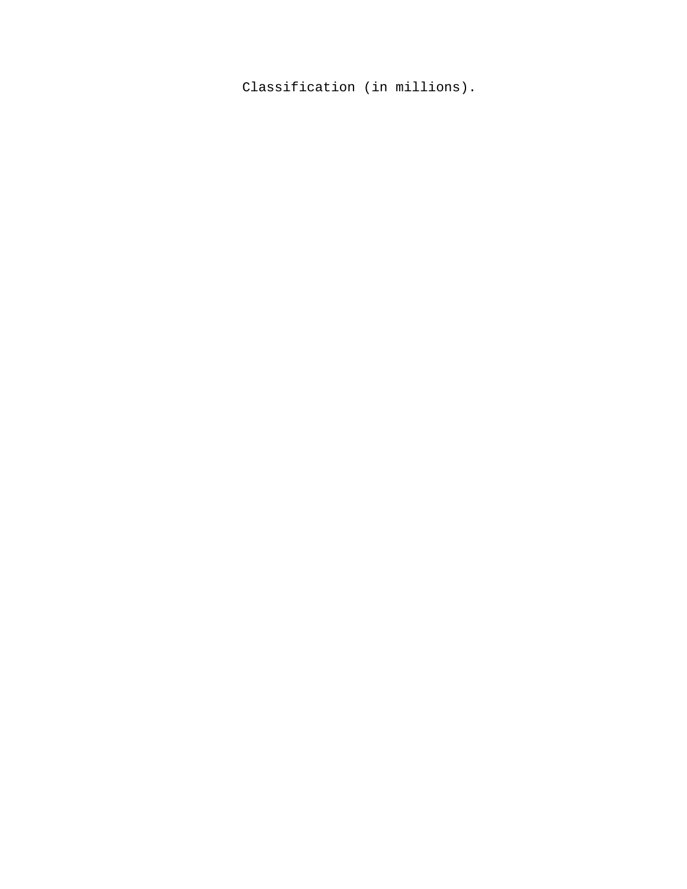Classification (in millions).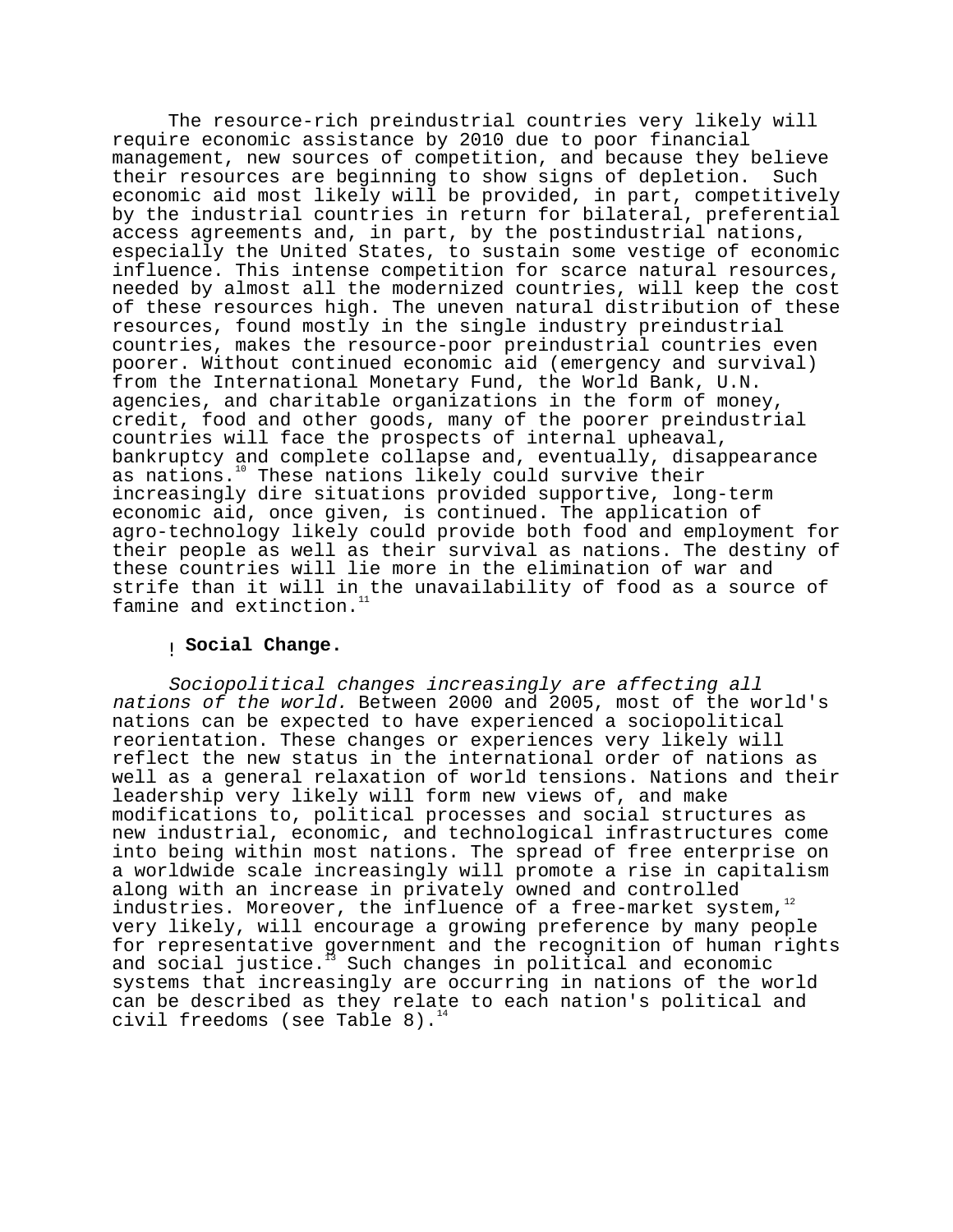The resource-rich preindustrial countries very likely will require economic assistance by 2010 due to poor financial management, new sources of competition, and because they believe their resources are beginning to show signs of depletion. Such economic aid most likely will be provided, in part, competitively by the industrial countries in return for bilateral, preferential access agreements and, in part, by the postindustrial nations, especially the United States, to sustain some vestige of economic influence. This intense competition for scarce natural resources, needed by almost all the modernized countries, will keep the cost of these resources high. The uneven natural distribution of these resources, found mostly in the single industry preindustrial countries, makes the resource-poor preindustrial countries even poorer. Without continued economic aid (emergency and survival) from the International Monetary Fund, the World Bank, U.N. agencies, and charitable organizations in the form of money, credit, food and other goods, many of the poorer preindustrial countries will face the prospects of internal upheaval, bankruptcy and complete collapse and, eventually, disappearance as nations.[10] These nations likely could survive their increasingly dire situations provided supportive, long-term economic aid, once given, is continued. The application of agro-technology likely could provide both food and employment for their people as well as their survival as nations. The destiny of these countries will lie more in the elimination of war and strife than it will in the unavailability of food as a source of famine and extinction.[11]

- **Social Change.**

*Sociopolitical changes increasingly are affecting all nations of the world.* Between 2000 and 2005, most of the world's nations can be expected to have experienced a sociopolitical reorientation. These changes or experiences very likely will reflect the new status in the international order of nations as well as a general relaxation of world tensions. Nations and their leadership very likely will form new views of, and make modifications to, political processes and social structures as new industrial, economic, and technological infrastructures come into being within most nations. The spread of free enterprise on a worldwide scale increasingly will promote a rise in capitalism along with an increase in privately owned and controlled industries. Moreover, the influence of a free-market system,[12] very likely, will encourage a growing preference by many people for representative government and the recognition of human rights and social justice.[13] Such changes in political and economic systems that increasingly are occurring in nations of the world can be described as they relate to each nation's political and civil freedoms (see Table 8).[14]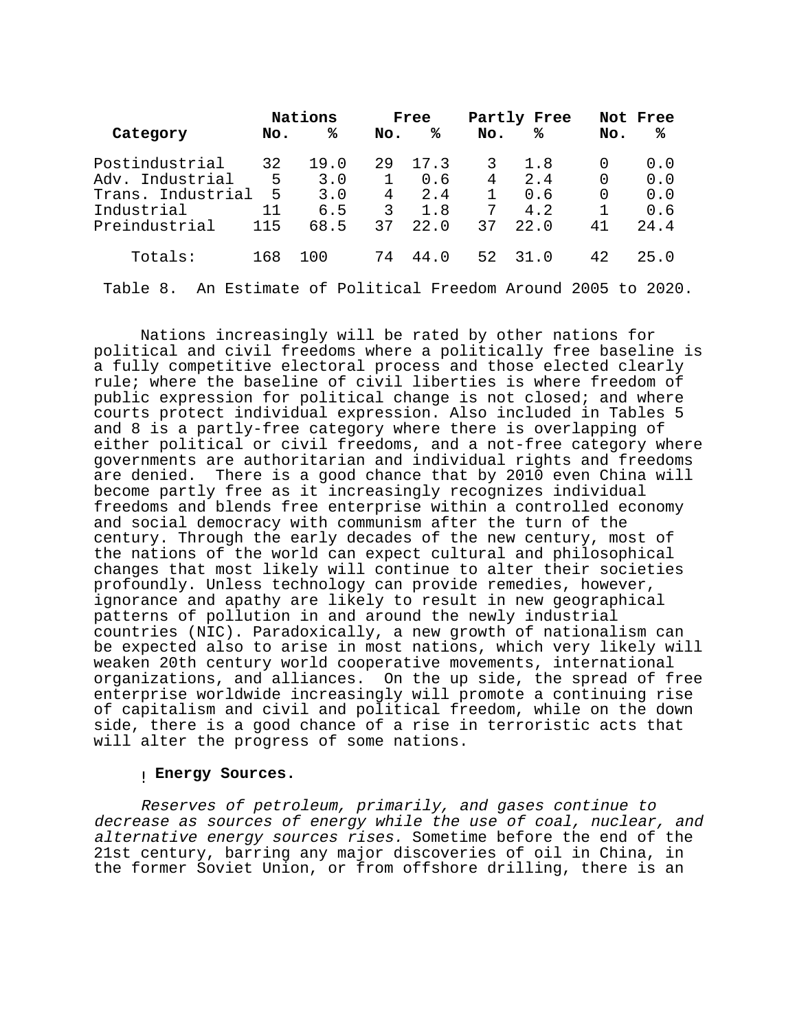| Category | Nations | | Free | | Partly Free | | Not Free | |
|---|---|---|---|---|---|---|---|---|
| | No. | % | No. | % | No. | % | No. | % |
| Postindustrial | 32 | 19.0 | 29 | 17.3 | 3 | 1.8 | 0 | 0.0 |
| Adv. Industrial | 5 | 3.0 | 1 | 0.6 | 4 | 2.4 | 0 | 0.0 |
| Trans. Industrial | 5 | 3.0 | 4 | 2.4 | 1 | 0.6 | 0 | 0.0 |
| Industrial | 11 | 6.5 | 3 | 1.8 | 7 | 4.2 | 1 | 0.6 |
| Preindustrial | 115 | 68.5 | 37 | 22.0 | 37 | 22.0 | 41 | 24.4 |
| Totals: | 168 | 100 | 74 | 44.0 | 52 | 31.0 | 42 | 25.0 |

Table 8. An Estimate of Political Freedom Around 2005 to 2020.

Nations increasingly will be rated by other nations for political and civil freedoms where a politically free baseline is a fully competitive electoral process and those elected clearly rule; where the baseline of civil liberties is where freedom of public expression for political change is not closed; and where courts protect individual expression. Also included in Tables 5 and 8 is a partly-free category where there is overlapping of either political or civil freedoms, and a not-free category where governments are authoritarian and individual rights and freedoms are denied. There is a good chance that by 2010 even China will become partly free as it increasingly recognizes individual freedoms and blends free enterprise within a controlled economy and social democracy with communism after the turn of the century. Through the early decades of the new century, most of the nations of the world can expect cultural and philosophical changes that most likely will continue to alter their societies profoundly. Unless technology can provide remedies, however, ignorance and apathy are likely to result in new geographical patterns of pollution in and around the newly industrial countries (NIC). Paradoxically, a new growth of nationalism can be expected also to arise in most nations, which very likely will weaken 20th century world cooperative movements, international organizations, and alliances. On the up side, the spread of free enterprise worldwide increasingly will promote a continuing rise of capitalism and civil and political freedom, while on the down side, there is a good chance of a rise in terroristic acts that will alter the progress of some nations.

! **Energy Sources.**

*Reserves of petroleum, primarily, and gases continue to decrease as sources of energy while the use of coal, nuclear, and alternative energy sources rises.* Sometime before the end of the 21st century, barring any major discoveries of oil in China, in the former Soviet Union, or from offshore drilling, there is an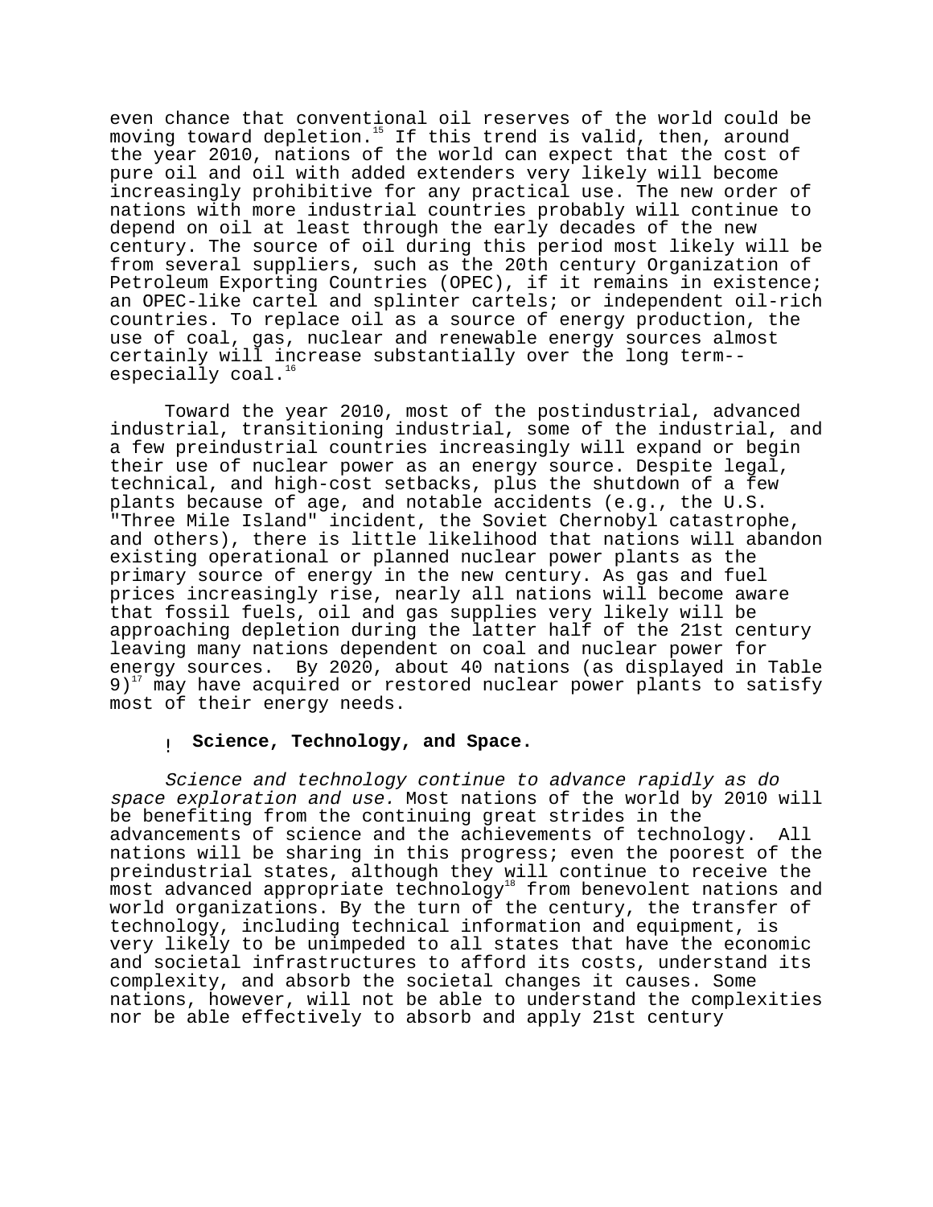even chance that conventional oil reserves of the world could be moving toward depletion.[15] If this trend is valid, then, around the year 2010, nations of the world can expect that the cost of pure oil and oil with added extenders very likely will become increasingly prohibitive for any practical use. The new order of nations with more industrial countries probably will continue to depend on oil at least through the early decades of the new century. The source of oil during this period most likely will be from several suppliers, such as the 20th century Organization of Petroleum Exporting Countries (OPEC), if it remains in existence; an OPEC-like cartel and splinter cartels; or independent oil-rich countries. To replace oil as a source of energy production, the use of coal, gas, nuclear and renewable energy sources almost certainly will increase substantially over the long term--especially coal.[16]

Toward the year 2010, most of the postindustrial, advanced industrial, transitioning industrial, some of the industrial, and a few preindustrial countries increasingly will expand or begin their use of nuclear power as an energy source. Despite legal, technical, and high-cost setbacks, plus the shutdown of a few plants because of age, and notable accidents (e.g., the U.S. "Three Mile Island" incident, the Soviet Chernobyl catastrophe, and others), there is little likelihood that nations will abandon existing operational or planned nuclear power plants as the primary source of energy in the new century. As gas and fuel prices increasingly rise, nearly all nations will become aware that fossil fuels, oil and gas supplies very likely will be approaching depletion during the latter half of the 21st century leaving many nations dependent on coal and nuclear power for energy sources. By 2020, about 40 nations (as displayed in Table 9)[17] may have acquired or restored nuclear power plants to satisfy most of their energy needs.

- **Science, Technology, and Space.**

*Science and technology continue to advance rapidly as do space exploration and use.* Most nations of the world by 2010 will be benefiting from the continuing great strides in the advancements of science and the achievements of technology. All nations will be sharing in this progress; even the poorest of the preindustrial states, although they will continue to receive the most advanced appropriate technology[18] from benevolent nations and world organizations. By the turn of the century, the transfer of technology, including technical information and equipment, is very likely to be unimpeded to all states that have the economic and societal infrastructures to afford its costs, understand its complexity, and absorb the societal changes it causes. Some nations, however, will not be able to understand the complexities nor be able effectively to absorb and apply 21st century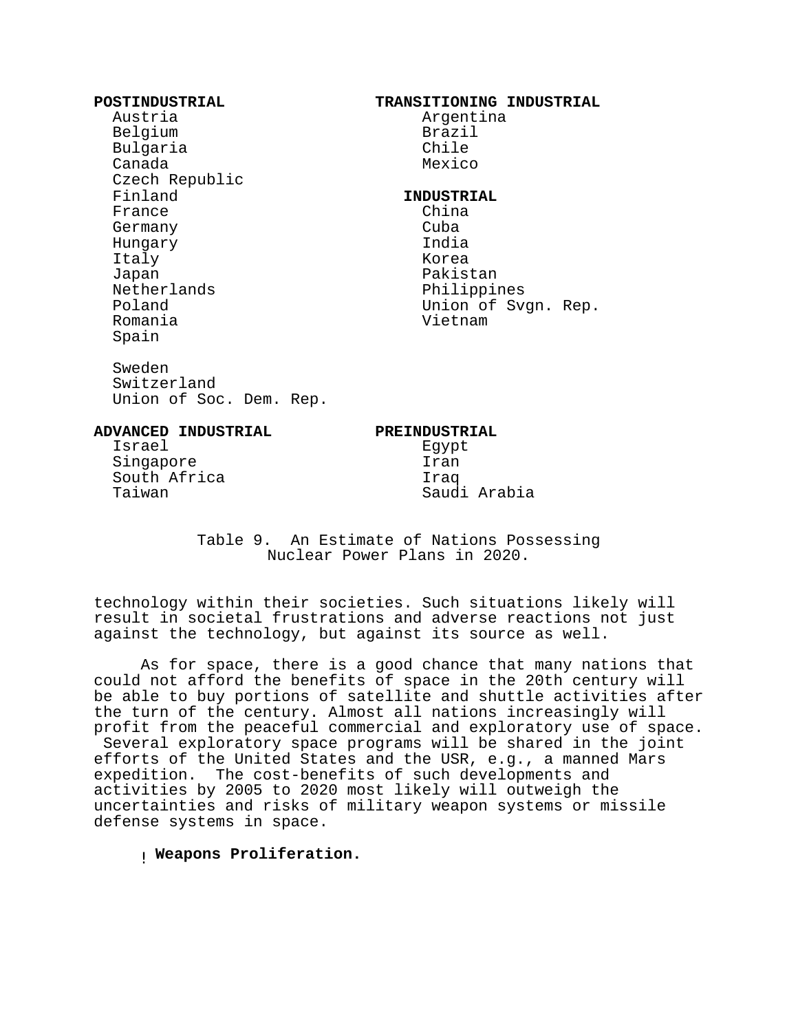**POSTINDUSTRIAL**
- Austria
- Belgium
- Bulgaria
- Canada
- Czech Republic
- Finland
- France
- Germany
- Hungary
- Italy
- Japan
- Netherlands
- Poland
- Romania
- Spain
- Sweden
- Switzerland
- Union of Soc. Dem. Rep.

**TRANSITIONING INDUSTRIAL**
- Argentina
- Brazil
- Chile
- Mexico

**INDUSTRIAL**
- China
- Cuba
- India
- Korea
- Pakistan
- Philippines
- Union of Svgn. Rep.
- Vietnam

**ADVANCED INDUSTRIAL**
- Israel
- Singapore
- South Africa
- Taiwan

**PREINDUSTRIAL**
- Egypt
- Iran
- Iraq
- Saudi Arabia

Table 9. An Estimate of Nations Possessing Nuclear Power Plans in 2020.

technology within their societies. Such situations likely will result in societal frustrations and adverse reactions not just against the technology, but against its source as well.

As for space, there is a good chance that many nations that could not afford the benefits of space in the 20th century will be able to buy portions of satellite and shuttle activities after the turn of the century. Almost all nations increasingly will profit from the peaceful commercial and exploratory use of space. Several exploratory space programs will be shared in the joint efforts of the United States and the USR, e.g., a manned Mars expedition. The cost-benefits of such developments and activities by 2005 to 2020 most likely will outweigh the uncertainties and risks of military weapon systems or missile defense systems in space.

- **Weapons Proliferation.**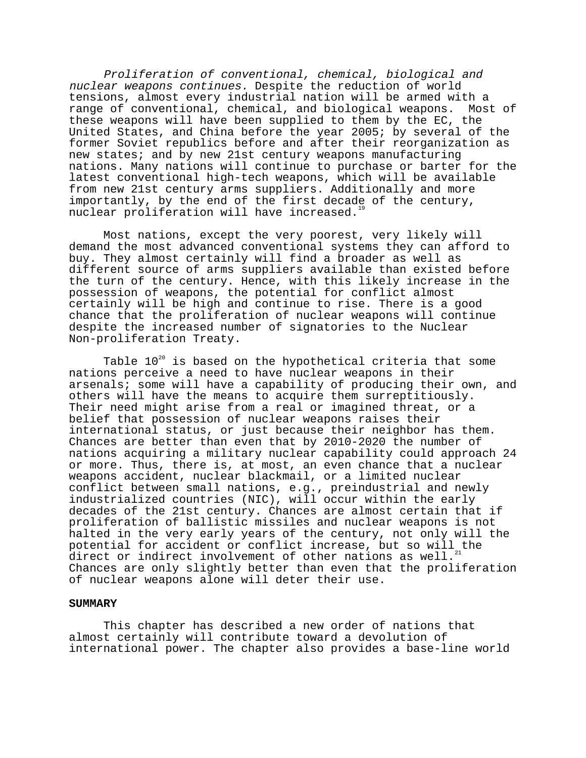*Proliferation of conventional, chemical, biological and nuclear weapons continues.* Despite the reduction of world tensions, almost every industrial nation will be armed with a range of conventional, chemical, and biological weapons. Most of these weapons will have been supplied to them by the EC, the United States, and China before the year 2005; by several of the former Soviet republics before and after their reorganization as new states; and by new 21st century weapons manufacturing nations. Many nations will continue to purchase or barter for the latest conventional high-tech weapons, which will be available from new 21st century arms suppliers. Additionally and more importantly, by the end of the first decade of the century, nuclear proliferation will have increased.[19]

Most nations, except the very poorest, very likely will demand the most advanced conventional systems they can afford to buy. They almost certainly will find a broader as well as different source of arms suppliers available than existed before the turn of the century. Hence, with this likely increase in the possession of weapons, the potential for conflict almost certainly will be high and continue to rise. There is a good chance that the proliferation of nuclear weapons will continue despite the increased number of signatories to the Nuclear Non-proliferation Treaty.

Table 10[20] is based on the hypothetical criteria that some nations perceive a need to have nuclear weapons in their arsenals; some will have a capability of producing their own, and others will have the means to acquire them surreptitiously. Their need might arise from a real or imagined threat, or a belief that possession of nuclear weapons raises their international status, or just because their neighbor has them. Chances are better than even that by 2010-2020 the number of nations acquiring a military nuclear capability could approach 24 or more. Thus, there is, at most, an even chance that a nuclear weapons accident, nuclear blackmail, or a limited nuclear conflict between small nations, e.g., preindustrial and newly industrialized countries (NIC), will occur within the early decades of the 21st century. Chances are almost certain that if proliferation of ballistic missiles and nuclear weapons is not halted in the very early years of the century, not only will the potential for accident or conflict increase, but so will the direct or indirect involvement of other nations as well.[21] Chances are only slightly better than even that the proliferation of nuclear weapons alone will deter their use.

**SUMMARY**

This chapter has described a new order of nations that almost certainly will contribute toward a devolution of international power. The chapter also provides a base-line world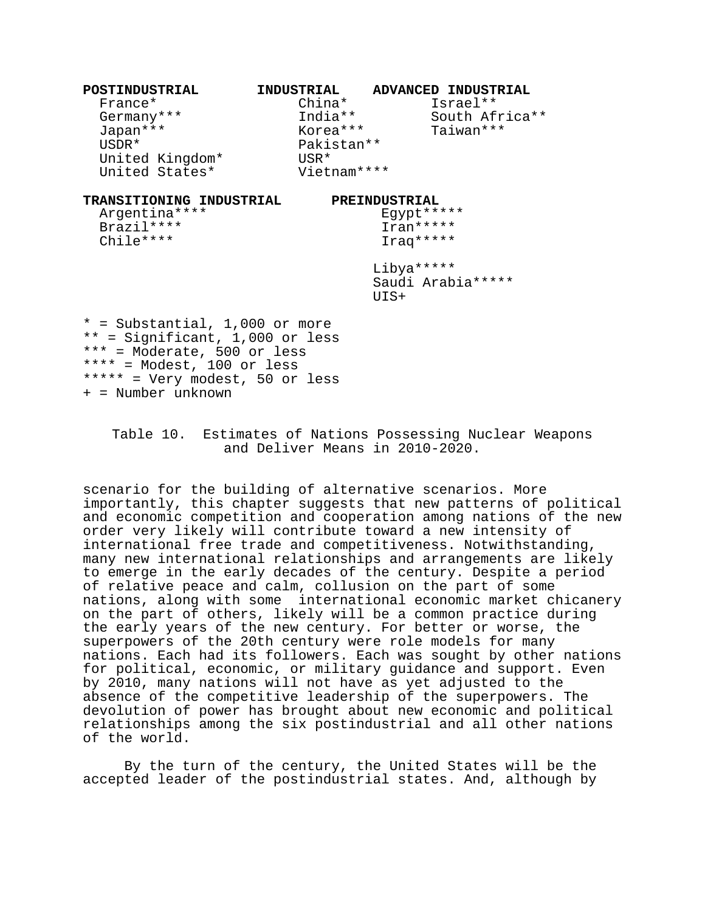| POSTINDUSTRIAL | INDUSTRIAL | ADVANCED INDUSTRIAL |
|---|---|---|
| France* | China* | Israel** |
| Germany*** | India** | South Africa** |
| Japan*** | Korea*** | Taiwan*** |
| USDR* | Pakistan** | |
| United Kingdom* | USR* | |
| United States* | Vietnam**** | |

| TRANSITIONING INDUSTRIAL | PREINDUSTRIAL |
|---|---|
| Argentina**** | Egypt***** |
| Brazil**** | Iran***** |
| Chile**** | Iraq***** |
| | Libya***** |
| | Saudi Arabia***** |
| | UIS+ |

* = Substantial, 1,000 or more
** = Significant, 1,000 or less
*** = Moderate, 500 or less
**** = Modest, 100 or less
***** = Very modest, 50 or less
+ = Number unknown

Table 10. Estimates of Nations Possessing Nuclear Weapons and Deliver Means in 2010-2020.

scenario for the building of alternative scenarios. More importantly, this chapter suggests that new patterns of political and economic competition and cooperation among nations of the new order very likely will contribute toward a new intensity of international free trade and competitiveness. Notwithstanding, many new international relationships and arrangements are likely to emerge in the early decades of the century. Despite a period of relative peace and calm, collusion on the part of some nations, along with some international economic market chicanery on the part of others, likely will be a common practice during the early years of the new century. For better or worse, the superpowers of the 20th century were role models for many nations. Each had its followers. Each was sought by other nations for political, economic, or military guidance and support. Even by 2010, many nations will not have as yet adjusted to the absence of the competitive leadership of the superpowers. The devolution of power has brought about new economic and political relationships among the six postindustrial and all other nations of the world.

By the turn of the century, the United States will be the accepted leader of the postindustrial states. And, although by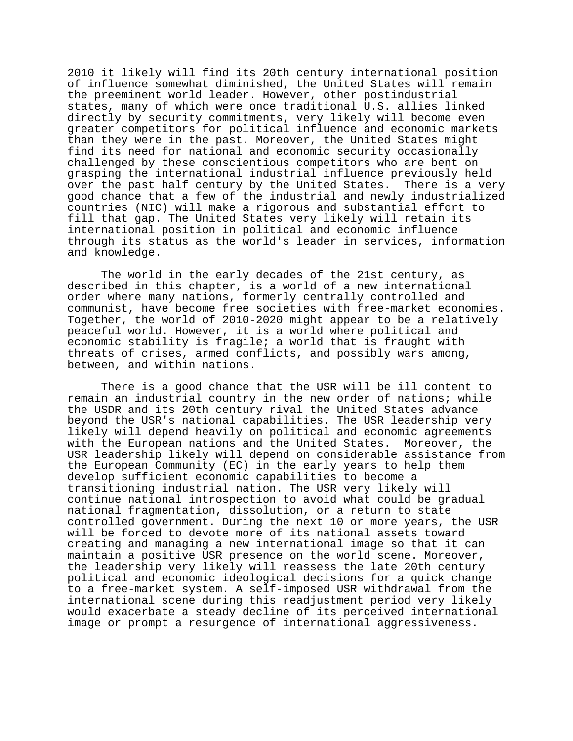2010 it likely will find its 20th century international position of influence somewhat diminished, the United States will remain the preeminent world leader. However, other postindustrial states, many of which were once traditional U.S. allies linked directly by security commitments, very likely will become even greater competitors for political influence and economic markets than they were in the past. Moreover, the United States might find its need for national and economic security occasionally challenged by these conscientious competitors who are bent on grasping the international industrial influence previously held over the past half century by the United States. There is a very good chance that a few of the industrial and newly industrialized countries (NIC) will make a rigorous and substantial effort to fill that gap. The United States very likely will retain its international position in political and economic influence through its status as the world's leader in services, information and knowledge.

The world in the early decades of the 21st century, as described in this chapter, is a world of a new international order where many nations, formerly centrally controlled and communist, have become free societies with free-market economies. Together, the world of 2010-2020 might appear to be a relatively peaceful world. However, it is a world where political and economic stability is fragile; a world that is fraught with threats of crises, armed conflicts, and possibly wars among, between, and within nations.

There is a good chance that the USR will be ill content to remain an industrial country in the new order of nations; while the USDR and its 20th century rival the United States advance beyond the USR's national capabilities. The USR leadership very likely will depend heavily on political and economic agreements with the European nations and the United States. Moreover, the USR leadership likely will depend on considerable assistance from the European Community (EC) in the early years to help them develop sufficient economic capabilities to become a transitioning industrial nation. The USR very likely will continue national introspection to avoid what could be gradual national fragmentation, dissolution, or a return to state controlled government. During the next 10 or more years, the USR will be forced to devote more of its national assets toward creating and managing a new international image so that it can maintain a positive USR presence on the world scene. Moreover, the leadership very likely will reassess the late 20th century political and economic ideological decisions for a quick change to a free-market system. A self-imposed USR withdrawal from the international scene during this readjustment period very likely would exacerbate a steady decline of its perceived international image or prompt a resurgence of international aggressiveness.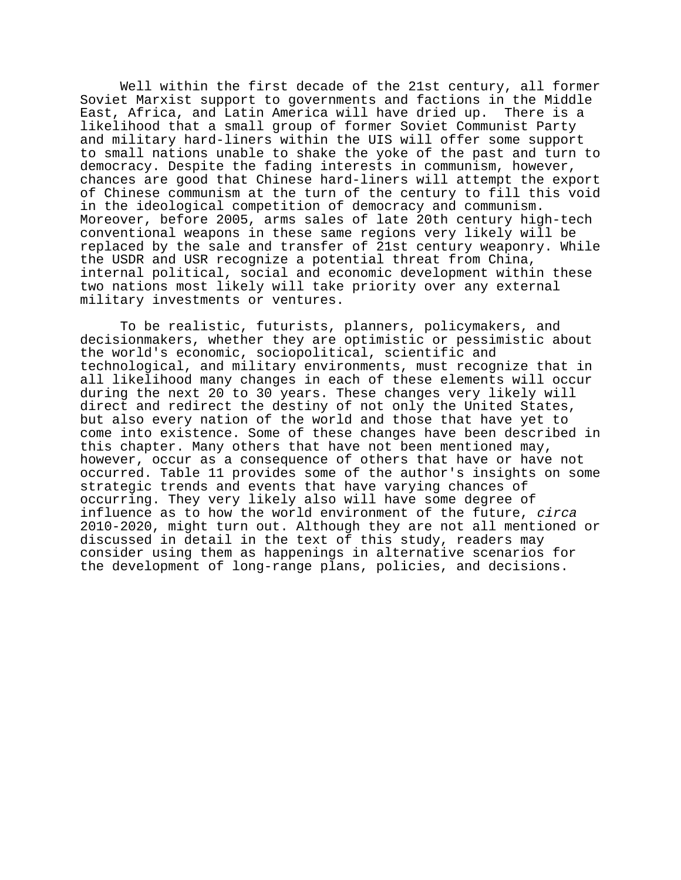Well within the first decade of the 21st century, all former Soviet Marxist support to governments and factions in the Middle East, Africa, and Latin America will have dried up. There is a likelihood that a small group of former Soviet Communist Party and military hard-liners within the UIS will offer some support to small nations unable to shake the yoke of the past and turn to democracy. Despite the fading interests in communism, however, chances are good that Chinese hard-liners will attempt the export of Chinese communism at the turn of the century to fill this void in the ideological competition of democracy and communism. Moreover, before 2005, arms sales of late 20th century high-tech conventional weapons in these same regions very likely will be replaced by the sale and transfer of 21st century weaponry. While the USDR and USR recognize a potential threat from China, internal political, social and economic development within these two nations most likely will take priority over any external military investments or ventures.

To be realistic, futurists, planners, policymakers, and decisionmakers, whether they are optimistic or pessimistic about the world's economic, sociopolitical, scientific and technological, and military environments, must recognize that in all likelihood many changes in each of these elements will occur during the next 20 to 30 years. These changes very likely will direct and redirect the destiny of not only the United States, but also every nation of the world and those that have yet to come into existence. Some of these changes have been described in this chapter. Many others that have not been mentioned may, however, occur as a consequence of others that have or have not occurred. Table 11 provides some of the author's insights on some strategic trends and events that have varying chances of occurring. They very likely also will have some degree of influence as to how the world environment of the future, *circa* 2010-2020, might turn out. Although they are not all mentioned or discussed in detail in the text of this study, readers may consider using them as happenings in alternative scenarios for the development of long-range plans, policies, and decisions.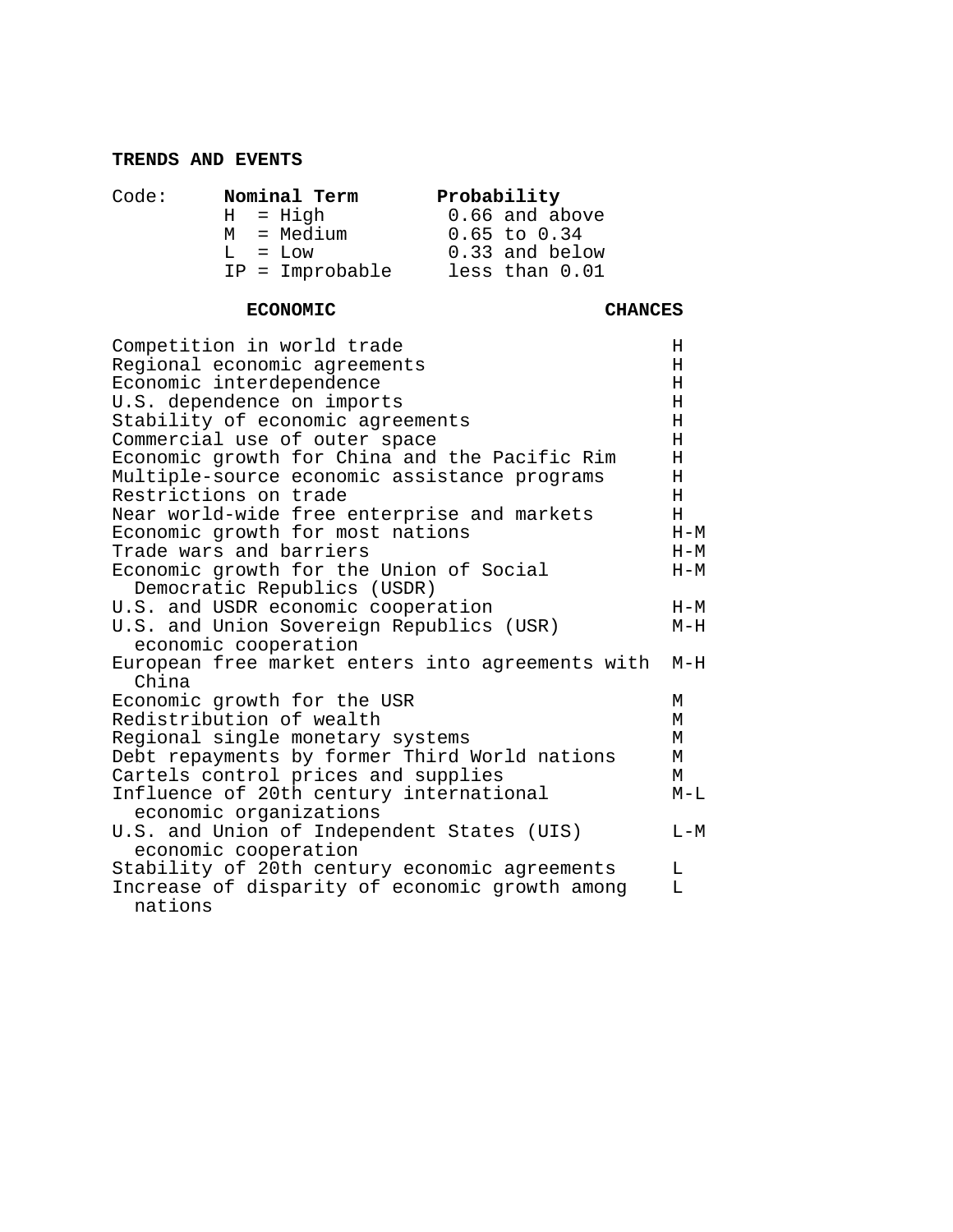## TRENDS AND EVENTS

| Code: | Nominal Term | Probability |
|---|---|---|
| | H = High | 0.66 and above |
| | M = Medium | 0.65 to 0.34 |
| | L = Low | 0.33 and below |
| | IP = Improbable | less than 0.01 |

| ECONOMIC | CHANCES |
|---|---|
| Competition in world trade | H |
| Regional economic agreements | H |
| Economic interdependence | H |
| U.S. dependence on imports | H |
| Stability of economic agreements | H |
| Commercial use of outer space | H |
| Economic growth for China and the Pacific Rim | H |
| Multiple-source economic assistance programs | H |
| Restrictions on trade | H |
| Near world-wide free enterprise and markets | H |
| Economic growth for most nations | H-M |
| Trade wars and barriers | H-M |
| Economic growth for the Union of Social Democratic Republics (USDR) | H-M |
| U.S. and USDR economic cooperation | H-M |
| U.S. and Union Sovereign Republics (USR) economic cooperation | M-H |
| European free market enters into agreements with China | M-H |
| Economic growth for the USR | M |
| Redistribution of wealth | M |
| Regional single monetary systems | M |
| Debt repayments by former Third World nations | M |
| Cartels control prices and supplies | M |
| Influence of 20th century international economic organizations | M-L |
| U.S. and Union of Independent States (UIS) economic cooperation | L-M |
| Stability of 20th century economic agreements | L |
| Increase of disparity of economic growth among nations | L |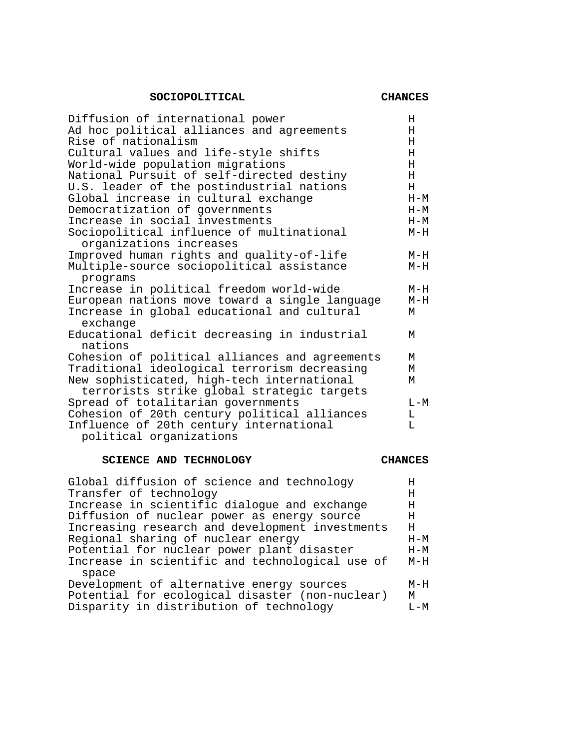| SOCIOPOLITICAL | CHANCES |
|---|---|
| Diffusion of international power | H |
| Ad hoc political alliances and agreements | H |
| Rise of nationalism | H |
| Cultural values and life-style shifts | H |
| World-wide population migrations | H |
| National Pursuit of self-directed destiny | H |
| U.S. leader of the postindustrial nations | H |
| Global increase in cultural exchange | H-M |
| Democratization of governments | H-M |
| Increase in social investments | H-M |
| Sociopolitical influence of multinational organizations increases | M-H |
| Improved human rights and quality-of-life | M-H |
| Multiple-source sociopolitical assistance programs | M-H |
| Increase in political freedom world-wide | M-H |
| European nations move toward a single language | M-H |
| Increase in global educational and cultural exchange | M |
| Educational deficit decreasing in industrial nations | M |
| Cohesion of political alliances and agreements | M |
| Traditional ideological terrorism decreasing | M |
| New sophisticated, high-tech international terrorists strike global strategic targets | M |
| Spread of totalitarian governments | L-M |
| Cohesion of 20th century political alliances | L |
| Influence of 20th century international political organizations | L |

| SCIENCE AND TECHNOLOGY | CHANCES |
|---|---|
| Global diffusion of science and technology | H |
| Transfer of technology | H |
| Increase in scientific dialogue and exchange | H |
| Diffusion of nuclear power as energy source | H |
| Increasing research and development investments | H |
| Regional sharing of nuclear energy | H-M |
| Potential for nuclear power plant disaster | H-M |
| Increase in scientific and technological use of space | M-H |
| Development of alternative energy sources | M-H |
| Potential for ecological disaster (non-nuclear) | M |
| Disparity in distribution of technology | L-M |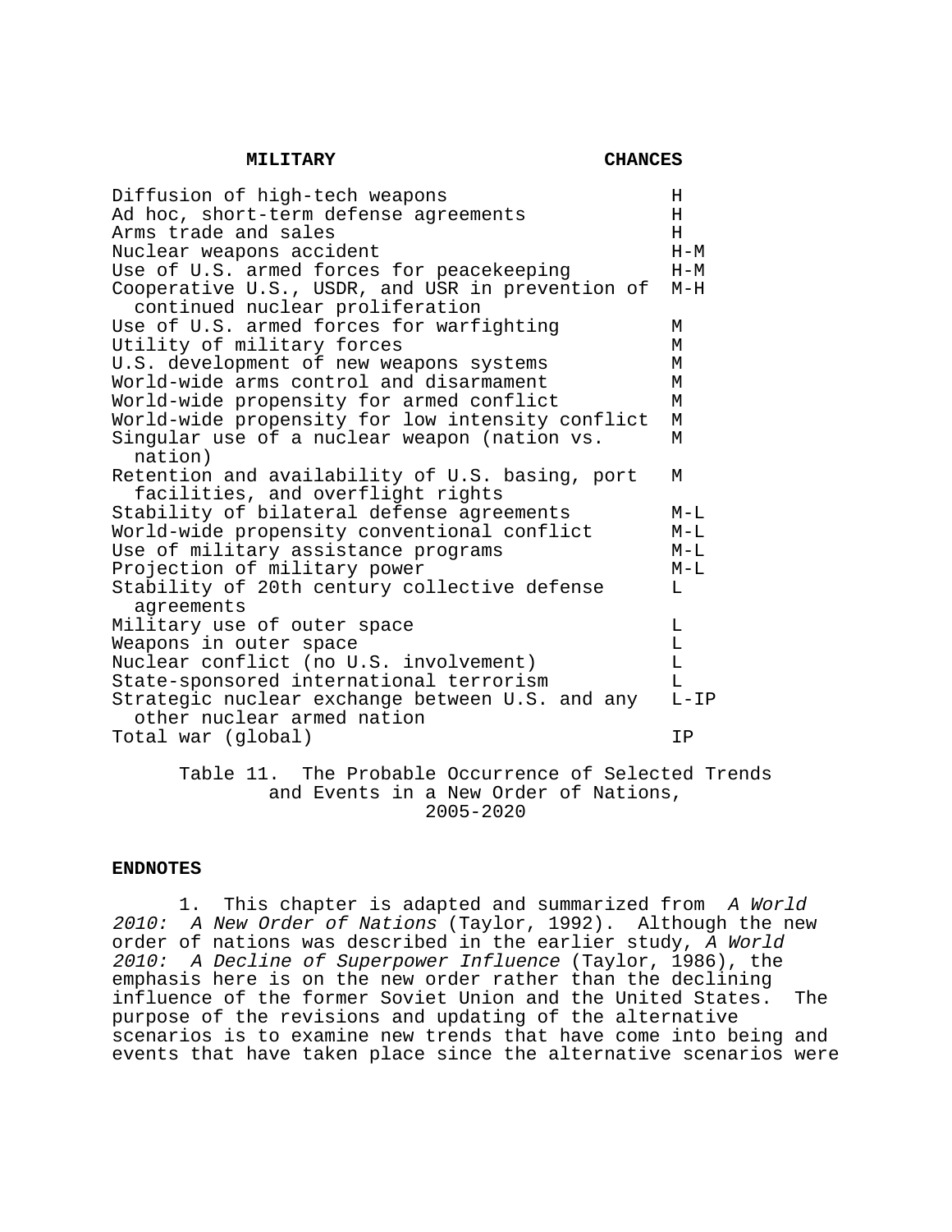| MILITARY | CHANCES |
|---|---|
| Diffusion of high-tech weapons | H |
| Ad hoc, short-term defense agreements | H |
| Arms trade and sales | H |
| Nuclear weapons accident | H-M |
| Use of U.S. armed forces for peacekeeping | H-M |
| Cooperative U.S., USDR, and USR in prevention of continued nuclear proliferation | M-H |
| Use of U.S. armed forces for warfighting | M |
| Utility of military forces | M |
| U.S. development of new weapons systems | M |
| World-wide arms control and disarmament | M |
| World-wide propensity for armed conflict | M |
| World-wide propensity for low intensity conflict | M |
| Singular use of a nuclear weapon (nation vs. nation) | M |
| Retention and availability of U.S. basing, port facilities, and overflight rights | M |
| Stability of bilateral defense agreements | M-L |
| World-wide propensity conventional conflict | M-L |
| Use of military assistance programs | M-L |
| Projection of military power | M-L |
| Stability of 20th century collective defense agreements | L |
| Military use of outer space | L |
| Weapons in outer space | L |
| Nuclear conflict (no U.S. involvement) | L |
| State-sponsored international terrorism | L |
| Strategic nuclear exchange between U.S. and any other nuclear armed nation | L-IP |
| Total war (global) | IP |

Table 11. The Probable Occurrence of Selected Trends and Events in a New Order of Nations, 2005-2020

**ENDNOTES**

1. This chapter is adapted and summarized from *A World 2010: A New Order of Nations* (Taylor, 1992). Although the new order of nations was described in the earlier study, *A World 2010: A Decline of Superpower Influence* (Taylor, 1986), the emphasis here is on the new order rather than the declining influence of the former Soviet Union and the United States. The purpose of the revisions and updating of the alternative scenarios is to examine new trends that have come into being and events that have taken place since the alternative scenarios were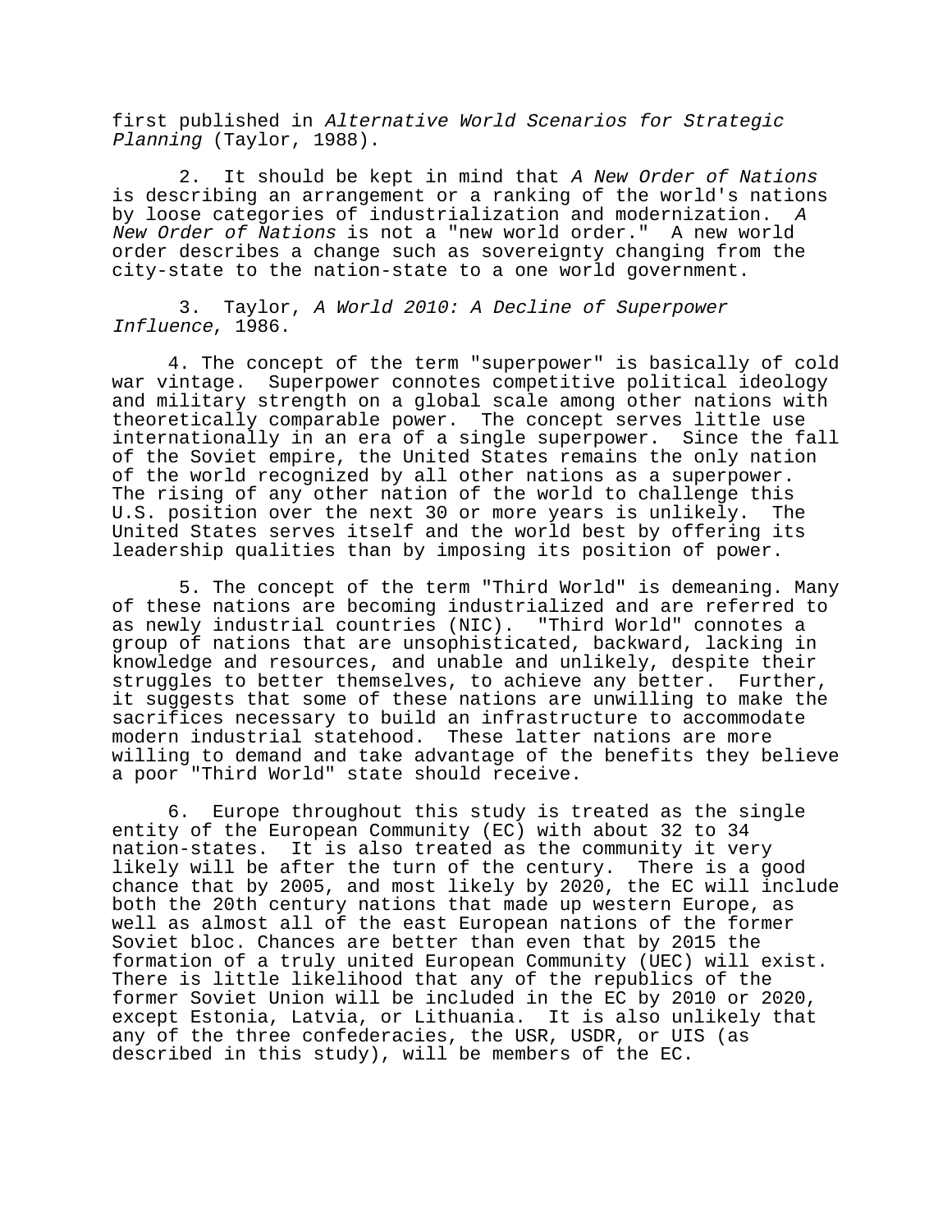first published in *Alternative World Scenarios for Strategic Planning* (Taylor, 1988).

2. It should be kept in mind that *A New Order of Nations* is describing an arrangement or a ranking of the world's nations by loose categories of industrialization and modernization. *A New Order of Nations* is not a "new world order." A new world order describes a change such as sovereignty changing from the city-state to the nation-state to a one world government.

3. Taylor, *A World 2010: A Decline of Superpower Influence*, 1986.

4. The concept of the term "superpower" is basically of cold war vintage. Superpower connotes competitive political ideology and military strength on a global scale among other nations with theoretically comparable power. The concept serves little use internationally in an era of a single superpower. Since the fall of the Soviet empire, the United States remains the only nation of the world recognized by all other nations as a superpower. The rising of any other nation of the world to challenge this U.S. position over the next 30 or more years is unlikely. The United States serves itself and the world best by offering its leadership qualities than by imposing its position of power.

5. The concept of the term "Third World" is demeaning. Many of these nations are becoming industrialized and are referred to as newly industrial countries (NIC). "Third World" connotes a group of nations that are unsophisticated, backward, lacking in knowledge and resources, and unable and unlikely, despite their struggles to better themselves, to achieve any better. Further, it suggests that some of these nations are unwilling to make the sacrifices necessary to build an infrastructure to accommodate modern industrial statehood. These latter nations are more willing to demand and take advantage of the benefits they believe a poor "Third World" state should receive.

6. Europe throughout this study is treated as the single entity of the European Community (EC) with about 32 to 34 nation-states. It is also treated as the community it very likely will be after the turn of the century. There is a good chance that by 2005, and most likely by 2020, the EC will include both the 20th century nations that made up western Europe, as well as almost all of the east European nations of the former Soviet bloc. Chances are better than even that by 2015 the formation of a truly united European Community (UEC) will exist. There is little likelihood that any of the republics of the former Soviet Union will be included in the EC by 2010 or 2020, except Estonia, Latvia, or Lithuania. It is also unlikely that any of the three confederacies, the USR, USDR, or UIS (as described in this study), will be members of the EC.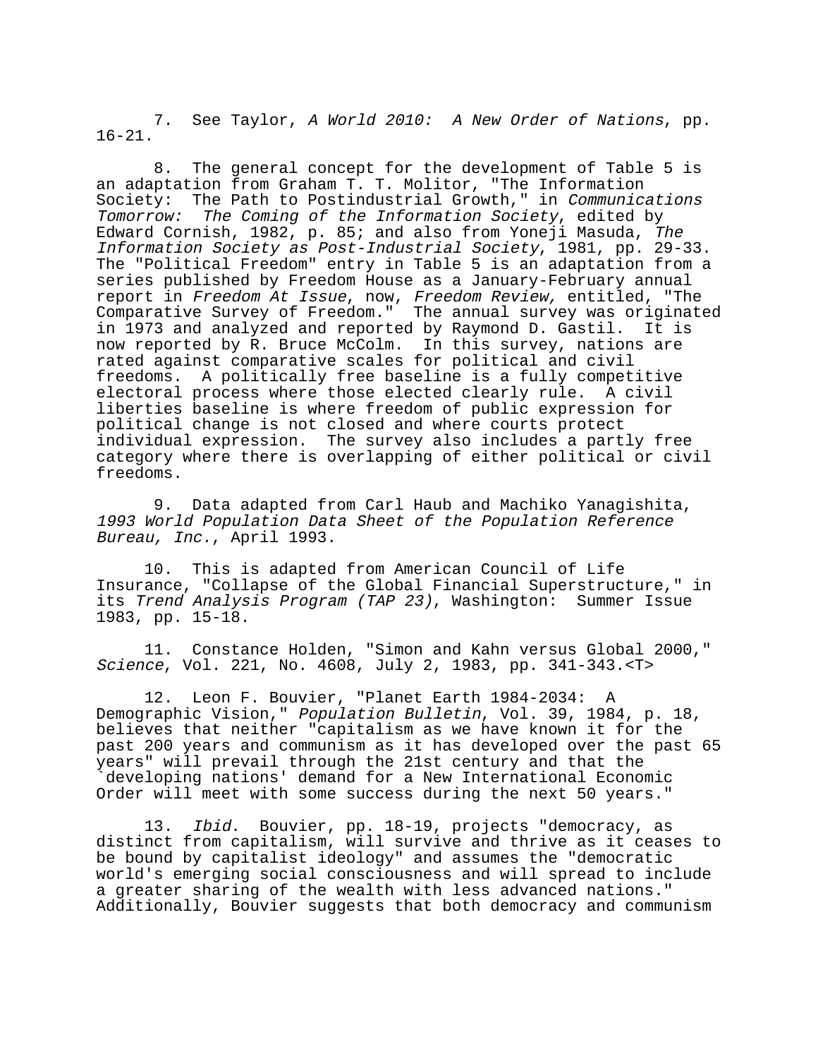7. See Taylor, *A World 2010: A New Order of Nations*, pp. 16-21.

8. The general concept for the development of Table 5 is an adaptation from Graham T. T. Molitor, "The Information Society: The Path to Postindustrial Growth," in *Communications Tomorrow: The Coming of the Information Society*, edited by Edward Cornish, 1982, p. 85; and also from Yoneji Masuda, *The Information Society as Post-Industrial Society*, 1981, pp. 29-33. The "Political Freedom" entry in Table 5 is an adaptation from a series published by Freedom House as a January-February annual report in *Freedom At Issue*, now, *Freedom Review,* entitled, "The Comparative Survey of Freedom." The annual survey was originated in 1973 and analyzed and reported by Raymond D. Gastil. It is now reported by R. Bruce McColm. In this survey, nations are rated against comparative scales for political and civil freedoms. A politically free baseline is a fully competitive electoral process where those elected clearly rule. A civil liberties baseline is where freedom of public expression for political change is not closed and where courts protect individual expression. The survey also includes a partly free category where there is overlapping of either political or civil freedoms.

9. Data adapted from Carl Haub and Machiko Yanagishita, *1993 World Population Data Sheet of the Population Reference Bureau, Inc.*, April 1993.

10. This is adapted from American Council of Life Insurance, "Collapse of the Global Financial Superstructure," in its *Trend Analysis Program (TAP 23)*, Washington: Summer Issue 1983, pp. 15-18.

11. Constance Holden, "Simon and Kahn versus Global 2000," *Science*, Vol. 221, No. 4608, July 2, 1983, pp. 341-343.<T>

12. Leon F. Bouvier, "Planet Earth 1984-2034: A Demographic Vision," *Population Bulletin*, Vol. 39, 1984, p. 18, believes that neither "capitalism as we have known it for the past 200 years and communism as it has developed over the past 65 years" will prevail through the 21st century and that the `developing nations' demand for a New International Economic Order will meet with some success during the next 50 years."

13. *Ibid*. Bouvier, pp. 18-19, projects "democracy, as distinct from capitalism, will survive and thrive as it ceases to be bound by capitalist ideology" and assumes the "democratic world's emerging social consciousness and will spread to include a greater sharing of the wealth with less advanced nations." Additionally, Bouvier suggests that both democracy and communism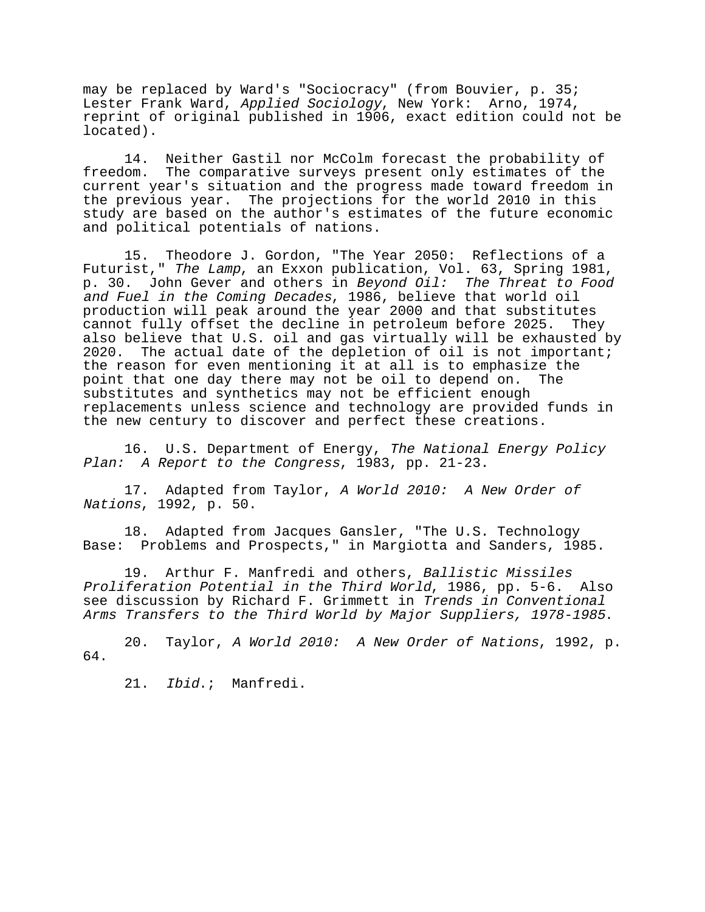may be replaced by Ward's "Sociocracy" (from Bouvier, p. 35; Lester Frank Ward, *Applied Sociology*, New York: Arno, 1974, reprint of original published in 1906, exact edition could not be located).

14. Neither Gastil nor McColm forecast the probability of freedom. The comparative surveys present only estimates of the current year's situation and the progress made toward freedom in the previous year. The projections for the world 2010 in this study are based on the author's estimates of the future economic and political potentials of nations.

15. Theodore J. Gordon, "The Year 2050: Reflections of a Futurist," *The Lamp*, an Exxon publication, Vol. 63, Spring 1981, p. 30. John Gever and others in *Beyond Oil: The Threat to Food and Fuel in the Coming Decades*, 1986, believe that world oil production will peak around the year 2000 and that substitutes cannot fully offset the decline in petroleum before 2025. They also believe that U.S. oil and gas virtually will be exhausted by 2020. The actual date of the depletion of oil is not important; the reason for even mentioning it at all is to emphasize the point that one day there may not be oil to depend on. The substitutes and synthetics may not be efficient enough replacements unless science and technology are provided funds in the new century to discover and perfect these creations.

16. U.S. Department of Energy, *The National Energy Policy Plan: A Report to the Congress*, 1983, pp. 21-23.

17. Adapted from Taylor, *A World 2010: A New Order of Nations*, 1992, p. 50.

18. Adapted from Jacques Gansler, "The U.S. Technology Base: Problems and Prospects," in Margiotta and Sanders, 1985.

19. Arthur F. Manfredi and others, *Ballistic Missiles Proliferation Potential in the Third World*, 1986, pp. 5-6. Also see discussion by Richard F. Grimmett in *Trends in Conventional Arms Transfers to the Third World by Major Suppliers, 1978-1985*.

20. Taylor, *A World 2010: A New Order of Nations*, 1992, p. 64.

21. *Ibid.*; Manfredi.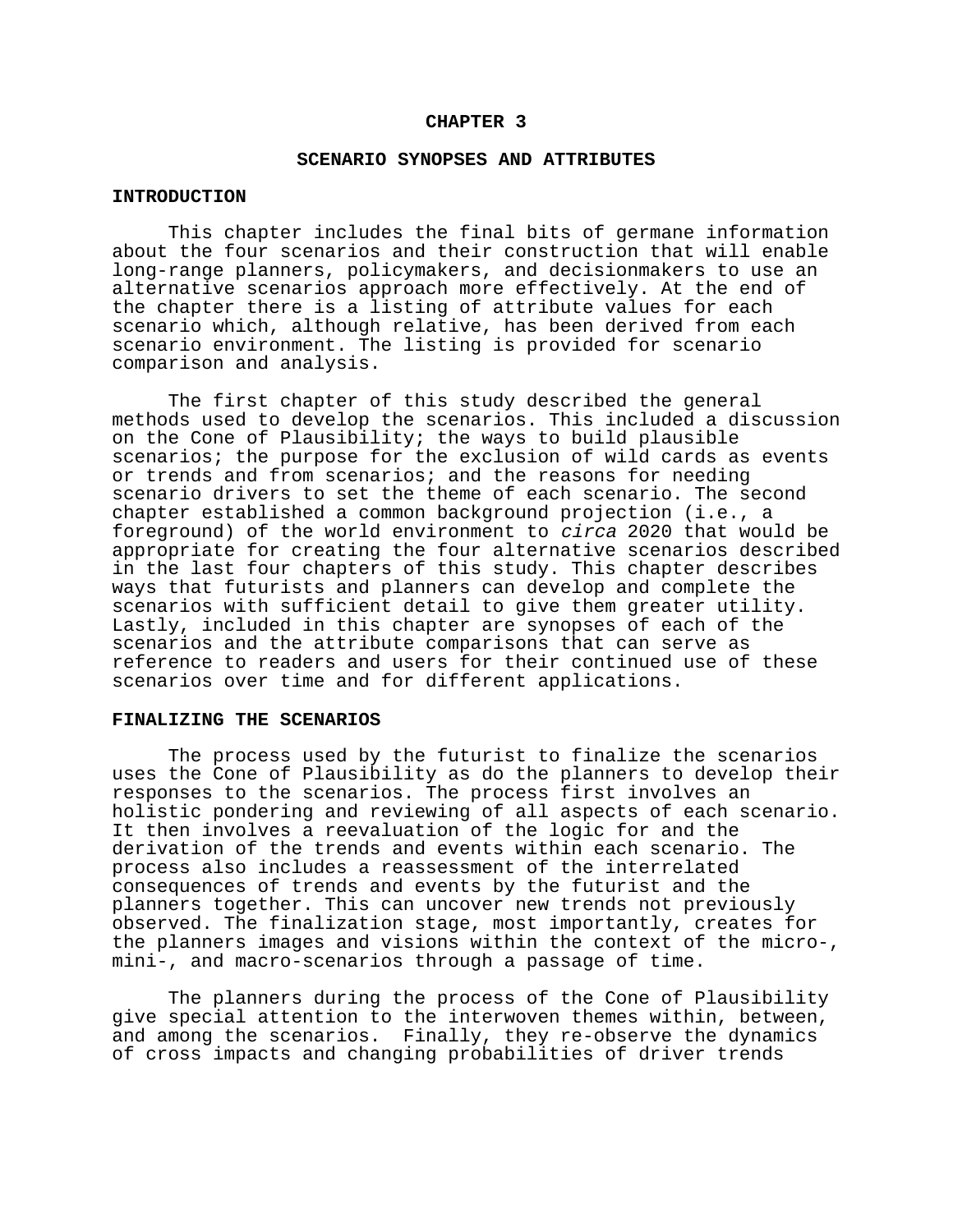# CHAPTER 3

## SCENARIO SYNOPSES AND ATTRIBUTES

### INTRODUCTION

This chapter includes the final bits of germane information about the four scenarios and their construction that will enable long-range planners, policymakers, and decisionmakers to use an alternative scenarios approach more effectively. At the end of the chapter there is a listing of attribute values for each scenario which, although relative, has been derived from each scenario environment. The listing is provided for scenario comparison and analysis.

The first chapter of this study described the general methods used to develop the scenarios. This included a discussion on the Cone of Plausibility; the ways to build plausible scenarios; the purpose for the exclusion of wild cards as events or trends and from scenarios; and the reasons for needing scenario drivers to set the theme of each scenario. The second chapter established a common background projection (i.e., a foreground) of the world environment to *circa* 2020 that would be appropriate for creating the four alternative scenarios described in the last four chapters of this study. This chapter describes ways that futurists and planners can develop and complete the scenarios with sufficient detail to give them greater utility. Lastly, included in this chapter are synopses of each of the scenarios and the attribute comparisons that can serve as reference to readers and users for their continued use of these scenarios over time and for different applications.

### FINALIZING THE SCENARIOS

The process used by the futurist to finalize the scenarios uses the Cone of Plausibility as do the planners to develop their responses to the scenarios. The process first involves an holistic pondering and reviewing of all aspects of each scenario. It then involves a reevaluation of the logic for and the derivation of the trends and events within each scenario. The process also includes a reassessment of the interrelated consequences of trends and events by the futurist and the planners together. This can uncover new trends not previously observed. The finalization stage, most importantly, creates for the planners images and visions within the context of the micro-, mini-, and macro-scenarios through a passage of time.

The planners during the process of the Cone of Plausibility give special attention to the interwoven themes within, between, and among the scenarios. Finally, they re-observe the dynamics of cross impacts and changing probabilities of driver trends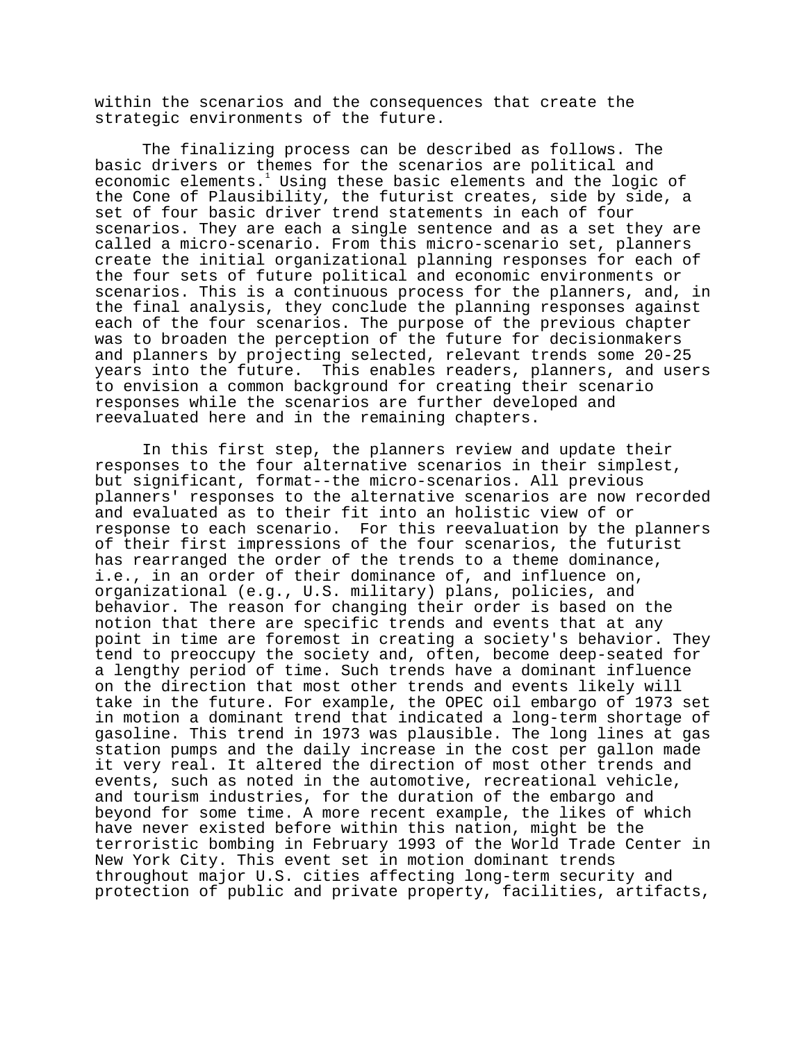within the scenarios and the consequences that create the strategic environments of the future.

The finalizing process can be described as follows. The basic drivers or themes for the scenarios are political and economic elements.[1] Using these basic elements and the logic of the Cone of Plausibility, the futurist creates, side by side, a set of four basic driver trend statements in each of four scenarios. They are each a single sentence and as a set they are called a micro-scenario. From this micro-scenario set, planners create the initial organizational planning responses for each of the four sets of future political and economic environments or scenarios. This is a continuous process for the planners, and, in the final analysis, they conclude the planning responses against each of the four scenarios. The purpose of the previous chapter was to broaden the perception of the future for decisionmakers and planners by projecting selected, relevant trends some 20-25 years into the future. This enables readers, planners, and users to envision a common background for creating their scenario responses while the scenarios are further developed and reevaluated here and in the remaining chapters.

In this first step, the planners review and update their responses to the four alternative scenarios in their simplest, but significant, format--the micro-scenarios. All previous planners' responses to the alternative scenarios are now recorded and evaluated as to their fit into an holistic view of or response to each scenario. For this reevaluation by the planners of their first impressions of the four scenarios, the futurist has rearranged the order of the trends to a theme dominance, i.e., in an order of their dominance of, and influence on, organizational (e.g., U.S. military) plans, policies, and behavior. The reason for changing their order is based on the notion that there are specific trends and events that at any point in time are foremost in creating a society's behavior. They tend to preoccupy the society and, often, become deep-seated for a lengthy period of time. Such trends have a dominant influence on the direction that most other trends and events likely will take in the future. For example, the OPEC oil embargo of 1973 set in motion a dominant trend that indicated a long-term shortage of gasoline. This trend in 1973 was plausible. The long lines at gas station pumps and the daily increase in the cost per gallon made it very real. It altered the direction of most other trends and events, such as noted in the automotive, recreational vehicle, and tourism industries, for the duration of the embargo and beyond for some time. A more recent example, the likes of which have never existed before within this nation, might be the terroristic bombing in February 1993 of the World Trade Center in New York City. This event set in motion dominant trends throughout major U.S. cities affecting long-term security and protection of public and private property, facilities, artifacts,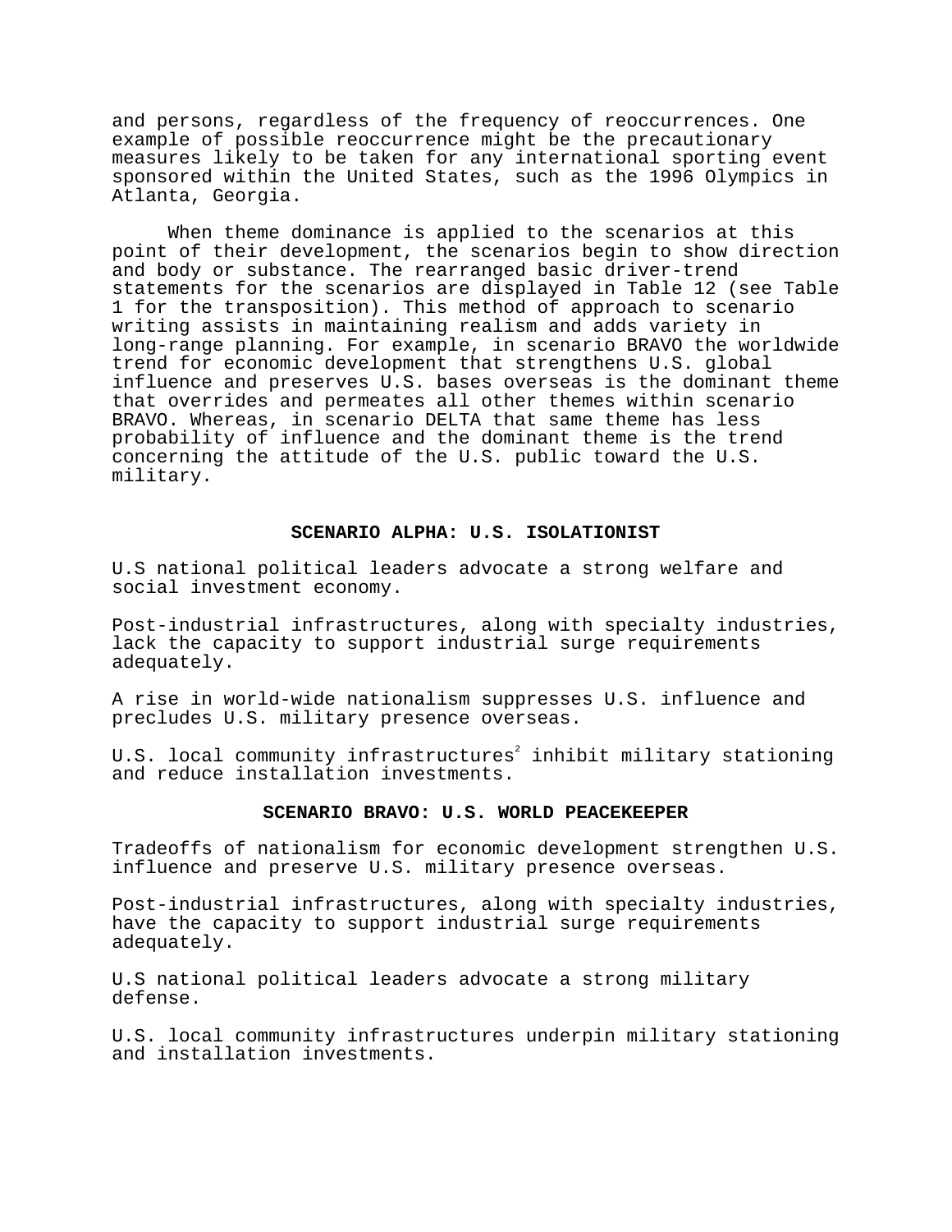and persons, regardless of the frequency of reoccurrences. One example of possible reoccurrence might be the precautionary measures likely to be taken for any international sporting event sponsored within the United States, such as the 1996 Olympics in Atlanta, Georgia.

When theme dominance is applied to the scenarios at this point of their development, the scenarios begin to show direction and body or substance. The rearranged basic driver-trend statements for the scenarios are displayed in Table 12 (see Table 1 for the transposition). This method of approach to scenario writing assists in maintaining realism and adds variety in long-range planning. For example, in scenario BRAVO the worldwide trend for economic development that strengthens U.S. global influence and preserves U.S. bases overseas is the dominant theme that overrides and permeates all other themes within scenario BRAVO. Whereas, in scenario DELTA that same theme has less probability of influence and the dominant theme is the trend concerning the attitude of the U.S. public toward the U.S. military.

### SCENARIO ALPHA: U.S. ISOLATIONIST

U.S national political leaders advocate a strong welfare and social investment economy.

Post-industrial infrastructures, along with specialty industries, lack the capacity to support industrial surge requirements adequately.

A rise in world-wide nationalism suppresses U.S. influence and precludes U.S. military presence overseas.

U.S. local community infrastructures[2] inhibit military stationing and reduce installation investments.

### SCENARIO BRAVO: U.S. WORLD PEACEKEEPER

Tradeoffs of nationalism for economic development strengthen U.S. influence and preserve U.S. military presence overseas.

Post-industrial infrastructures, along with specialty industries, have the capacity to support industrial surge requirements adequately.

U.S national political leaders advocate a strong military defense.

U.S. local community infrastructures underpin military stationing and installation investments.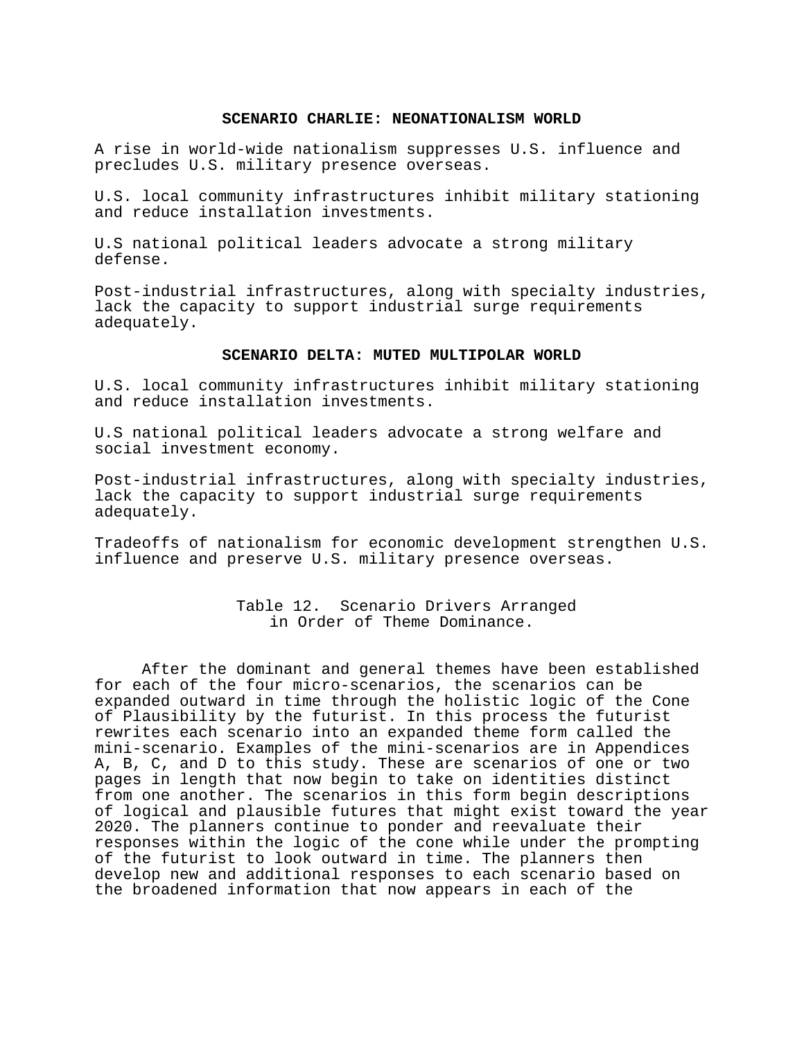**SCENARIO CHARLIE: NEONATIONALISM WORLD**

A rise in world-wide nationalism suppresses U.S. influence and precludes U.S. military presence overseas.

U.S. local community infrastructures inhibit military stationing and reduce installation investments.

U.S national political leaders advocate a strong military defense.

Post-industrial infrastructures, along with specialty industries, lack the capacity to support industrial surge requirements adequately.

**SCENARIO DELTA: MUTED MULTIPOLAR WORLD**

U.S. local community infrastructures inhibit military stationing and reduce installation investments.

U.S national political leaders advocate a strong welfare and social investment economy.

Post-industrial infrastructures, along with specialty industries, lack the capacity to support industrial surge requirements adequately.

Tradeoffs of nationalism for economic development strengthen U.S. influence and preserve U.S. military presence overseas.

Table 12. Scenario Drivers Arranged in Order of Theme Dominance.

After the dominant and general themes have been established for each of the four micro-scenarios, the scenarios can be expanded outward in time through the holistic logic of the Cone of Plausibility by the futurist. In this process the futurist rewrites each scenario into an expanded theme form called the mini-scenario. Examples of the mini-scenarios are in Appendices A, B, C, and D to this study. These are scenarios of one or two pages in length that now begin to take on identities distinct from one another. The scenarios in this form begin descriptions of logical and plausible futures that might exist toward the year 2020. The planners continue to ponder and reevaluate their responses within the logic of the cone while under the prompting of the futurist to look outward in time. The planners then develop new and additional responses to each scenario based on the broadened information that now appears in each of the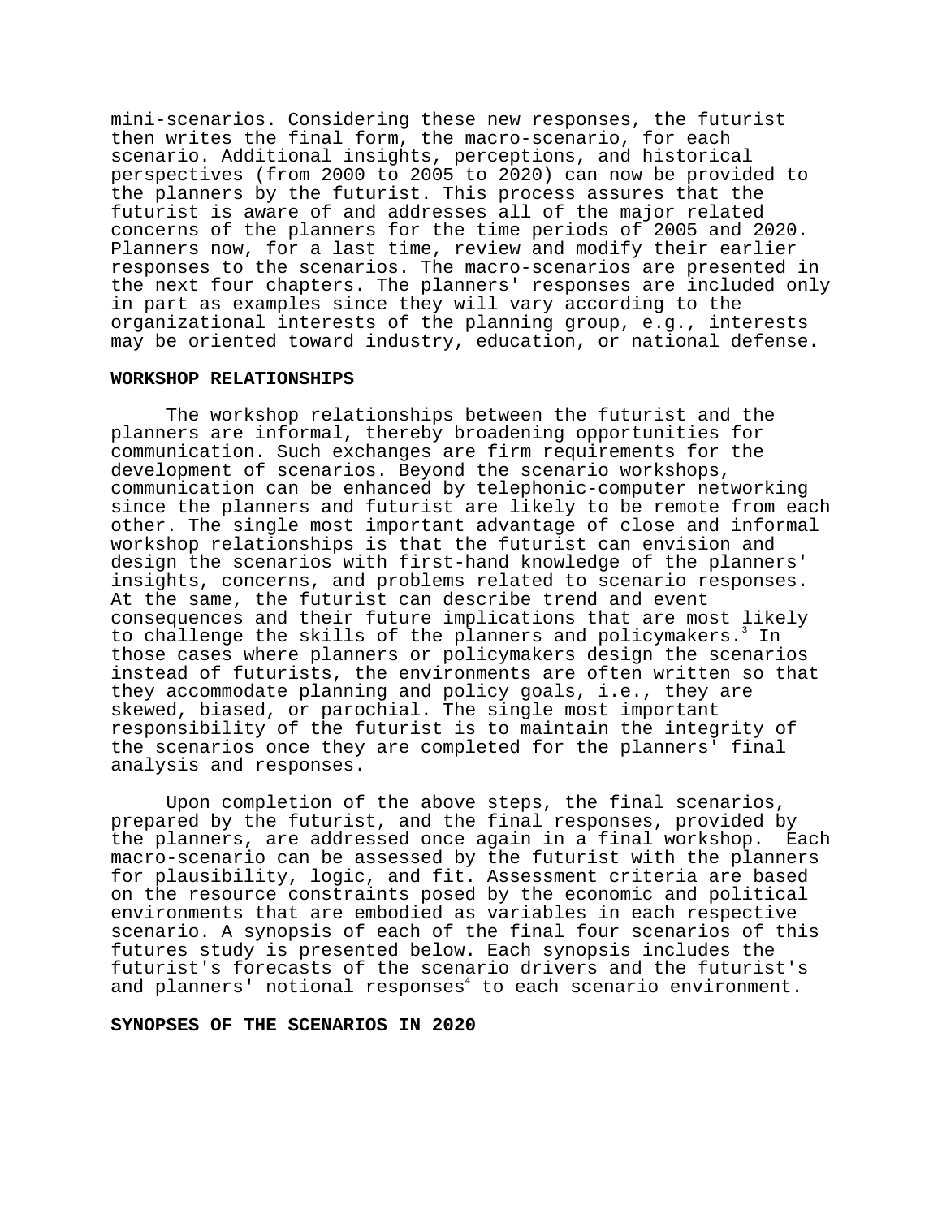mini-scenarios. Considering these new responses, the futurist then writes the final form, the macro-scenario, for each scenario. Additional insights, perceptions, and historical perspectives (from 2000 to 2005 to 2020) can now be provided to the planners by the futurist. This process assures that the futurist is aware of and addresses all of the major related concerns of the planners for the time periods of 2005 and 2020. Planners now, for a last time, review and modify their earlier responses to the scenarios. The macro-scenarios are presented in the next four chapters. The planners' responses are included only in part as examples since they will vary according to the organizational interests of the planning group, e.g., interests may be oriented toward industry, education, or national defense.

**WORKSHOP RELATIONSHIPS**

The workshop relationships between the futurist and the planners are informal, thereby broadening opportunities for communication. Such exchanges are firm requirements for the development of scenarios. Beyond the scenario workshops, communication can be enhanced by telephonic-computer networking since the planners and futurist are likely to be remote from each other. The single most important advantage of close and informal workshop relationships is that the futurist can envision and design the scenarios with first-hand knowledge of the planners' insights, concerns, and problems related to scenario responses. At the same, the futurist can describe trend and event consequences and their future implications that are most likely to challenge the skills of the planners and policymakers.[3] In those cases where planners or policymakers design the scenarios instead of futurists, the environments are often written so that they accommodate planning and policy goals, i.e., they are skewed, biased, or parochial. The single most important responsibility of the futurist is to maintain the integrity of the scenarios once they are completed for the planners' final analysis and responses.

Upon completion of the above steps, the final scenarios, prepared by the futurist, and the final responses, provided by the planners, are addressed once again in a final workshop. Each macro-scenario can be assessed by the futurist with the planners for plausibility, logic, and fit. Assessment criteria are based on the resource constraints posed by the economic and political environments that are embodied as variables in each respective scenario. A synopsis of each of the final four scenarios of this futures study is presented below. Each synopsis includes the futurist's forecasts of the scenario drivers and the futurist's and planners' notional responses[4] to each scenario environment.

**SYNOPSES OF THE SCENARIOS IN 2020**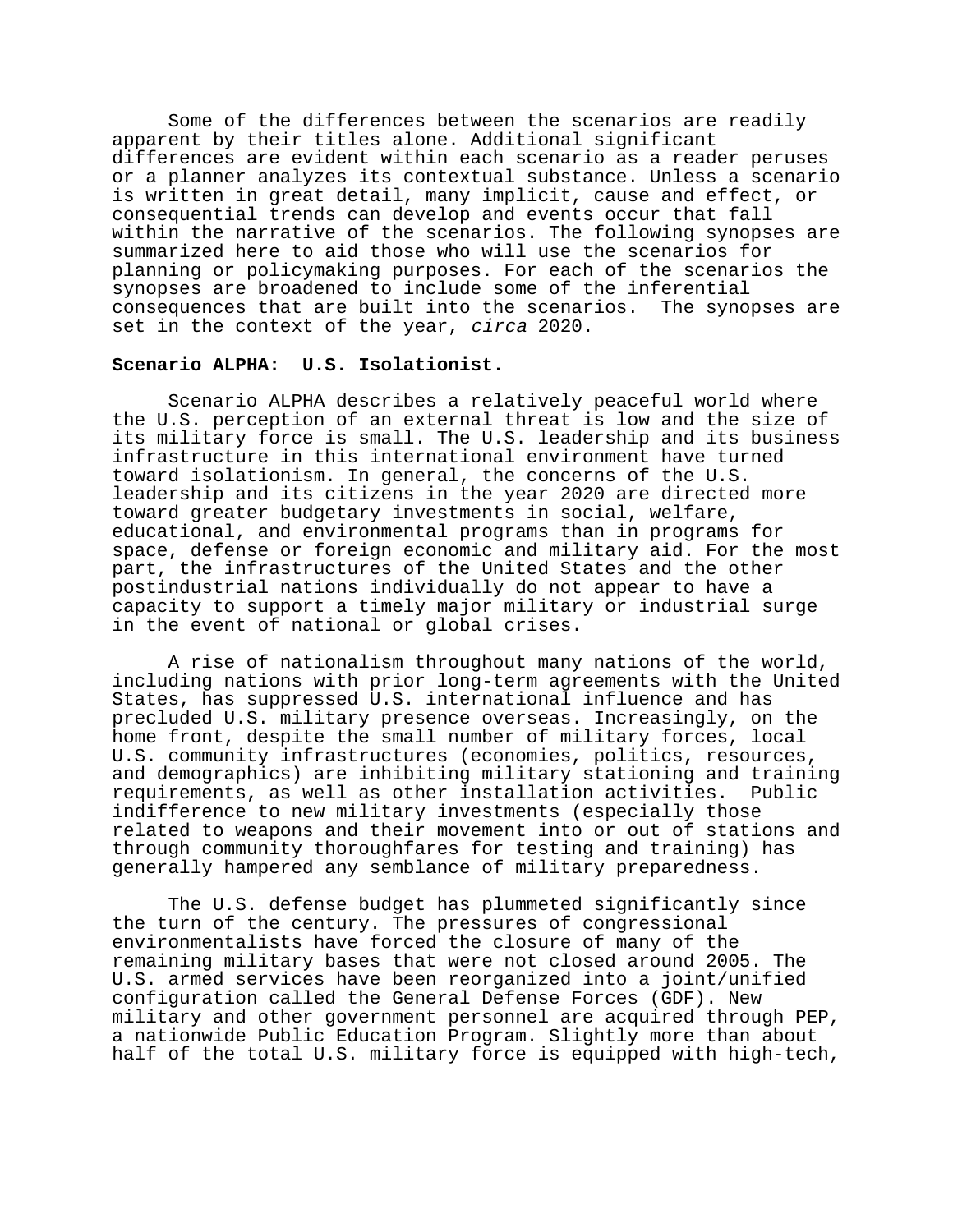Some of the differences between the scenarios are readily apparent by their titles alone. Additional significant differences are evident within each scenario as a reader peruses or a planner analyzes its contextual substance. Unless a scenario is written in great detail, many implicit, cause and effect, or consequential trends can develop and events occur that fall within the narrative of the scenarios. The following synopses are summarized here to aid those who will use the scenarios for planning or policymaking purposes. For each of the scenarios the synopses are broadened to include some of the inferential consequences that are built into the scenarios. The synopses are set in the context of the year, *circa* 2020.

**Scenario ALPHA: U.S. Isolationist.**

Scenario ALPHA describes a relatively peaceful world where the U.S. perception of an external threat is low and the size of its military force is small. The U.S. leadership and its business infrastructure in this international environment have turned toward isolationism. In general, the concerns of the U.S. leadership and its citizens in the year 2020 are directed more toward greater budgetary investments in social, welfare, educational, and environmental programs than in programs for space, defense or foreign economic and military aid. For the most part, the infrastructures of the United States and the other postindustrial nations individually do not appear to have a capacity to support a timely major military or industrial surge in the event of national or global crises.

A rise of nationalism throughout many nations of the world, including nations with prior long-term agreements with the United States, has suppressed U.S. international influence and has precluded U.S. military presence overseas. Increasingly, on the home front, despite the small number of military forces, local U.S. community infrastructures (economies, politics, resources, and demographics) are inhibiting military stationing and training requirements, as well as other installation activities. Public indifference to new military investments (especially those related to weapons and their movement into or out of stations and through community thoroughfares for testing and training) has generally hampered any semblance of military preparedness.

The U.S. defense budget has plummeted significantly since the turn of the century. The pressures of congressional environmentalists have forced the closure of many of the remaining military bases that were not closed around 2005. The U.S. armed services have been reorganized into a joint/unified configuration called the General Defense Forces (GDF). New military and other government personnel are acquired through PEP, a nationwide Public Education Program. Slightly more than about half of the total U.S. military force is equipped with high-tech,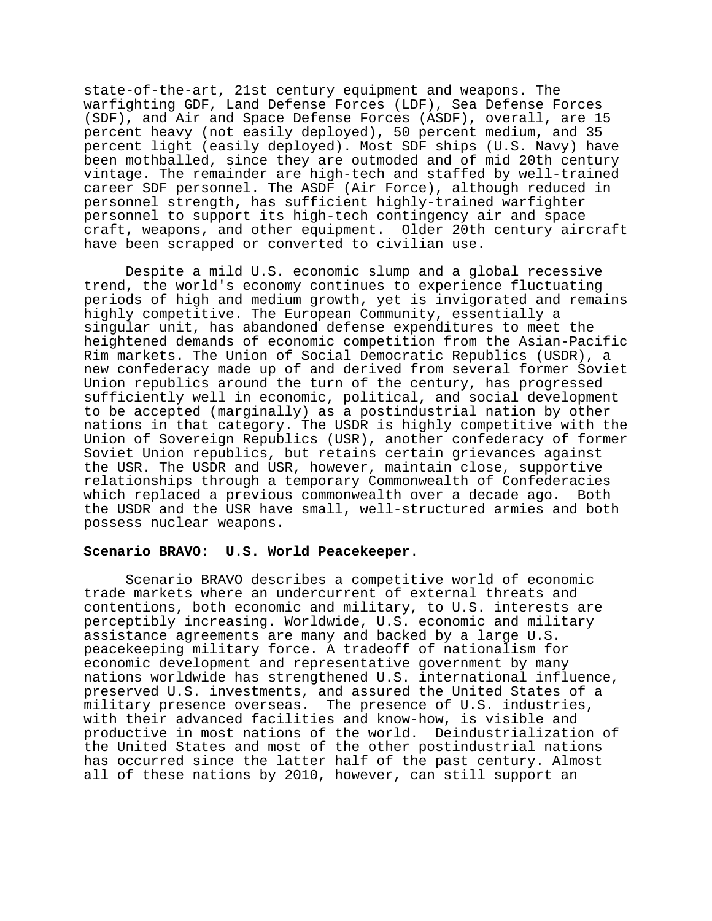state-of-the-art, 21st century equipment and weapons. The warfighting GDF, Land Defense Forces (LDF), Sea Defense Forces (SDF), and Air and Space Defense Forces (ASDF), overall, are 15 percent heavy (not easily deployed), 50 percent medium, and 35 percent light (easily deployed). Most SDF ships (U.S. Navy) have been mothballed, since they are outmoded and of mid 20th century vintage. The remainder are high-tech and staffed by well-trained career SDF personnel. The ASDF (Air Force), although reduced in personnel strength, has sufficient highly-trained warfighter personnel to support its high-tech contingency air and space craft, weapons, and other equipment. Older 20th century aircraft have been scrapped or converted to civilian use.

Despite a mild U.S. economic slump and a global recessive trend, the world's economy continues to experience fluctuating periods of high and medium growth, yet is invigorated and remains highly competitive. The European Community, essentially a singular unit, has abandoned defense expenditures to meet the heightened demands of economic competition from the Asian-Pacific Rim markets. The Union of Social Democratic Republics (USDR), a new confederacy made up of and derived from several former Soviet Union republics around the turn of the century, has progressed sufficiently well in economic, political, and social development to be accepted (marginally) as a postindustrial nation by other nations in that category. The USDR is highly competitive with the Union of Sovereign Republics (USR), another confederacy of former Soviet Union republics, but retains certain grievances against the USR. The USDR and USR, however, maintain close, supportive relationships through a temporary Commonwealth of Confederacies which replaced a previous commonwealth over a decade ago. Both the USDR and the USR have small, well-structured armies and both possess nuclear weapons.

**Scenario BRAVO: U.S. World Peacekeeper**.

Scenario BRAVO describes a competitive world of economic trade markets where an undercurrent of external threats and contentions, both economic and military, to U.S. interests are perceptibly increasing. Worldwide, U.S. economic and military assistance agreements are many and backed by a large U.S. peacekeeping military force. A tradeoff of nationalism for economic development and representative government by many nations worldwide has strengthened U.S. international influence, preserved U.S. investments, and assured the United States of a military presence overseas. The presence of U.S. industries, with their advanced facilities and know-how, is visible and productive in most nations of the world. Deindustrialization of the United States and most of the other postindustrial nations has occurred since the latter half of the past century. Almost all of these nations by 2010, however, can still support an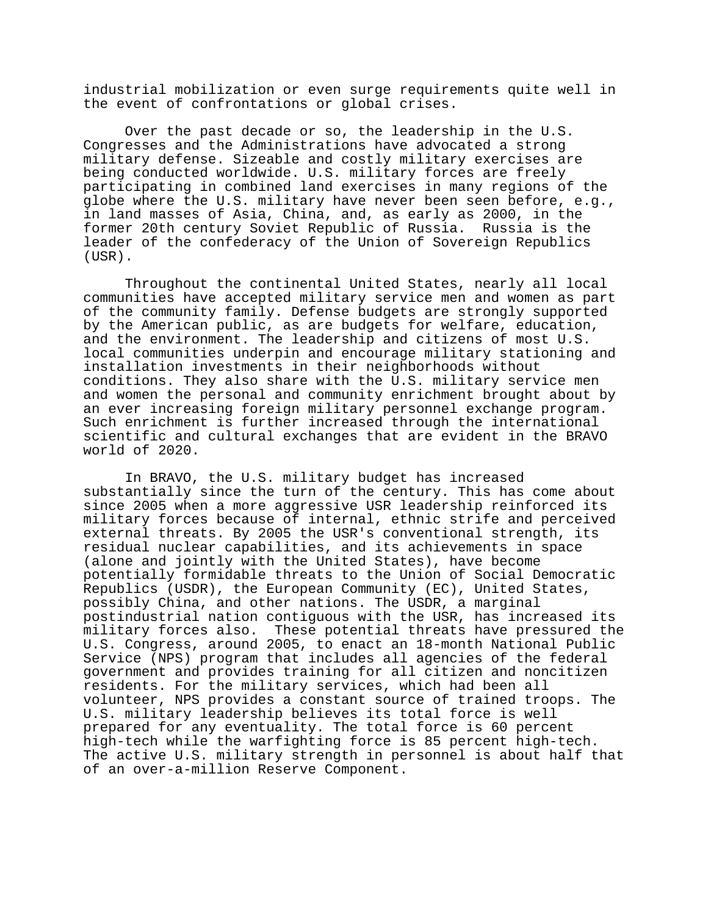industrial mobilization or even surge requirements quite well in the event of confrontations or global crises.

Over the past decade or so, the leadership in the U.S. Congresses and the Administrations have advocated a strong military defense. Sizeable and costly military exercises are being conducted worldwide. U.S. military forces are freely participating in combined land exercises in many regions of the globe where the U.S. military have never been seen before, e.g., in land masses of Asia, China, and, as early as 2000, in the former 20th century Soviet Republic of Russia. Russia is the leader of the confederacy of the Union of Sovereign Republics (USR).

Throughout the continental United States, nearly all local communities have accepted military service men and women as part of the community family. Defense budgets are strongly supported by the American public, as are budgets for welfare, education, and the environment. The leadership and citizens of most U.S. local communities underpin and encourage military stationing and installation investments in their neighborhoods without conditions. They also share with the U.S. military service men and women the personal and community enrichment brought about by an ever increasing foreign military personnel exchange program. Such enrichment is further increased through the international scientific and cultural exchanges that are evident in the BRAVO world of 2020.

In BRAVO, the U.S. military budget has increased substantially since the turn of the century. This has come about since 2005 when a more aggressive USR leadership reinforced its military forces because of internal, ethnic strife and perceived external threats. By 2005 the USR's conventional strength, its residual nuclear capabilities, and its achievements in space (alone and jointly with the United States), have become potentially formidable threats to the Union of Social Democratic Republics (USDR), the European Community (EC), United States, possibly China, and other nations. The USDR, a marginal postindustrial nation contiguous with the USR, has increased its military forces also. These potential threats have pressured the U.S. Congress, around 2005, to enact an 18-month National Public Service (NPS) program that includes all agencies of the federal government and provides training for all citizen and noncitizen residents. For the military services, which had been all volunteer, NPS provides a constant source of trained troops. The U.S. military leadership believes its total force is well prepared for any eventuality. The total force is 60 percent high-tech while the warfighting force is 85 percent high-tech. The active U.S. military strength in personnel is about half that of an over-a-million Reserve Component.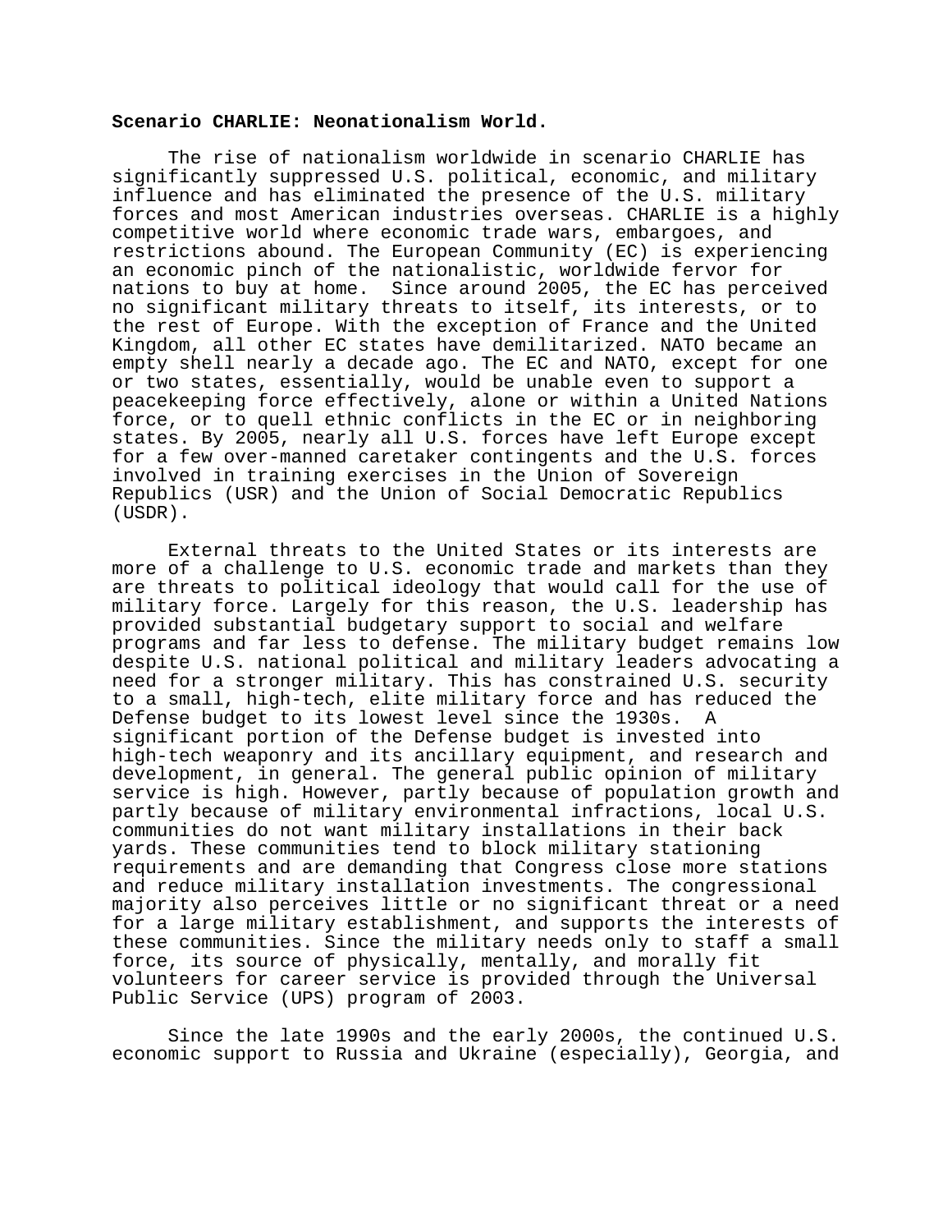**Scenario CHARLIE: Neonationalism World.**

The rise of nationalism worldwide in scenario CHARLIE has significantly suppressed U.S. political, economic, and military influence and has eliminated the presence of the U.S. military forces and most American industries overseas. CHARLIE is a highly competitive world where economic trade wars, embargoes, and restrictions abound. The European Community (EC) is experiencing an economic pinch of the nationalistic, worldwide fervor for nations to buy at home. Since around 2005, the EC has perceived no significant military threats to itself, its interests, or to the rest of Europe. With the exception of France and the United Kingdom, all other EC states have demilitarized. NATO became an empty shell nearly a decade ago. The EC and NATO, except for one or two states, essentially, would be unable even to support a peacekeeping force effectively, alone or within a United Nations force, or to quell ethnic conflicts in the EC or in neighboring states. By 2005, nearly all U.S. forces have left Europe except for a few over-manned caretaker contingents and the U.S. forces involved in training exercises in the Union of Sovereign Republics (USR) and the Union of Social Democratic Republics (USDR).

External threats to the United States or its interests are more of a challenge to U.S. economic trade and markets than they are threats to political ideology that would call for the use of military force. Largely for this reason, the U.S. leadership has provided substantial budgetary support to social and welfare programs and far less to defense. The military budget remains low despite U.S. national political and military leaders advocating a need for a stronger military. This has constrained U.S. security to a small, high-tech, elite military force and has reduced the Defense budget to its lowest level since the 1930s. A significant portion of the Defense budget is invested into high-tech weaponry and its ancillary equipment, and research and development, in general. The general public opinion of military service is high. However, partly because of population growth and partly because of military environmental infractions, local U.S. communities do not want military installations in their back yards. These communities tend to block military stationing requirements and are demanding that Congress close more stations and reduce military installation investments. The congressional majority also perceives little or no significant threat or a need for a large military establishment, and supports the interests of these communities. Since the military needs only to staff a small force, its source of physically, mentally, and morally fit volunteers for career service is provided through the Universal Public Service (UPS) program of 2003.

Since the late 1990s and the early 2000s, the continued U.S. economic support to Russia and Ukraine (especially), Georgia, and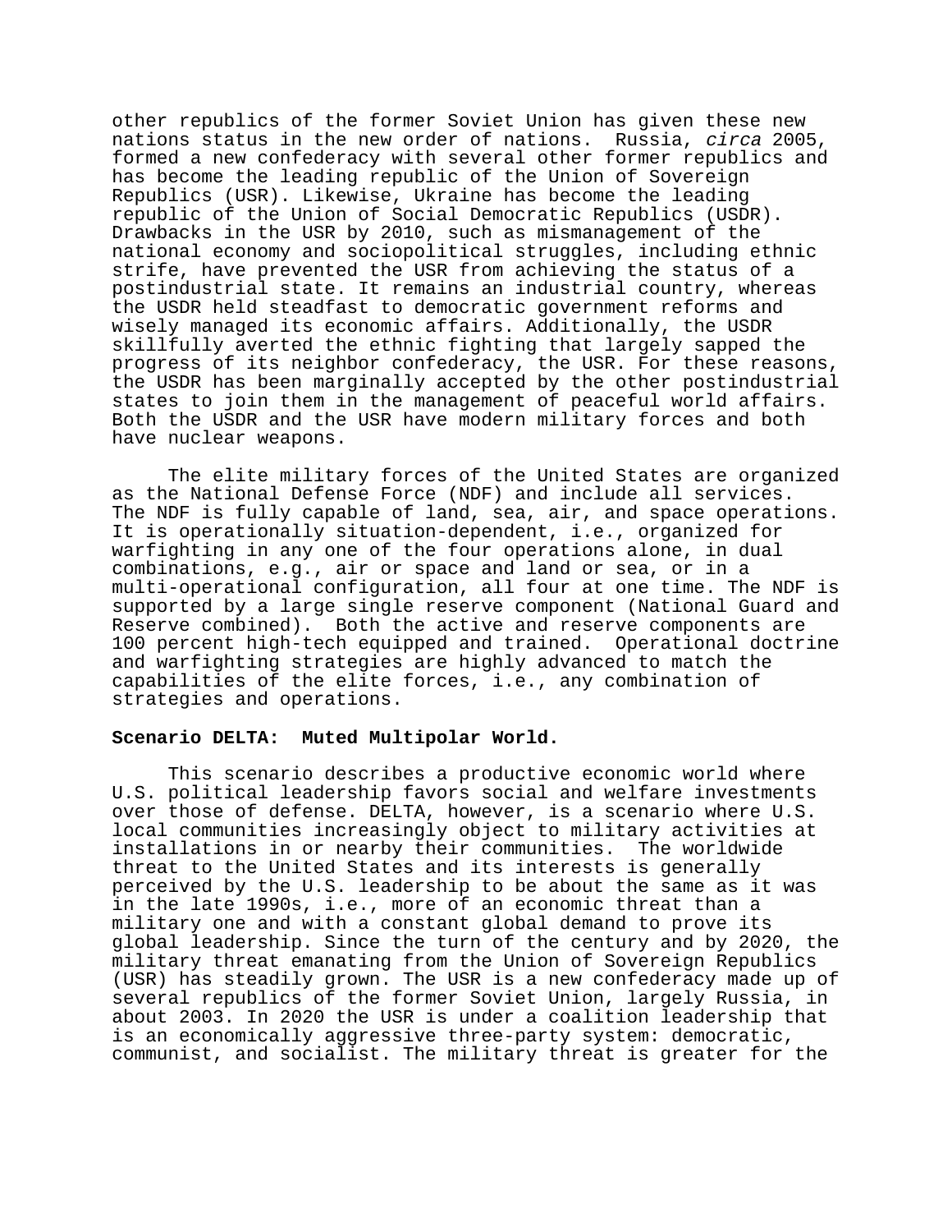other republics of the former Soviet Union has given these new nations status in the new order of nations. Russia, *circa* 2005, formed a new confederacy with several other former republics and has become the leading republic of the Union of Sovereign Republics (USR). Likewise, Ukraine has become the leading republic of the Union of Social Democratic Republics (USDR). Drawbacks in the USR by 2010, such as mismanagement of the national economy and sociopolitical struggles, including ethnic strife, have prevented the USR from achieving the status of a postindustrial state. It remains an industrial country, whereas the USDR held steadfast to democratic government reforms and wisely managed its economic affairs. Additionally, the USDR skillfully averted the ethnic fighting that largely sapped the progress of its neighbor confederacy, the USR. For these reasons, the USDR has been marginally accepted by the other postindustrial states to join them in the management of peaceful world affairs. Both the USDR and the USR have modern military forces and both have nuclear weapons.

The elite military forces of the United States are organized as the National Defense Force (NDF) and include all services. The NDF is fully capable of land, sea, air, and space operations. It is operationally situation-dependent, i.e., organized for warfighting in any one of the four operations alone, in dual combinations, e.g., air or space and land or sea, or in a multi-operational configuration, all four at one time. The NDF is supported by a large single reserve component (National Guard and Reserve combined). Both the active and reserve components are 100 percent high-tech equipped and trained. Operational doctrine and warfighting strategies are highly advanced to match the capabilities of the elite forces, i.e., any combination of strategies and operations.

**Scenario DELTA: Muted Multipolar World.**

This scenario describes a productive economic world where U.S. political leadership favors social and welfare investments over those of defense. DELTA, however, is a scenario where U.S. local communities increasingly object to military activities at installations in or nearby their communities. The worldwide threat to the United States and its interests is generally perceived by the U.S. leadership to be about the same as it was in the late 1990s, i.e., more of an economic threat than a military one and with a constant global demand to prove its global leadership. Since the turn of the century and by 2020, the military threat emanating from the Union of Sovereign Republics (USR) has steadily grown. The USR is a new confederacy made up of several republics of the former Soviet Union, largely Russia, in about 2003. In 2020 the USR is under a coalition leadership that is an economically aggressive three-party system: democratic, communist, and socialist. The military threat is greater for the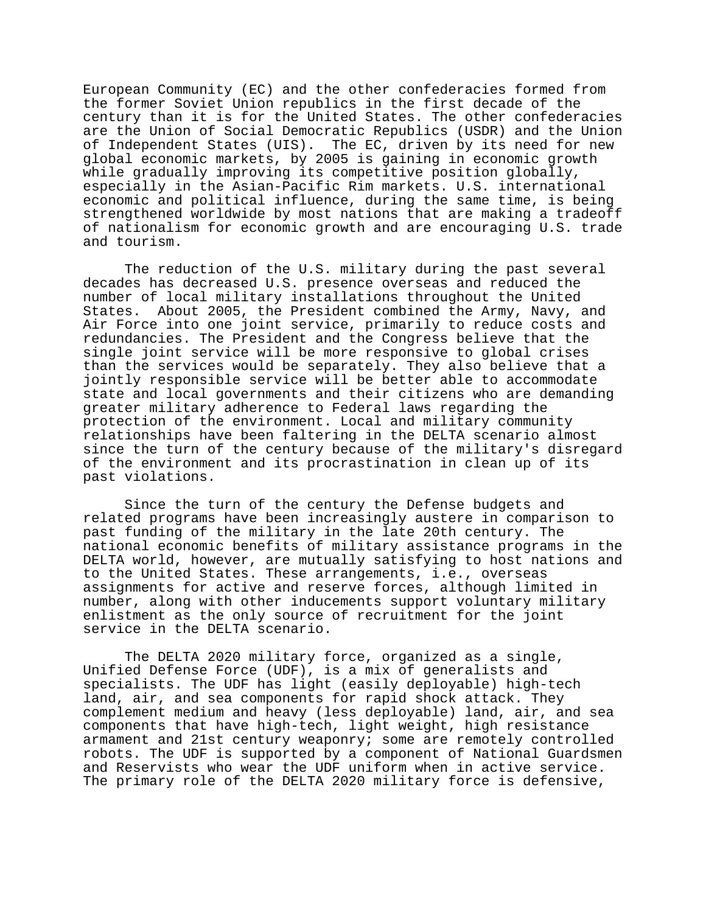European Community (EC) and the other confederacies formed from the former Soviet Union republics in the first decade of the century than it is for the United States. The other confederacies are the Union of Social Democratic Republics (USDR) and the Union of Independent States (UIS). The EC, driven by its need for new global economic markets, by 2005 is gaining in economic growth while gradually improving its competitive position globally, especially in the Asian-Pacific Rim markets. U.S. international economic and political influence, during the same time, is being strengthened worldwide by most nations that are making a tradeoff of nationalism for economic growth and are encouraging U.S. trade and tourism.

The reduction of the U.S. military during the past several decades has decreased U.S. presence overseas and reduced the number of local military installations throughout the United States. About 2005, the President combined the Army, Navy, and Air Force into one joint service, primarily to reduce costs and redundancies. The President and the Congress believe that the single joint service will be more responsive to global crises than the services would be separately. They also believe that a jointly responsible service will be better able to accommodate state and local governments and their citizens who are demanding greater military adherence to Federal laws regarding the protection of the environment. Local and military community relationships have been faltering in the DELTA scenario almost since the turn of the century because of the military's disregard of the environment and its procrastination in clean up of its past violations.

Since the turn of the century the Defense budgets and related programs have been increasingly austere in comparison to past funding of the military in the late 20th century. The national economic benefits of military assistance programs in the DELTA world, however, are mutually satisfying to host nations and to the United States. These arrangements, i.e., overseas assignments for active and reserve forces, although limited in number, along with other inducements support voluntary military enlistment as the only source of recruitment for the joint service in the DELTA scenario.

The DELTA 2020 military force, organized as a single, Unified Defense Force (UDF), is a mix of generalists and specialists. The UDF has light (easily deployable) high-tech land, air, and sea components for rapid shock attack. They complement medium and heavy (less deployable) land, air, and sea components that have high-tech, light weight, high resistance armament and 21st century weaponry; some are remotely controlled robots. The UDF is supported by a component of National Guardsmen and Reservists who wear the UDF uniform when in active service. The primary role of the DELTA 2020 military force is defensive,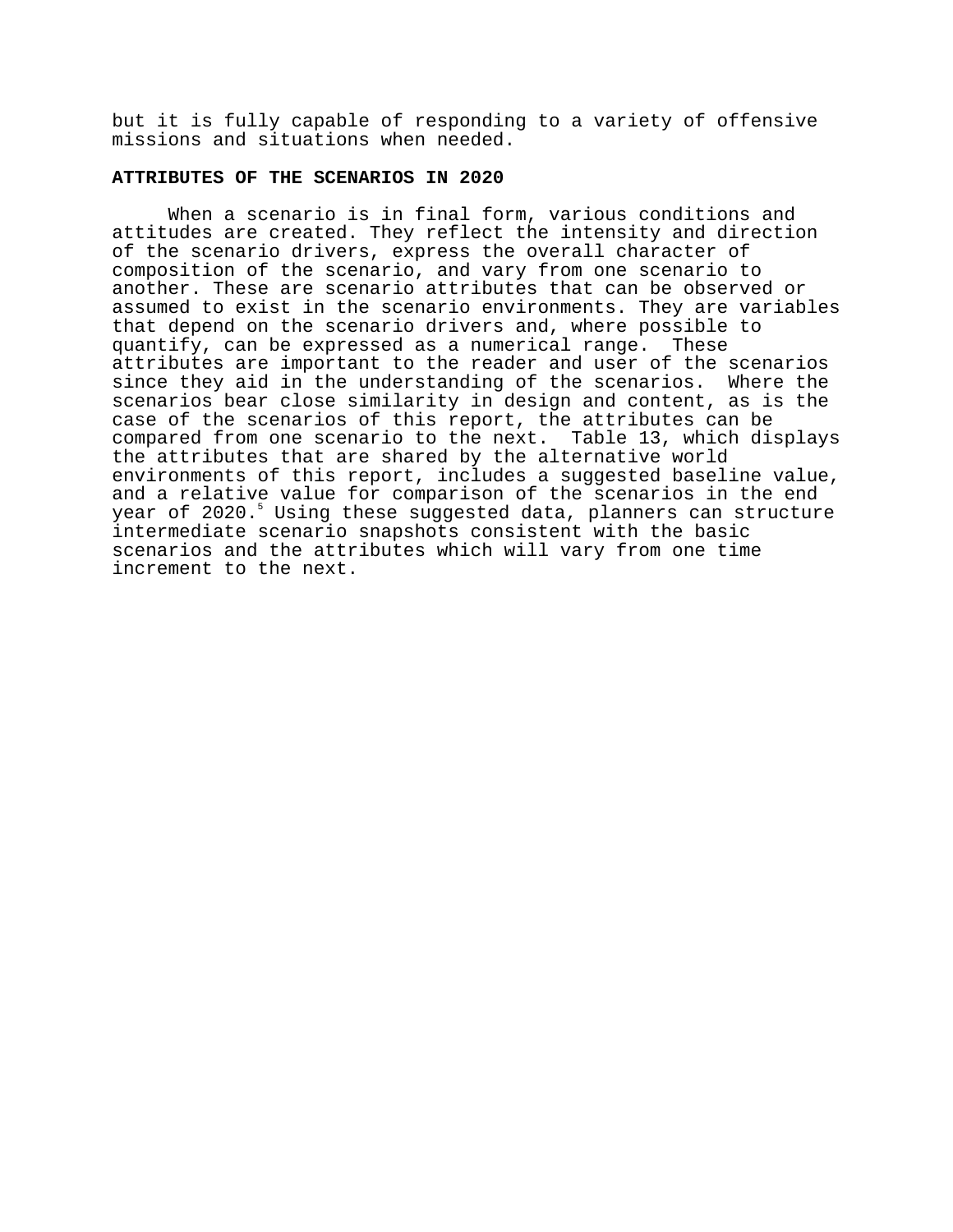but it is fully capable of responding to a variety of offensive missions and situations when needed.

## ATTRIBUTES OF THE SCENARIOS IN 2020

When a scenario is in final form, various conditions and attitudes are created. They reflect the intensity and direction of the scenario drivers, express the overall character of composition of the scenario, and vary from one scenario to another. These are scenario attributes that can be observed or assumed to exist in the scenario environments. They are variables that depend on the scenario drivers and, where possible to quantify, can be expressed as a numerical range. These attributes are important to the reader and user of the scenarios since they aid in the understanding of the scenarios. Where the scenarios bear close similarity in design and content, as is the case of the scenarios of this report, the attributes can be compared from one scenario to the next. Table 13, which displays the attributes that are shared by the alternative world environments of this report, includes a suggested baseline value, and a relative value for comparison of the scenarios in the end year of 2020.[5] Using these suggested data, planners can structure intermediate scenario snapshots consistent with the basic scenarios and the attributes which will vary from one time increment to the next.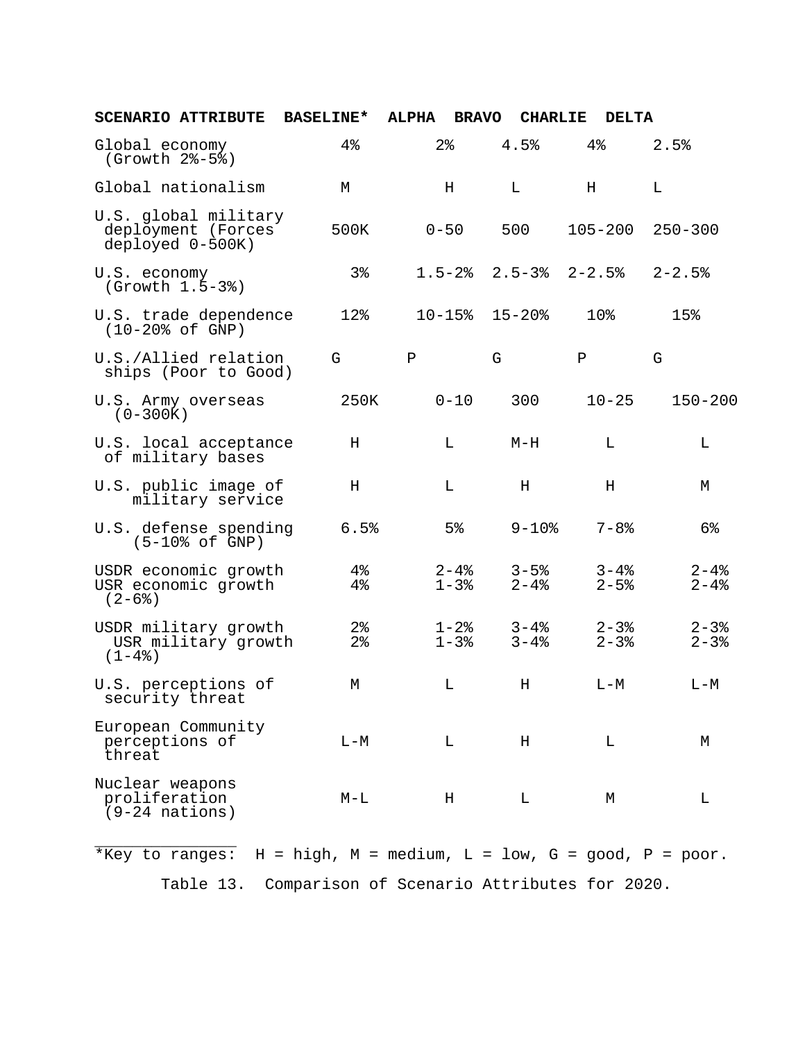| SCENARIO ATTRIBUTE | BASELINE* | ALPHA | BRAVO | CHARLIE | DELTA |
|---|---|---|---|---|---|
| Global economy (Growth 2%-5%) | 4% | 2% | 4.5% | 4% | 2.5% |
| Global nationalism | M | H | L | H | L |
| U.S. global military deployment (Forces deployed 0-500K) | 500K | 0-50 | 500 | 105-200 | 250-300 |
| U.S. economy (Growth 1.5-3%) | 3% | 1.5-2% | 2.5-3% | 2-2.5% | 2-2.5% |
| U.S. trade dependence (10-20% of GNP) | 12% | 10-15% | 15-20% | 10% | 15% |
| U.S./Allied relation ships (Poor to Good) | G | P | G | P | G |
| U.S. Army overseas (0-300K) | 250K | 0-10 | 300 | 10-25 | 150-200 |
| U.S. local acceptance of military bases | H | L | M-H | L | L |
| U.S. public image of military service | H | L | H | H | M |
| U.S. defense spending (5-10% of GNP) | 6.5% | 5% | 9-10% | 7-8% | 6% |
| USDR economic growth<br>USR economic growth (2-6%) | 4%<br>4% | 2-4%<br>1-3% | 3-5%<br>2-4% | 3-4%<br>2-5% | 2-4%<br>2-4% |
| USDR military growth<br>USR military growth (1-4%) | 2%<br>2% | 1-2%<br>1-3% | 3-4%<br>3-4% | 2-3%<br>2-3% | 2-3%<br>2-3% |
| U.S. perceptions of security threat | M | L | H | L-M | L-M |
| European Community perceptions of threat | L-M | L | H | L | M |
| Nuclear weapons proliferation (9-24 nations) | M-L | H | L | M | L |

*Key to ranges: H = high, M = medium, L = low, G = good, P = poor.

Table 13. Comparison of Scenario Attributes for 2020.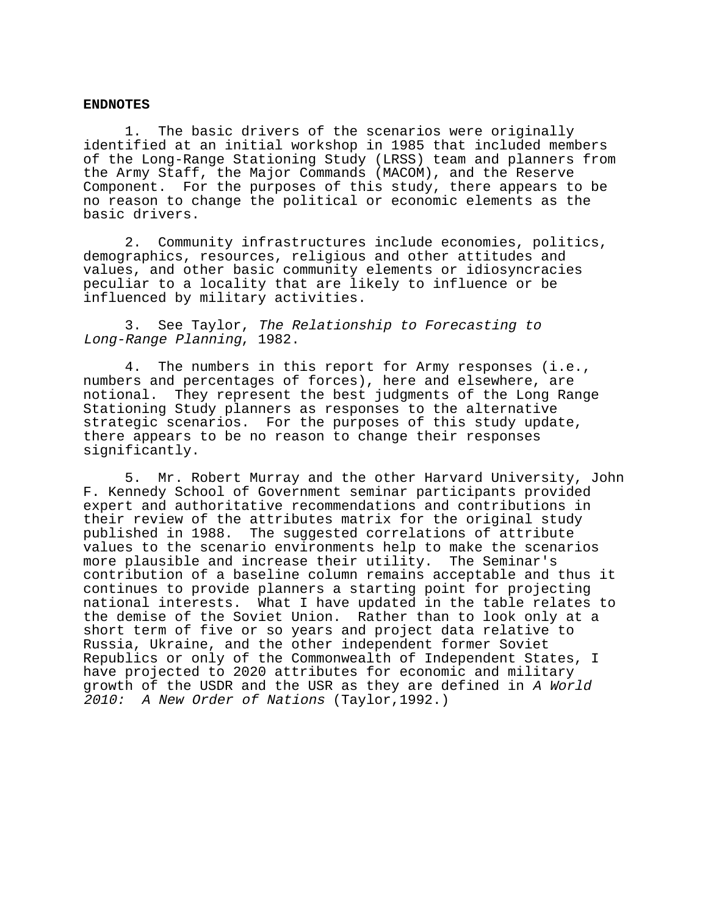**ENDNOTES**

1. The basic drivers of the scenarios were originally identified at an initial workshop in 1985 that included members of the Long-Range Stationing Study (LRSS) team and planners from the Army Staff, the Major Commands (MACOM), and the Reserve Component. For the purposes of this study, there appears to be no reason to change the political or economic elements as the basic drivers.

2. Community infrastructures include economies, politics, demographics, resources, religious and other attitudes and values, and other basic community elements or idiosyncracies peculiar to a locality that are likely to influence or be influenced by military activities.

3. See Taylor, *The Relationship to Forecasting to Long-Range Planning*, 1982.

4. The numbers in this report for Army responses (i.e., numbers and percentages of forces), here and elsewhere, are notional. They represent the best judgments of the Long Range Stationing Study planners as responses to the alternative strategic scenarios. For the purposes of this study update, there appears to be no reason to change their responses significantly.

5. Mr. Robert Murray and the other Harvard University, John F. Kennedy School of Government seminar participants provided expert and authoritative recommendations and contributions in their review of the attributes matrix for the original study published in 1988. The suggested correlations of attribute values to the scenario environments help to make the scenarios more plausible and increase their utility. The Seminar's contribution of a baseline column remains acceptable and thus it continues to provide planners a starting point for projecting national interests. What I have updated in the table relates to the demise of the Soviet Union. Rather than to look only at a short term of five or so years and project data relative to Russia, Ukraine, and the other independent former Soviet Republics or only of the Commonwealth of Independent States, I have projected to 2020 attributes for economic and military growth of the USDR and the USR as they are defined in *A World 2010: A New Order of Nations* (Taylor,1992.)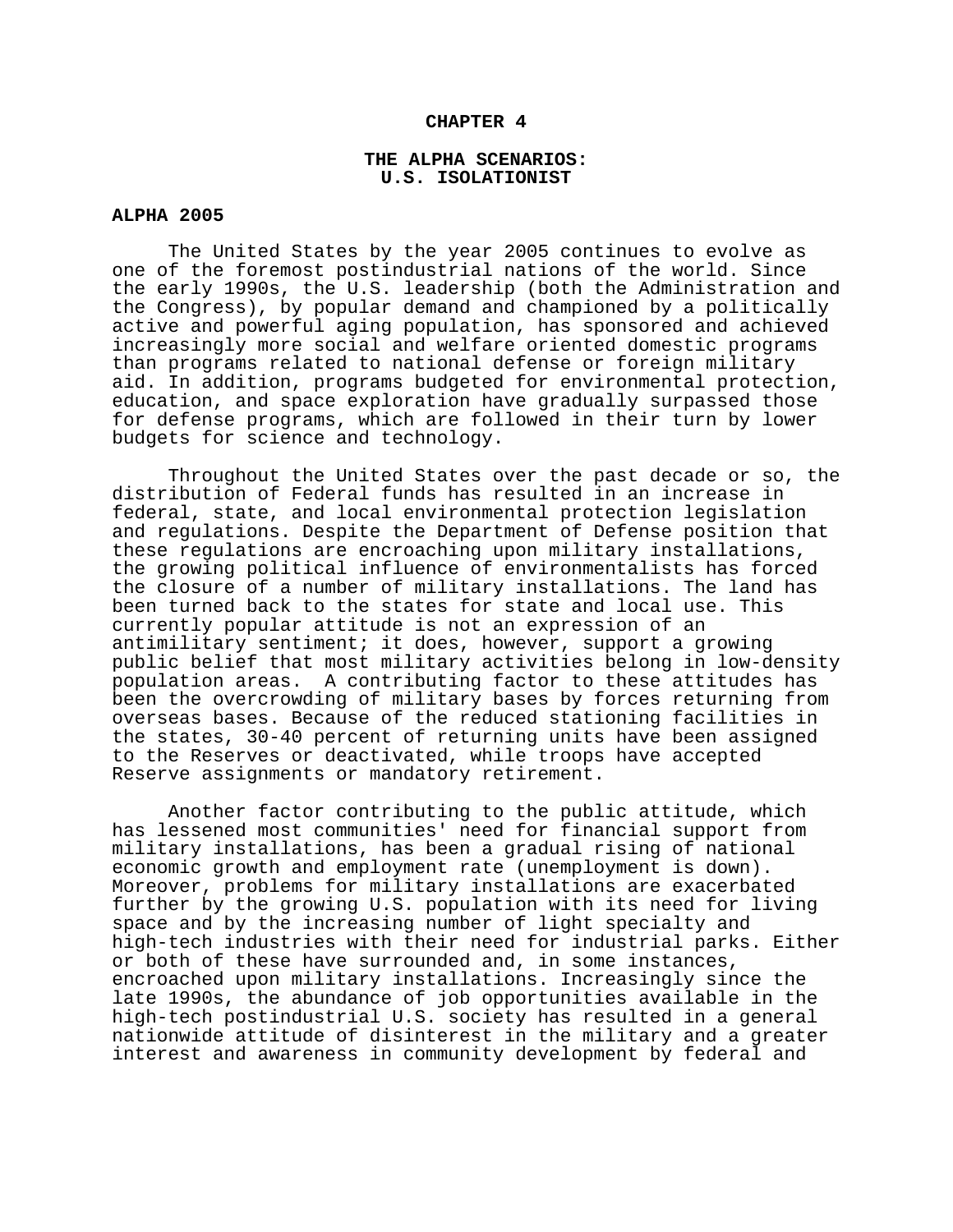# CHAPTER 4

## THE ALPHA SCENARIOS: U.S. ISOLATIONIST

### ALPHA 2005

The United States by the year 2005 continues to evolve as one of the foremost postindustrial nations of the world. Since the early 1990s, the U.S. leadership (both the Administration and the Congress), by popular demand and championed by a politically active and powerful aging population, has sponsored and achieved increasingly more social and welfare oriented domestic programs than programs related to national defense or foreign military aid. In addition, programs budgeted for environmental protection, education, and space exploration have gradually surpassed those for defense programs, which are followed in their turn by lower budgets for science and technology.

Throughout the United States over the past decade or so, the distribution of Federal funds has resulted in an increase in federal, state, and local environmental protection legislation and regulations. Despite the Department of Defense position that these regulations are encroaching upon military installations, the growing political influence of environmentalists has forced the closure of a number of military installations. The land has been turned back to the states for state and local use. This currently popular attitude is not an expression of an antimilitary sentiment; it does, however, support a growing public belief that most military activities belong in low-density population areas. A contributing factor to these attitudes has been the overcrowding of military bases by forces returning from overseas bases. Because of the reduced stationing facilities in the states, 30-40 percent of returning units have been assigned to the Reserves or deactivated, while troops have accepted Reserve assignments or mandatory retirement.

Another factor contributing to the public attitude, which has lessened most communities' need for financial support from military installations, has been a gradual rising of national economic growth and employment rate (unemployment is down). Moreover, problems for military installations are exacerbated further by the growing U.S. population with its need for living space and by the increasing number of light specialty and high-tech industries with their need for industrial parks. Either or both of these have surrounded and, in some instances, encroached upon military installations. Increasingly since the late 1990s, the abundance of job opportunities available in the high-tech postindustrial U.S. society has resulted in a general nationwide attitude of disinterest in the military and a greater interest and awareness in community development by federal and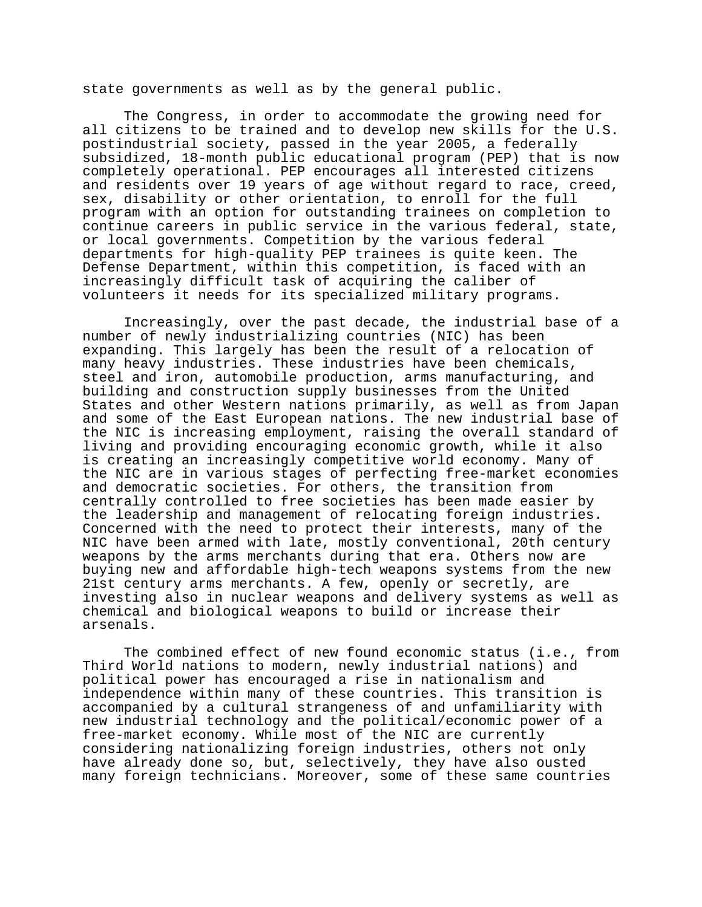state governments as well as by the general public.

The Congress, in order to accommodate the growing need for all citizens to be trained and to develop new skills for the U.S. postindustrial society, passed in the year 2005, a federally subsidized, 18-month public educational program (PEP) that is now completely operational. PEP encourages all interested citizens and residents over 19 years of age without regard to race, creed, sex, disability or other orientation, to enroll for the full program with an option for outstanding trainees on completion to continue careers in public service in the various federal, state, or local governments. Competition by the various federal departments for high-quality PEP trainees is quite keen. The Defense Department, within this competition, is faced with an increasingly difficult task of acquiring the caliber of volunteers it needs for its specialized military programs.

Increasingly, over the past decade, the industrial base of a number of newly industrializing countries (NIC) has been expanding. This largely has been the result of a relocation of many heavy industries. These industries have been chemicals, steel and iron, automobile production, arms manufacturing, and building and construction supply businesses from the United States and other Western nations primarily, as well as from Japan and some of the East European nations. The new industrial base of the NIC is increasing employment, raising the overall standard of living and providing encouraging economic growth, while it also is creating an increasingly competitive world economy. Many of the NIC are in various stages of perfecting free-market economies and democratic societies. For others, the transition from centrally controlled to free societies has been made easier by the leadership and management of relocating foreign industries. Concerned with the need to protect their interests, many of the NIC have been armed with late, mostly conventional, 20th century weapons by the arms merchants during that era. Others now are buying new and affordable high-tech weapons systems from the new 21st century arms merchants. A few, openly or secretly, are investing also in nuclear weapons and delivery systems as well as chemical and biological weapons to build or increase their arsenals.

The combined effect of new found economic status (i.e., from Third World nations to modern, newly industrial nations) and political power has encouraged a rise in nationalism and independence within many of these countries. This transition is accompanied by a cultural strangeness of and unfamiliarity with new industrial technology and the political/economic power of a free-market economy. While most of the NIC are currently considering nationalizing foreign industries, others not only have already done so, but, selectively, they have also ousted many foreign technicians. Moreover, some of these same countries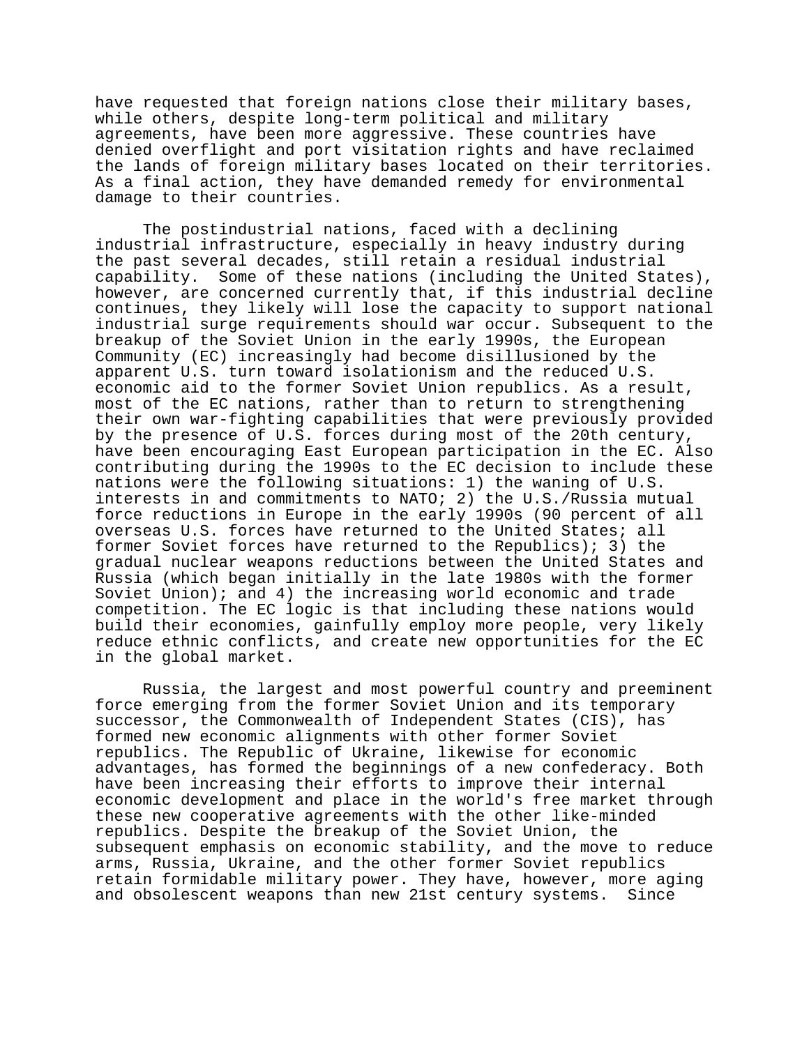have requested that foreign nations close their military bases, while others, despite long-term political and military agreements, have been more aggressive. These countries have denied overflight and port visitation rights and have reclaimed the lands of foreign military bases located on their territories. As a final action, they have demanded remedy for environmental damage to their countries.

The postindustrial nations, faced with a declining industrial infrastructure, especially in heavy industry during the past several decades, still retain a residual industrial capability. Some of these nations (including the United States), however, are concerned currently that, if this industrial decline continues, they likely will lose the capacity to support national industrial surge requirements should war occur. Subsequent to the breakup of the Soviet Union in the early 1990s, the European Community (EC) increasingly had become disillusioned by the apparent U.S. turn toward isolationism and the reduced U.S. economic aid to the former Soviet Union republics. As a result, most of the EC nations, rather than to return to strengthening their own war-fighting capabilities that were previously provided by the presence of U.S. forces during most of the 20th century, have been encouraging East European participation in the EC. Also contributing during the 1990s to the EC decision to include these nations were the following situations: 1) the waning of U.S. interests in and commitments to NATO; 2) the U.S./Russia mutual force reductions in Europe in the early 1990s (90 percent of all overseas U.S. forces have returned to the United States; all former Soviet forces have returned to the Republics); 3) the gradual nuclear weapons reductions between the United States and Russia (which began initially in the late 1980s with the former Soviet Union); and 4) the increasing world economic and trade competition. The EC logic is that including these nations would build their economies, gainfully employ more people, very likely reduce ethnic conflicts, and create new opportunities for the EC in the global market.

Russia, the largest and most powerful country and preeminent force emerging from the former Soviet Union and its temporary successor, the Commonwealth of Independent States (CIS), has formed new economic alignments with other former Soviet republics. The Republic of Ukraine, likewise for economic advantages, has formed the beginnings of a new confederacy. Both have been increasing their efforts to improve their internal economic development and place in the world's free market through these new cooperative agreements with the other like-minded republics. Despite the breakup of the Soviet Union, the subsequent emphasis on economic stability, and the move to reduce arms, Russia, Ukraine, and the other former Soviet republics retain formidable military power. They have, however, more aging and obsolescent weapons than new 21st century systems. Since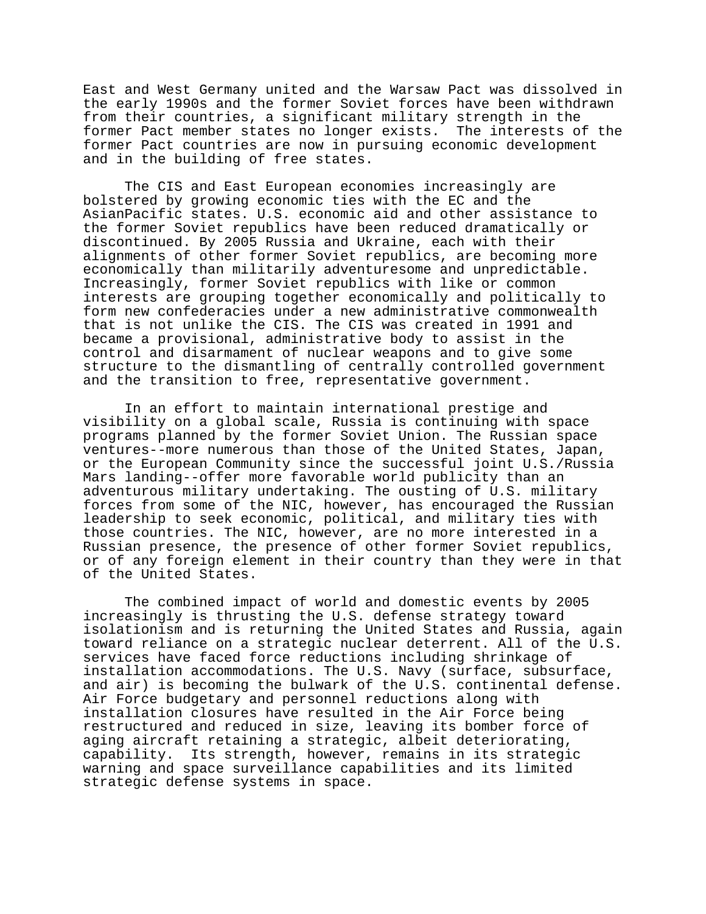East and West Germany united and the Warsaw Pact was dissolved in the early 1990s and the former Soviet forces have been withdrawn from their countries, a significant military strength in the former Pact member states no longer exists. The interests of the former Pact countries are now in pursuing economic development and in the building of free states.

The CIS and East European economies increasingly are bolstered by growing economic ties with the EC and the AsianPacific states. U.S. economic aid and other assistance to the former Soviet republics have been reduced dramatically or discontinued. By 2005 Russia and Ukraine, each with their alignments of other former Soviet republics, are becoming more economically than militarily adventuresome and unpredictable. Increasingly, former Soviet republics with like or common interests are grouping together economically and politically to form new confederacies under a new administrative commonwealth that is not unlike the CIS. The CIS was created in 1991 and became a provisional, administrative body to assist in the control and disarmament of nuclear weapons and to give some structure to the dismantling of centrally controlled government and the transition to free, representative government.

In an effort to maintain international prestige and visibility on a global scale, Russia is continuing with space programs planned by the former Soviet Union. The Russian space ventures--more numerous than those of the United States, Japan, or the European Community since the successful joint U.S./Russia Mars landing--offer more favorable world publicity than an adventurous military undertaking. The ousting of U.S. military forces from some of the NIC, however, has encouraged the Russian leadership to seek economic, political, and military ties with those countries. The NIC, however, are no more interested in a Russian presence, the presence of other former Soviet republics, or of any foreign element in their country than they were in that of the United States.

The combined impact of world and domestic events by 2005 increasingly is thrusting the U.S. defense strategy toward isolationism and is returning the United States and Russia, again toward reliance on a strategic nuclear deterrent. All of the U.S. services have faced force reductions including shrinkage of installation accommodations. The U.S. Navy (surface, subsurface, and air) is becoming the bulwark of the U.S. continental defense. Air Force budgetary and personnel reductions along with installation closures have resulted in the Air Force being restructured and reduced in size, leaving its bomber force of aging aircraft retaining a strategic, albeit deteriorating, capability. Its strength, however, remains in its strategic warning and space surveillance capabilities and its limited strategic defense systems in space.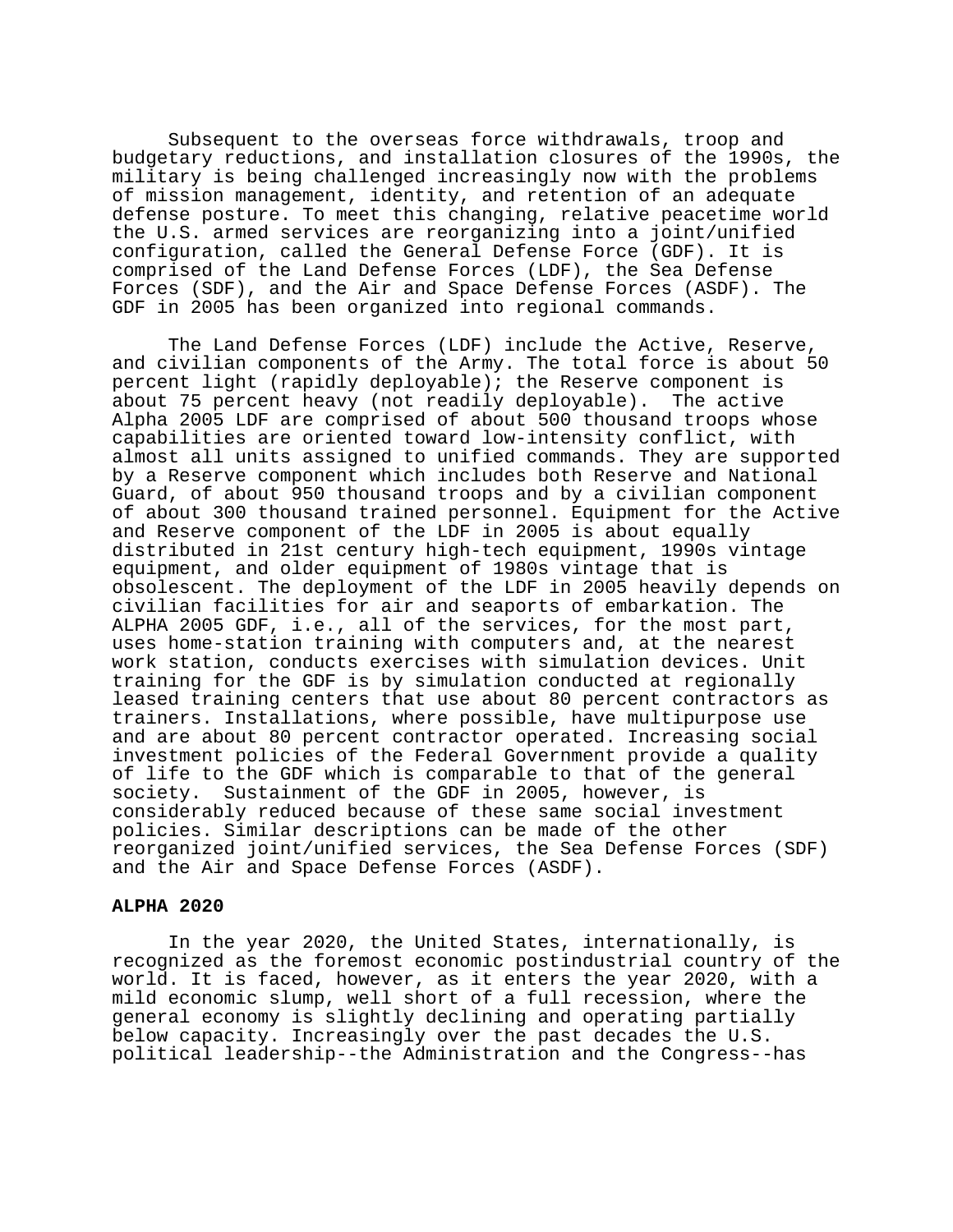Subsequent to the overseas force withdrawals, troop and budgetary reductions, and installation closures of the 1990s, the military is being challenged increasingly now with the problems of mission management, identity, and retention of an adequate defense posture. To meet this changing, relative peacetime world the U.S. armed services are reorganizing into a joint/unified configuration, called the General Defense Force (GDF). It is comprised of the Land Defense Forces (LDF), the Sea Defense Forces (SDF), and the Air and Space Defense Forces (ASDF). The GDF in 2005 has been organized into regional commands.

The Land Defense Forces (LDF) include the Active, Reserve, and civilian components of the Army. The total force is about 50 percent light (rapidly deployable); the Reserve component is about 75 percent heavy (not readily deployable). The active Alpha 2005 LDF are comprised of about 500 thousand troops whose capabilities are oriented toward low-intensity conflict, with almost all units assigned to unified commands. They are supported by a Reserve component which includes both Reserve and National Guard, of about 950 thousand troops and by a civilian component of about 300 thousand trained personnel. Equipment for the Active and Reserve component of the LDF in 2005 is about equally distributed in 21st century high-tech equipment, 1990s vintage equipment, and older equipment of 1980s vintage that is obsolescent. The deployment of the LDF in 2005 heavily depends on civilian facilities for air and seaports of embarkation. The ALPHA 2005 GDF, i.e., all of the services, for the most part, uses home-station training with computers and, at the nearest work station, conducts exercises with simulation devices. Unit training for the GDF is by simulation conducted at regionally leased training centers that use about 80 percent contractors as trainers. Installations, where possible, have multipurpose use and are about 80 percent contractor operated. Increasing social investment policies of the Federal Government provide a quality of life to the GDF which is comparable to that of the general society. Sustainment of the GDF in 2005, however, is considerably reduced because of these same social investment policies. Similar descriptions can be made of the other reorganized joint/unified services, the Sea Defense Forces (SDF) and the Air and Space Defense Forces (ASDF).

**ALPHA 2020**

In the year 2020, the United States, internationally, is recognized as the foremost economic postindustrial country of the world. It is faced, however, as it enters the year 2020, with a mild economic slump, well short of a full recession, where the general economy is slightly declining and operating partially below capacity. Increasingly over the past decades the U.S. political leadership--the Administration and the Congress--has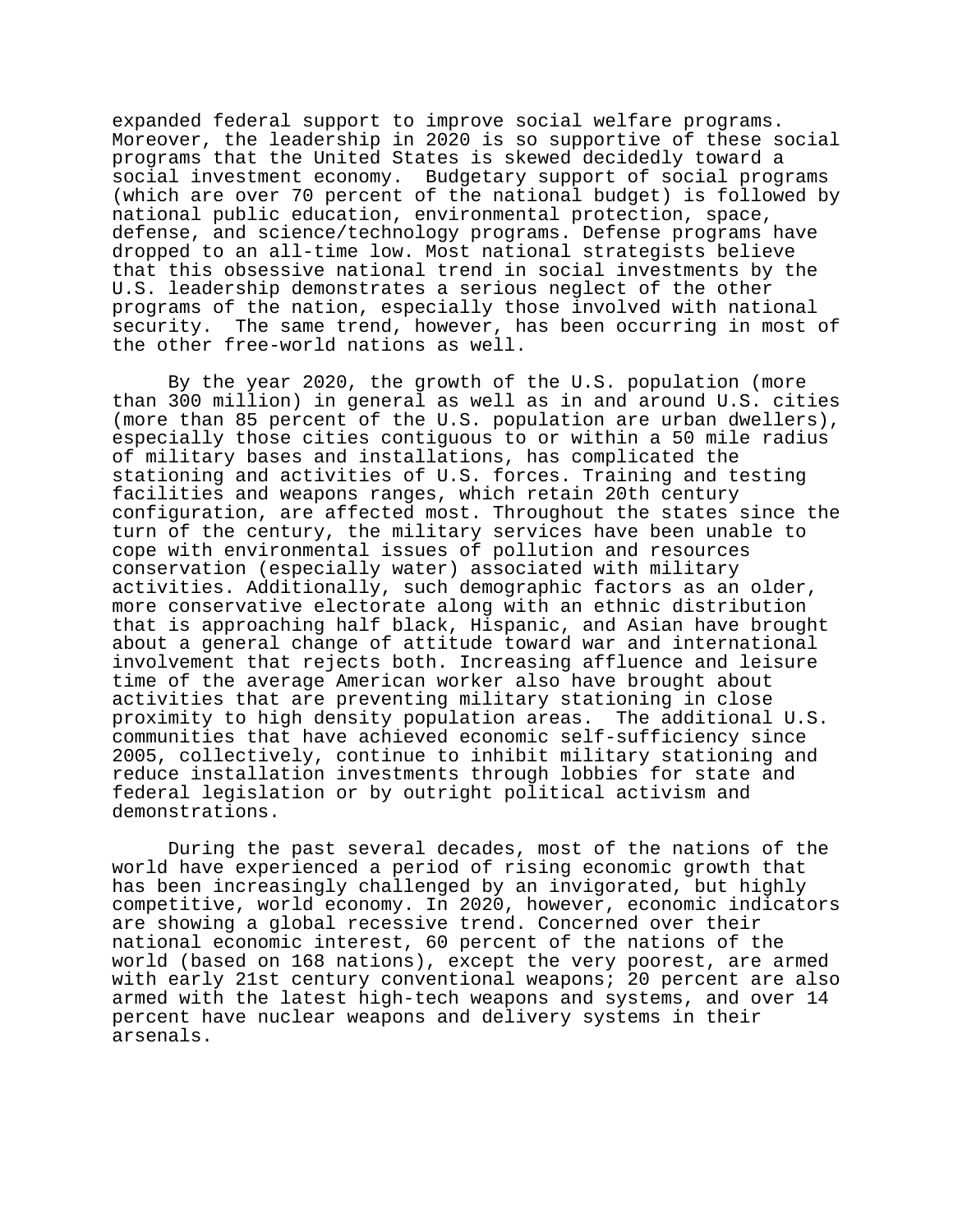expanded federal support to improve social welfare programs. Moreover, the leadership in 2020 is so supportive of these social programs that the United States is skewed decidedly toward a social investment economy. Budgetary support of social programs (which are over 70 percent of the national budget) is followed by national public education, environmental protection, space, defense, and science/technology programs. Defense programs have dropped to an all-time low. Most national strategists believe that this obsessive national trend in social investments by the U.S. leadership demonstrates a serious neglect of the other programs of the nation, especially those involved with national security. The same trend, however, has been occurring in most of the other free-world nations as well.

By the year 2020, the growth of the U.S. population (more than 300 million) in general as well as in and around U.S. cities (more than 85 percent of the U.S. population are urban dwellers), especially those cities contiguous to or within a 50 mile radius of military bases and installations, has complicated the stationing and activities of U.S. forces. Training and testing facilities and weapons ranges, which retain 20th century configuration, are affected most. Throughout the states since the turn of the century, the military services have been unable to cope with environmental issues of pollution and resources conservation (especially water) associated with military activities. Additionally, such demographic factors as an older, more conservative electorate along with an ethnic distribution that is approaching half black, Hispanic, and Asian have brought about a general change of attitude toward war and international involvement that rejects both. Increasing affluence and leisure time of the average American worker also have brought about activities that are preventing military stationing in close proximity to high density population areas. The additional U.S. communities that have achieved economic self-sufficiency since 2005, collectively, continue to inhibit military stationing and reduce installation investments through lobbies for state and federal legislation or by outright political activism and demonstrations.

During the past several decades, most of the nations of the world have experienced a period of rising economic growth that has been increasingly challenged by an invigorated, but highly competitive, world economy. In 2020, however, economic indicators are showing a global recessive trend. Concerned over their national economic interest, 60 percent of the nations of the world (based on 168 nations), except the very poorest, are armed with early 21st century conventional weapons; 20 percent are also armed with the latest high-tech weapons and systems, and over 14 percent have nuclear weapons and delivery systems in their arsenals.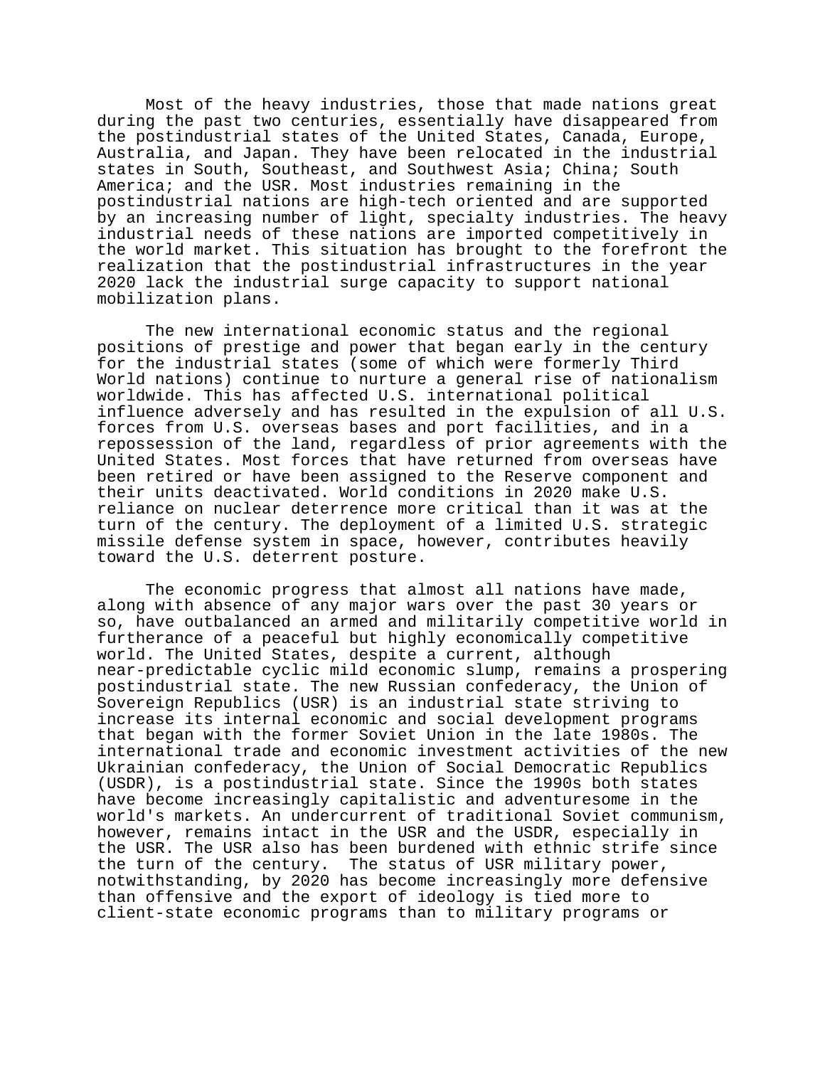Most of the heavy industries, those that made nations great during the past two centuries, essentially have disappeared from the postindustrial states of the United States, Canada, Europe, Australia, and Japan. They have been relocated in the industrial states in South, Southeast, and Southwest Asia; China; South America; and the USR. Most industries remaining in the postindustrial nations are high-tech oriented and are supported by an increasing number of light, specialty industries. The heavy industrial needs of these nations are imported competitively in the world market. This situation has brought to the forefront the realization that the postindustrial infrastructures in the year 2020 lack the industrial surge capacity to support national mobilization plans.

The new international economic status and the regional positions of prestige and power that began early in the century for the industrial states (some of which were formerly Third World nations) continue to nurture a general rise of nationalism worldwide. This has affected U.S. international political influence adversely and has resulted in the expulsion of all U.S. forces from U.S. overseas bases and port facilities, and in a repossession of the land, regardless of prior agreements with the United States. Most forces that have returned from overseas have been retired or have been assigned to the Reserve component and their units deactivated. World conditions in 2020 make U.S. reliance on nuclear deterrence more critical than it was at the turn of the century. The deployment of a limited U.S. strategic missile defense system in space, however, contributes heavily toward the U.S. deterrent posture.

The economic progress that almost all nations have made, along with absence of any major wars over the past 30 years or so, have outbalanced an armed and militarily competitive world in furtherance of a peaceful but highly economically competitive world. The United States, despite a current, although near-predictable cyclic mild economic slump, remains a prospering postindustrial state. The new Russian confederacy, the Union of Sovereign Republics (USR) is an industrial state striving to increase its internal economic and social development programs that began with the former Soviet Union in the late 1980s. The international trade and economic investment activities of the new Ukrainian confederacy, the Union of Social Democratic Republics (USDR), is a postindustrial state. Since the 1990s both states have become increasingly capitalistic and adventuresome in the world's markets. An undercurrent of traditional Soviet communism, however, remains intact in the USR and the USDR, especially in the USR. The USR also has been burdened with ethnic strife since the turn of the century. The status of USR military power, notwithstanding, by 2020 has become increasingly more defensive than offensive and the export of ideology is tied more to client-state economic programs than to military programs or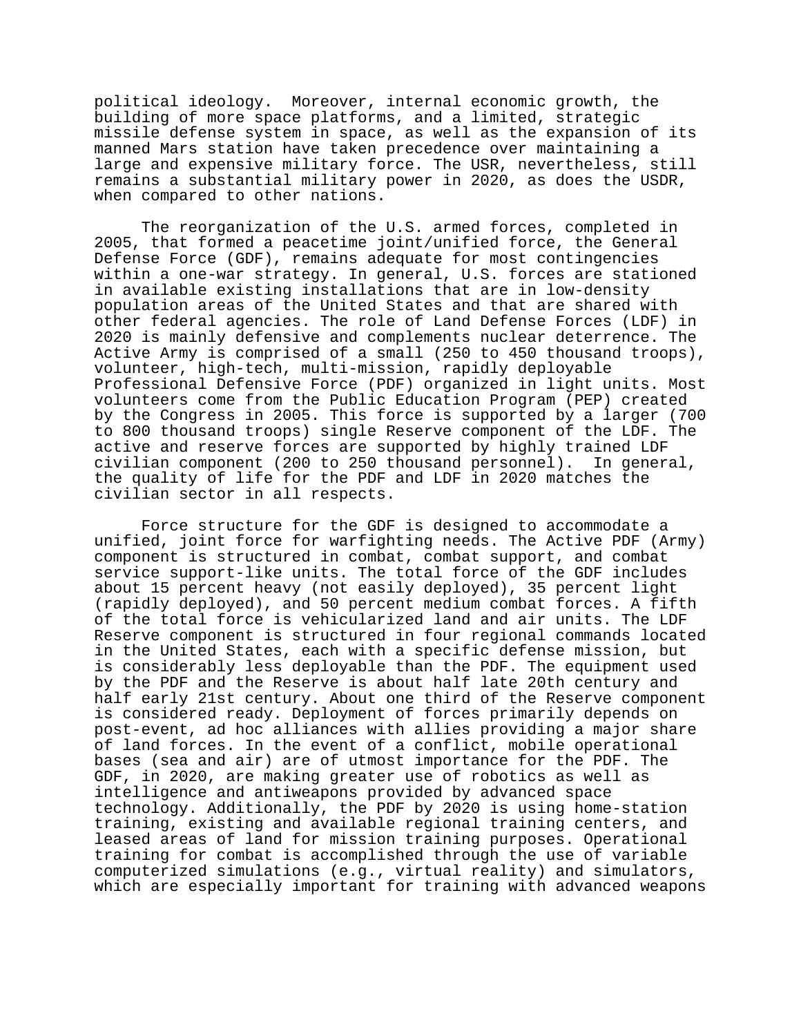political ideology. Moreover, internal economic growth, the building of more space platforms, and a limited, strategic missile defense system in space, as well as the expansion of its manned Mars station have taken precedence over maintaining a large and expensive military force. The USR, nevertheless, still remains a substantial military power in 2020, as does the USDR, when compared to other nations.

The reorganization of the U.S. armed forces, completed in 2005, that formed a peacetime joint/unified force, the General Defense Force (GDF), remains adequate for most contingencies within a one-war strategy. In general, U.S. forces are stationed in available existing installations that are in low-density population areas of the United States and that are shared with other federal agencies. The role of Land Defense Forces (LDF) in 2020 is mainly defensive and complements nuclear deterrence. The Active Army is comprised of a small (250 to 450 thousand troops), volunteer, high-tech, multi-mission, rapidly deployable Professional Defensive Force (PDF) organized in light units. Most volunteers come from the Public Education Program (PEP) created by the Congress in 2005. This force is supported by a larger (700 to 800 thousand troops) single Reserve component of the LDF. The active and reserve forces are supported by highly trained LDF civilian component (200 to 250 thousand personnel). In general, the quality of life for the PDF and LDF in 2020 matches the civilian sector in all respects.

Force structure for the GDF is designed to accommodate a unified, joint force for warfighting needs. The Active PDF (Army) component is structured in combat, combat support, and combat service support-like units. The total force of the GDF includes about 15 percent heavy (not easily deployed), 35 percent light (rapidly deployed), and 50 percent medium combat forces. A fifth of the total force is vehicularized land and air units. The LDF Reserve component is structured in four regional commands located in the United States, each with a specific defense mission, but is considerably less deployable than the PDF. The equipment used by the PDF and the Reserve is about half late 20th century and half early 21st century. About one third of the Reserve component is considered ready. Deployment of forces primarily depends on post-event, ad hoc alliances with allies providing a major share of land forces. In the event of a conflict, mobile operational bases (sea and air) are of utmost importance for the PDF. The GDF, in 2020, are making greater use of robotics as well as intelligence and antiweapons provided by advanced space technology. Additionally, the PDF by 2020 is using home-station training, existing and available regional training centers, and leased areas of land for mission training purposes. Operational training for combat is accomplished through the use of variable computerized simulations (e.g., virtual reality) and simulators, which are especially important for training with advanced weapons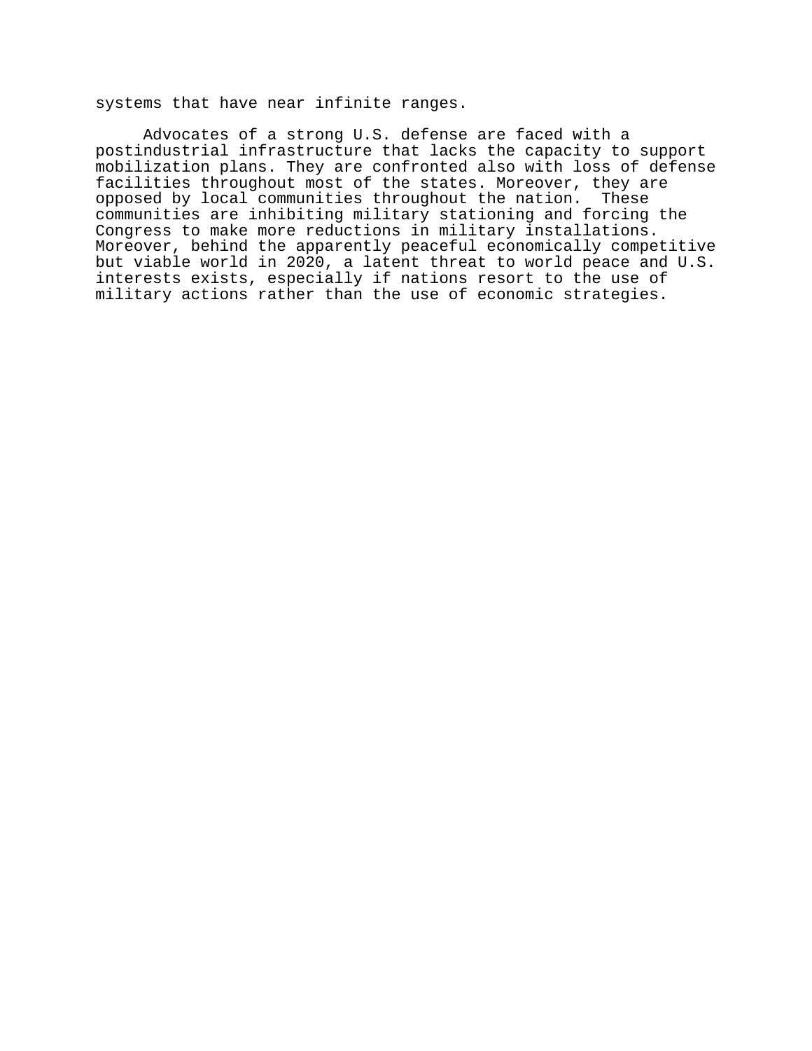systems that have near infinite ranges.

Advocates of a strong U.S. defense are faced with a postindustrial infrastructure that lacks the capacity to support mobilization plans. They are confronted also with loss of defense facilities throughout most of the states. Moreover, they are opposed by local communities throughout the nation. These communities are inhibiting military stationing and forcing the Congress to make more reductions in military installations. Moreover, behind the apparently peaceful economically competitive but viable world in 2020, a latent threat to world peace and U.S. interests exists, especially if nations resort to the use of military actions rather than the use of economic strategies.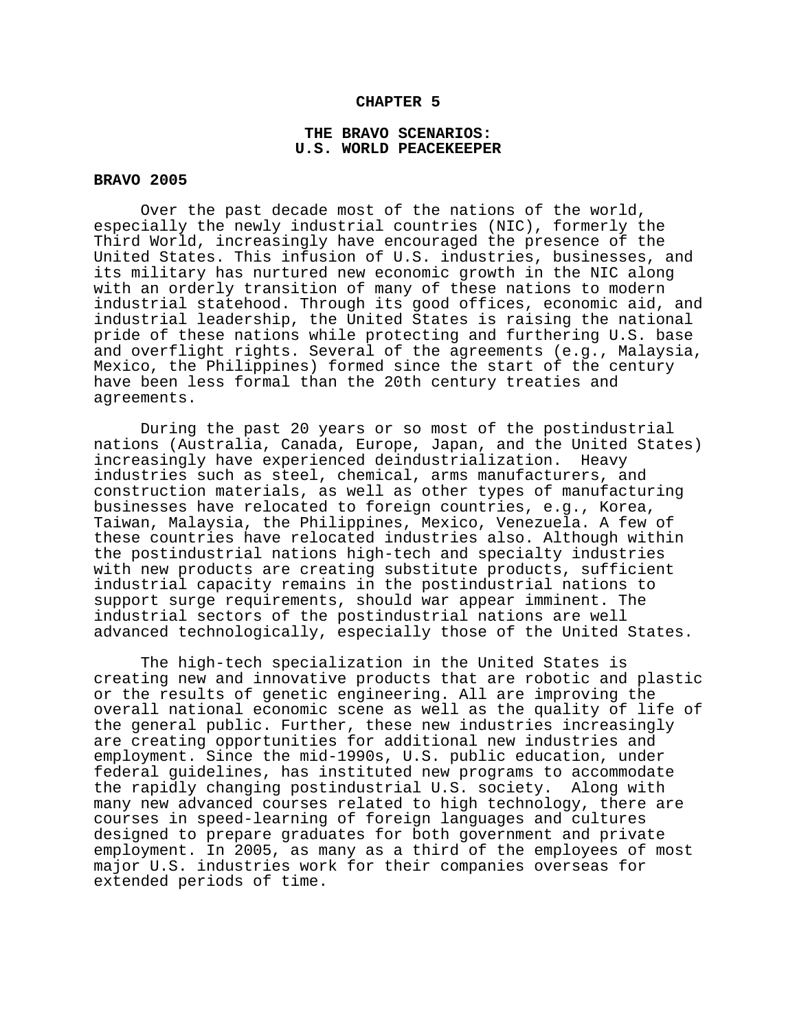# CHAPTER 5

## THE BRAVO SCENARIOS: U.S. WORLD PEACEKEEPER

### BRAVO 2005

Over the past decade most of the nations of the world, especially the newly industrial countries (NIC), formerly the Third World, increasingly have encouraged the presence of the United States. This infusion of U.S. industries, businesses, and its military has nurtured new economic growth in the NIC along with an orderly transition of many of these nations to modern industrial statehood. Through its good offices, economic aid, and industrial leadership, the United States is raising the national pride of these nations while protecting and furthering U.S. base and overflight rights. Several of the agreements (e.g., Malaysia, Mexico, the Philippines) formed since the start of the century have been less formal than the 20th century treaties and agreements.

During the past 20 years or so most of the postindustrial nations (Australia, Canada, Europe, Japan, and the United States) increasingly have experienced deindustrialization. Heavy industries such as steel, chemical, arms manufacturers, and construction materials, as well as other types of manufacturing businesses have relocated to foreign countries, e.g., Korea, Taiwan, Malaysia, the Philippines, Mexico, Venezuela. A few of these countries have relocated industries also. Although within the postindustrial nations high-tech and specialty industries with new products are creating substitute products, sufficient industrial capacity remains in the postindustrial nations to support surge requirements, should war appear imminent. The industrial sectors of the postindustrial nations are well advanced technologically, especially those of the United States.

The high-tech specialization in the United States is creating new and innovative products that are robotic and plastic or the results of genetic engineering. All are improving the overall national economic scene as well as the quality of life of the general public. Further, these new industries increasingly are creating opportunities for additional new industries and employment. Since the mid-1990s, U.S. public education, under federal guidelines, has instituted new programs to accommodate the rapidly changing postindustrial U.S. society. Along with many new advanced courses related to high technology, there are courses in speed-learning of foreign languages and cultures designed to prepare graduates for both government and private employment. In 2005, as many as a third of the employees of most major U.S. industries work for their companies overseas for extended periods of time.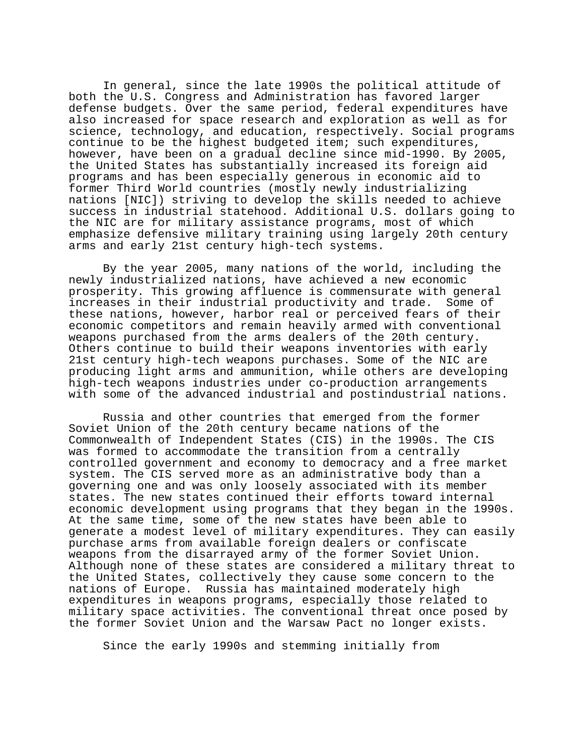In general, since the late 1990s the political attitude of both the U.S. Congress and Administration has favored larger defense budgets. Over the same period, federal expenditures have also increased for space research and exploration as well as for science, technology, and education, respectively. Social programs continue to be the highest budgeted item; such expenditures, however, have been on a gradual decline since mid-1990. By 2005, the United States has substantially increased its foreign aid programs and has been especially generous in economic aid to former Third World countries (mostly newly industrializing nations [NIC]) striving to develop the skills needed to achieve success in industrial statehood. Additional U.S. dollars going to the NIC are for military assistance programs, most of which emphasize defensive military training using largely 20th century arms and early 21st century high-tech systems.

By the year 2005, many nations of the world, including the newly industrialized nations, have achieved a new economic prosperity. This growing affluence is commensurate with general increases in their industrial productivity and trade. Some of these nations, however, harbor real or perceived fears of their economic competitors and remain heavily armed with conventional weapons purchased from the arms dealers of the 20th century. Others continue to build their weapons inventories with early 21st century high-tech weapons purchases. Some of the NIC are producing light arms and ammunition, while others are developing high-tech weapons industries under co-production arrangements with some of the advanced industrial and postindustrial nations.

Russia and other countries that emerged from the former Soviet Union of the 20th century became nations of the Commonwealth of Independent States (CIS) in the 1990s. The CIS was formed to accommodate the transition from a centrally controlled government and economy to democracy and a free market system. The CIS served more as an administrative body than a governing one and was only loosely associated with its member states. The new states continued their efforts toward internal economic development using programs that they began in the 1990s. At the same time, some of the new states have been able to generate a modest level of military expenditures. They can easily purchase arms from available foreign dealers or confiscate weapons from the disarrayed army of the former Soviet Union. Although none of these states are considered a military threat to the United States, collectively they cause some concern to the nations of Europe. Russia has maintained moderately high expenditures in weapons programs, especially those related to military space activities. The conventional threat once posed by the former Soviet Union and the Warsaw Pact no longer exists.

Since the early 1990s and stemming initially from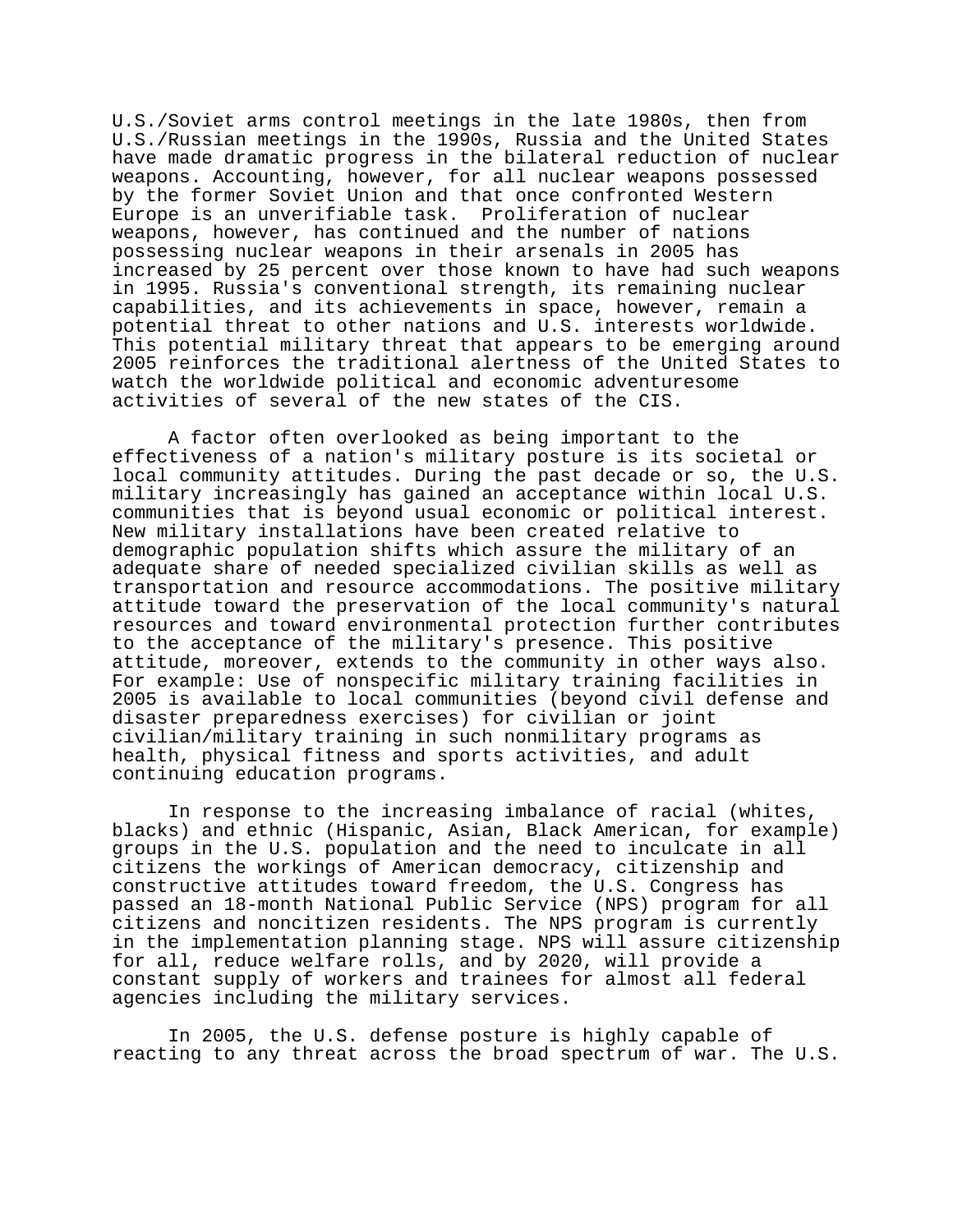U.S./Soviet arms control meetings in the late 1980s, then from U.S./Russian meetings in the 1990s, Russia and the United States have made dramatic progress in the bilateral reduction of nuclear weapons. Accounting, however, for all nuclear weapons possessed by the former Soviet Union and that once confronted Western Europe is an unverifiable task. Proliferation of nuclear weapons, however, has continued and the number of nations possessing nuclear weapons in their arsenals in 2005 has increased by 25 percent over those known to have had such weapons in 1995. Russia's conventional strength, its remaining nuclear capabilities, and its achievements in space, however, remain a potential threat to other nations and U.S. interests worldwide. This potential military threat that appears to be emerging around 2005 reinforces the traditional alertness of the United States to watch the worldwide political and economic adventuresome activities of several of the new states of the CIS.

A factor often overlooked as being important to the effectiveness of a nation's military posture is its societal or local community attitudes. During the past decade or so, the U.S. military increasingly has gained an acceptance within local U.S. communities that is beyond usual economic or political interest. New military installations have been created relative to demographic population shifts which assure the military of an adequate share of needed specialized civilian skills as well as transportation and resource accommodations. The positive military attitude toward the preservation of the local community's natural resources and toward environmental protection further contributes to the acceptance of the military's presence. This positive attitude, moreover, extends to the community in other ways also. For example: Use of nonspecific military training facilities in 2005 is available to local communities (beyond civil defense and disaster preparedness exercises) for civilian or joint civilian/military training in such nonmilitary programs as health, physical fitness and sports activities, and adult continuing education programs.

In response to the increasing imbalance of racial (whites, blacks) and ethnic (Hispanic, Asian, Black American, for example) groups in the U.S. population and the need to inculcate in all citizens the workings of American democracy, citizenship and constructive attitudes toward freedom, the U.S. Congress has passed an 18-month National Public Service (NPS) program for all citizens and noncitizen residents. The NPS program is currently in the implementation planning stage. NPS will assure citizenship for all, reduce welfare rolls, and by 2020, will provide a constant supply of workers and trainees for almost all federal agencies including the military services.

In 2005, the U.S. defense posture is highly capable of reacting to any threat across the broad spectrum of war. The U.S.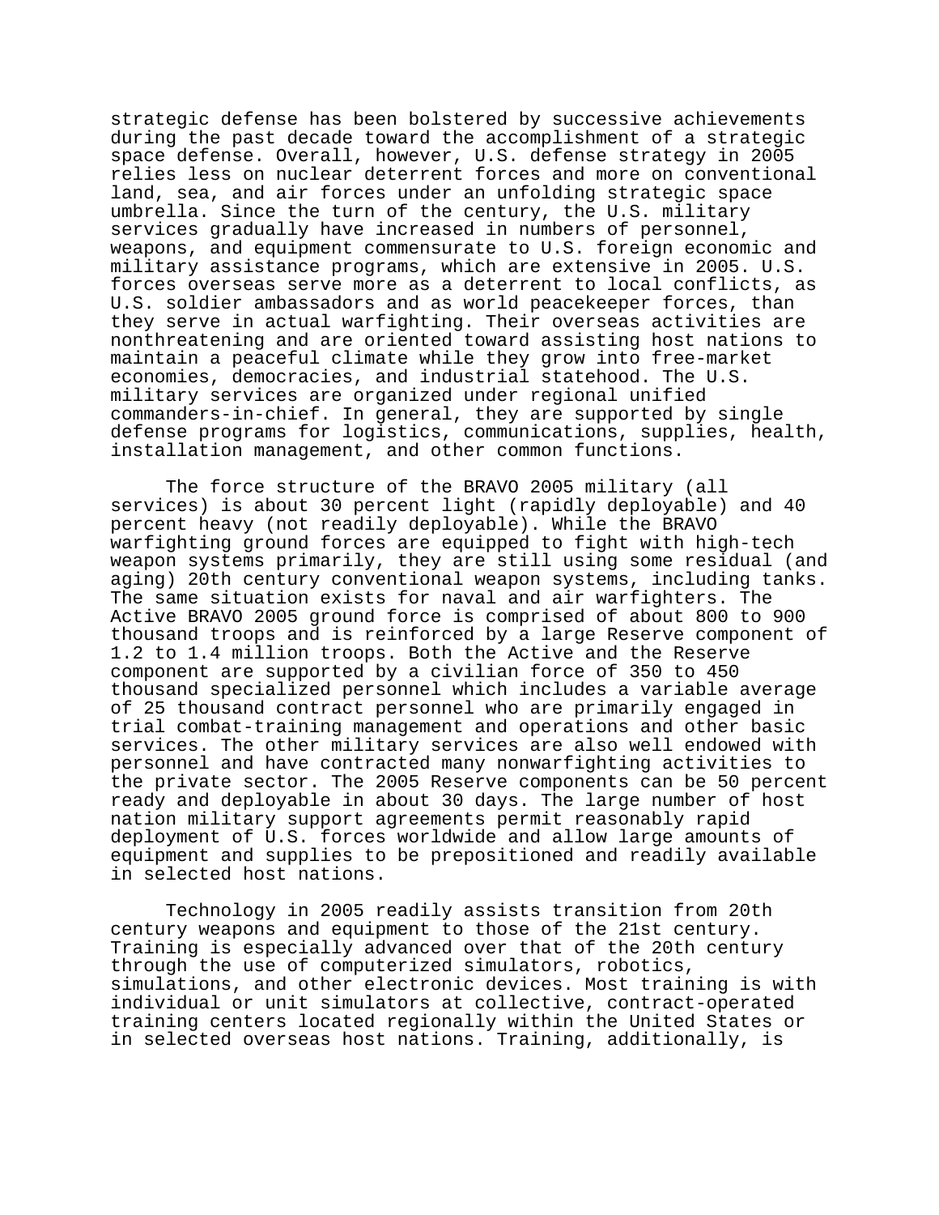strategic defense has been bolstered by successive achievements during the past decade toward the accomplishment of a strategic space defense. Overall, however, U.S. defense strategy in 2005 relies less on nuclear deterrent forces and more on conventional land, sea, and air forces under an unfolding strategic space umbrella. Since the turn of the century, the U.S. military services gradually have increased in numbers of personnel, weapons, and equipment commensurate to U.S. foreign economic and military assistance programs, which are extensive in 2005. U.S. forces overseas serve more as a deterrent to local conflicts, as U.S. soldier ambassadors and as world peacekeeper forces, than they serve in actual warfighting. Their overseas activities are nonthreatening and are oriented toward assisting host nations to maintain a peaceful climate while they grow into free-market economies, democracies, and industrial statehood. The U.S. military services are organized under regional unified commanders-in-chief. In general, they are supported by single defense programs for logistics, communications, supplies, health, installation management, and other common functions.

The force structure of the BRAVO 2005 military (all services) is about 30 percent light (rapidly deployable) and 40 percent heavy (not readily deployable). While the BRAVO warfighting ground forces are equipped to fight with high-tech weapon systems primarily, they are still using some residual (and aging) 20th century conventional weapon systems, including tanks. The same situation exists for naval and air warfighters. The Active BRAVO 2005 ground force is comprised of about 800 to 900 thousand troops and is reinforced by a large Reserve component of 1.2 to 1.4 million troops. Both the Active and the Reserve component are supported by a civilian force of 350 to 450 thousand specialized personnel which includes a variable average of 25 thousand contract personnel who are primarily engaged in trial combat-training management and operations and other basic services. The other military services are also well endowed with personnel and have contracted many nonwarfighting activities to the private sector. The 2005 Reserve components can be 50 percent ready and deployable in about 30 days. The large number of host nation military support agreements permit reasonably rapid deployment of U.S. forces worldwide and allow large amounts of equipment and supplies to be prepositioned and readily available in selected host nations.

Technology in 2005 readily assists transition from 20th century weapons and equipment to those of the 21st century. Training is especially advanced over that of the 20th century through the use of computerized simulators, robotics, simulations, and other electronic devices. Most training is with individual or unit simulators at collective, contract-operated training centers located regionally within the United States or in selected overseas host nations. Training, additionally, is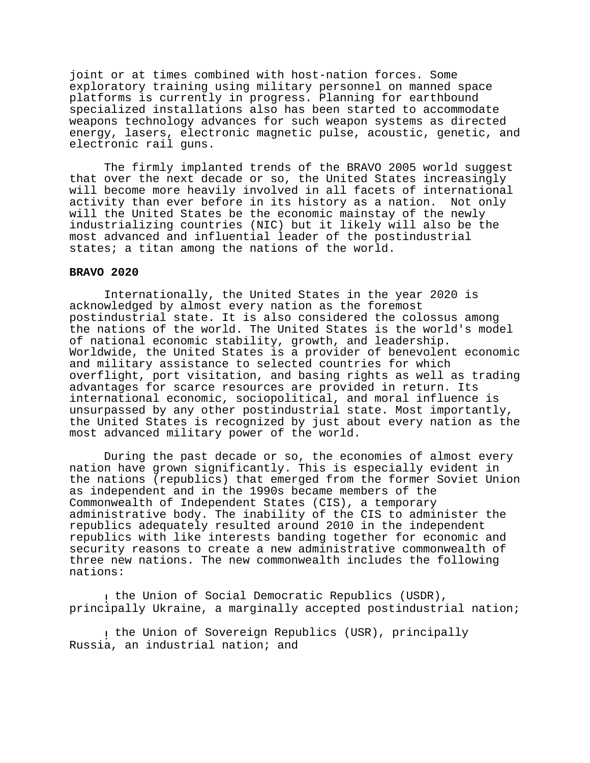joint or at times combined with host-nation forces. Some exploratory training using military personnel on manned space platforms is currently in progress. Planning for earthbound specialized installations also has been started to accommodate weapons technology advances for such weapon systems as directed energy, lasers, electronic magnetic pulse, acoustic, genetic, and electronic rail guns.

The firmly implanted trends of the BRAVO 2005 world suggest that over the next decade or so, the United States increasingly will become more heavily involved in all facets of international activity than ever before in its history as a nation. Not only will the United States be the economic mainstay of the newly industrializing countries (NIC) but it likely will also be the most advanced and influential leader of the postindustrial states; a titan among the nations of the world.

**BRAVO 2020**

Internationally, the United States in the year 2020 is acknowledged by almost every nation as the foremost postindustrial state. It is also considered the colossus among the nations of the world. The United States is the world's model of national economic stability, growth, and leadership. Worldwide, the United States is a provider of benevolent economic and military assistance to selected countries for which overflight, port visitation, and basing rights as well as trading advantages for scarce resources are provided in return. Its international economic, sociopolitical, and moral influence is unsurpassed by any other postindustrial state. Most importantly, the United States is recognized by just about every nation as the most advanced military power of the world.

During the past decade or so, the economies of almost every nation have grown significantly. This is especially evident in the nations (republics) that emerged from the former Soviet Union as independent and in the 1990s became members of the Commonwealth of Independent States (CIS), a temporary administrative body. The inability of the CIS to administer the republics adequately resulted around 2010 in the independent republics with like interests banding together for economic and security reasons to create a new administrative commonwealth of three new nations. The new commonwealth includes the following nations:

- the Union of Social Democratic Republics (USDR), principally Ukraine, a marginally accepted postindustrial nation;
- the Union of Sovereign Republics (USR), principally Russia, an industrial nation; and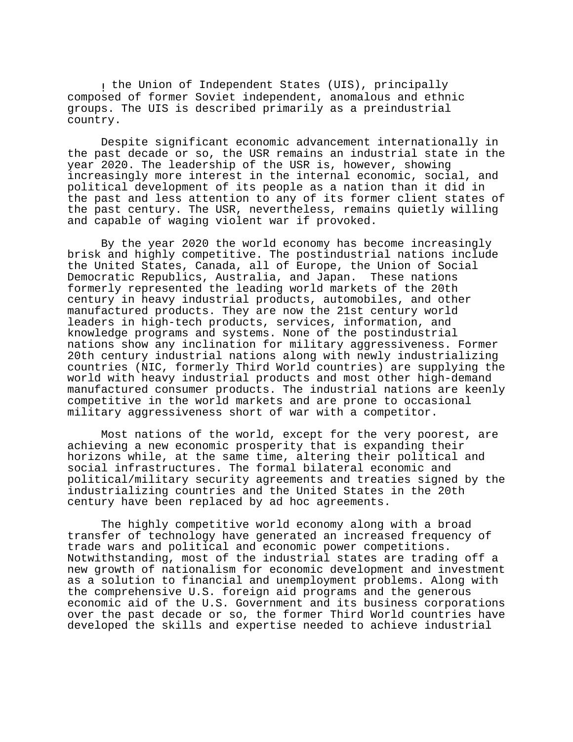the Union of Independent States (UIS), principally composed of former Soviet independent, anomalous and ethnic groups. The UIS is described primarily as a preindustrial country.

Despite significant economic advancement internationally in the past decade or so, the USR remains an industrial state in the year 2020. The leadership of the USR is, however, showing increasingly more interest in the internal economic, social, and political development of its people as a nation than it did in the past and less attention to any of its former client states of the past century. The USR, nevertheless, remains quietly willing and capable of waging violent war if provoked.

By the year 2020 the world economy has become increasingly brisk and highly competitive. The postindustrial nations include the United States, Canada, all of Europe, the Union of Social Democratic Republics, Australia, and Japan. These nations formerly represented the leading world markets of the 20th century in heavy industrial products, automobiles, and other manufactured products. They are now the 21st century world leaders in high-tech products, services, information, and knowledge programs and systems. None of the postindustrial nations show any inclination for military aggressiveness. Former 20th century industrial nations along with newly industrializing countries (NIC, formerly Third World countries) are supplying the world with heavy industrial products and most other high-demand manufactured consumer products. The industrial nations are keenly competitive in the world markets and are prone to occasional military aggressiveness short of war with a competitor.

Most nations of the world, except for the very poorest, are achieving a new economic prosperity that is expanding their horizons while, at the same time, altering their political and social infrastructures. The formal bilateral economic and political/military security agreements and treaties signed by the industrializing countries and the United States in the 20th century have been replaced by ad hoc agreements.

The highly competitive world economy along with a broad transfer of technology have generated an increased frequency of trade wars and political and economic power competitions. Notwithstanding, most of the industrial states are trading off a new growth of nationalism for economic development and investment as a solution to financial and unemployment problems. Along with the comprehensive U.S. foreign aid programs and the generous economic aid of the U.S. Government and its business corporations over the past decade or so, the former Third World countries have developed the skills and expertise needed to achieve industrial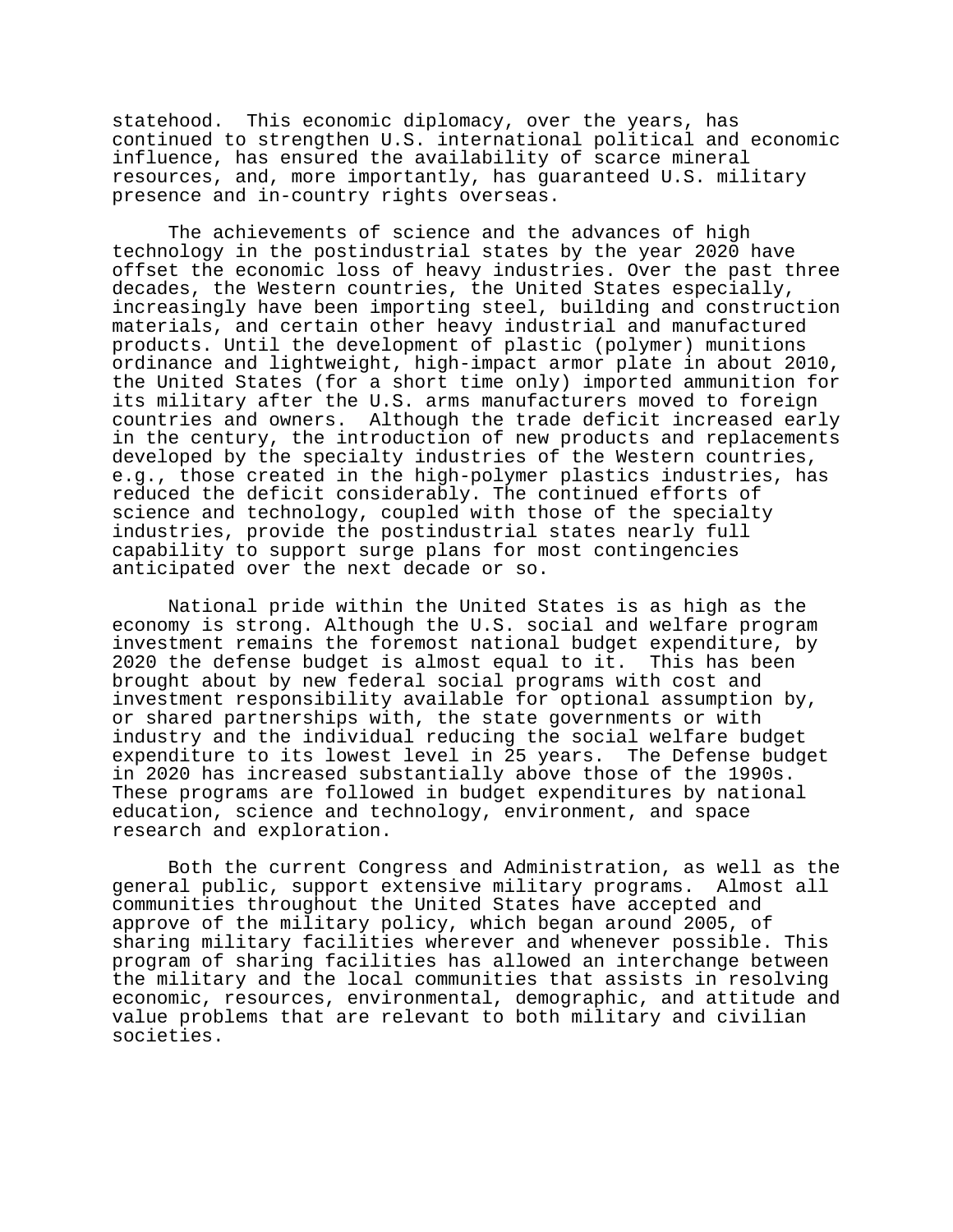statehood. This economic diplomacy, over the years, has continued to strengthen U.S. international political and economic influence, has ensured the availability of scarce mineral resources, and, more importantly, has guaranteed U.S. military presence and in-country rights overseas.

The achievements of science and the advances of high technology in the postindustrial states by the year 2020 have offset the economic loss of heavy industries. Over the past three decades, the Western countries, the United States especially, increasingly have been importing steel, building and construction materials, and certain other heavy industrial and manufactured products. Until the development of plastic (polymer) munitions ordinance and lightweight, high-impact armor plate in about 2010, the United States (for a short time only) imported ammunition for its military after the U.S. arms manufacturers moved to foreign countries and owners. Although the trade deficit increased early in the century, the introduction of new products and replacements developed by the specialty industries of the Western countries, e.g., those created in the high-polymer plastics industries, has reduced the deficit considerably. The continued efforts of science and technology, coupled with those of the specialty industries, provide the postindustrial states nearly full capability to support surge plans for most contingencies anticipated over the next decade or so.

National pride within the United States is as high as the economy is strong. Although the U.S. social and welfare program investment remains the foremost national budget expenditure, by 2020 the defense budget is almost equal to it. This has been brought about by new federal social programs with cost and investment responsibility available for optional assumption by, or shared partnerships with, the state governments or with industry and the individual reducing the social welfare budget expenditure to its lowest level in 25 years. The Defense budget in 2020 has increased substantially above those of the 1990s. These programs are followed in budget expenditures by national education, science and technology, environment, and space research and exploration.

Both the current Congress and Administration, as well as the general public, support extensive military programs. Almost all communities throughout the United States have accepted and approve of the military policy, which began around 2005, of sharing military facilities wherever and whenever possible. This program of sharing facilities has allowed an interchange between the military and the local communities that assists in resolving economic, resources, environmental, demographic, and attitude and value problems that are relevant to both military and civilian societies.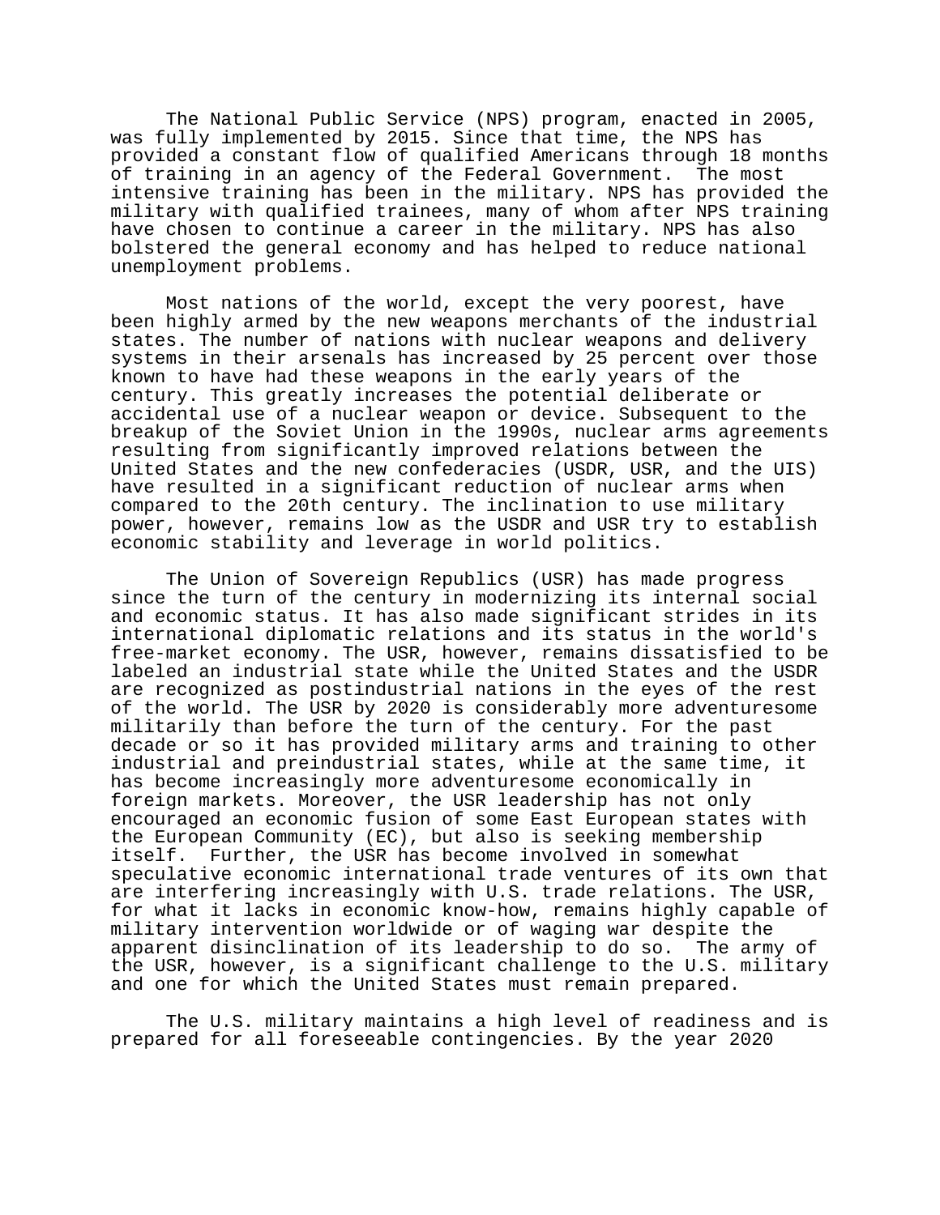The National Public Service (NPS) program, enacted in 2005, was fully implemented by 2015. Since that time, the NPS has provided a constant flow of qualified Americans through 18 months of training in an agency of the Federal Government. The most intensive training has been in the military. NPS has provided the military with qualified trainees, many of whom after NPS training have chosen to continue a career in the military. NPS has also bolstered the general economy and has helped to reduce national unemployment problems.

Most nations of the world, except the very poorest, have been highly armed by the new weapons merchants of the industrial states. The number of nations with nuclear weapons and delivery systems in their arsenals has increased by 25 percent over those known to have had these weapons in the early years of the century. This greatly increases the potential deliberate or accidental use of a nuclear weapon or device. Subsequent to the breakup of the Soviet Union in the 1990s, nuclear arms agreements resulting from significantly improved relations between the United States and the new confederacies (USDR, USR, and the UIS) have resulted in a significant reduction of nuclear arms when compared to the 20th century. The inclination to use military power, however, remains low as the USDR and USR try to establish economic stability and leverage in world politics.

The Union of Sovereign Republics (USR) has made progress since the turn of the century in modernizing its internal social and economic status. It has also made significant strides in its international diplomatic relations and its status in the world's free-market economy. The USR, however, remains dissatisfied to be labeled an industrial state while the United States and the USDR are recognized as postindustrial nations in the eyes of the rest of the world. The USR by 2020 is considerably more adventuresome militarily than before the turn of the century. For the past decade or so it has provided military arms and training to other industrial and preindustrial states, while at the same time, it has become increasingly more adventuresome economically in foreign markets. Moreover, the USR leadership has not only encouraged an economic fusion of some East European states with the European Community (EC), but also is seeking membership itself. Further, the USR has become involved in somewhat speculative economic international trade ventures of its own that are interfering increasingly with U.S. trade relations. The USR, for what it lacks in economic know-how, remains highly capable of military intervention worldwide or of waging war despite the apparent disinclination of its leadership to do so. The army of the USR, however, is a significant challenge to the U.S. military and one for which the United States must remain prepared.

The U.S. military maintains a high level of readiness and is prepared for all foreseeable contingencies. By the year 2020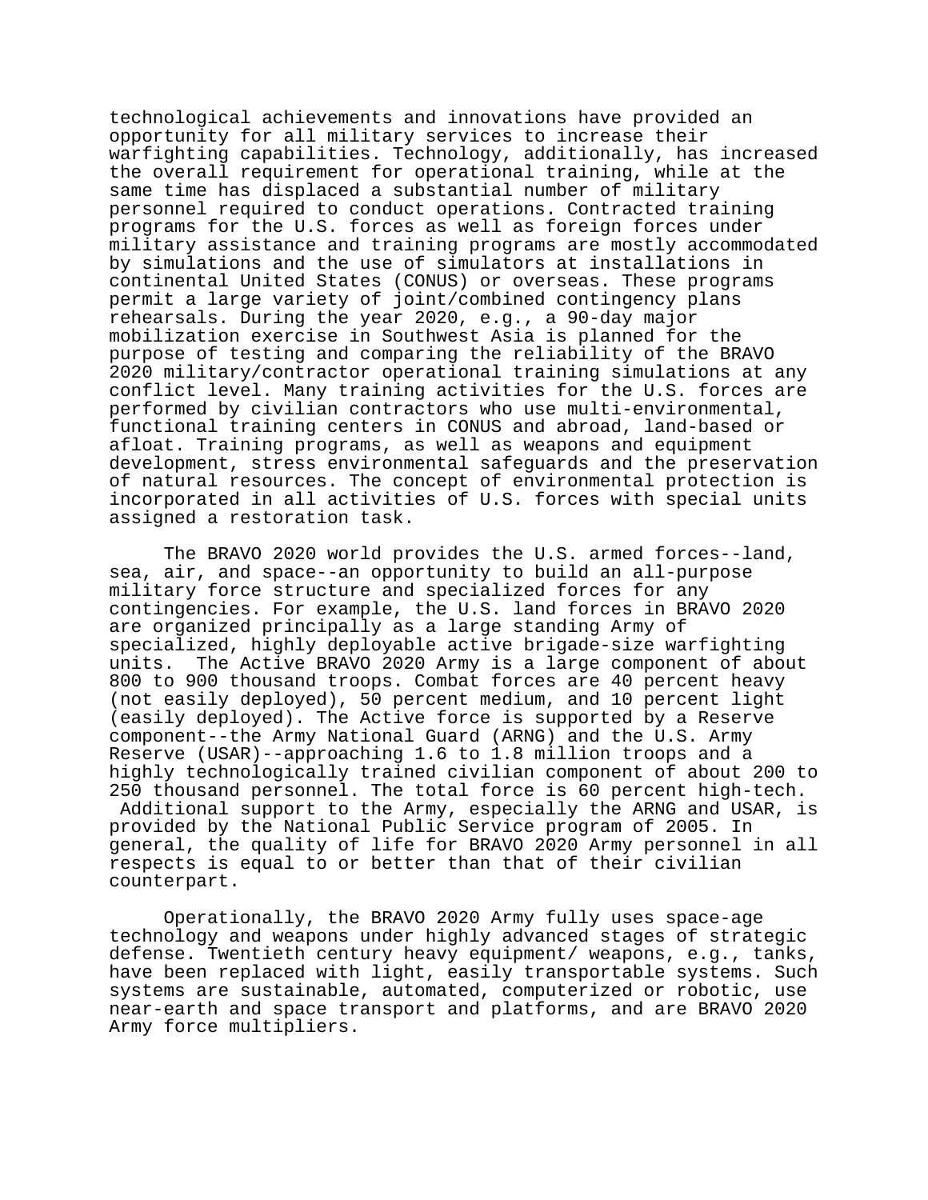technological achievements and innovations have provided an opportunity for all military services to increase their warfighting capabilities. Technology, additionally, has increased the overall requirement for operational training, while at the same time has displaced a substantial number of military personnel required to conduct operations. Contracted training programs for the U.S. forces as well as foreign forces under military assistance and training programs are mostly accommodated by simulations and the use of simulators at installations in continental United States (CONUS) or overseas. These programs permit a large variety of joint/combined contingency plans rehearsals. During the year 2020, e.g., a 90-day major mobilization exercise in Southwest Asia is planned for the purpose of testing and comparing the reliability of the BRAVO 2020 military/contractor operational training simulations at any conflict level. Many training activities for the U.S. forces are performed by civilian contractors who use multi-environmental, functional training centers in CONUS and abroad, land-based or afloat. Training programs, as well as weapons and equipment development, stress environmental safeguards and the preservation of natural resources. The concept of environmental protection is incorporated in all activities of U.S. forces with special units assigned a restoration task.

The BRAVO 2020 world provides the U.S. armed forces--land, sea, air, and space--an opportunity to build an all-purpose military force structure and specialized forces for any contingencies. For example, the U.S. land forces in BRAVO 2020 are organized principally as a large standing Army of specialized, highly deployable active brigade-size warfighting units. The Active BRAVO 2020 Army is a large component of about 800 to 900 thousand troops. Combat forces are 40 percent heavy (not easily deployed), 50 percent medium, and 10 percent light (easily deployed). The Active force is supported by a Reserve component--the Army National Guard (ARNG) and the U.S. Army Reserve (USAR)--approaching 1.6 to 1.8 million troops and a highly technologically trained civilian component of about 200 to 250 thousand personnel. The total force is 60 percent high-tech. Additional support to the Army, especially the ARNG and USAR, is provided by the National Public Service program of 2005. In general, the quality of life for BRAVO 2020 Army personnel in all respects is equal to or better than that of their civilian counterpart.

Operationally, the BRAVO 2020 Army fully uses space-age technology and weapons under highly advanced stages of strategic defense. Twentieth century heavy equipment/ weapons, e.g., tanks, have been replaced with light, easily transportable systems. Such systems are sustainable, automated, computerized or robotic, use near-earth and space transport and platforms, and are BRAVO 2020 Army force multipliers.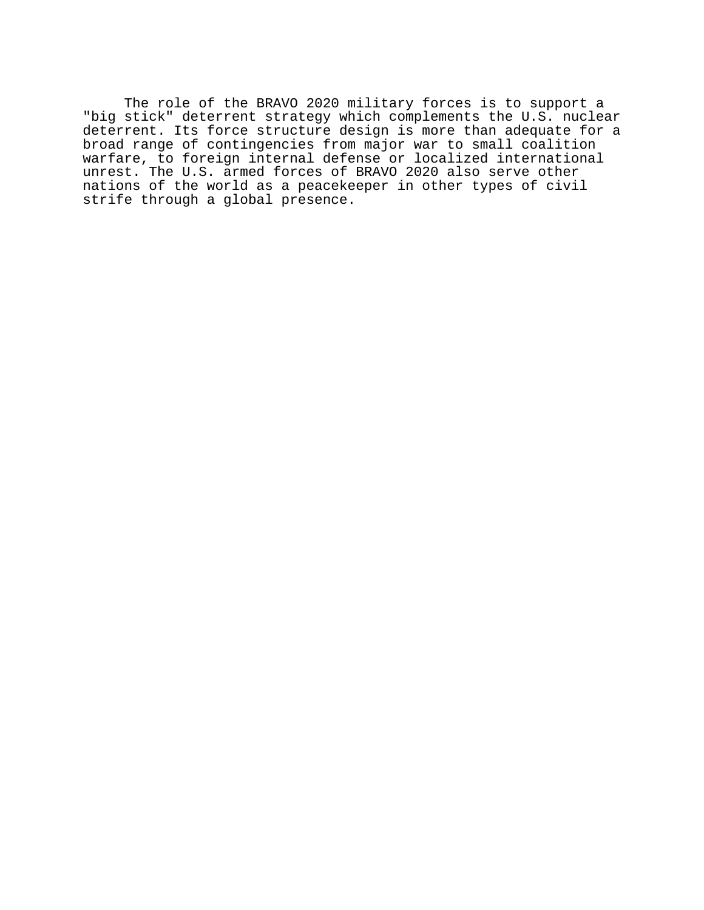The role of the BRAVO 2020 military forces is to support a "big stick" deterrent strategy which complements the U.S. nuclear deterrent. Its force structure design is more than adequate for a broad range of contingencies from major war to small coalition warfare, to foreign internal defense or localized international unrest. The U.S. armed forces of BRAVO 2020 also serve other nations of the world as a peacekeeper in other types of civil strife through a global presence.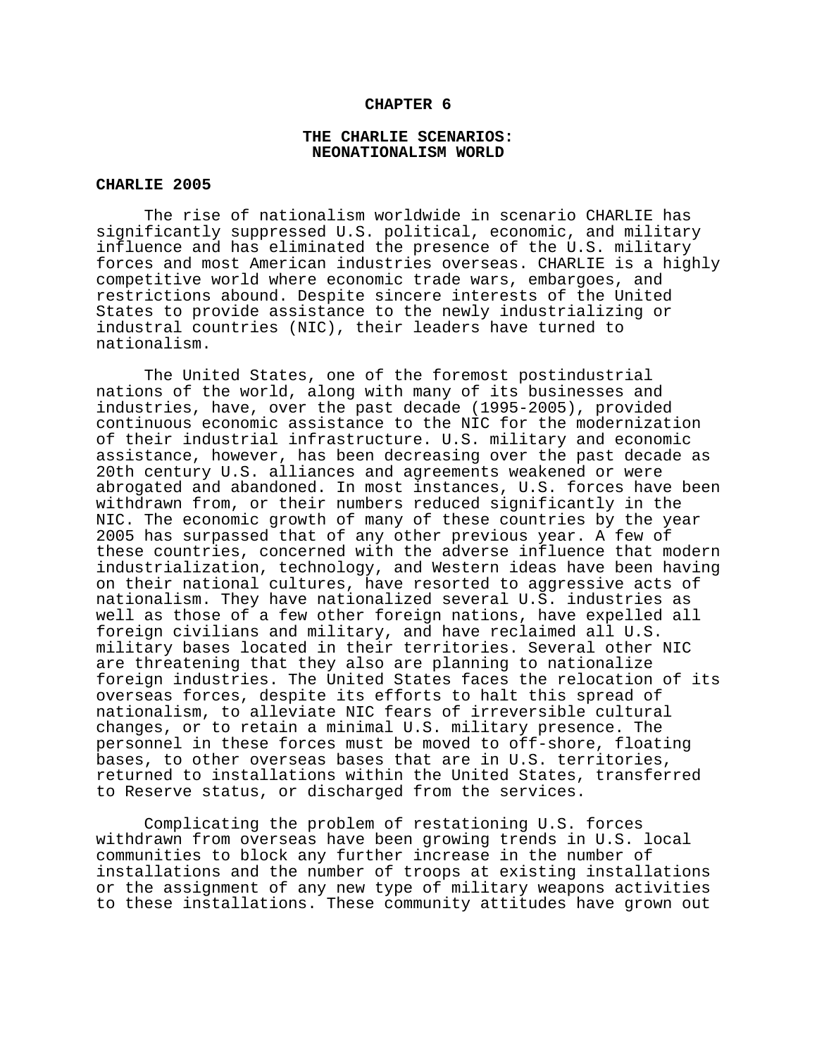# CHAPTER 6

## THE CHARLIE SCENARIOS: NEONATIONALISM WORLD

### CHARLIE 2005

The rise of nationalism worldwide in scenario CHARLIE has significantly suppressed U.S. political, economic, and military influence and has eliminated the presence of the U.S. military forces and most American industries overseas. CHARLIE is a highly competitive world where economic trade wars, embargoes, and restrictions abound. Despite sincere interests of the United States to provide assistance to the newly industrializing or industrial countries (NIC), their leaders have turned to nationalism.

The United States, one of the foremost postindustrial nations of the world, along with many of its businesses and industries, have, over the past decade (1995-2005), provided continuous economic assistance to the NIC for the modernization of their industrial infrastructure. U.S. military and economic assistance, however, has been decreasing over the past decade as 20th century U.S. alliances and agreements weakened or were abrogated and abandoned. In most instances, U.S. forces have been withdrawn from, or their numbers reduced significantly in the NIC. The economic growth of many of these countries by the year 2005 has surpassed that of any other previous year. A few of these countries, concerned with the adverse influence that modern industrialization, technology, and Western ideas have been having on their national cultures, have resorted to aggressive acts of nationalism. They have nationalized several U.S. industries as well as those of a few other foreign nations, have expelled all foreign civilians and military, and have reclaimed all U.S. military bases located in their territories. Several other NIC are threatening that they also are planning to nationalize foreign industries. The United States faces the relocation of its overseas forces, despite its efforts to halt this spread of nationalism, to alleviate NIC fears of irreversible cultural changes, or to retain a minimal U.S. military presence. The personnel in these forces must be moved to off-shore, floating bases, to other overseas bases that are in U.S. territories, returned to installations within the United States, transferred to Reserve status, or discharged from the services.

Complicating the problem of restationing U.S. forces withdrawn from overseas have been growing trends in U.S. local communities to block any further increase in the number of installations and the number of troops at existing installations or the assignment of any new type of military weapons activities to these installations. These community attitudes have grown out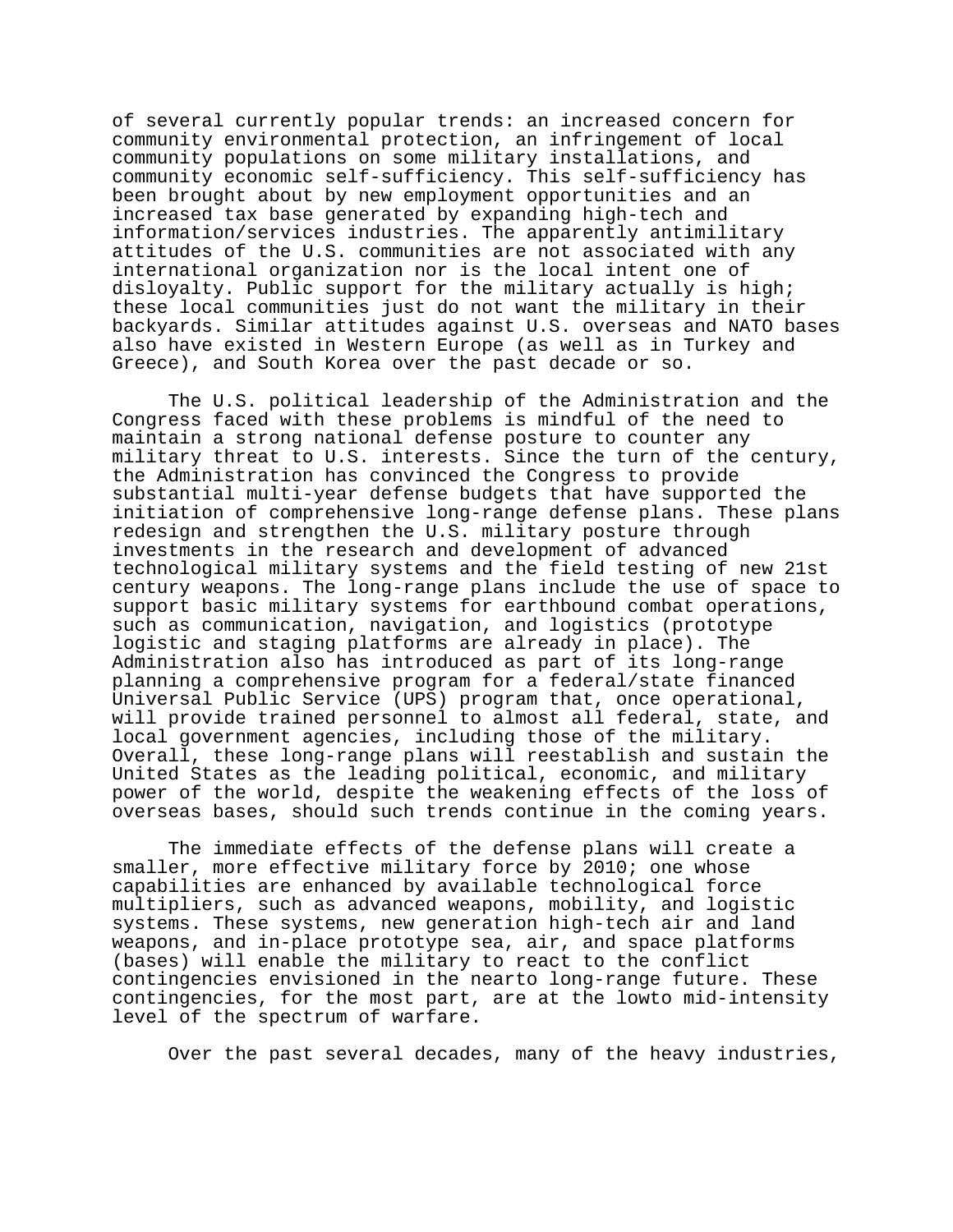of several currently popular trends: an increased concern for community environmental protection, an infringement of local community populations on some military installations, and community economic self-sufficiency. This self-sufficiency has been brought about by new employment opportunities and an increased tax base generated by expanding high-tech and information/services industries. The apparently antimilitary attitudes of the U.S. communities are not associated with any international organization nor is the local intent one of disloyalty. Public support for the military actually is high; these local communities just do not want the military in their backyards. Similar attitudes against U.S. overseas and NATO bases also have existed in Western Europe (as well as in Turkey and Greece), and South Korea over the past decade or so.

The U.S. political leadership of the Administration and the Congress faced with these problems is mindful of the need to maintain a strong national defense posture to counter any military threat to U.S. interests. Since the turn of the century, the Administration has convinced the Congress to provide substantial multi-year defense budgets that have supported the initiation of comprehensive long-range defense plans. These plans redesign and strengthen the U.S. military posture through investments in the research and development of advanced technological military systems and the field testing of new 21st century weapons. The long-range plans include the use of space to support basic military systems for earthbound combat operations, such as communication, navigation, and logistics (prototype logistic and staging platforms are already in place). The Administration also has introduced as part of its long-range planning a comprehensive program for a federal/state financed Universal Public Service (UPS) program that, once operational, will provide trained personnel to almost all federal, state, and local government agencies, including those of the military. Overall, these long-range plans will reestablish and sustain the United States as the leading political, economic, and military power of the world, despite the weakening effects of the loss of overseas bases, should such trends continue in the coming years.

The immediate effects of the defense plans will create a smaller, more effective military force by 2010; one whose capabilities are enhanced by available technological force multipliers, such as advanced weapons, mobility, and logistic systems. These systems, new generation high-tech air and land weapons, and in-place prototype sea, air, and space platforms (bases) will enable the military to react to the conflict contingencies envisioned in the nearto long-range future. These contingencies, for the most part, are at the lowto mid-intensity level of the spectrum of warfare.

Over the past several decades, many of the heavy industries,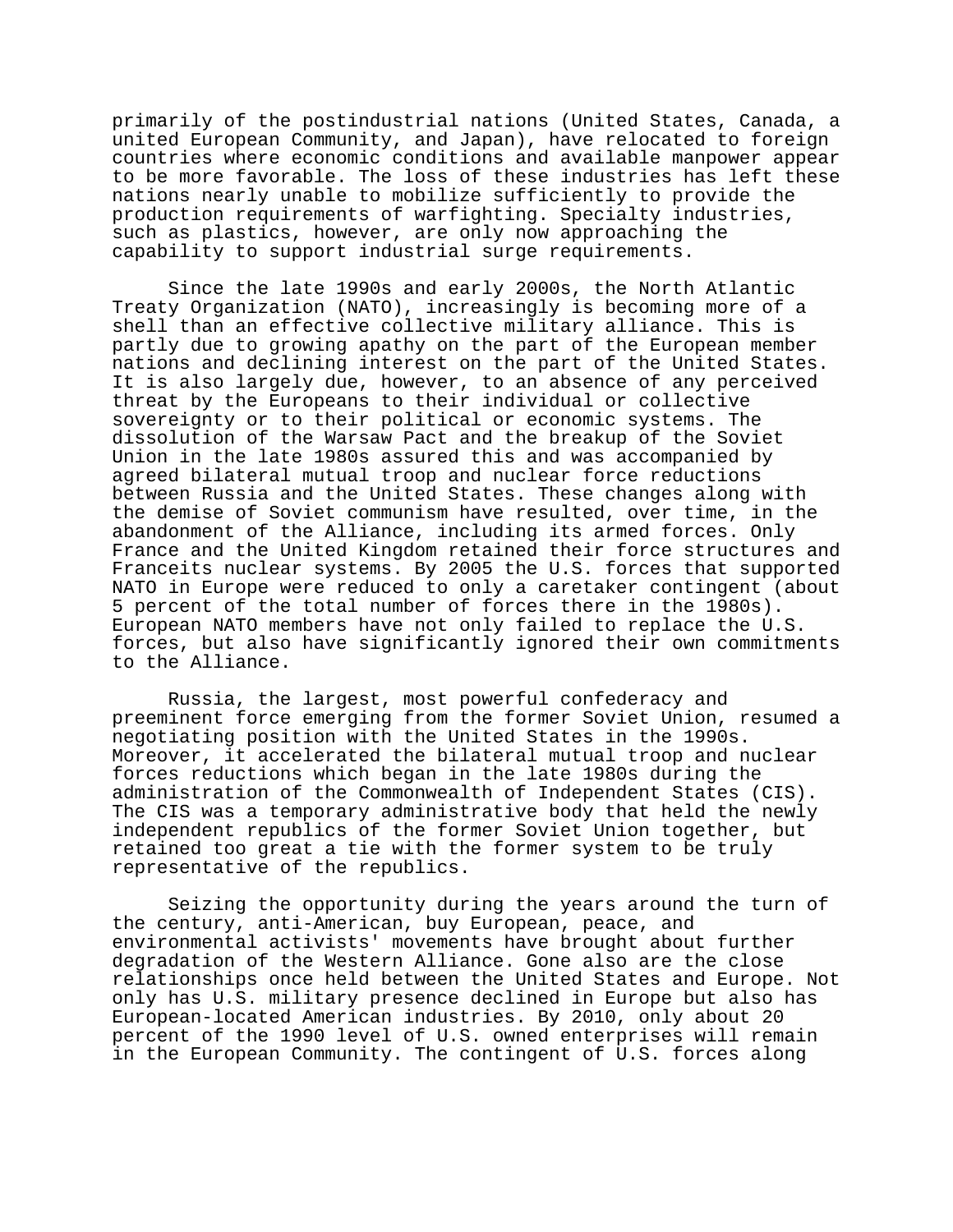primarily of the postindustrial nations (United States, Canada, a united European Community, and Japan), have relocated to foreign countries where economic conditions and available manpower appear to be more favorable. The loss of these industries has left these nations nearly unable to mobilize sufficiently to provide the production requirements of warfighting. Specialty industries, such as plastics, however, are only now approaching the capability to support industrial surge requirements.

Since the late 1990s and early 2000s, the North Atlantic Treaty Organization (NATO), increasingly is becoming more of a shell than an effective collective military alliance. This is partly due to growing apathy on the part of the European member nations and declining interest on the part of the United States. It is also largely due, however, to an absence of any perceived threat by the Europeans to their individual or collective sovereignty or to their political or economic systems. The dissolution of the Warsaw Pact and the breakup of the Soviet Union in the late 1980s assured this and was accompanied by agreed bilateral mutual troop and nuclear force reductions between Russia and the United States. These changes along with the demise of Soviet communism have resulted, over time, in the abandonment of the Alliance, including its armed forces. Only France and the United Kingdom retained their force structures and Franceits nuclear systems. By 2005 the U.S. forces that supported NATO in Europe were reduced to only a caretaker contingent (about 5 percent of the total number of forces there in the 1980s). European NATO members have not only failed to replace the U.S. forces, but also have significantly ignored their own commitments to the Alliance.

Russia, the largest, most powerful confederacy and preeminent force emerging from the former Soviet Union, resumed a negotiating position with the United States in the 1990s. Moreover, it accelerated the bilateral mutual troop and nuclear forces reductions which began in the late 1980s during the administration of the Commonwealth of Independent States (CIS). The CIS was a temporary administrative body that held the newly independent republics of the former Soviet Union together, but retained too great a tie with the former system to be truly representative of the republics.

Seizing the opportunity during the years around the turn of the century, anti-American, buy European, peace, and environmental activists' movements have brought about further degradation of the Western Alliance. Gone also are the close relationships once held between the United States and Europe. Not only has U.S. military presence declined in Europe but also has European-located American industries. By 2010, only about 20 percent of the 1990 level of U.S. owned enterprises will remain in the European Community. The contingent of U.S. forces along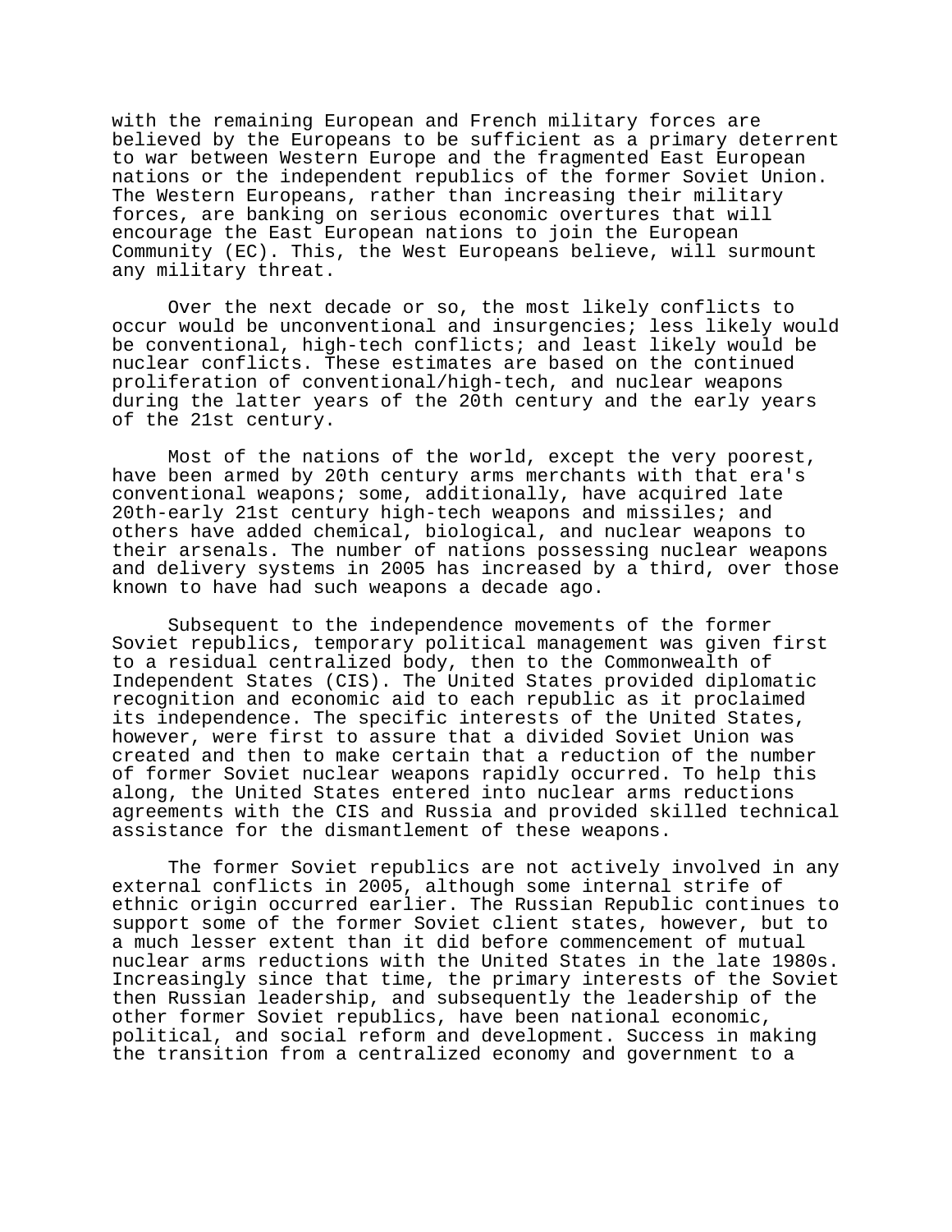with the remaining European and French military forces are believed by the Europeans to be sufficient as a primary deterrent to war between Western Europe and the fragmented East European nations or the independent republics of the former Soviet Union. The Western Europeans, rather than increasing their military forces, are banking on serious economic overtures that will encourage the East European nations to join the European Community (EC). This, the West Europeans believe, will surmount any military threat.

Over the next decade or so, the most likely conflicts to occur would be unconventional and insurgencies; less likely would be conventional, high-tech conflicts; and least likely would be nuclear conflicts. These estimates are based on the continued proliferation of conventional/high-tech, and nuclear weapons during the latter years of the 20th century and the early years of the 21st century.

Most of the nations of the world, except the very poorest, have been armed by 20th century arms merchants with that era's conventional weapons; some, additionally, have acquired late 20th-early 21st century high-tech weapons and missiles; and others have added chemical, biological, and nuclear weapons to their arsenals. The number of nations possessing nuclear weapons and delivery systems in 2005 has increased by a third, over those known to have had such weapons a decade ago.

Subsequent to the independence movements of the former Soviet republics, temporary political management was given first to a residual centralized body, then to the Commonwealth of Independent States (CIS). The United States provided diplomatic recognition and economic aid to each republic as it proclaimed its independence. The specific interests of the United States, however, were first to assure that a divided Soviet Union was created and then to make certain that a reduction of the number of former Soviet nuclear weapons rapidly occurred. To help this along, the United States entered into nuclear arms reductions agreements with the CIS and Russia and provided skilled technical assistance for the dismantlement of these weapons.

The former Soviet republics are not actively involved in any external conflicts in 2005, although some internal strife of ethnic origin occurred earlier. The Russian Republic continues to support some of the former Soviet client states, however, but to a much lesser extent than it did before commencement of mutual nuclear arms reductions with the United States in the late 1980s. Increasingly since that time, the primary interests of the Soviet then Russian leadership, and subsequently the leadership of the other former Soviet republics, have been national economic, political, and social reform and development. Success in making the transition from a centralized economy and government to a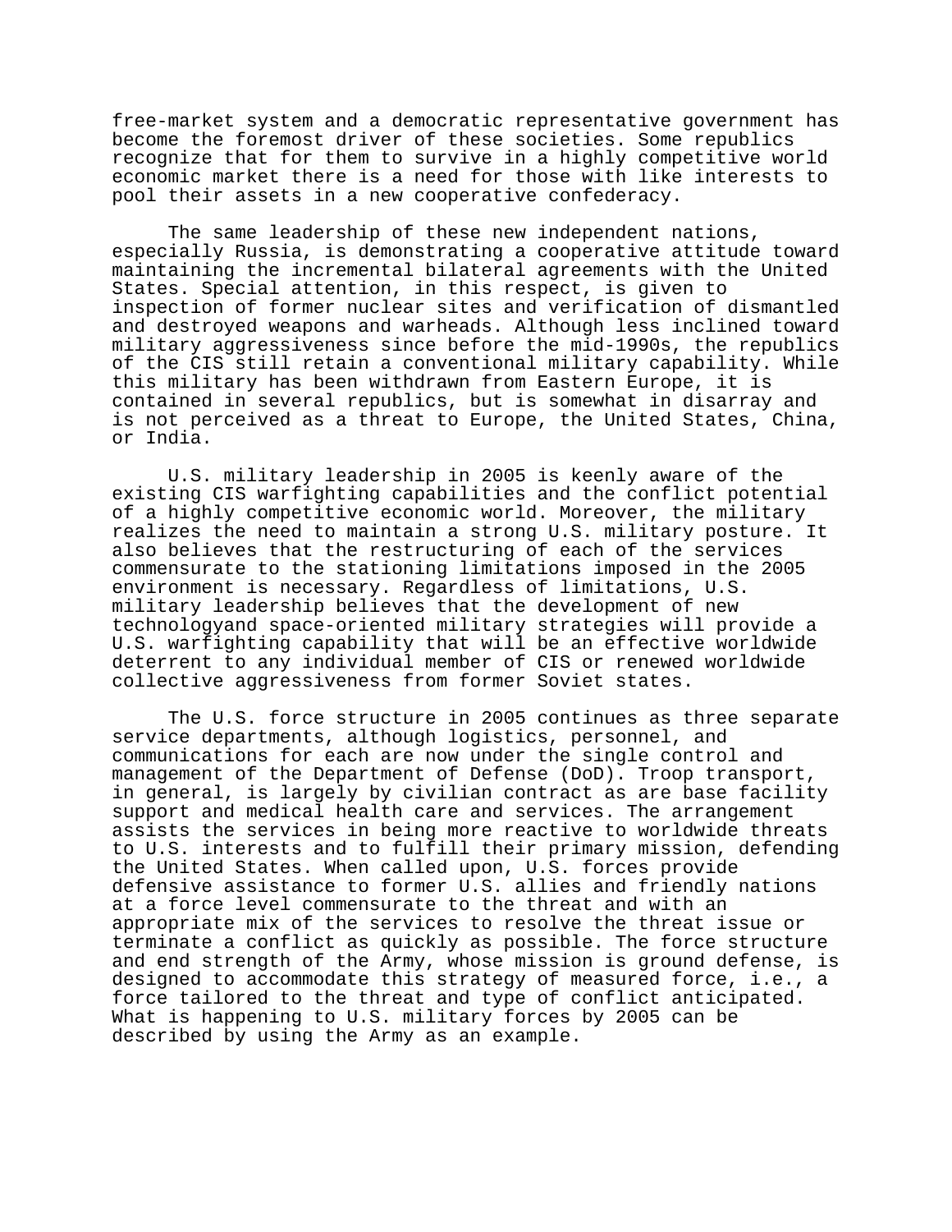free-market system and a democratic representative government has become the foremost driver of these societies. Some republics recognize that for them to survive in a highly competitive world economic market there is a need for those with like interests to pool their assets in a new cooperative confederacy.

The same leadership of these new independent nations, especially Russia, is demonstrating a cooperative attitude toward maintaining the incremental bilateral agreements with the United States. Special attention, in this respect, is given to inspection of former nuclear sites and verification of dismantled and destroyed weapons and warheads. Although less inclined toward military aggressiveness since before the mid-1990s, the republics of the CIS still retain a conventional military capability. While this military has been withdrawn from Eastern Europe, it is contained in several republics, but is somewhat in disarray and is not perceived as a threat to Europe, the United States, China, or India.

U.S. military leadership in 2005 is keenly aware of the existing CIS warfighting capabilities and the conflict potential of a highly competitive economic world. Moreover, the military realizes the need to maintain a strong U.S. military posture. It also believes that the restructuring of each of the services commensurate to the stationing limitations imposed in the 2005 environment is necessary. Regardless of limitations, U.S. military leadership believes that the development of new technologyand space-oriented military strategies will provide a U.S. warfighting capability that will be an effective worldwide deterrent to any individual member of CIS or renewed worldwide collective aggressiveness from former Soviet states.

The U.S. force structure in 2005 continues as three separate service departments, although logistics, personnel, and communications for each are now under the single control and management of the Department of Defense (DoD). Troop transport, in general, is largely by civilian contract as are base facility support and medical health care and services. The arrangement assists the services in being more reactive to worldwide threats to U.S. interests and to fulfill their primary mission, defending the United States. When called upon, U.S. forces provide defensive assistance to former U.S. allies and friendly nations at a force level commensurate to the threat and with an appropriate mix of the services to resolve the threat issue or terminate a conflict as quickly as possible. The force structure and end strength of the Army, whose mission is ground defense, is designed to accommodate this strategy of measured force, i.e., a force tailored to the threat and type of conflict anticipated. What is happening to U.S. military forces by 2005 can be described by using the Army as an example.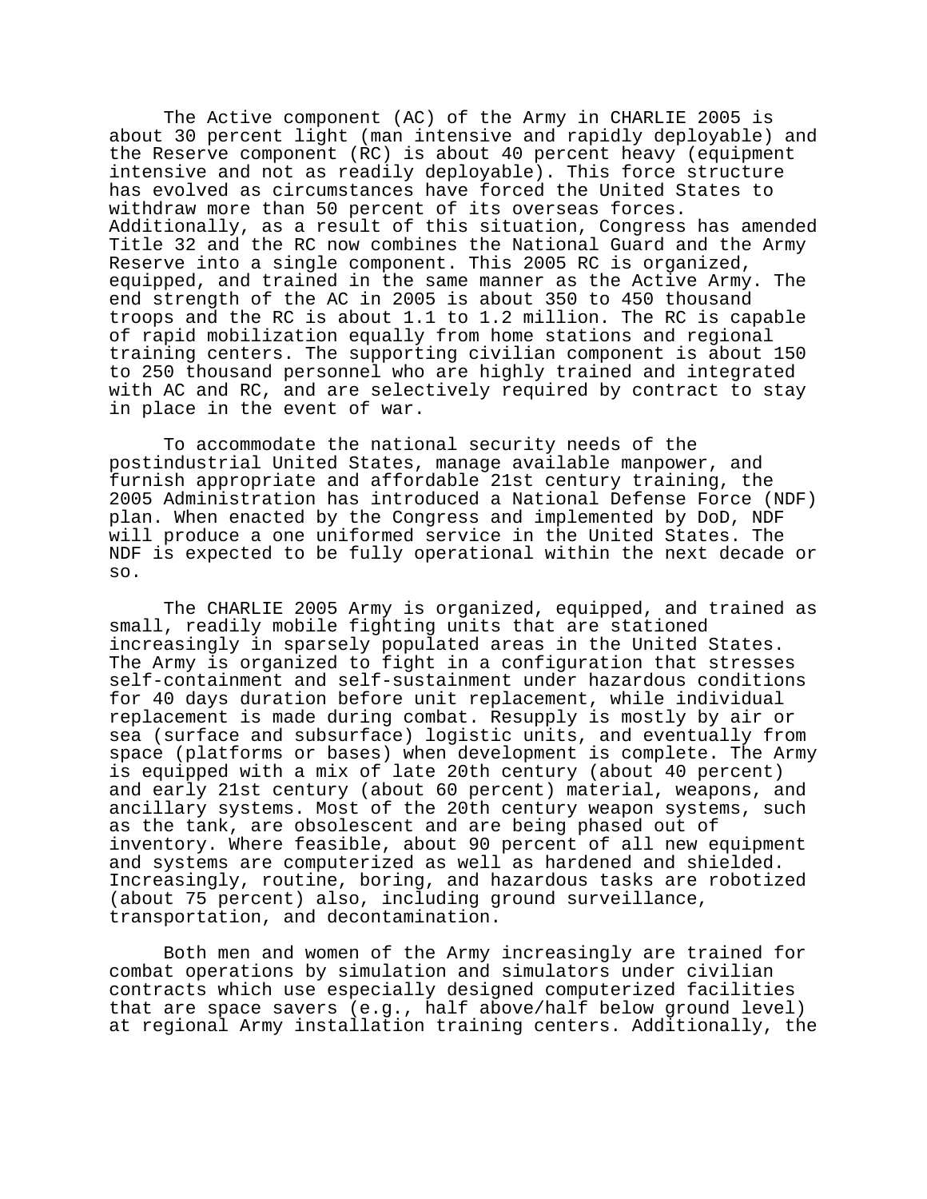The Active component (AC) of the Army in CHARLIE 2005 is about 30 percent light (man intensive and rapidly deployable) and the Reserve component (RC) is about 40 percent heavy (equipment intensive and not as readily deployable). This force structure has evolved as circumstances have forced the United States to withdraw more than 50 percent of its overseas forces. Additionally, as a result of this situation, Congress has amended Title 32 and the RC now combines the National Guard and the Army Reserve into a single component. This 2005 RC is organized, equipped, and trained in the same manner as the Active Army. The end strength of the AC in 2005 is about 350 to 450 thousand troops and the RC is about 1.1 to 1.2 million. The RC is capable of rapid mobilization equally from home stations and regional training centers. The supporting civilian component is about 150 to 250 thousand personnel who are highly trained and integrated with AC and RC, and are selectively required by contract to stay in place in the event of war.

To accommodate the national security needs of the postindustrial United States, manage available manpower, and furnish appropriate and affordable 21st century training, the 2005 Administration has introduced a National Defense Force (NDF) plan. When enacted by the Congress and implemented by DoD, NDF will produce a one uniformed service in the United States. The NDF is expected to be fully operational within the next decade or so.

The CHARLIE 2005 Army is organized, equipped, and trained as small, readily mobile fighting units that are stationed increasingly in sparsely populated areas in the United States. The Army is organized to fight in a configuration that stresses self-containment and self-sustainment under hazardous conditions for 40 days duration before unit replacement, while individual replacement is made during combat. Resupply is mostly by air or sea (surface and subsurface) logistic units, and eventually from space (platforms or bases) when development is complete. The Army is equipped with a mix of late 20th century (about 40 percent) and early 21st century (about 60 percent) material, weapons, and ancillary systems. Most of the 20th century weapon systems, such as the tank, are obsolescent and are being phased out of inventory. Where feasible, about 90 percent of all new equipment and systems are computerized as well as hardened and shielded. Increasingly, routine, boring, and hazardous tasks are robotized (about 75 percent) also, including ground surveillance, transportation, and decontamination.

Both men and women of the Army increasingly are trained for combat operations by simulation and simulators under civilian contracts which use especially designed computerized facilities that are space savers (e.g., half above/half below ground level) at regional Army installation training centers. Additionally, the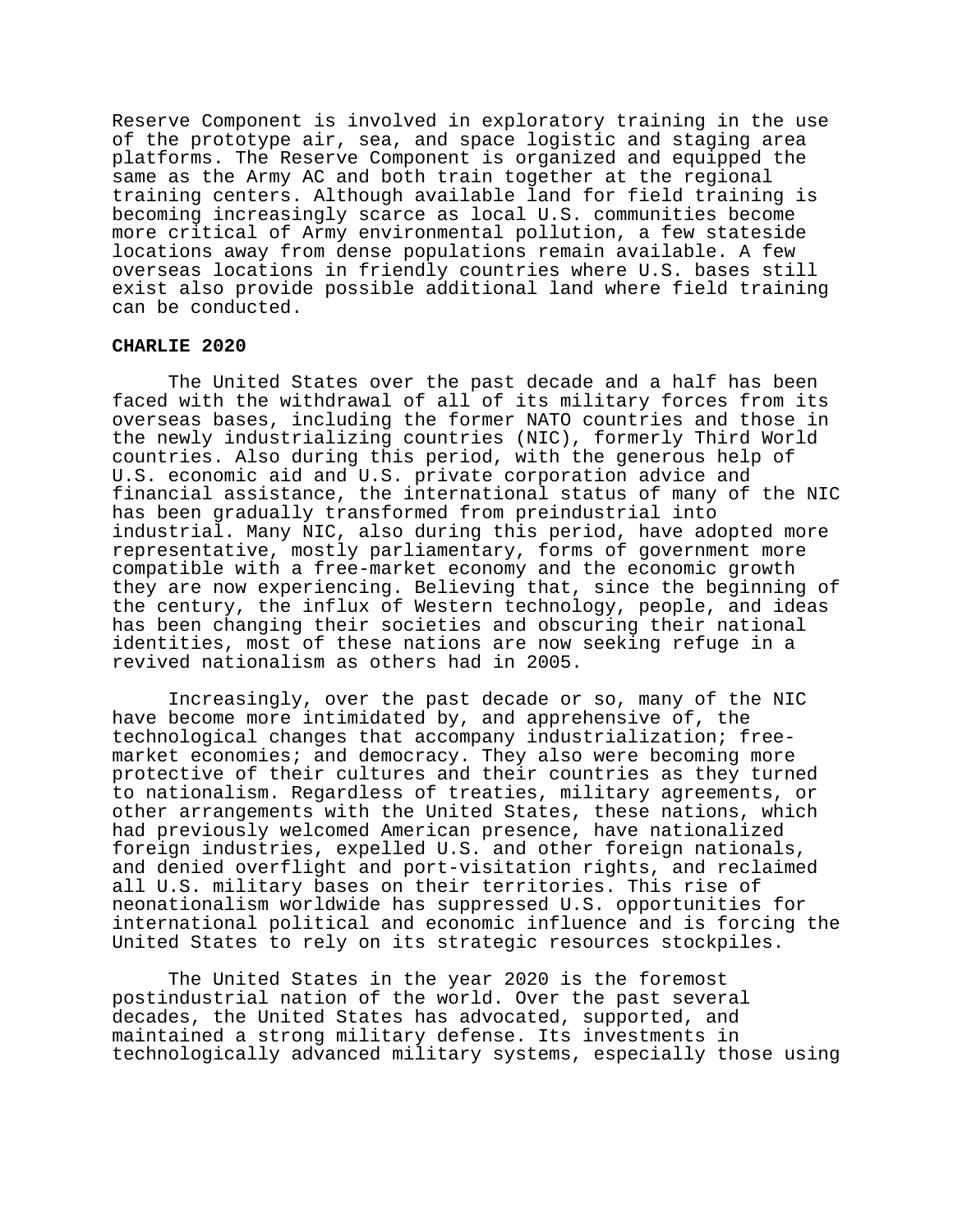Reserve Component is involved in exploratory training in the use of the prototype air, sea, and space logistic and staging area platforms. The Reserve Component is organized and equipped the same as the Army AC and both train together at the regional training centers. Although available land for field training is becoming increasingly scarce as local U.S. communities become more critical of Army environmental pollution, a few stateside locations away from dense populations remain available. A few overseas locations in friendly countries where U.S. bases still exist also provide possible additional land where field training can be conducted.

**CHARLIE 2020**

The United States over the past decade and a half has been faced with the withdrawal of all of its military forces from its overseas bases, including the former NATO countries and those in the newly industrializing countries (NIC), formerly Third World countries. Also during this period, with the generous help of U.S. economic aid and U.S. private corporation advice and financial assistance, the international status of many of the NIC has been gradually transformed from preindustrial into industrial. Many NIC, also during this period, have adopted more representative, mostly parliamentary, forms of government more compatible with a free-market economy and the economic growth they are now experiencing. Believing that, since the beginning of the century, the influx of Western technology, people, and ideas has been changing their societies and obscuring their national identities, most of these nations are now seeking refuge in a revived nationalism as others had in 2005.

Increasingly, over the past decade or so, many of the NIC have become more intimidated by, and apprehensive of, the technological changes that accompany industrialization; free-market economies; and democracy. They also were becoming more protective of their cultures and their countries as they turned to nationalism. Regardless of treaties, military agreements, or other arrangements with the United States, these nations, which had previously welcomed American presence, have nationalized foreign industries, expelled U.S. and other foreign nationals, and denied overflight and port-visitation rights, and reclaimed all U.S. military bases on their territories. This rise of neonationalism worldwide has suppressed U.S. opportunities for international political and economic influence and is forcing the United States to rely on its strategic resources stockpiles.

The United States in the year 2020 is the foremost postindustrial nation of the world. Over the past several decades, the United States has advocated, supported, and maintained a strong military defense. Its investments in technologically advanced military systems, especially those using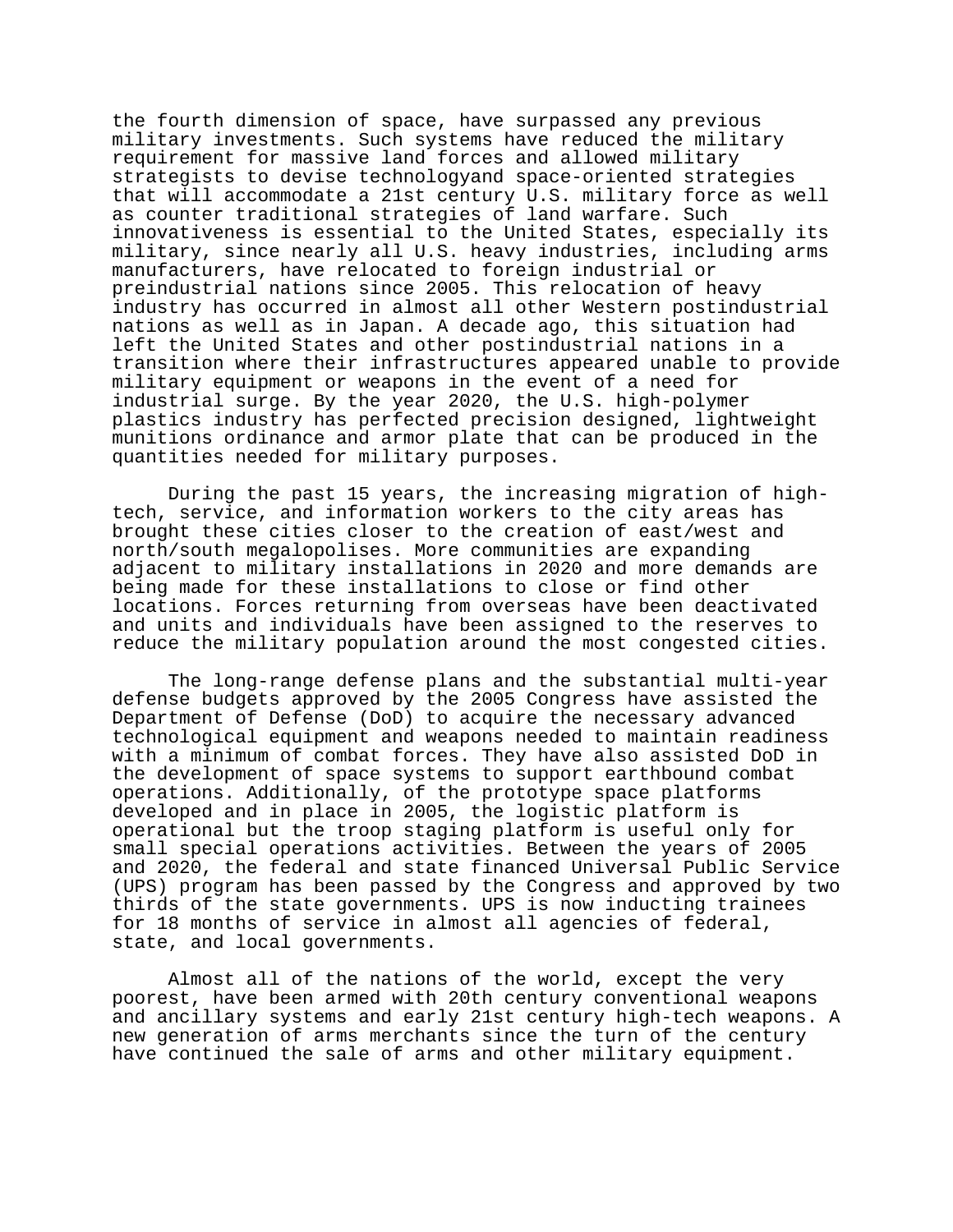the fourth dimension of space, have surpassed any previous military investments. Such systems have reduced the military requirement for massive land forces and allowed military strategists to devise technologyand space-oriented strategies that will accommodate a 21st century U.S. military force as well as counter traditional strategies of land warfare. Such innovativeness is essential to the United States, especially its military, since nearly all U.S. heavy industries, including arms manufacturers, have relocated to foreign industrial or preindustrial nations since 2005. This relocation of heavy industry has occurred in almost all other Western postindustrial nations as well as in Japan. A decade ago, this situation had left the United States and other postindustrial nations in a transition where their infrastructures appeared unable to provide military equipment or weapons in the event of a need for industrial surge. By the year 2020, the U.S. high-polymer plastics industry has perfected precision designed, lightweight munitions ordinance and armor plate that can be produced in the quantities needed for military purposes.

During the past 15 years, the increasing migration of high-tech, service, and information workers to the city areas has brought these cities closer to the creation of east/west and north/south megalopolises. More communities are expanding adjacent to military installations in 2020 and more demands are being made for these installations to close or find other locations. Forces returning from overseas have been deactivated and units and individuals have been assigned to the reserves to reduce the military population around the most congested cities.

The long-range defense plans and the substantial multi-year defense budgets approved by the 2005 Congress have assisted the Department of Defense (DoD) to acquire the necessary advanced technological equipment and weapons needed to maintain readiness with a minimum of combat forces. They have also assisted DoD in the development of space systems to support earthbound combat operations. Additionally, of the prototype space platforms developed and in place in 2005, the logistic platform is operational but the troop staging platform is useful only for small special operations activities. Between the years of 2005 and 2020, the federal and state financed Universal Public Service (UPS) program has been passed by the Congress and approved by two thirds of the state governments. UPS is now inducting trainees for 18 months of service in almost all agencies of federal, state, and local governments.

Almost all of the nations of the world, except the very poorest, have been armed with 20th century conventional weapons and ancillary systems and early 21st century high-tech weapons. A new generation of arms merchants since the turn of the century have continued the sale of arms and other military equipment.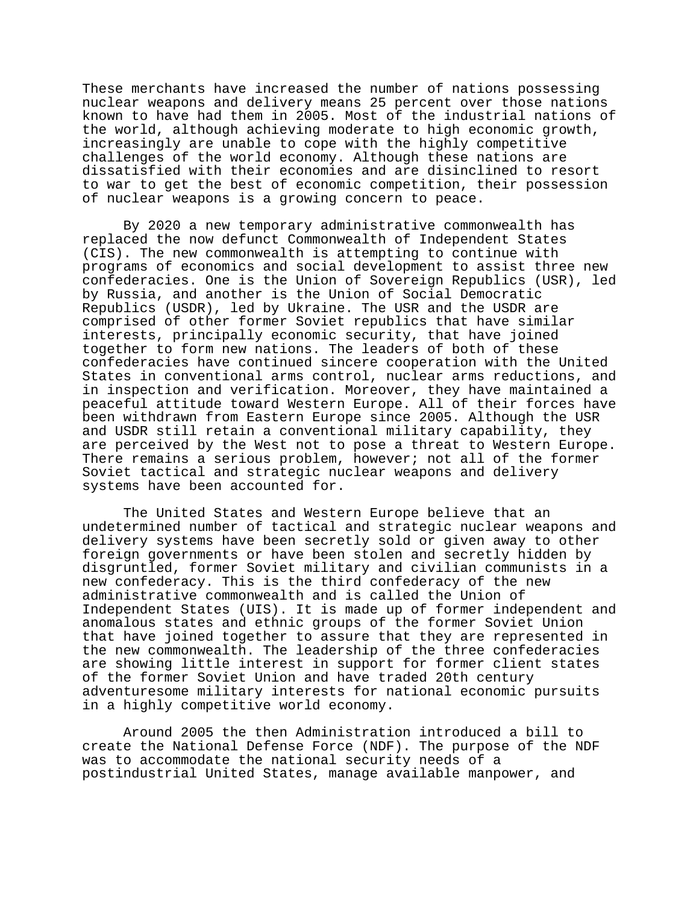These merchants have increased the number of nations possessing nuclear weapons and delivery means 25 percent over those nations known to have had them in 2005. Most of the industrial nations of the world, although achieving moderate to high economic growth, increasingly are unable to cope with the highly competitive challenges of the world economy. Although these nations are dissatisfied with their economies and are disinclined to resort to war to get the best of economic competition, their possession of nuclear weapons is a growing concern to peace.

By 2020 a new temporary administrative commonwealth has replaced the now defunct Commonwealth of Independent States (CIS). The new commonwealth is attempting to continue with programs of economics and social development to assist three new confederacies. One is the Union of Sovereign Republics (USR), led by Russia, and another is the Union of Social Democratic Republics (USDR), led by Ukraine. The USR and the USDR are comprised of other former Soviet republics that have similar interests, principally economic security, that have joined together to form new nations. The leaders of both of these confederacies have continued sincere cooperation with the United States in conventional arms control, nuclear arms reductions, and in inspection and verification. Moreover, they have maintained a peaceful attitude toward Western Europe. All of their forces have been withdrawn from Eastern Europe since 2005. Although the USR and USDR still retain a conventional military capability, they are perceived by the West not to pose a threat to Western Europe. There remains a serious problem, however; not all of the former Soviet tactical and strategic nuclear weapons and delivery systems have been accounted for.

The United States and Western Europe believe that an undetermined number of tactical and strategic nuclear weapons and delivery systems have been secretly sold or given away to other foreign governments or have been stolen and secretly hidden by disgruntled, former Soviet military and civilian communists in a new confederacy. This is the third confederacy of the new administrative commonwealth and is called the Union of Independent States (UIS). It is made up of former independent and anomalous states and ethnic groups of the former Soviet Union that have joined together to assure that they are represented in the new commonwealth. The leadership of the three confederacies are showing little interest in support for former client states of the former Soviet Union and have traded 20th century adventuresome military interests for national economic pursuits in a highly competitive world economy.

Around 2005 the then Administration introduced a bill to create the National Defense Force (NDF). The purpose of the NDF was to accommodate the national security needs of a postindustrial United States, manage available manpower, and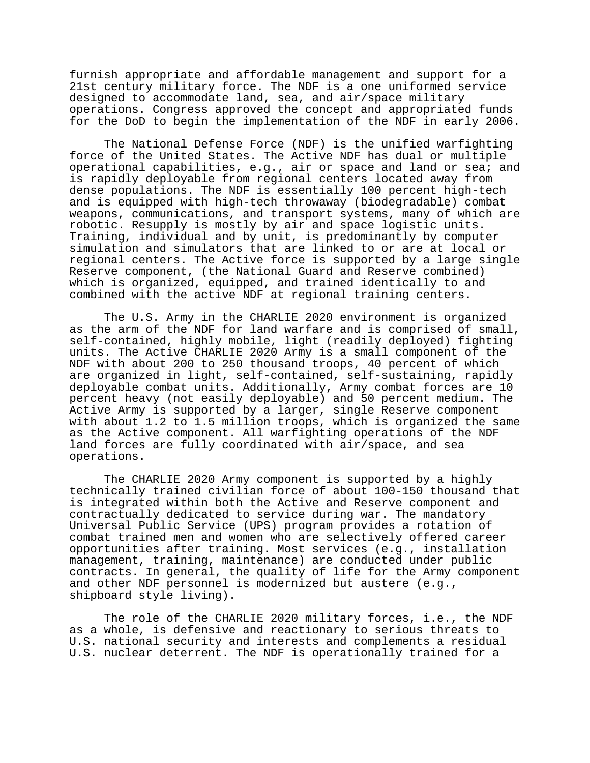furnish appropriate and affordable management and support for a 21st century military force. The NDF is a one uniformed service designed to accommodate land, sea, and air/space military operations. Congress approved the concept and appropriated funds for the DoD to begin the implementation of the NDF in early 2006.

The National Defense Force (NDF) is the unified warfighting force of the United States. The Active NDF has dual or multiple operational capabilities, e.g., air or space and land or sea; and is rapidly deployable from regional centers located away from dense populations. The NDF is essentially 100 percent high-tech and is equipped with high-tech throwaway (biodegradable) combat weapons, communications, and transport systems, many of which are robotic. Resupply is mostly by air and space logistic units. Training, individual and by unit, is predominantly by computer simulation and simulators that are linked to or are at local or regional centers. The Active force is supported by a large single Reserve component, (the National Guard and Reserve combined) which is organized, equipped, and trained identically to and combined with the active NDF at regional training centers.

The U.S. Army in the CHARLIE 2020 environment is organized as the arm of the NDF for land warfare and is comprised of small, self-contained, highly mobile, light (readily deployed) fighting units. The Active CHARLIE 2020 Army is a small component of the NDF with about 200 to 250 thousand troops, 40 percent of which are organized in light, self-contained, self-sustaining, rapidly deployable combat units. Additionally, Army combat forces are 10 percent heavy (not easily deployable) and 50 percent medium. The Active Army is supported by a larger, single Reserve component with about 1.2 to 1.5 million troops, which is organized the same as the Active component. All warfighting operations of the NDF land forces are fully coordinated with air/space, and sea operations.

The CHARLIE 2020 Army component is supported by a highly technically trained civilian force of about 100-150 thousand that is integrated within both the Active and Reserve component and contractually dedicated to service during war. The mandatory Universal Public Service (UPS) program provides a rotation of combat trained men and women who are selectively offered career opportunities after training. Most services (e.g., installation management, training, maintenance) are conducted under public contracts. In general, the quality of life for the Army component and other NDF personnel is modernized but austere (e.g., shipboard style living).

The role of the CHARLIE 2020 military forces, i.e., the NDF as a whole, is defensive and reactionary to serious threats to U.S. national security and interests and complements a residual U.S. nuclear deterrent. The NDF is operationally trained for a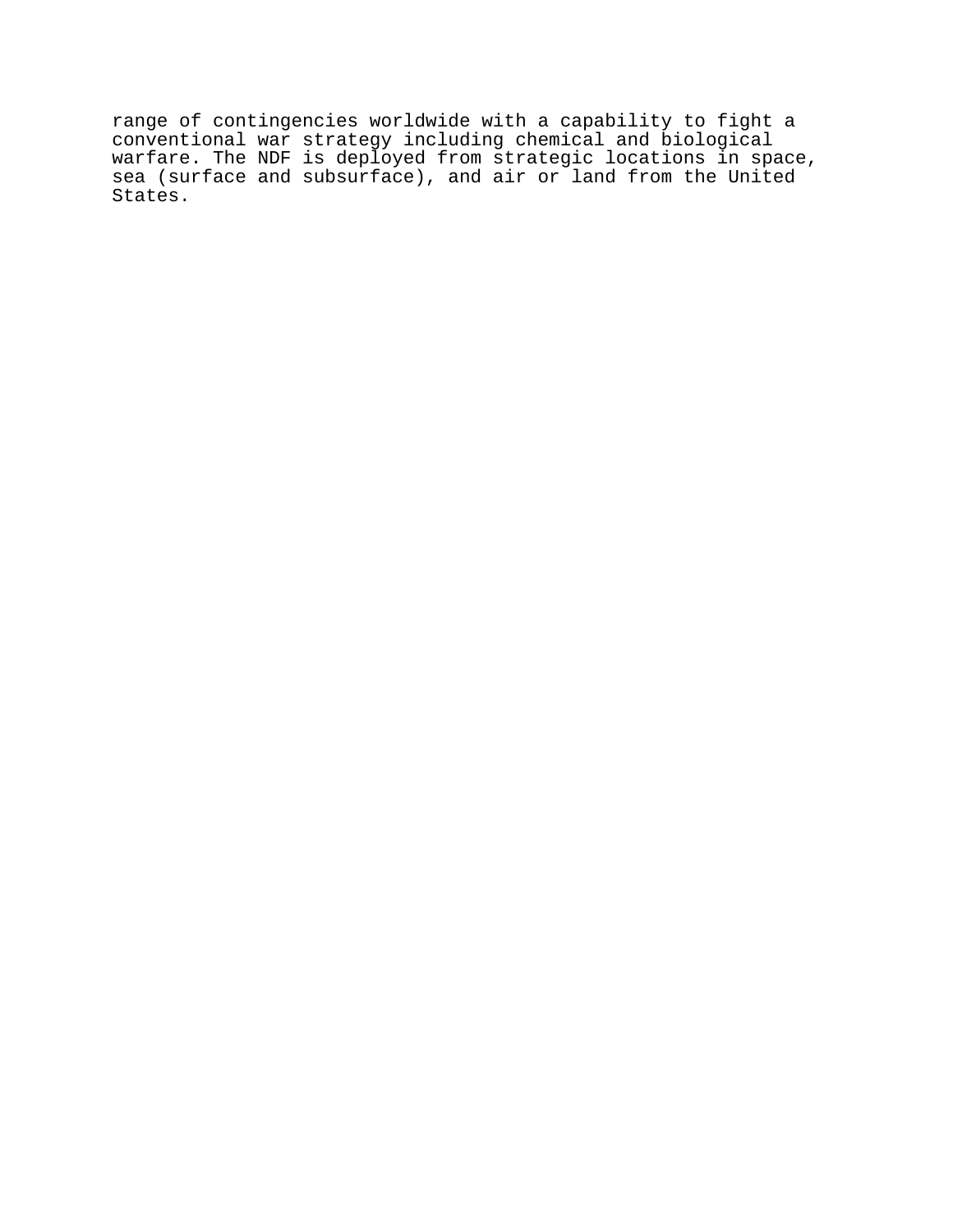range of contingencies worldwide with a capability to fight a conventional war strategy including chemical and biological warfare. The NDF is deployed from strategic locations in space, sea (surface and subsurface), and air or land from the United States.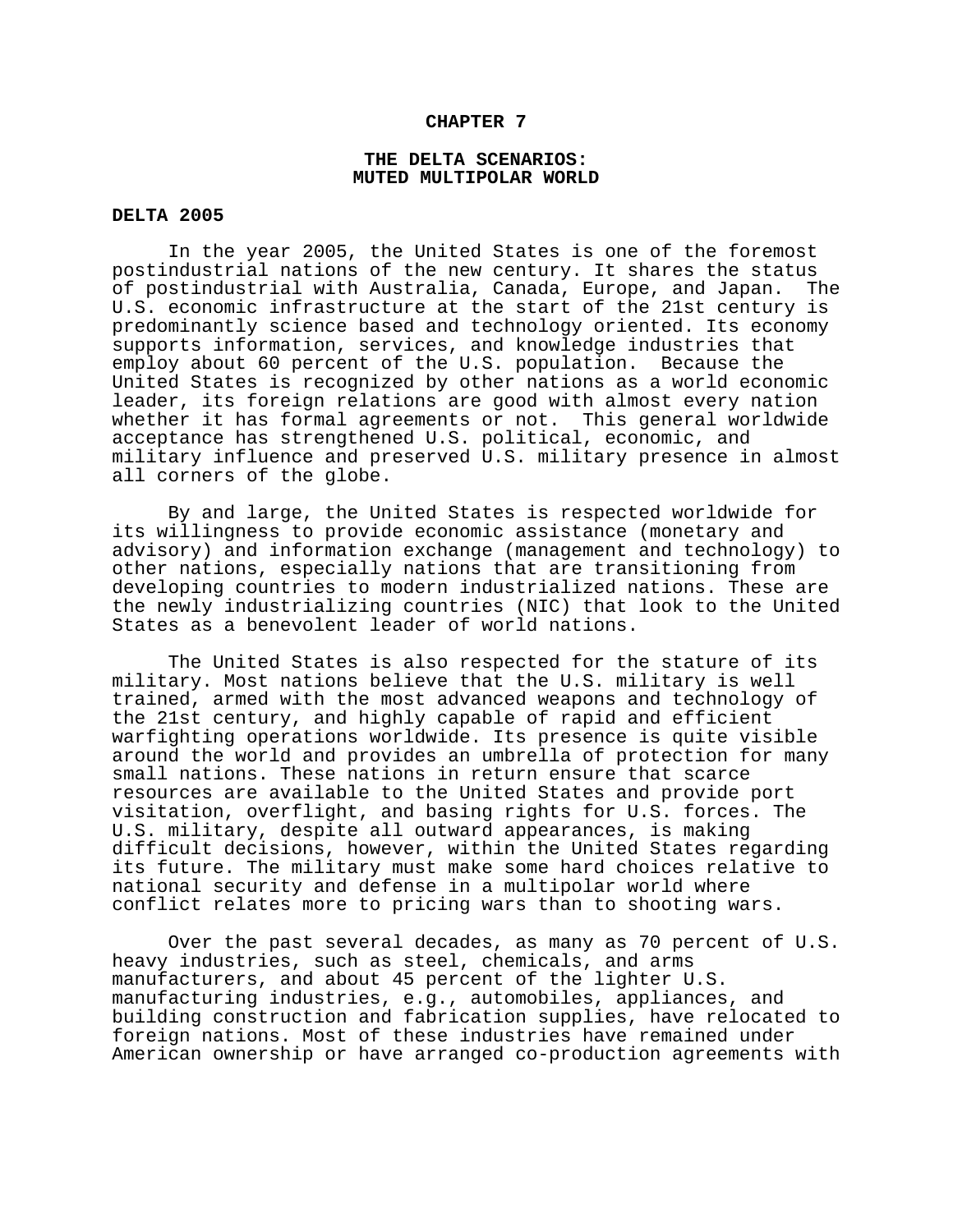# CHAPTER 7

## THE DELTA SCENARIOS: MUTED MULTIPOLAR WORLD

### DELTA 2005

In the year 2005, the United States is one of the foremost postindustrial nations of the new century. It shares the status of postindustrial with Australia, Canada, Europe, and Japan. The U.S. economic infrastructure at the start of the 21st century is predominantly science based and technology oriented. Its economy supports information, services, and knowledge industries that employ about 60 percent of the U.S. population. Because the United States is recognized by other nations as a world economic leader, its foreign relations are good with almost every nation whether it has formal agreements or not. This general worldwide acceptance has strengthened U.S. political, economic, and military influence and preserved U.S. military presence in almost all corners of the globe.

By and large, the United States is respected worldwide for its willingness to provide economic assistance (monetary and advisory) and information exchange (management and technology) to other nations, especially nations that are transitioning from developing countries to modern industrialized nations. These are the newly industrializing countries (NIC) that look to the United States as a benevolent leader of world nations.

The United States is also respected for the stature of its military. Most nations believe that the U.S. military is well trained, armed with the most advanced weapons and technology of the 21st century, and highly capable of rapid and efficient warfighting operations worldwide. Its presence is quite visible around the world and provides an umbrella of protection for many small nations. These nations in return ensure that scarce resources are available to the United States and provide port visitation, overflight, and basing rights for U.S. forces. The U.S. military, despite all outward appearances, is making difficult decisions, however, within the United States regarding its future. The military must make some hard choices relative to national security and defense in a multipolar world where conflict relates more to pricing wars than to shooting wars.

Over the past several decades, as many as 70 percent of U.S. heavy industries, such as steel, chemicals, and arms manufacturers, and about 45 percent of the lighter U.S. manufacturing industries, e.g., automobiles, appliances, and building construction and fabrication supplies, have relocated to foreign nations. Most of these industries have remained under American ownership or have arranged co-production agreements with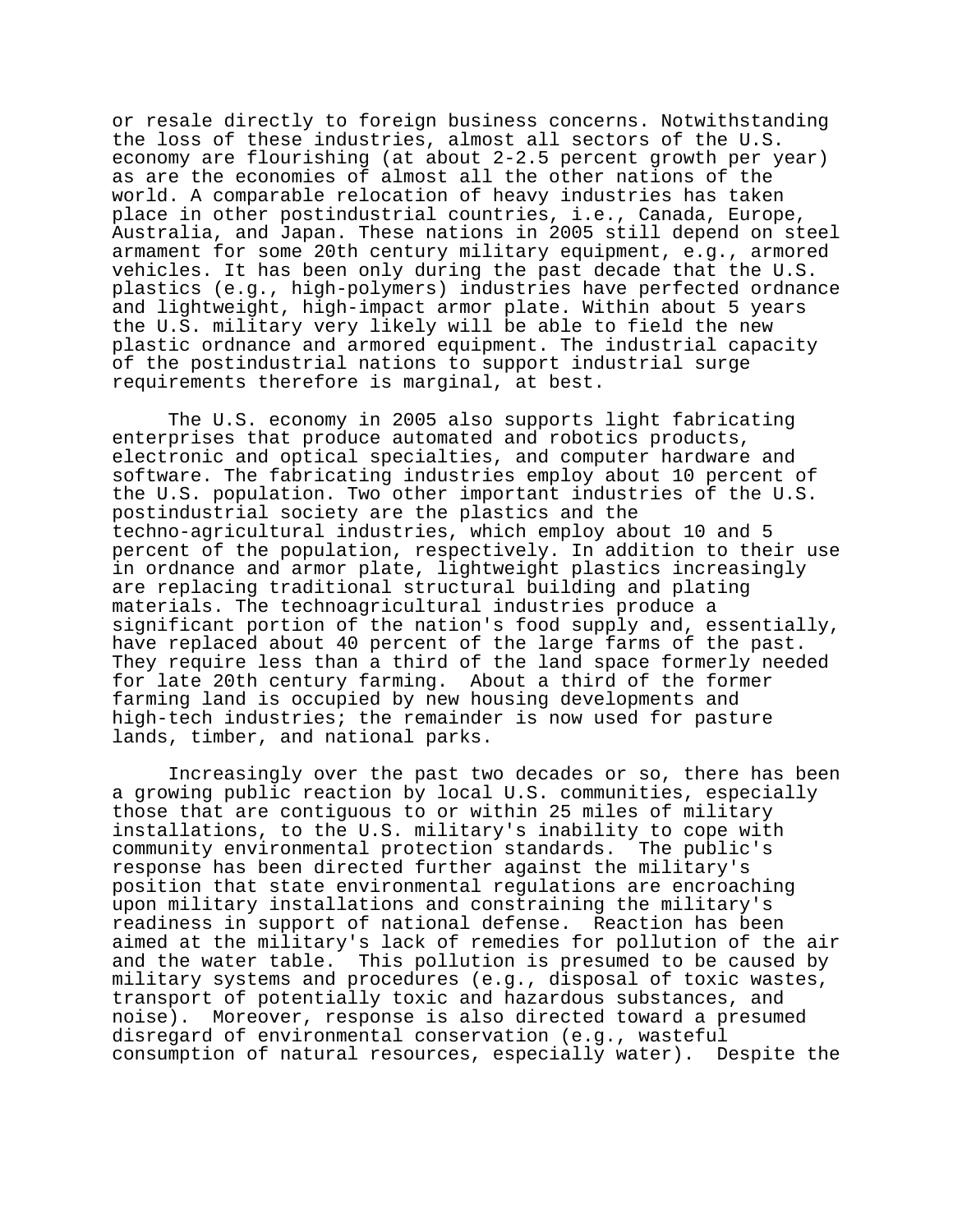or resale directly to foreign business concerns. Notwithstanding the loss of these industries, almost all sectors of the U.S. economy are flourishing (at about 2-2.5 percent growth per year) as are the economies of almost all the other nations of the world. A comparable relocation of heavy industries has taken place in other postindustrial countries, i.e., Canada, Europe, Australia, and Japan. These nations in 2005 still depend on steel armament for some 20th century military equipment, e.g., armored vehicles. It has been only during the past decade that the U.S. plastics (e.g., high-polymers) industries have perfected ordnance and lightweight, high-impact armor plate. Within about 5 years the U.S. military very likely will be able to field the new plastic ordnance and armored equipment. The industrial capacity of the postindustrial nations to support industrial surge requirements therefore is marginal, at best.

The U.S. economy in 2005 also supports light fabricating enterprises that produce automated and robotics products, electronic and optical specialties, and computer hardware and software. The fabricating industries employ about 10 percent of the U.S. population. Two other important industries of the U.S. postindustrial society are the plastics and the techno-agricultural industries, which employ about 10 and 5 percent of the population, respectively. In addition to their use in ordnance and armor plate, lightweight plastics increasingly are replacing traditional structural building and plating materials. The technoagricultural industries produce a significant portion of the nation's food supply and, essentially, have replaced about 40 percent of the large farms of the past. They require less than a third of the land space formerly needed for late 20th century farming. About a third of the former farming land is occupied by new housing developments and high-tech industries; the remainder is now used for pasture lands, timber, and national parks.

Increasingly over the past two decades or so, there has been a growing public reaction by local U.S. communities, especially those that are contiguous to or within 25 miles of military installations, to the U.S. military's inability to cope with community environmental protection standards. The public's response has been directed further against the military's position that state environmental regulations are encroaching upon military installations and constraining the military's readiness in support of national defense. Reaction has been aimed at the military's lack of remedies for pollution of the air and the water table. This pollution is presumed to be caused by military systems and procedures (e.g., disposal of toxic wastes, transport of potentially toxic and hazardous substances, and noise). Moreover, response is also directed toward a presumed disregard of environmental conservation (e.g., wasteful consumption of natural resources, especially water). Despite the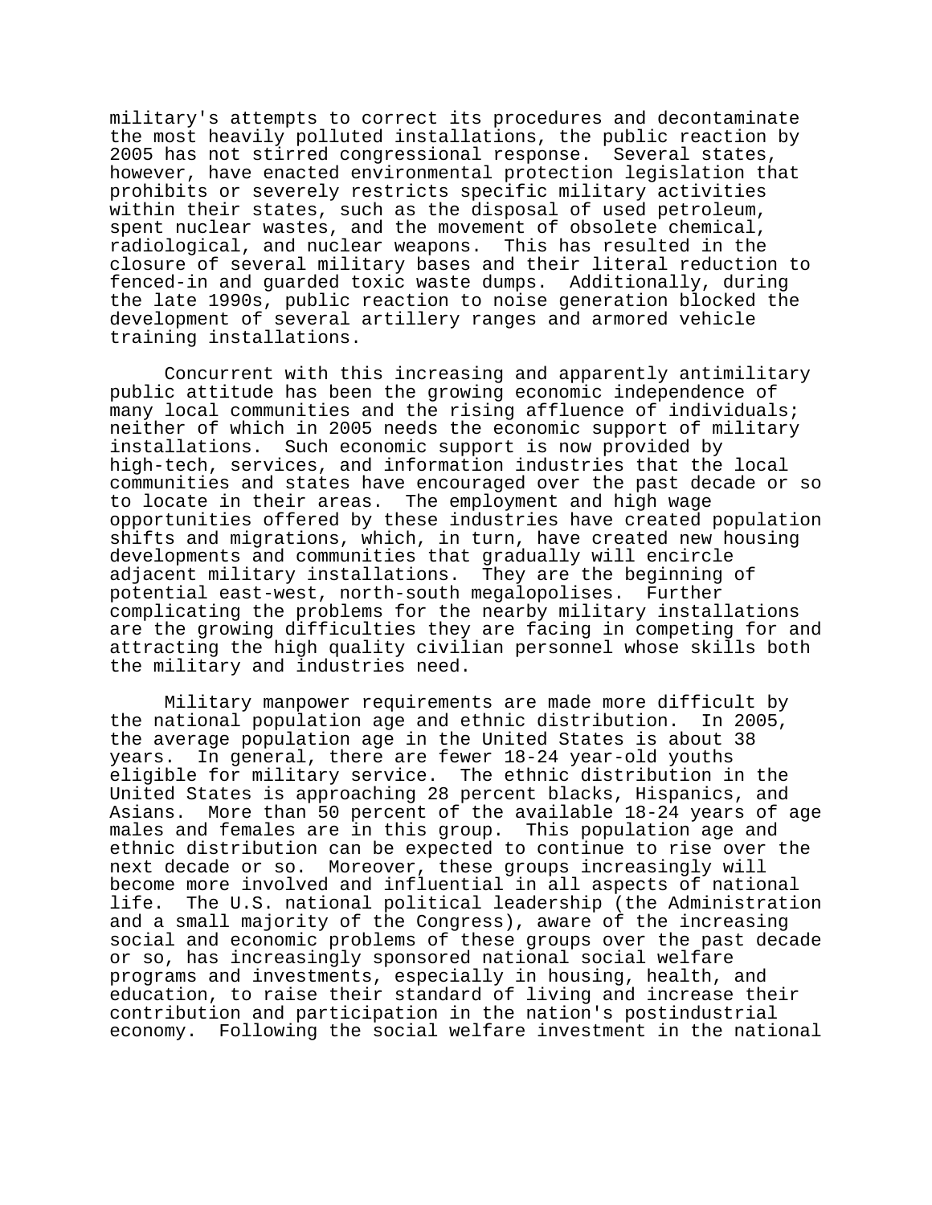military's attempts to correct its procedures and decontaminate the most heavily polluted installations, the public reaction by 2005 has not stirred congressional response. Several states, however, have enacted environmental protection legislation that prohibits or severely restricts specific military activities within their states, such as the disposal of used petroleum, spent nuclear wastes, and the movement of obsolete chemical, radiological, and nuclear weapons. This has resulted in the closure of several military bases and their literal reduction to fenced-in and guarded toxic waste dumps. Additionally, during the late 1990s, public reaction to noise generation blocked the development of several artillery ranges and armored vehicle training installations.

Concurrent with this increasing and apparently antimilitary public attitude has been the growing economic independence of many local communities and the rising affluence of individuals; neither of which in 2005 needs the economic support of military installations. Such economic support is now provided by high-tech, services, and information industries that the local communities and states have encouraged over the past decade or so to locate in their areas. The employment and high wage opportunities offered by these industries have created population shifts and migrations, which, in turn, have created new housing developments and communities that gradually will encircle adjacent military installations. They are the beginning of potential east-west, north-south megalopolises. Further complicating the problems for the nearby military installations are the growing difficulties they are facing in competing for and attracting the high quality civilian personnel whose skills both the military and industries need.

Military manpower requirements are made more difficult by the national population age and ethnic distribution. In 2005, the average population age in the United States is about 38 years. In general, there are fewer 18-24 year-old youths eligible for military service. The ethnic distribution in the United States is approaching 28 percent blacks, Hispanics, and Asians. More than 50 percent of the available 18-24 years of age males and females are in this group. This population age and ethnic distribution can be expected to continue to rise over the next decade or so. Moreover, these groups increasingly will become more involved and influential in all aspects of national life. The U.S. national political leadership (the Administration and a small majority of the Congress), aware of the increasing social and economic problems of these groups over the past decade or so, has increasingly sponsored national social welfare programs and investments, especially in housing, health, and education, to raise their standard of living and increase their contribution and participation in the nation's postindustrial economy. Following the social welfare investment in the national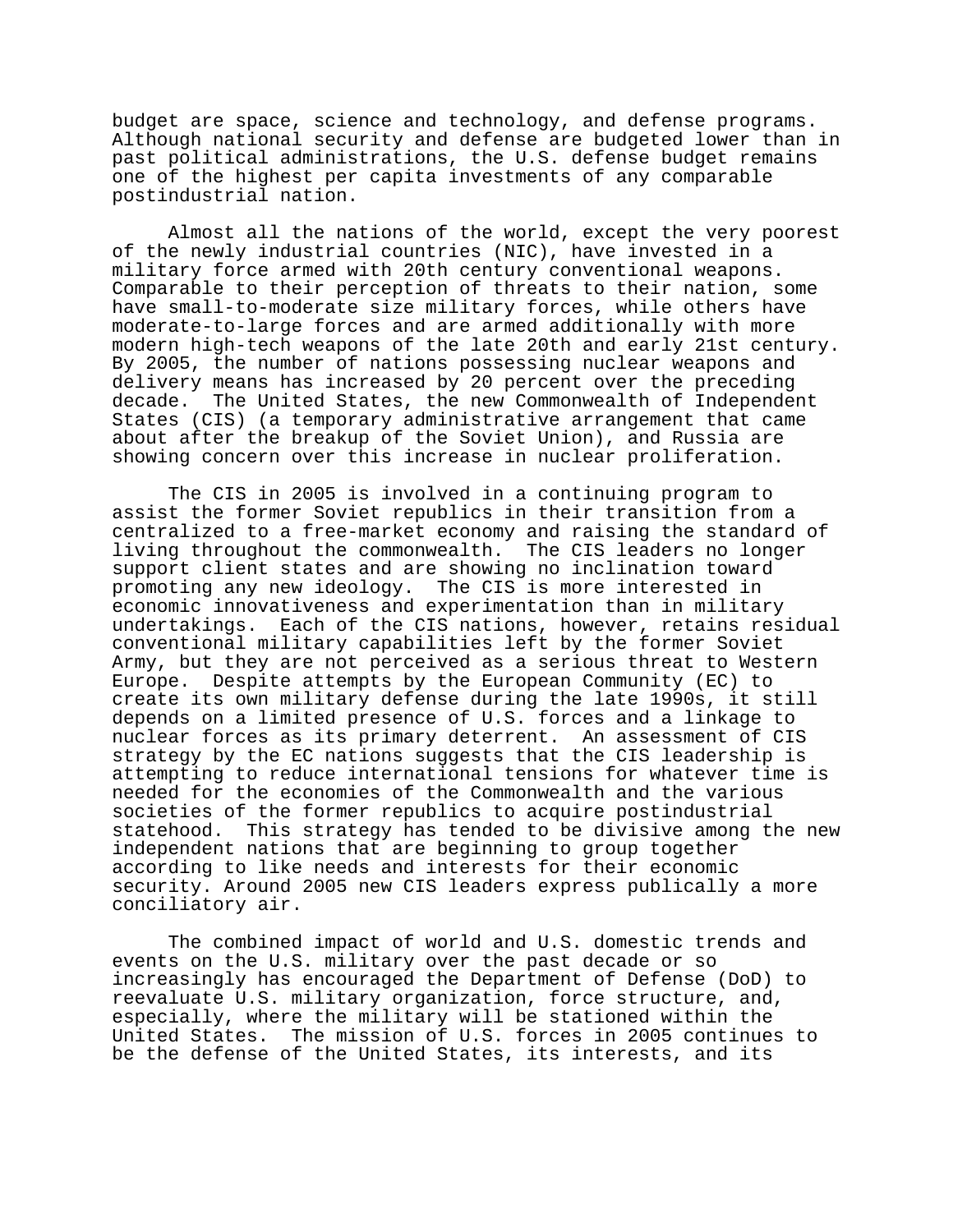budget are space, science and technology, and defense programs. Although national security and defense are budgeted lower than in past political administrations, the U.S. defense budget remains one of the highest per capita investments of any comparable postindustrial nation.

Almost all the nations of the world, except the very poorest of the newly industrial countries (NIC), have invested in a military force armed with 20th century conventional weapons. Comparable to their perception of threats to their nation, some have small-to-moderate size military forces, while others have moderate-to-large forces and are armed additionally with more modern high-tech weapons of the late 20th and early 21st century. By 2005, the number of nations possessing nuclear weapons and delivery means has increased by 20 percent over the preceding decade. The United States, the new Commonwealth of Independent States (CIS) (a temporary administrative arrangement that came about after the breakup of the Soviet Union), and Russia are showing concern over this increase in nuclear proliferation.

The CIS in 2005 is involved in a continuing program to assist the former Soviet republics in their transition from a centralized to a free-market economy and raising the standard of living throughout the commonwealth. The CIS leaders no longer support client states and are showing no inclination toward promoting any new ideology. The CIS is more interested in economic innovativeness and experimentation than in military undertakings. Each of the CIS nations, however, retains residual conventional military capabilities left by the former Soviet Army, but they are not perceived as a serious threat to Western Europe. Despite attempts by the European Community (EC) to create its own military defense during the late 1990s, it still depends on a limited presence of U.S. forces and a linkage to nuclear forces as its primary deterrent. An assessment of CIS strategy by the EC nations suggests that the CIS leadership is attempting to reduce international tensions for whatever time is needed for the economies of the Commonwealth and the various societies of the former republics to acquire postindustrial statehood. This strategy has tended to be divisive among the new independent nations that are beginning to group together according to like needs and interests for their economic security. Around 2005 new CIS leaders express publically a more conciliatory air.

The combined impact of world and U.S. domestic trends and events on the U.S. military over the past decade or so increasingly has encouraged the Department of Defense (DoD) to reevaluate U.S. military organization, force structure, and, especially, where the military will be stationed within the United States. The mission of U.S. forces in 2005 continues to be the defense of the United States, its interests, and its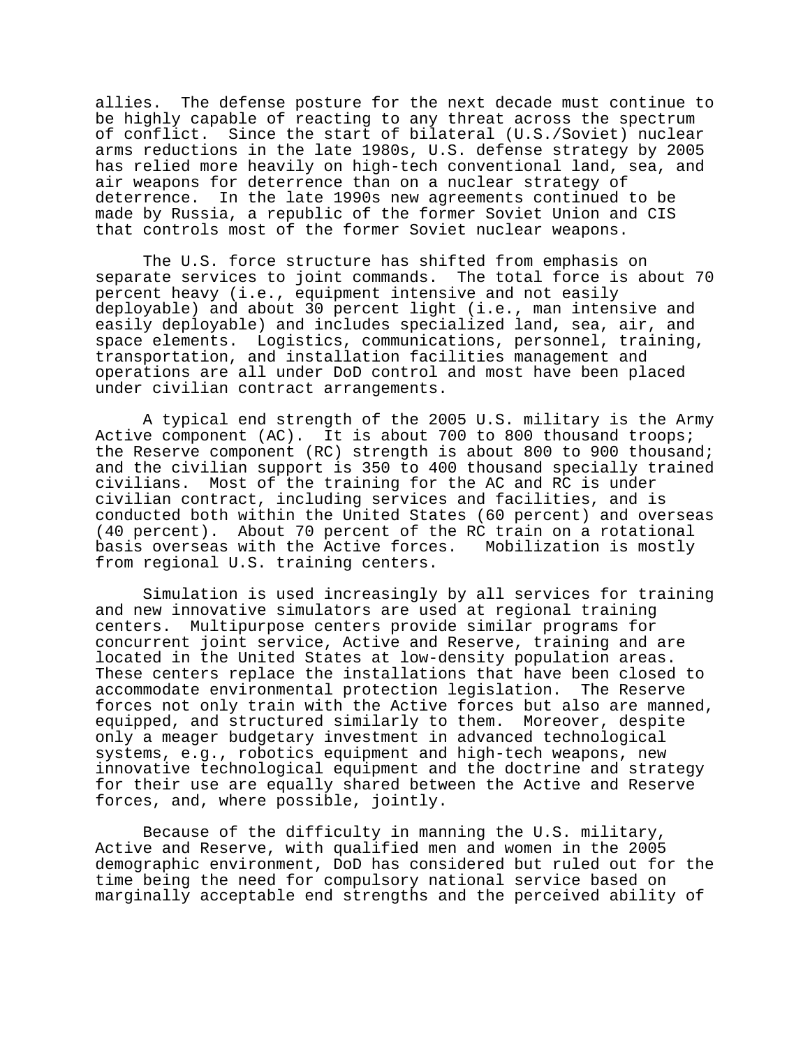allies. The defense posture for the next decade must continue to be highly capable of reacting to any threat across the spectrum of conflict. Since the start of bilateral (U.S./Soviet) nuclear arms reductions in the late 1980s, U.S. defense strategy by 2005 has relied more heavily on high-tech conventional land, sea, and air weapons for deterrence than on a nuclear strategy of deterrence. In the late 1990s new agreements continued to be made by Russia, a republic of the former Soviet Union and CIS that controls most of the former Soviet nuclear weapons.

The U.S. force structure has shifted from emphasis on separate services to joint commands. The total force is about 70 percent heavy (i.e., equipment intensive and not easily deployable) and about 30 percent light (i.e., man intensive and easily deployable) and includes specialized land, sea, air, and space elements. Logistics, communications, personnel, training, transportation, and installation facilities management and operations are all under DoD control and most have been placed under civilian contract arrangements.

A typical end strength of the 2005 U.S. military is the Army Active component (AC). It is about 700 to 800 thousand troops; the Reserve component (RC) strength is about 800 to 900 thousand; and the civilian support is 350 to 400 thousand specially trained civilians. Most of the training for the AC and RC is under civilian contract, including services and facilities, and is conducted both within the United States (60 percent) and overseas (40 percent). About 70 percent of the RC train on a rotational basis overseas with the Active forces. Mobilization is mostly from regional U.S. training centers.

Simulation is used increasingly by all services for training and new innovative simulators are used at regional training centers. Multipurpose centers provide similar programs for concurrent joint service, Active and Reserve, training and are located in the United States at low-density population areas. These centers replace the installations that have been closed to accommodate environmental protection legislation. The Reserve forces not only train with the Active forces but also are manned, equipped, and structured similarly to them. Moreover, despite only a meager budgetary investment in advanced technological systems, e.g., robotics equipment and high-tech weapons, new innovative technological equipment and the doctrine and strategy for their use are equally shared between the Active and Reserve forces, and, where possible, jointly.

Because of the difficulty in manning the U.S. military, Active and Reserve, with qualified men and women in the 2005 demographic environment, DoD has considered but ruled out for the time being the need for compulsory national service based on marginally acceptable end strengths and the perceived ability of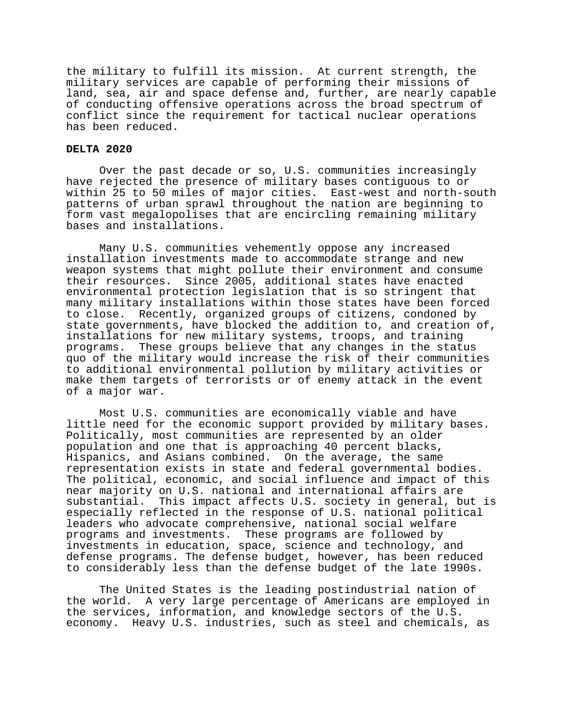the military to fulfill its mission. At current strength, the military services are capable of performing their missions of land, sea, air and space defense and, further, are nearly capable of conducting offensive operations across the broad spectrum of conflict since the requirement for tactical nuclear operations has been reduced.

**DELTA 2020**

Over the past decade or so, U.S. communities increasingly have rejected the presence of military bases contiguous to or within 25 to 50 miles of major cities. East-west and north-south patterns of urban sprawl throughout the nation are beginning to form vast megalopolises that are encircling remaining military bases and installations.

Many U.S. communities vehemently oppose any increased installation investments made to accommodate strange and new weapon systems that might pollute their environment and consume their resources. Since 2005, additional states have enacted environmental protection legislation that is so stringent that many military installations within those states have been forced to close. Recently, organized groups of citizens, condoned by state governments, have blocked the addition to, and creation of, installations for new military systems, troops, and training programs. These groups believe that any changes in the status quo of the military would increase the risk of their communities to additional environmental pollution by military activities or make them targets of terrorists or of enemy attack in the event of a major war.

Most U.S. communities are economically viable and have little need for the economic support provided by military bases. Politically, most communities are represented by an older population and one that is approaching 40 percent blacks, Hispanics, and Asians combined. On the average, the same representation exists in state and federal governmental bodies. The political, economic, and social influence and impact of this near majority on U.S. national and international affairs are substantial. This impact affects U.S. society in general, but is especially reflected in the response of U.S. national political leaders who advocate comprehensive, national social welfare programs and investments. These programs are followed by investments in education, space, science and technology, and defense programs. The defense budget, however, has been reduced to considerably less than the defense budget of the late 1990s.

The United States is the leading postindustrial nation of the world. A very large percentage of Americans are employed in the services, information, and knowledge sectors of the U.S. economy. Heavy U.S. industries, such as steel and chemicals, as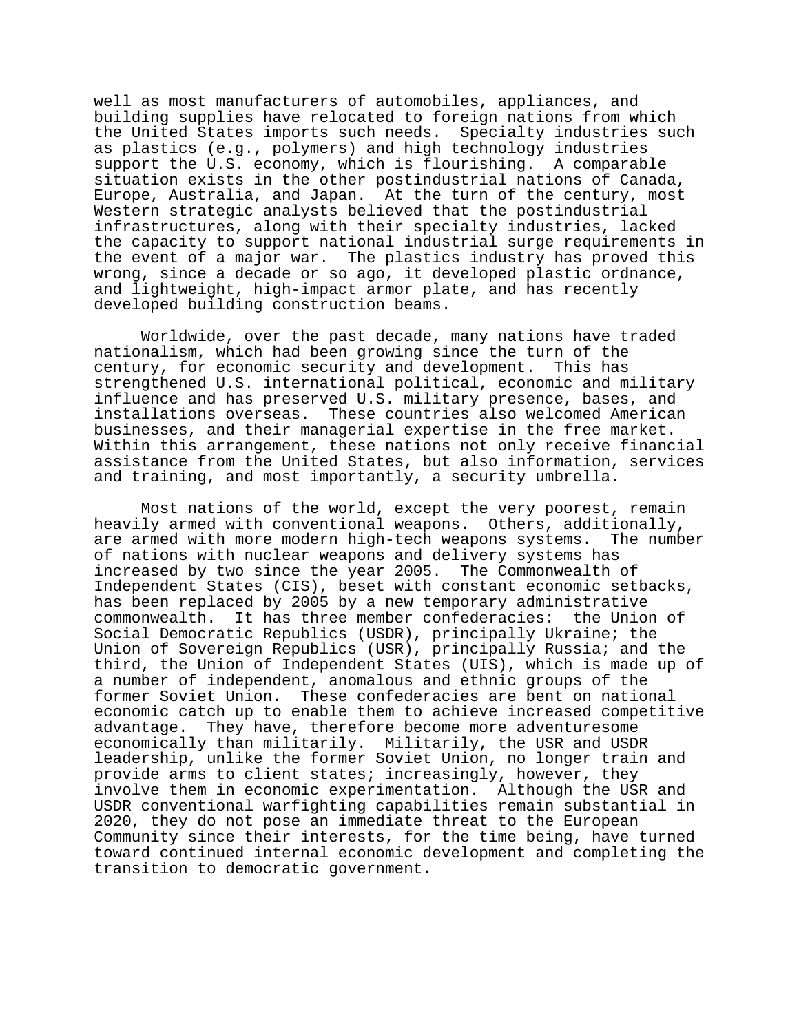well as most manufacturers of automobiles, appliances, and building supplies have relocated to foreign nations from which the United States imports such needs. Specialty industries such as plastics (e.g., polymers) and high technology industries support the U.S. economy, which is flourishing. A comparable situation exists in the other postindustrial nations of Canada, Europe, Australia, and Japan. At the turn of the century, most Western strategic analysts believed that the postindustrial infrastructures, along with their specialty industries, lacked the capacity to support national industrial surge requirements in the event of a major war. The plastics industry has proved this wrong, since a decade or so ago, it developed plastic ordnance, and lightweight, high-impact armor plate, and has recently developed building construction beams.

Worldwide, over the past decade, many nations have traded nationalism, which had been growing since the turn of the century, for economic security and development. This has strengthened U.S. international political, economic and military influence and has preserved U.S. military presence, bases, and installations overseas. These countries also welcomed American businesses, and their managerial expertise in the free market. Within this arrangement, these nations not only receive financial assistance from the United States, but also information, services and training, and most importantly, a security umbrella.

Most nations of the world, except the very poorest, remain heavily armed with conventional weapons. Others, additionally, are armed with more modern high-tech weapons systems. The number of nations with nuclear weapons and delivery systems has increased by two since the year 2005. The Commonwealth of Independent States (CIS), beset with constant economic setbacks, has been replaced by 2005 by a new temporary administrative commonwealth. It has three member confederacies: the Union of Social Democratic Republics (USDR), principally Ukraine; the Union of Sovereign Republics (USR), principally Russia; and the third, the Union of Independent States (UIS), which is made up of a number of independent, anomalous and ethnic groups of the former Soviet Union. These confederacies are bent on national economic catch up to enable them to achieve increased competitive advantage. They have, therefore become more adventuresome economically than militarily. Militarily, the USR and USDR leadership, unlike the former Soviet Union, no longer train and provide arms to client states; increasingly, however, they involve them in economic experimentation. Although the USR and USDR conventional warfighting capabilities remain substantial in 2020, they do not pose an immediate threat to the European Community since their interests, for the time being, have turned toward continued internal economic development and completing the transition to democratic government.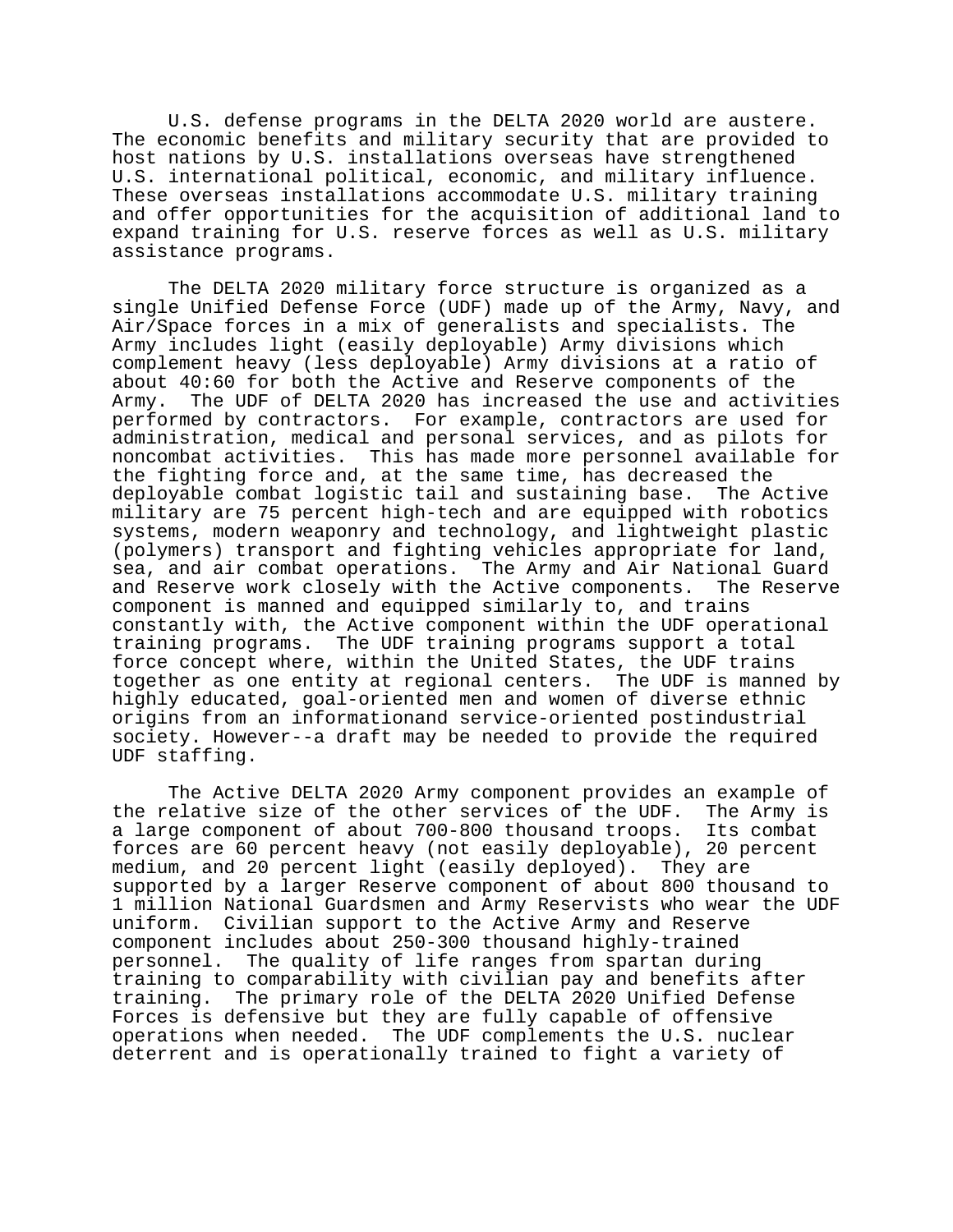U.S. defense programs in the DELTA 2020 world are austere. The economic benefits and military security that are provided to host nations by U.S. installations overseas have strengthened U.S. international political, economic, and military influence. These overseas installations accommodate U.S. military training and offer opportunities for the acquisition of additional land to expand training for U.S. reserve forces as well as U.S. military assistance programs.

The DELTA 2020 military force structure is organized as a single Unified Defense Force (UDF) made up of the Army, Navy, and Air/Space forces in a mix of generalists and specialists. The Army includes light (easily deployable) Army divisions which complement heavy (less deployable) Army divisions at a ratio of about 40:60 for both the Active and Reserve components of the Army. The UDF of DELTA 2020 has increased the use and activities performed by contractors. For example, contractors are used for administration, medical and personal services, and as pilots for noncombat activities. This has made more personnel available for the fighting force and, at the same time, has decreased the deployable combat logistic tail and sustaining base. The Active military are 75 percent high-tech and are equipped with robotics systems, modern weaponry and technology, and lightweight plastic (polymers) transport and fighting vehicles appropriate for land, sea, and air combat operations. The Army and Air National Guard and Reserve work closely with the Active components. The Reserve component is manned and equipped similarly to, and trains constantly with, the Active component within the UDF operational training programs. The UDF training programs support a total force concept where, within the United States, the UDF trains together as one entity at regional centers. The UDF is manned by highly educated, goal-oriented men and women of diverse ethnic origins from an informationand service-oriented postindustrial society. However--a draft may be needed to provide the required UDF staffing.

The Active DELTA 2020 Army component provides an example of the relative size of the other services of the UDF. The Army is a large component of about 700-800 thousand troops. Its combat forces are 60 percent heavy (not easily deployable), 20 percent medium, and 20 percent light (easily deployed). They are supported by a larger Reserve component of about 800 thousand to 1 million National Guardsmen and Army Reservists who wear the UDF uniform. Civilian support to the Active Army and Reserve component includes about 250-300 thousand highly-trained personnel. The quality of life ranges from spartan during training to comparability with civilian pay and benefits after training. The primary role of the DELTA 2020 Unified Defense Forces is defensive but they are fully capable of offensive operations when needed. The UDF complements the U.S. nuclear deterrent and is operationally trained to fight a variety of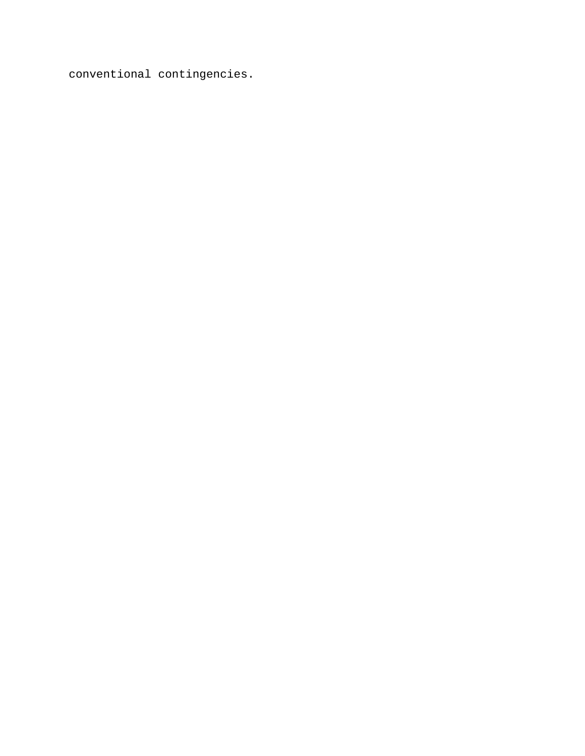conventional contingencies.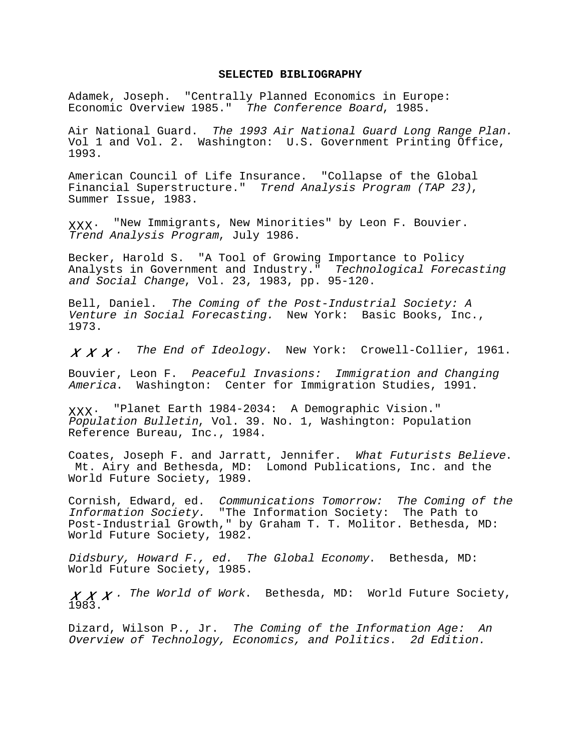**SELECTED BIBLIOGRAPHY**

Adamek, Joseph. "Centrally Planned Economics in Europe: Economic Overview 1985." *The Conference Board*, 1985.

Air National Guard. *The 1993 Air National Guard Long Range Plan.* Vol 1 and Vol. 2. Washington: U.S. Government Printing Office, 1993.

American Council of Life Insurance. "Collapse of the Global Financial Superstructure." *Trend Analysis Program (TAP 23)*, Summer Issue, 1983.

XXX. "New Immigrants, New Minorities" by Leon F. Bouvier. *Trend Analysis Program*, July 1986.

Becker, Harold S. "A Tool of Growing Importance to Policy Analysts in Government and Industry." *Technological Forecasting and Social Change*, Vol. 23, 1983, pp. 95-120.

Bell, Daniel. *The Coming of the Post-Industrial Society: A Venture in Social Forecasting.* New York: Basic Books, Inc., 1973.

XXX. *The End of Ideology*. New York: Crowell-Collier, 1961.

Bouvier, Leon F. *Peaceful Invasions: Immigration and Changing America*. Washington: Center for Immigration Studies, 1991.

XXX. "Planet Earth 1984-2034: A Demographic Vision." *Population Bulletin*, Vol. 39. No. 1, Washington: Population Reference Bureau, Inc., 1984.

Coates, Joseph F. and Jarratt, Jennifer. *What Futurists Believe*. Mt. Airy and Bethesda, MD: Lomond Publications, Inc. and the World Future Society, 1989.

Cornish, Edward, ed. *Communications Tomorrow: The Coming of the Information Society.* "The Information Society: The Path to Post-Industrial Growth," by Graham T. T. Molitor. Bethesda, MD: World Future Society, 1982.

*Didsbury, Howard F., ed. The Global Economy*. Bethesda, MD: World Future Society, 1985.

XXX. *The World of Work*. Bethesda, MD: World Future Society, 1983.

Dizard, Wilson P., Jr. *The Coming of the Information Age: An Overview of Technology, Economics, and Politics. 2d Edition.*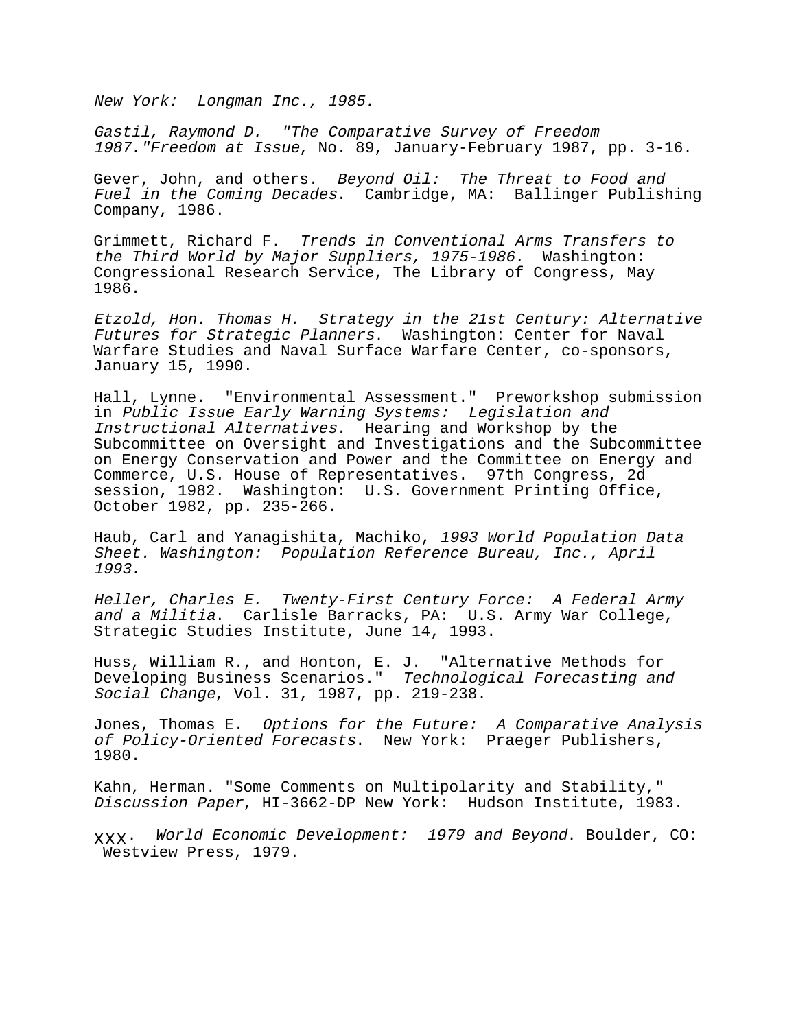*New York: Longman Inc., 1985.*

*Gastil, Raymond D. "The Comparative Survey of Freedom 1987."Freedom at Issue*, No. 89, January-February 1987, pp. 3-16.

Gever, John, and others. *Beyond Oil: The Threat to Food and Fuel in the Coming Decades*. Cambridge, MA: Ballinger Publishing Company, 1986.

Grimmett, Richard F. *Trends in Conventional Arms Transfers to the Third World by Major Suppliers, 1975-1986.* Washington: Congressional Research Service, The Library of Congress, May 1986.

*Etzold, Hon. Thomas H. Strategy in the 21st Century: Alternative Futures for Strategic Planners*. Washington: Center for Naval Warfare Studies and Naval Surface Warfare Center, co-sponsors, January 15, 1990.

Hall, Lynne. "Environmental Assessment." Preworkshop submission in *Public Issue Early Warning Systems: Legislation and Instructional Alternatives*. Hearing and Workshop by the Subcommittee on Oversight and Investigations and the Subcommittee on Energy Conservation and Power and the Committee on Energy and Commerce, U.S. House of Representatives. 97th Congress, 2d session, 1982. Washington: U.S. Government Printing Office, October 1982, pp. 235-266.

Haub, Carl and Yanagishita, Machiko, *1993 World Population Data Sheet. Washington: Population Reference Bureau, Inc., April 1993.*

*Heller, Charles E. Twenty-First Century Force: A Federal Army and a Militia*. Carlisle Barracks, PA: U.S. Army War College, Strategic Studies Institute, June 14, 1993.

Huss, William R., and Honton, E. J. "Alternative Methods for Developing Business Scenarios." *Technological Forecasting and Social Change*, Vol. 31, 1987, pp. 219-238.

Jones, Thomas E. *Options for the Future: A Comparative Analysis of Policy-Oriented Forecasts*. New York: Praeger Publishers, 1980.

Kahn, Herman. "Some Comments on Multipolarity and Stability," *Discussion Paper*, HI-3662-DP New York: Hudson Institute, 1983.

XXX. *World Economic Development: 1979 and Beyond*. Boulder, CO: Westview Press, 1979.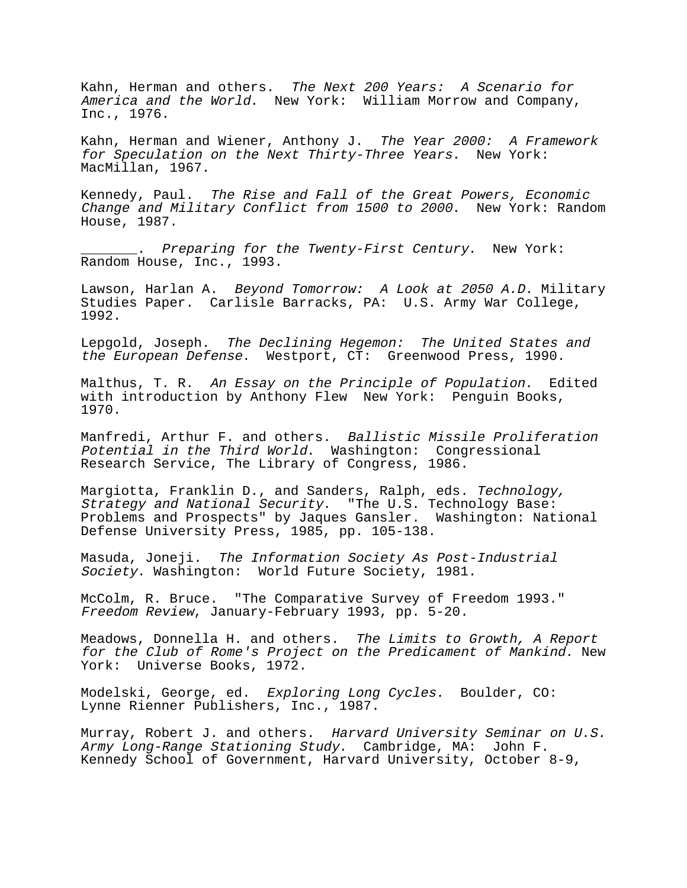Kahn, Herman and others. *The Next 200 Years: A Scenario for America and the World*. New York: William Morrow and Company, Inc., 1976.

Kahn, Herman and Wiener, Anthony J. *The Year 2000: A Framework for Speculation on the Next Thirty-Three Years*. New York: MacMillan, 1967.

Kennedy, Paul. *The Rise and Fall of the Great Powers, Economic Change and Military Conflict from 1500 to 2000*. New York: Random House, 1987.

_______. *Preparing for the Twenty-First Century*. New York: Random House, Inc., 1993.

Lawson, Harlan A. *Beyond Tomorrow: A Look at 2050 A.D.* Military Studies Paper. Carlisle Barracks, PA: U.S. Army War College, 1992.

Lepgold, Joseph. *The Declining Hegemon: The United States and the European Defense*. Westport, CT: Greenwood Press, 1990.

Malthus, T. R. *An Essay on the Principle of Population*. Edited with introduction by Anthony Flew New York: Penguin Books, 1970.

Manfredi, Arthur F. and others. *Ballistic Missile Proliferation Potential in the Third World*. Washington: Congressional Research Service, The Library of Congress, 1986.

Margiotta, Franklin D., and Sanders, Ralph, eds. *Technology, Strategy and National Security*. "The U.S. Technology Base: Problems and Prospects" by Jaques Gansler. Washington: National Defense University Press, 1985, pp. 105-138.

Masuda, Joneji. *The Information Society As Post-Industrial Society*. Washington: World Future Society, 1981.

McColm, R. Bruce. "The Comparative Survey of Freedom 1993." *Freedom Review*, January-February 1993, pp. 5-20.

Meadows, Donnella H. and others. *The Limits to Growth, A Report for the Club of Rome's Project on the Predicament of Mankind*. New York: Universe Books, 1972.

Modelski, George, ed. *Exploring Long Cycles*. Boulder, CO: Lynne Rienner Publishers, Inc., 1987.

Murray, Robert J. and others. *Harvard University Seminar on U.S. Army Long-Range Stationing Study*. Cambridge, MA: John F. Kennedy School of Government, Harvard University, October 8-9,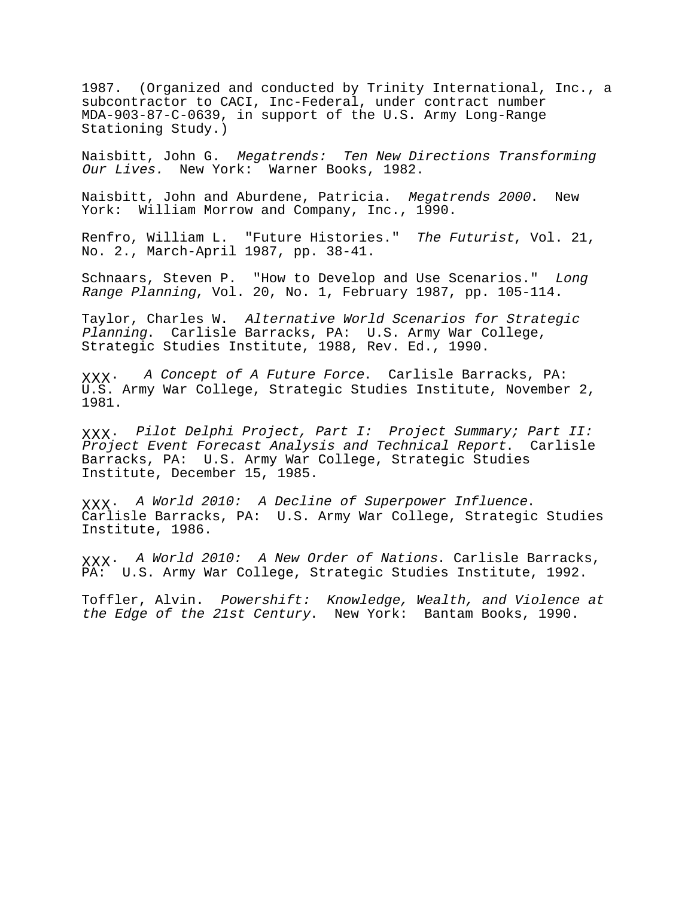1987. (Organized and conducted by Trinity International, Inc., a subcontractor to CACI, Inc-Federal, under contract number MDA-903-87-C-0639, in support of the U.S. Army Long-Range Stationing Study.)

Naisbitt, John G. *Megatrends: Ten New Directions Transforming Our Lives.* New York: Warner Books, 1982.

Naisbitt, John and Aburdene, Patricia. *Megatrends 2000*. New York: William Morrow and Company, Inc., 1990.

Renfro, William L. "Future Histories." *The Futurist*, Vol. 21, No. 2., March-April 1987, pp. 38-41.

Schnaars, Steven P. "How to Develop and Use Scenarios." *Long Range Planning*, Vol. 20, No. 1, February 1987, pp. 105-114.

Taylor, Charles W. *Alternative World Scenarios for Strategic Planning*. Carlisle Barracks, PA: U.S. Army War College, Strategic Studies Institute, 1988, Rev. Ed., 1990.

XXX. *A Concept of A Future Force*. Carlisle Barracks, PA: U.S. Army War College, Strategic Studies Institute, November 2, 1981.

XXX. *Pilot Delphi Project, Part I: Project Summary; Part II: Project Event Forecast Analysis and Technical Report*. Carlisle Barracks, PA: U.S. Army War College, Strategic Studies Institute, December 15, 1985.

XXX. *A World 2010: A Decline of Superpower Influence*. Carlisle Barracks, PA: U.S. Army War College, Strategic Studies Institute, 1986.

XXX. *A World 2010: A New Order of Nations*. Carlisle Barracks, PA: U.S. Army War College, Strategic Studies Institute, 1992.

Toffler, Alvin. *Powershift: Knowledge, Wealth, and Violence at the Edge of the 21st Century*. New York: Bantam Books, 1990.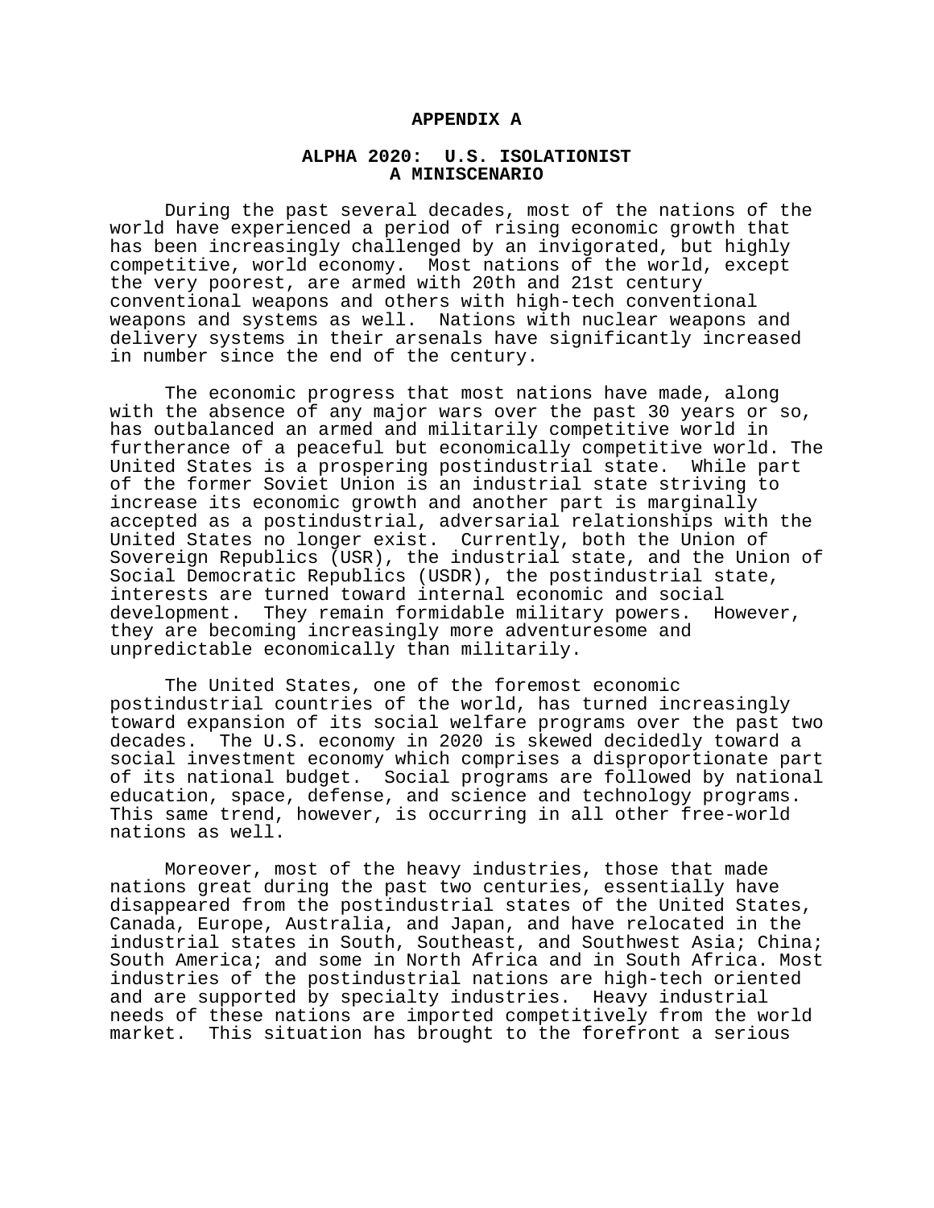# APPENDIX A

## ALPHA 2020: U.S. ISOLATIONIST
## A MINISCENARIO

During the past several decades, most of the nations of the world have experienced a period of rising economic growth that has been increasingly challenged by an invigorated, but highly competitive, world economy. Most nations of the world, except the very poorest, are armed with 20th and 21st century conventional weapons and others with high-tech conventional weapons and systems as well. Nations with nuclear weapons and delivery systems in their arsenals have significantly increased in number since the end of the century.

The economic progress that most nations have made, along with the absence of any major wars over the past 30 years or so, has outbalanced an armed and militarily competitive world in furtherance of a peaceful but economically competitive world. The United States is a prospering postindustrial state. While part of the former Soviet Union is an industrial state striving to increase its economic growth and another part is marginally accepted as a postindustrial, adversarial relationships with the United States no longer exist. Currently, both the Union of Sovereign Republics (USR), the industrial state, and the Union of Social Democratic Republics (USDR), the postindustrial state, interests are turned toward internal economic and social development. They remain formidable military powers. However, they are becoming increasingly more adventuresome and unpredictable economically than militarily.

The United States, one of the foremost economic postindustrial countries of the world, has turned increasingly toward expansion of its social welfare programs over the past two decades. The U.S. economy in 2020 is skewed decidedly toward a social investment economy which comprises a disproportionate part of its national budget. Social programs are followed by national education, space, defense, and science and technology programs. This same trend, however, is occurring in all other free-world nations as well.

Moreover, most of the heavy industries, those that made nations great during the past two centuries, essentially have disappeared from the postindustrial states of the United States, Canada, Europe, Australia, and Japan, and have relocated in the industrial states in South, Southeast, and Southwest Asia; China; South America; and some in North Africa and in South Africa. Most industries of the postindustrial nations are high-tech oriented and are supported by specialty industries. Heavy industrial needs of these nations are imported competitively from the world market. This situation has brought to the forefront a serious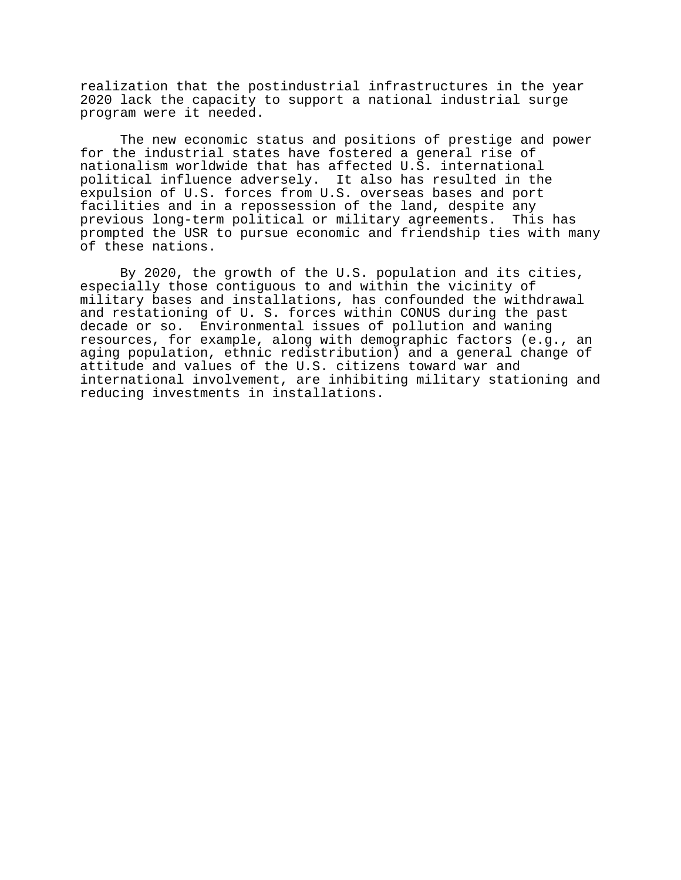realization that the postindustrial infrastructures in the year 2020 lack the capacity to support a national industrial surge program were it needed.

The new economic status and positions of prestige and power for the industrial states have fostered a general rise of nationalism worldwide that has affected U.S. international political influence adversely. It also has resulted in the expulsion of U.S. forces from U.S. overseas bases and port facilities and in a repossession of the land, despite any previous long-term political or military agreements. This has prompted the USR to pursue economic and friendship ties with many of these nations.

By 2020, the growth of the U.S. population and its cities, especially those contiguous to and within the vicinity of military bases and installations, has confounded the withdrawal and restationing of U. S. forces within CONUS during the past decade or so. Environmental issues of pollution and waning resources, for example, along with demographic factors (e.g., an aging population, ethnic redistribution) and a general change of attitude and values of the U.S. citizens toward war and international involvement, are inhibiting military stationing and reducing investments in installations.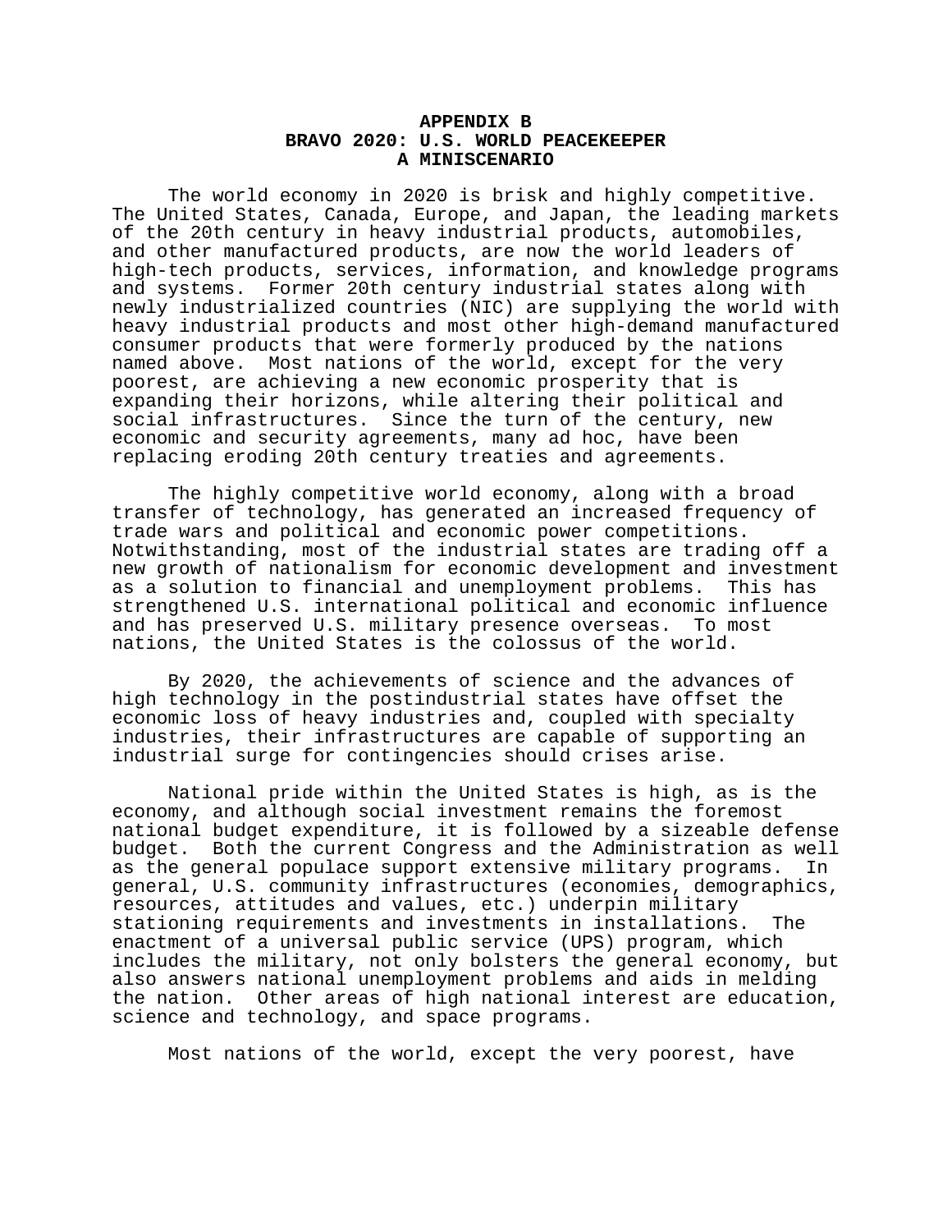# APPENDIX B
## BRAVO 2020: U.S. WORLD PEACEKEEPER
### A MINISCENARIO

The world economy in 2020 is brisk and highly competitive. The United States, Canada, Europe, and Japan, the leading markets of the 20th century in heavy industrial products, automobiles, and other manufactured products, are now the world leaders of high-tech products, services, information, and knowledge programs and systems. Former 20th century industrial states along with newly industrialized countries (NIC) are supplying the world with heavy industrial products and most other high-demand manufactured consumer products that were formerly produced by the nations named above. Most nations of the world, except for the very poorest, are achieving a new economic prosperity that is expanding their horizons, while altering their political and social infrastructures. Since the turn of the century, new economic and security agreements, many ad hoc, have been replacing eroding 20th century treaties and agreements.

The highly competitive world economy, along with a broad transfer of technology, has generated an increased frequency of trade wars and political and economic power competitions. Notwithstanding, most of the industrial states are trading off a new growth of nationalism for economic development and investment as a solution to financial and unemployment problems. This has strengthened U.S. international political and economic influence and has preserved U.S. military presence overseas. To most nations, the United States is the colossus of the world.

By 2020, the achievements of science and the advances of high technology in the postindustrial states have offset the economic loss of heavy industries and, coupled with specialty industries, their infrastructures are capable of supporting an industrial surge for contingencies should crises arise.

National pride within the United States is high, as is the economy, and although social investment remains the foremost national budget expenditure, it is followed by a sizeable defense budget. Both the current Congress and the Administration as well as the general populace support extensive military programs. In general, U.S. community infrastructures (economies, demographics, resources, attitudes and values, etc.) underpin military stationing requirements and investments in installations. The enactment of a universal public service (UPS) program, which includes the military, not only bolsters the general economy, but also answers national unemployment problems and aids in melding the nation. Other areas of high national interest are education, science and technology, and space programs.

Most nations of the world, except the very poorest, have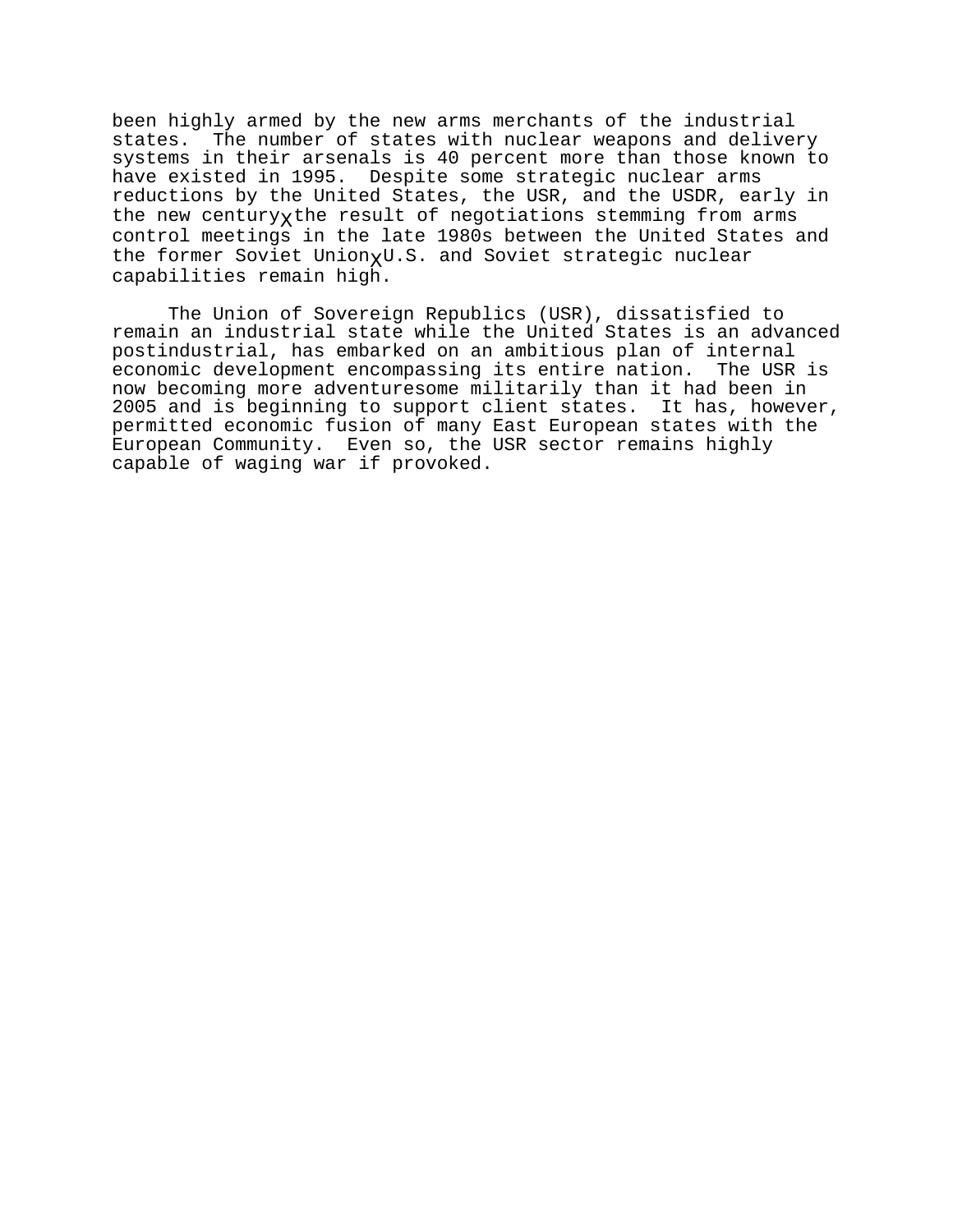been highly armed by the new arms merchants of the industrial states. The number of states with nuclear weapons and delivery systems in their arsenals is 40 percent more than those known to have existed in 1995. Despite some strategic nuclear arms reductions by the United States, the USR, and the USDR, early in the new centuryχthe result of negotiations stemming from arms control meetings in the late 1980s between the United States and the former Soviet UnionχU.S. and Soviet strategic nuclear capabilities remain high.

The Union of Sovereign Republics (USR), dissatisfied to remain an industrial state while the United States is an advanced postindustrial, has embarked on an ambitious plan of internal economic development encompassing its entire nation. The USR is now becoming more adventuresome militarily than it had been in 2005 and is beginning to support client states. It has, however, permitted economic fusion of many East European states with the European Community. Even so, the USR sector remains highly capable of waging war if provoked.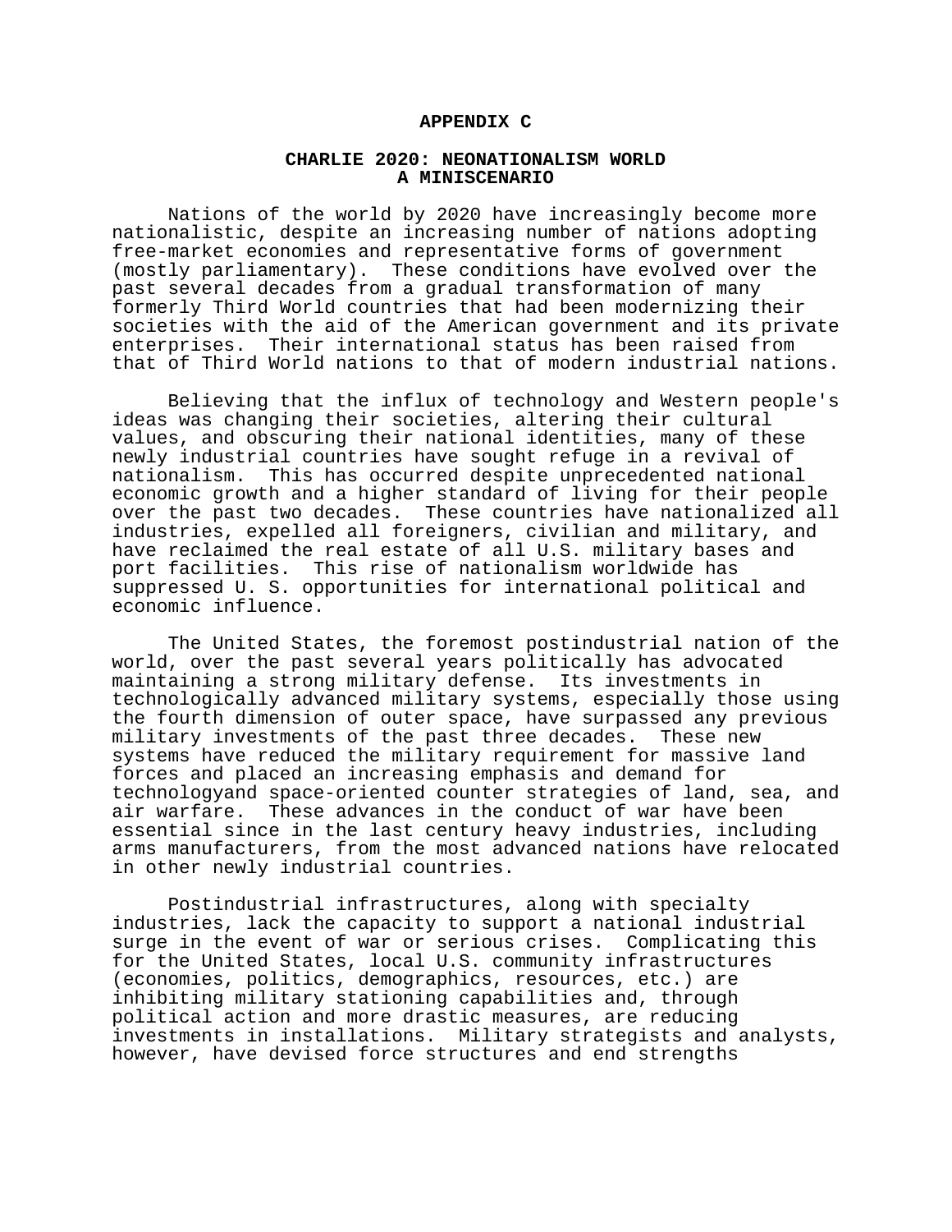## APPENDIX C

### CHARLIE 2020: NEONATIONALISM WORLD A MINISCENARIO

Nations of the world by 2020 have increasingly become more nationalistic, despite an increasing number of nations adopting free-market economies and representative forms of government (mostly parliamentary). These conditions have evolved over the past several decades from a gradual transformation of many formerly Third World countries that had been modernizing their societies with the aid of the American government and its private enterprises. Their international status has been raised from that of Third World nations to that of modern industrial nations.

Believing that the influx of technology and Western people's ideas was changing their societies, altering their cultural values, and obscuring their national identities, many of these newly industrial countries have sought refuge in a revival of nationalism. This has occurred despite unprecedented national economic growth and a higher standard of living for their people over the past two decades. These countries have nationalized all industries, expelled all foreigners, civilian and military, and have reclaimed the real estate of all U.S. military bases and port facilities. This rise of nationalism worldwide has suppressed U. S. opportunities for international political and economic influence.

The United States, the foremost postindustrial nation of the world, over the past several years politically has advocated maintaining a strong military defense. Its investments in technologically advanced military systems, especially those using the fourth dimension of outer space, have surpassed any previous military investments of the past three decades. These new systems have reduced the military requirement for massive land forces and placed an increasing emphasis and demand for technologyand space-oriented counter strategies of land, sea, and air warfare. These advances in the conduct of war have been essential since in the last century heavy industries, including arms manufacturers, from the most advanced nations have relocated in other newly industrial countries.

Postindustrial infrastructures, along with specialty industries, lack the capacity to support a national industrial surge in the event of war or serious crises. Complicating this for the United States, local U.S. community infrastructures (economies, politics, demographics, resources, etc.) are inhibiting military stationing capabilities and, through political action and more drastic measures, are reducing investments in installations. Military strategists and analysts, however, have devised force structures and end strengths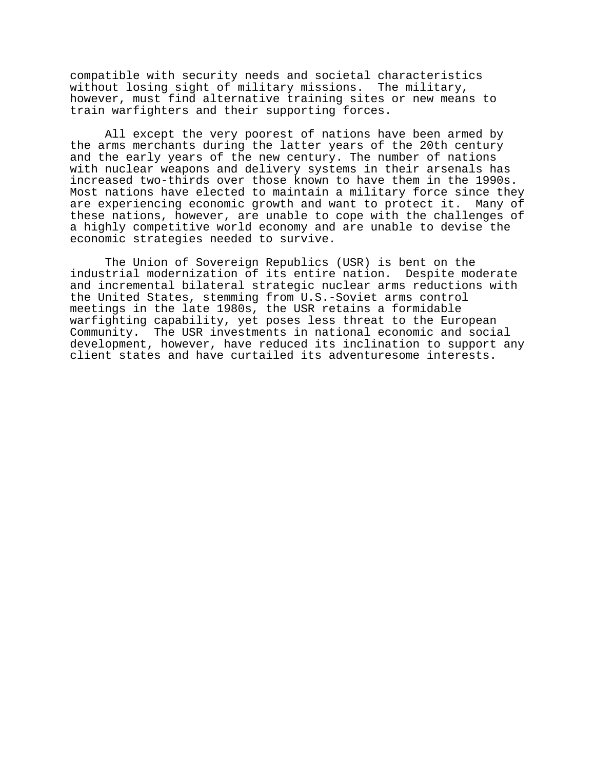compatible with security needs and societal characteristics without losing sight of military missions. The military, however, must find alternative training sites or new means to train warfighters and their supporting forces.

All except the very poorest of nations have been armed by the arms merchants during the latter years of the 20th century and the early years of the new century. The number of nations with nuclear weapons and delivery systems in their arsenals has increased two-thirds over those known to have them in the 1990s. Most nations have elected to maintain a military force since they are experiencing economic growth and want to protect it. Many of these nations, however, are unable to cope with the challenges of a highly competitive world economy and are unable to devise the economic strategies needed to survive.

The Union of Sovereign Republics (USR) is bent on the industrial modernization of its entire nation. Despite moderate and incremental bilateral strategic nuclear arms reductions with the United States, stemming from U.S.-Soviet arms control meetings in the late 1980s, the USR retains a formidable warfighting capability, yet poses less threat to the European Community. The USR investments in national economic and social development, however, have reduced its inclination to support any client states and have curtailed its adventuresome interests.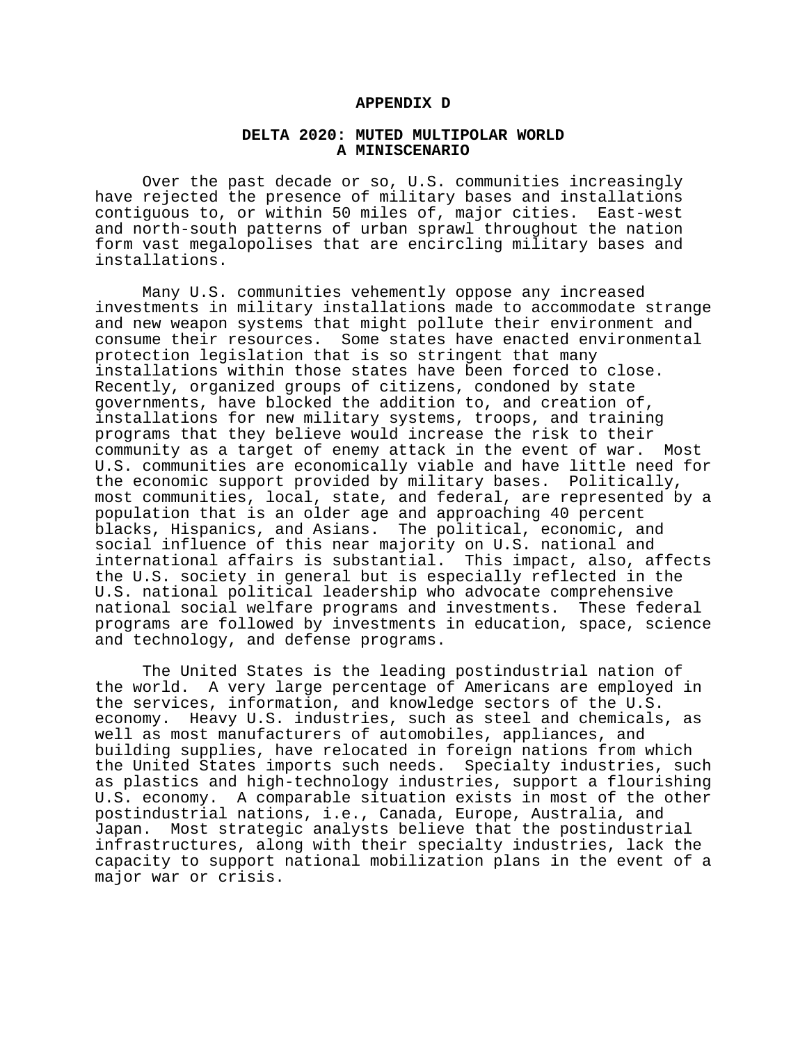# APPENDIX D

## DELTA 2020: MUTED MULTIPOLAR WORLD
## A MINISCENARIO

Over the past decade or so, U.S. communities increasingly have rejected the presence of military bases and installations contiguous to, or within 50 miles of, major cities. East-west and north-south patterns of urban sprawl throughout the nation form vast megalopolises that are encircling military bases and installations.

Many U.S. communities vehemently oppose any increased investments in military installations made to accommodate strange and new weapon systems that might pollute their environment and consume their resources. Some states have enacted environmental protection legislation that is so stringent that many installations within those states have been forced to close. Recently, organized groups of citizens, condoned by state governments, have blocked the addition to, and creation of, installations for new military systems, troops, and training programs that they believe would increase the risk to their community as a target of enemy attack in the event of war. Most U.S. communities are economically viable and have little need for the economic support provided by military bases. Politically, most communities, local, state, and federal, are represented by a population that is an older age and approaching 40 percent blacks, Hispanics, and Asians. The political, economic, and social influence of this near majority on U.S. national and international affairs is substantial. This impact, also, affects the U.S. society in general but is especially reflected in the U.S. national political leadership who advocate comprehensive national social welfare programs and investments. These federal programs are followed by investments in education, space, science and technology, and defense programs.

The United States is the leading postindustrial nation of the world. A very large percentage of Americans are employed in the services, information, and knowledge sectors of the U.S. economy. Heavy U.S. industries, such as steel and chemicals, as well as most manufacturers of automobiles, appliances, and building supplies, have relocated in foreign nations from which the United States imports such needs. Specialty industries, such as plastics and high-technology industries, support a flourishing U.S. economy. A comparable situation exists in most of the other postindustrial nations, i.e., Canada, Europe, Australia, and Japan. Most strategic analysts believe that the postindustrial infrastructures, along with their specialty industries, lack the capacity to support national mobilization plans in the event of a major war or crisis.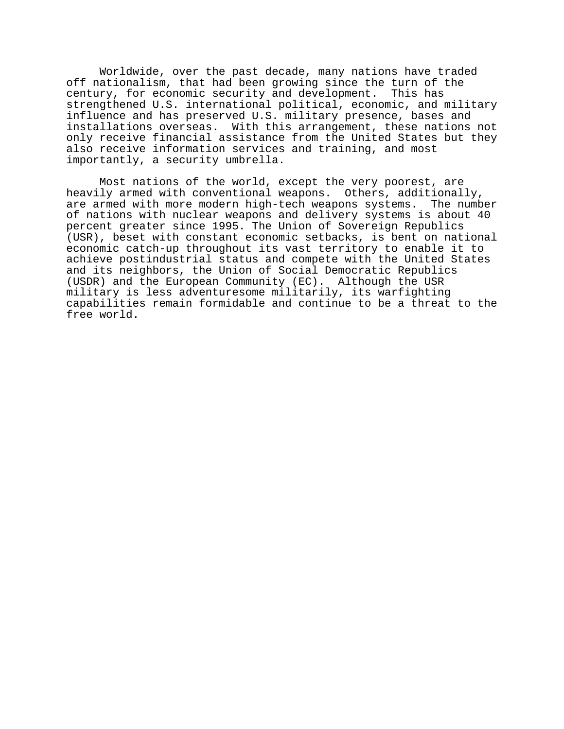Worldwide, over the past decade, many nations have traded off nationalism, that had been growing since the turn of the century, for economic security and development. This has strengthened U.S. international political, economic, and military influence and has preserved U.S. military presence, bases and installations overseas. With this arrangement, these nations not only receive financial assistance from the United States but they also receive information services and training, and most importantly, a security umbrella.

Most nations of the world, except the very poorest, are heavily armed with conventional weapons. Others, additionally, are armed with more modern high-tech weapons systems. The number of nations with nuclear weapons and delivery systems is about 40 percent greater since 1995. The Union of Sovereign Republics (USR), beset with constant economic setbacks, is bent on national economic catch-up throughout its vast territory to enable it to achieve postindustrial status and compete with the United States and its neighbors, the Union of Social Democratic Republics (USDR) and the European Community (EC). Although the USR military is less adventuresome militarily, its warfighting capabilities remain formidable and continue to be a threat to the free world.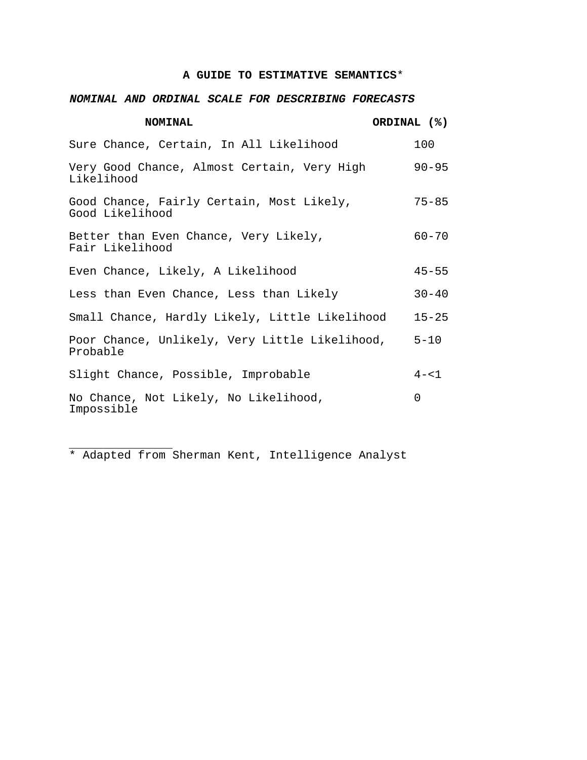# A GUIDE TO ESTIMATIVE SEMANTICS*

***NOMINAL AND ORDINAL SCALE FOR DESCRIBING FORECASTS***

| NOMINAL | ORDINAL (%) |
|---|---|
| Sure Chance, Certain, In All Likelihood | 100 |
| Very Good Chance, Almost Certain, Very High Likelihood | 90-95 |
| Good Chance, Fairly Certain, Most Likely, Good Likelihood | 75-85 |
| Better than Even Chance, Very Likely, Fair Likelihood | 60-70 |
| Even Chance, Likely, A Likelihood | 45-55 |
| Less than Even Chance, Less than Likely | 30-40 |
| Small Chance, Hardly Likely, Little Likelihood | 15-25 |
| Poor Chance, Unlikely, Very Little Likelihood, Probable | 5-10 |
| Slight Chance, Possible, Improbable | 4-<1 |
| No Chance, Not Likely, No Likelihood, Impossible | 0 |

______________

* Adapted from Sherman Kent, Intelligence Analyst